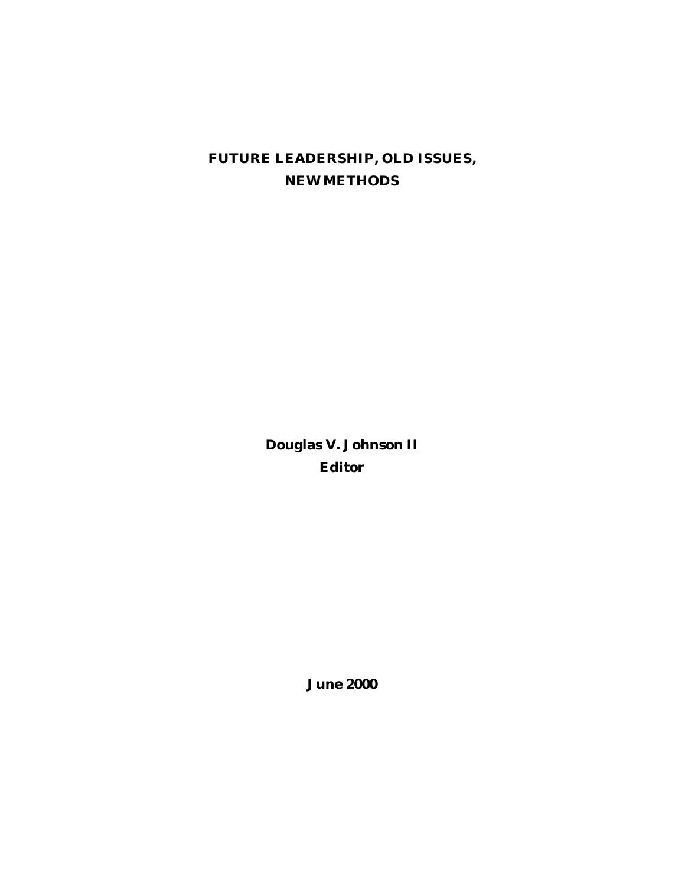# FUTURE LEADERSHIP, OLD ISSUES, NEW METHODS

**Douglas V. Johnson II**
**Editor**

**June 2000**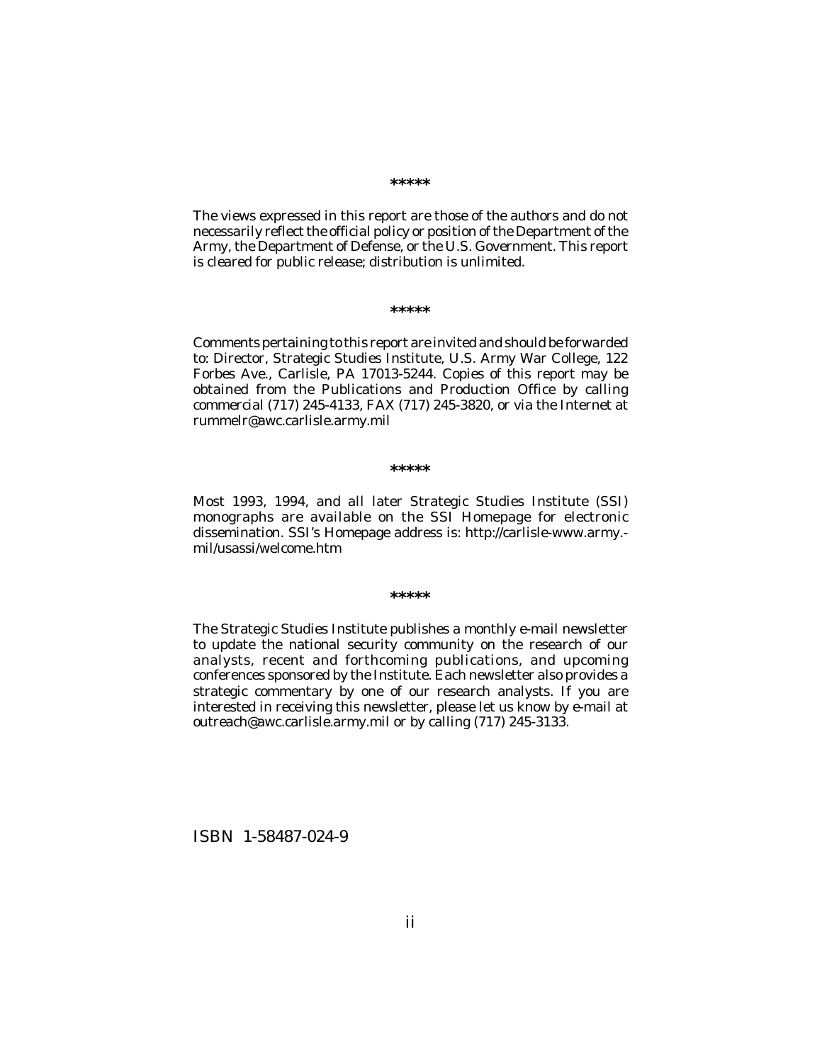*****

The views expressed in this report are those of the authors and do not necessarily reflect the official policy or position of the Department of the Army, the Department of Defense, or the U.S. Government. This report is cleared for public release; distribution is unlimited.

*****

Comments pertaining to this report are invited and should be forwarded to: Director, Strategic Studies Institute, U.S. Army War College, 122 Forbes Ave., Carlisle, PA 17013-5244. Copies of this report may be obtained from the Publications and Production Office by calling commercial (717) 245-4133, FAX (717) 245-3820, or via the Internet at rummelr@awc.carlisle.army.mil

*****

Most 1993, 1994, and all later Strategic Studies Institute (SSI) monographs are available on the SSI Homepage for electronic dissemination. SSI's Homepage address is: http://carlisle-www.army.-mil/usassi/welcome.htm

*****

The Strategic Studies Institute publishes a monthly e-mail newsletter to update the national security community on the research of our analysts, recent and forthcoming publications, and upcoming conferences sponsored by the Institute. Each newsletter also provides a strategic commentary by one of our research analysts. If you are interested in receiving this newsletter, please let us know by e-mail at outreach@awc.carlisle.army.mil or by calling (717) 245-3133.

ISBN 1-58487-024-9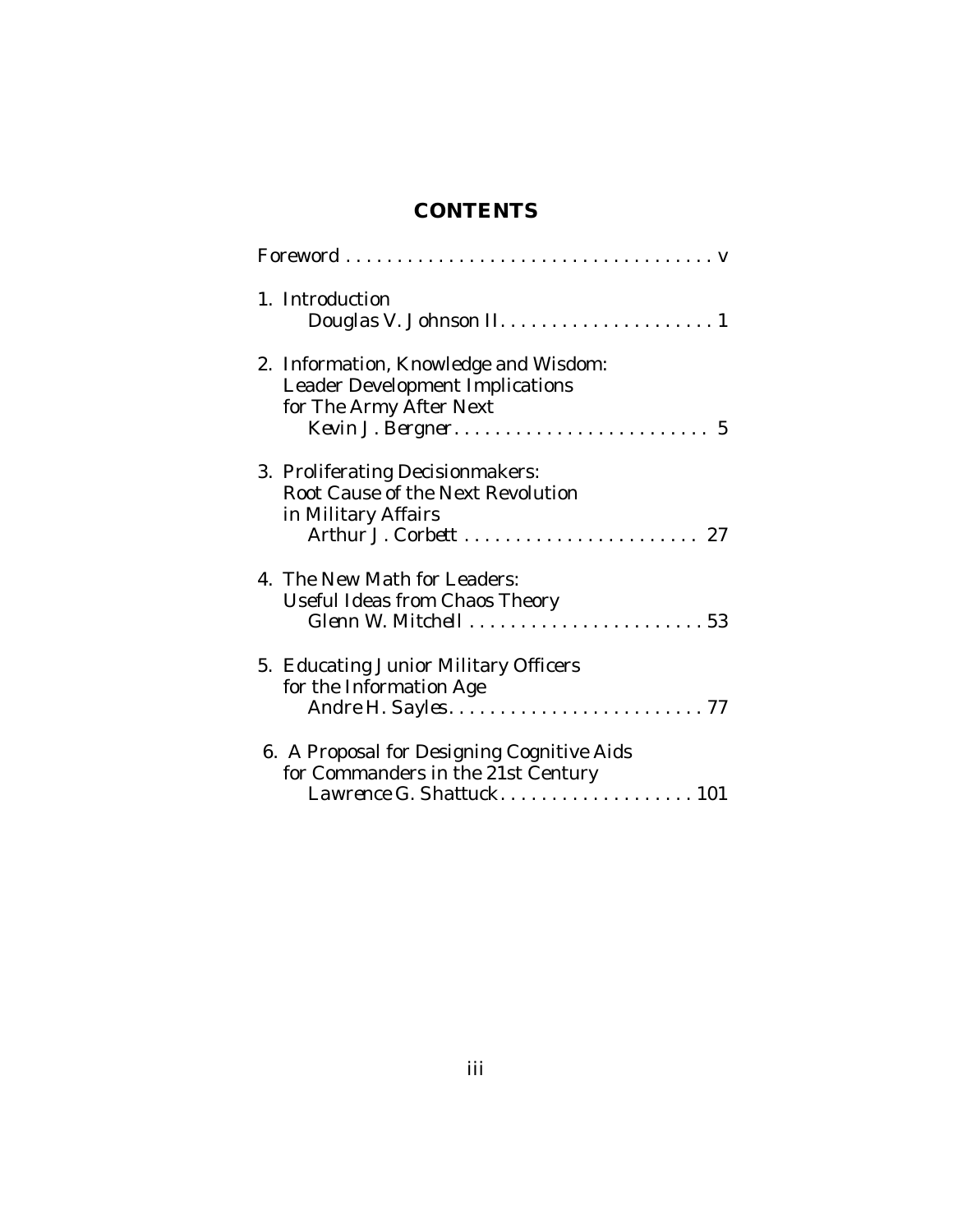# CONTENTS

Foreword . . . . . . . . . . . . . . . . . . . . . . . . . . . . . . . . . . . . . v

1. Introduction
   *Douglas V. Johnson II* . . . . . . . . . . . . . . . . . . . . . 1

2. Information, Knowledge and Wisdom: Leader Development Implications for The Army After Next
   *Kevin J. Bergner* . . . . . . . . . . . . . . . . . . . . . . . . . 5

3. Proliferating Decisionmakers: Root Cause of the Next Revolution in Military Affairs
   *Arthur J. Corbett* . . . . . . . . . . . . . . . . . . . . . . . 27

4. The New Math for Leaders: Useful Ideas from Chaos Theory
   *Glenn W. Mitchell* . . . . . . . . . . . . . . . . . . . . . . . 53

5. Educating Junior Military Officers for the Information Age
   *Andre H. Sayles* . . . . . . . . . . . . . . . . . . . . . . . . . 77

6. A Proposal for Designing Cognitive Aids for Commanders in the 21st Century
   *Lawrence G. Shattuck* . . . . . . . . . . . . . . . . . . . 101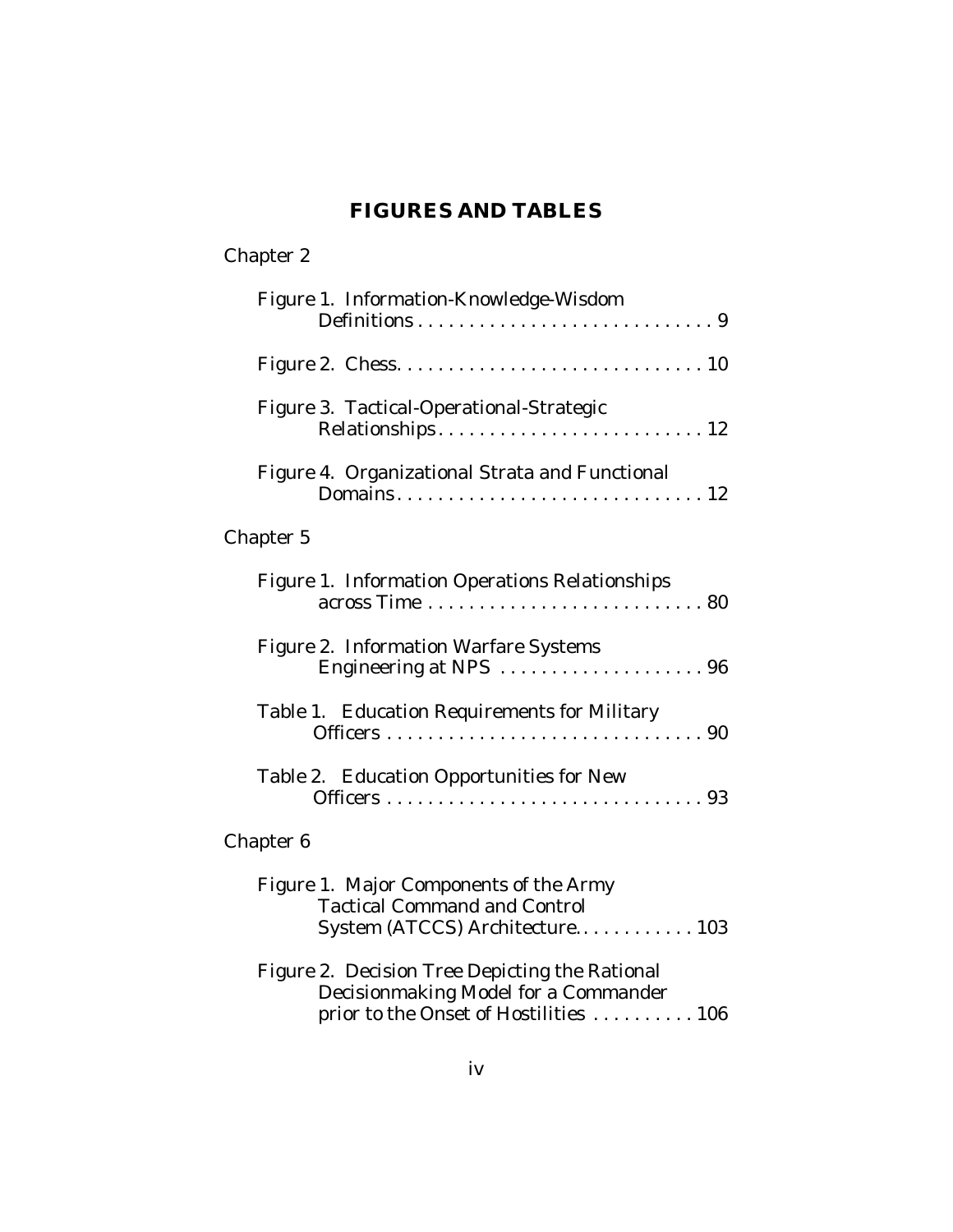# FIGURES AND TABLES

Chapter 2

Figure 1. Information-Knowledge-Wisdom Definitions . . . . . . . . . . . . . . . . . . . . . . . . . . . . . 9

Figure 2. Chess. . . . . . . . . . . . . . . . . . . . . . . . . . . . . 10

Figure 3. Tactical-Operational-Strategic Relationships . . . . . . . . . . . . . . . . . . . . . . . . . . 12

Figure 4. Organizational Strata and Functional Domains . . . . . . . . . . . . . . . . . . . . . . . . . . . . . 12

Chapter 5

Figure 1. Information Operations Relationships across Time . . . . . . . . . . . . . . . . . . . . . . . . . . . 80

Figure 2. Information Warfare Systems Engineering at NPS . . . . . . . . . . . . . . . . . . . . 96

Table 1. Education Requirements for Military Officers . . . . . . . . . . . . . . . . . . . . . . . . . . . . . . . 90

Table 2. Education Opportunities for New Officers . . . . . . . . . . . . . . . . . . . . . . . . . . . . . . . 93

Chapter 6

Figure 1. Major Components of the Army Tactical Command and Control System (ATCCS) Architecture. . . . . . . . . . . . 103

Figure 2. Decision Tree Depicting the Rational Decisionmaking Model for a Commander prior to the Onset of Hostilities . . . . . . . . . . 106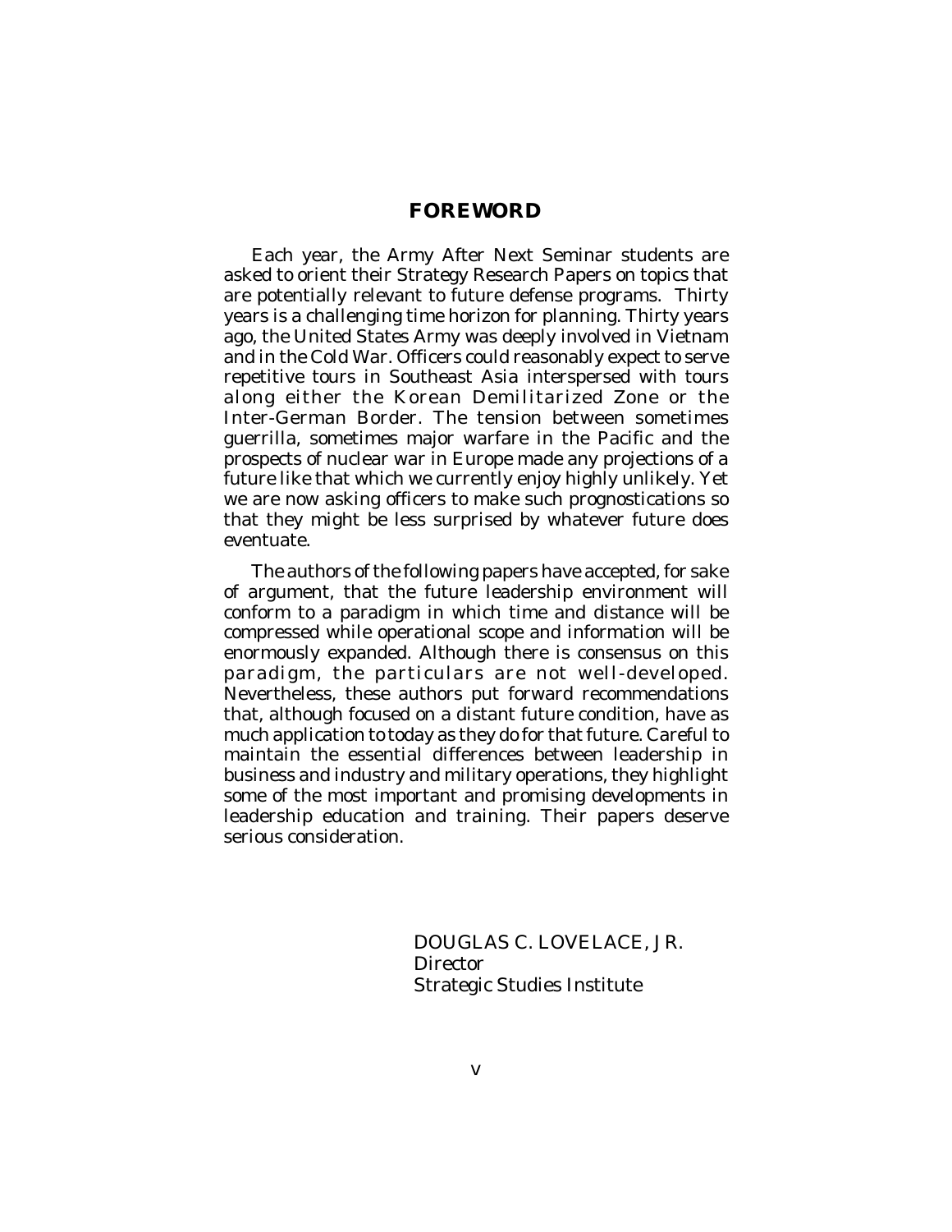## FOREWORD

Each year, the Army After Next Seminar students are asked to orient their Strategy Research Papers on topics that are potentially relevant to future defense programs. Thirty years is a challenging time horizon for planning. Thirty years ago, the United States Army was deeply involved in Vietnam and in the Cold War. Officers could reasonably expect to serve repetitive tours in Southeast Asia interspersed with tours along either the Korean Demilitarized Zone or the Inter-German Border. The tension between sometimes guerrilla, sometimes major warfare in the Pacific and the prospects of nuclear war in Europe made any projections of a future like that which we currently enjoy highly unlikely. Yet we are now asking officers to make such prognostications so that they might be less surprised by whatever future does eventuate.

The authors of the following papers have accepted, for sake of argument, that the future leadership environment will conform to a paradigm in which time and distance will be compressed while operational scope and information will be enormously expanded. Although there is consensus on this paradigm, the particulars are not well-developed. Nevertheless, these authors put forward recommendations that, although focused on a distant future condition, have as much application to today as they do for that future. Careful to maintain the essential differences between leadership in business and industry and military operations, they highlight some of the most important and promising developments in leadership education and training. Their papers deserve serious consideration.

DOUGLAS C. LOVELACE, JR.
*Director*
Strategic Studies Institute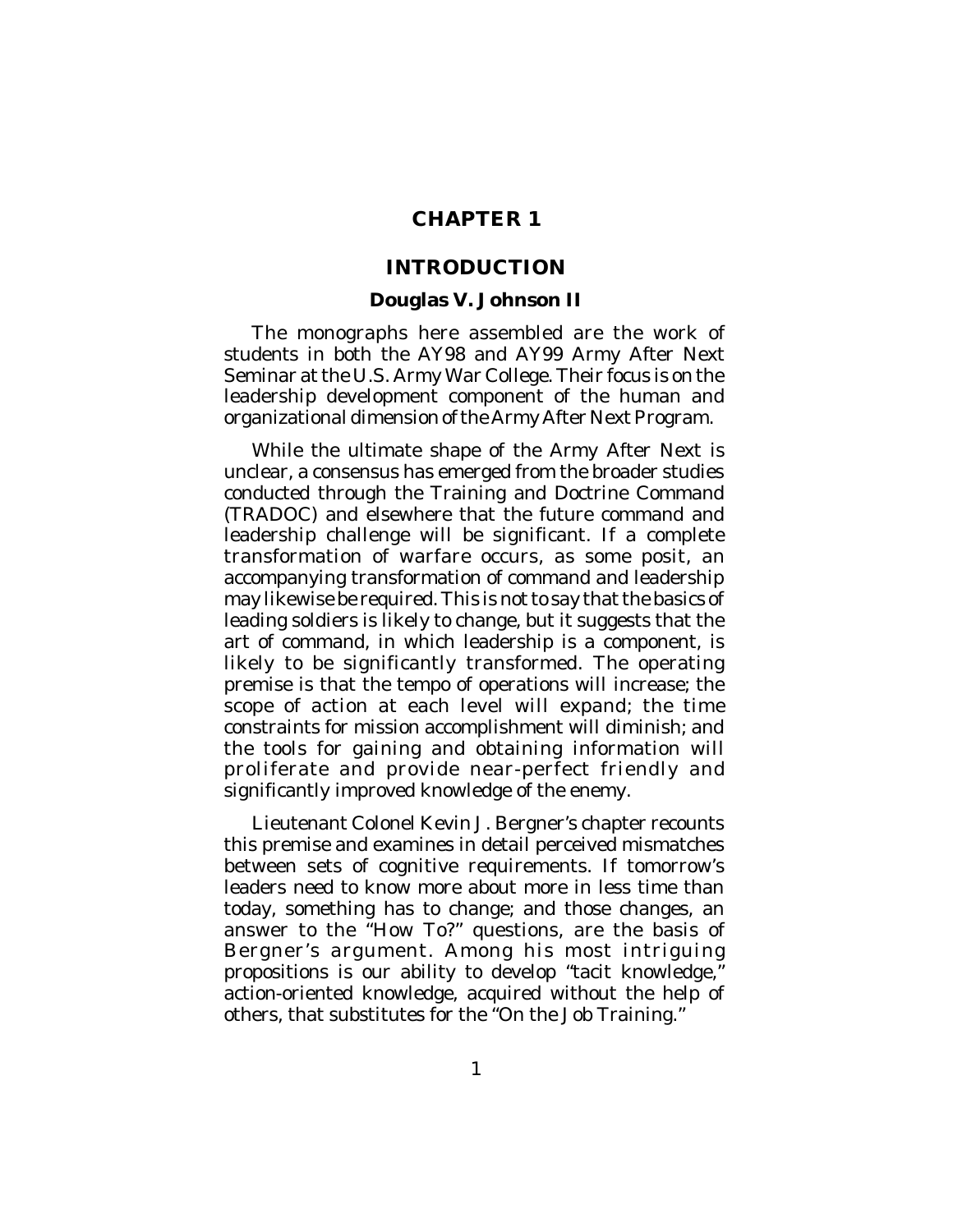# CHAPTER 1

## INTRODUCTION

### Douglas V. Johnson II

The monographs here assembled are the work of students in both the AY98 and AY99 Army After Next Seminar at the U.S. Army War College. Their focus is on the leadership development component of the human and organizational dimension of the Army After Next Program.

While the ultimate shape of the Army After Next is unclear, a consensus has emerged from the broader studies conducted through the Training and Doctrine Command (TRADOC) and elsewhere that the future command and leadership challenge will be significant. If a complete transformation of warfare occurs, as some posit, an accompanying transformation of command and leadership may likewise be required. This is not to say that the basics of leading soldiers is likely to change, but it suggests that the art of command, in which leadership is a component, is likely to be significantly transformed. The operating premise is that the tempo of operations will increase; the scope of action at each level will expand; the time constraints for mission accomplishment will diminish; and the tools for gaining and obtaining information will proliferate and provide near-perfect friendly and significantly improved knowledge of the enemy.

Lieutenant Colonel Kevin J. Bergner's chapter recounts this premise and examines in detail perceived mismatches between sets of cognitive requirements. If tomorrow's leaders need to know more about more in less time than today, something has to change; and those changes, an answer to the "How To?" questions, are the basis of Bergner's argument. Among his most intriguing propositions is our ability to develop "tacit knowledge," action-oriented knowledge, acquired without the help of others, that substitutes for the "On the Job Training."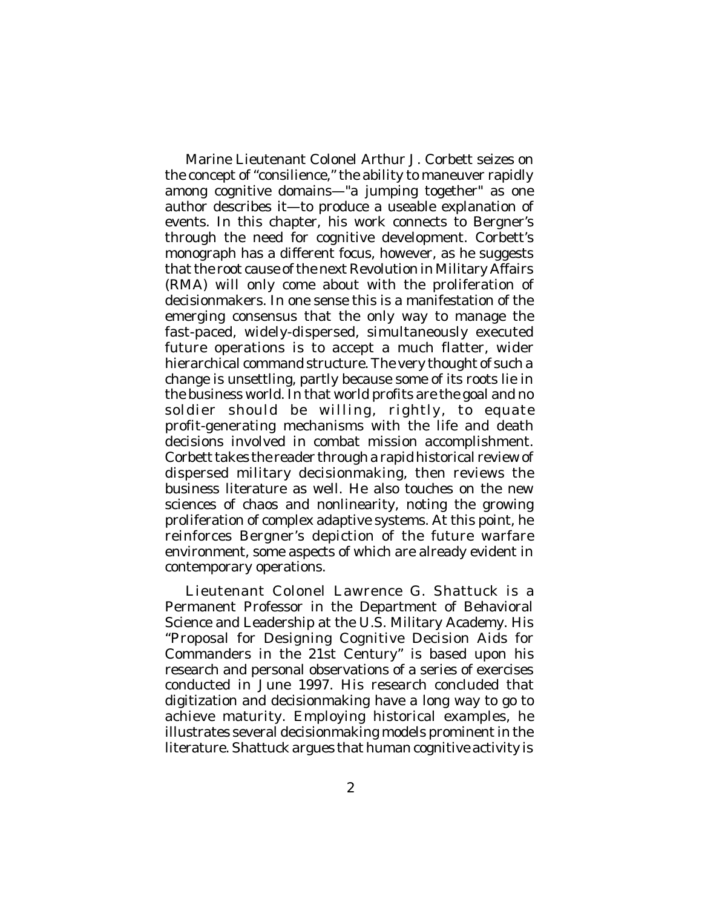Marine Lieutenant Colonel Arthur J. Corbett seizes on the concept of “consilience,” the ability to maneuver rapidly among cognitive domains—"a jumping together" as one author describes it—to produce a useable explanation of events. In this chapter, his work connects to Bergner’s through the need for cognitive development. Corbett’s monograph has a different focus, however, as he suggests that the root cause of the next Revolution in Military Affairs (RMA) will only come about with the proliferation of decisionmakers. In one sense this is a manifestation of the emerging consensus that the only way to manage the fast-paced, widely-dispersed, simultaneously executed future operations is to accept a much flatter, wider hierarchical command structure. The very thought of such a change is unsettling, partly because some of its roots lie in the business world. In that world profits are the goal and no soldier should be willing, rightly, to equate profit-generating mechanisms with the life and death decisions involved in combat mission accomplishment. Corbett takes the reader through a rapid historical review of dispersed military decisionmaking, then reviews the business literature as well. He also touches on the new sciences of chaos and nonlinearity, noting the growing proliferation of complex adaptive systems. At this point, he reinforces Bergner’s depiction of the future warfare environment, some aspects of which are already evident in contemporary operations.

Lieutenant Colonel Lawrence G. Shattuck is a Permanent Professor in the Department of Behavioral Science and Leadership at the U.S. Military Academy. His “Proposal for Designing Cognitive Decision Aids for Commanders in the 21st Century” is based upon his research and personal observations of a series of exercises conducted in June 1997. His research concluded that digitization and decisionmaking have a long way to go to achieve maturity. Employing historical examples, he illustrates several decisionmaking models prominent in the literature. Shattuck argues that human cognitive activity is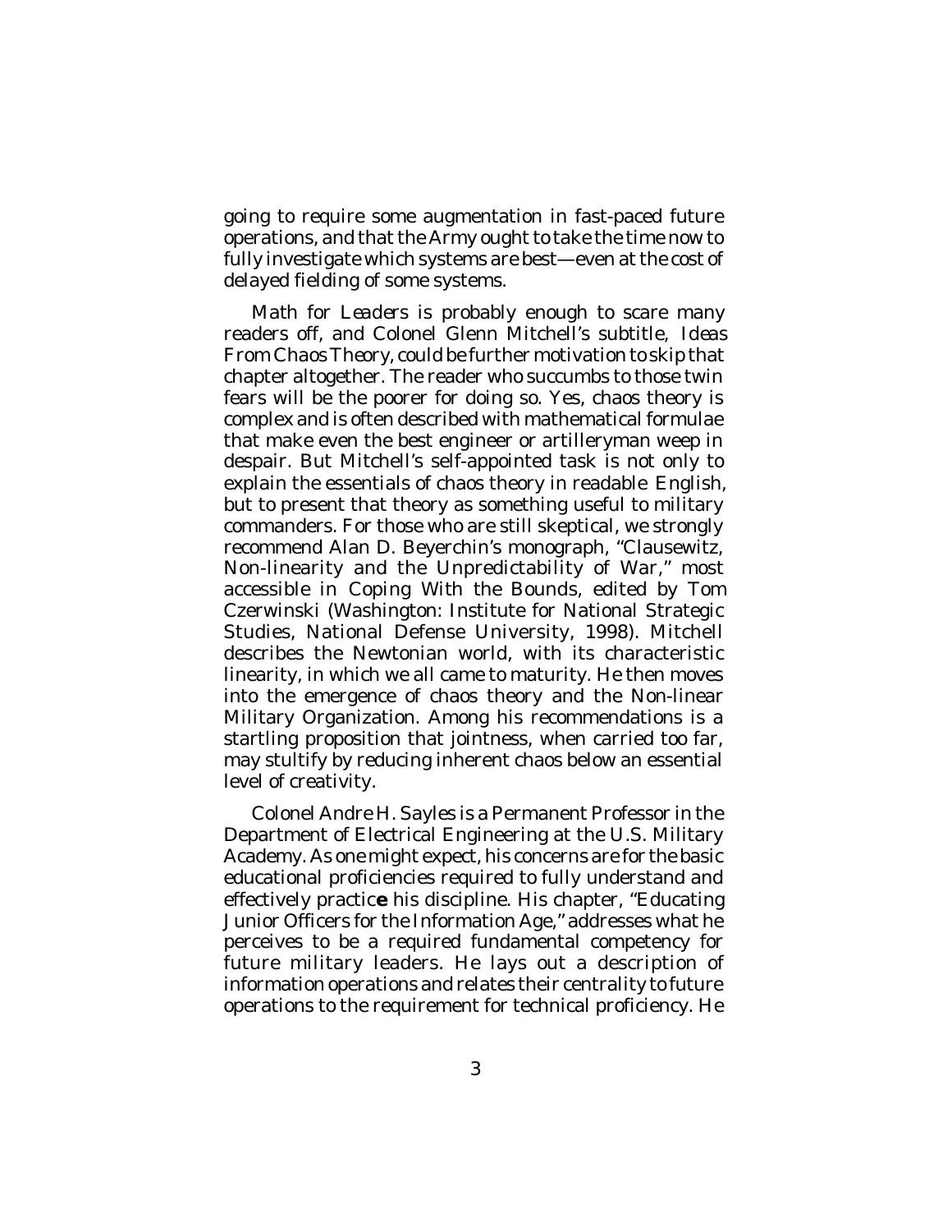going to require some augmentation in fast-paced future operations, and that the Army ought to take the time now to fully investigate which systems are best—even at the cost of delayed fielding of some systems.

*Math for Leaders* is probably enough to scare many readers off, and Colonel Glenn Mitchell's subtitle, *Ideas From Chaos Theory*, could be further motivation to skip that chapter altogether. The reader who succumbs to those twin fears will be the poorer for doing so. Yes, chaos theory is complex and is often described with mathematical formulae that make even the best engineer or artilleryman weep in despair. But Mitchell's self-appointed task is not only to explain the essentials of chaos theory in readable English, but to present that theory as something useful to military commanders. For those who are still skeptical, we strongly recommend Alan D. Beyerchin's monograph, "Clausewitz, Non-linearity and the Unpredictability of War," most accessible in *Coping With the Bounds*, edited by Tom Czerwinski (Washington: Institute for National Strategic Studies, National Defense University, 1998). Mitchell describes the Newtonian world, with its characteristic linearity, in which we all came to maturity. He then moves into the emergence of chaos theory and the Non-linear Military Organization. Among his recommendations is a startling proposition that jointness, when carried too far, may stultify by reducing inherent chaos below an essential level of creativity.

Colonel Andre H. Sayles is a Permanent Professor in the Department of Electrical Engineering at the U.S. Military Academy. As one might expect, his concerns are for the basic educational proficiencies required to fully understand and effectively practice his discipline. His chapter, "Educating Junior Officers for the Information Age," addresses what he perceives to be a required fundamental competency for future military leaders. He lays out a description of information operations and relates their centrality to future operations to the requirement for technical proficiency. He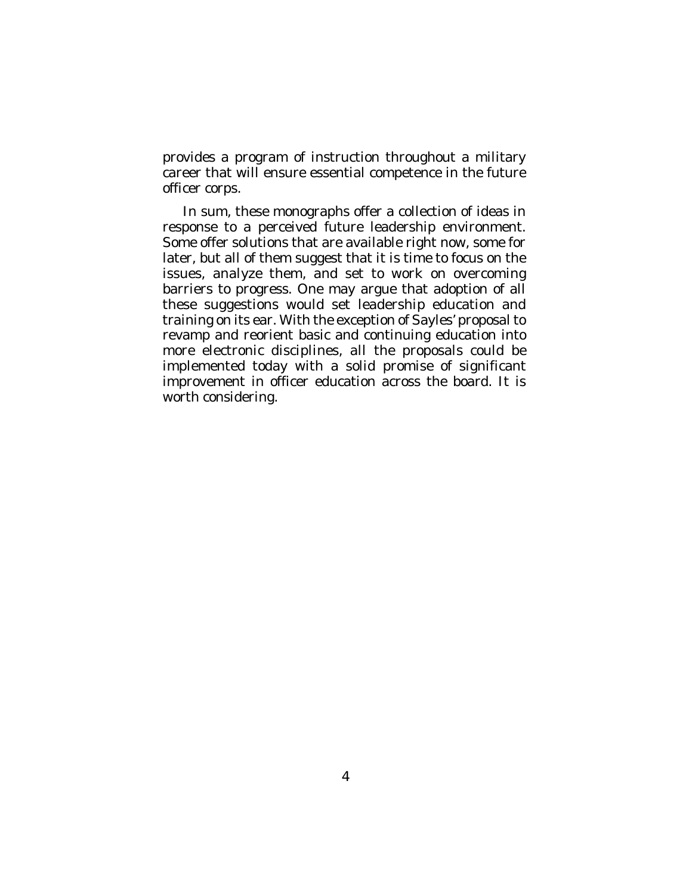provides a program of instruction throughout a military career that will ensure essential competence in the future officer corps.

In sum, these monographs offer a collection of ideas in response to a perceived future leadership environment. Some offer solutions that are available right now, some for later, but all of them suggest that it is time to focus on the issues, analyze them, and set to work on overcoming barriers to progress. One may argue that adoption of all these suggestions would set leadership education and training on its ear. With the exception of Sayles' proposal to revamp and reorient basic and continuing education into more electronic disciplines, all the proposals could be implemented today with a solid promise of significant improvement in officer education across the board. It is worth considering.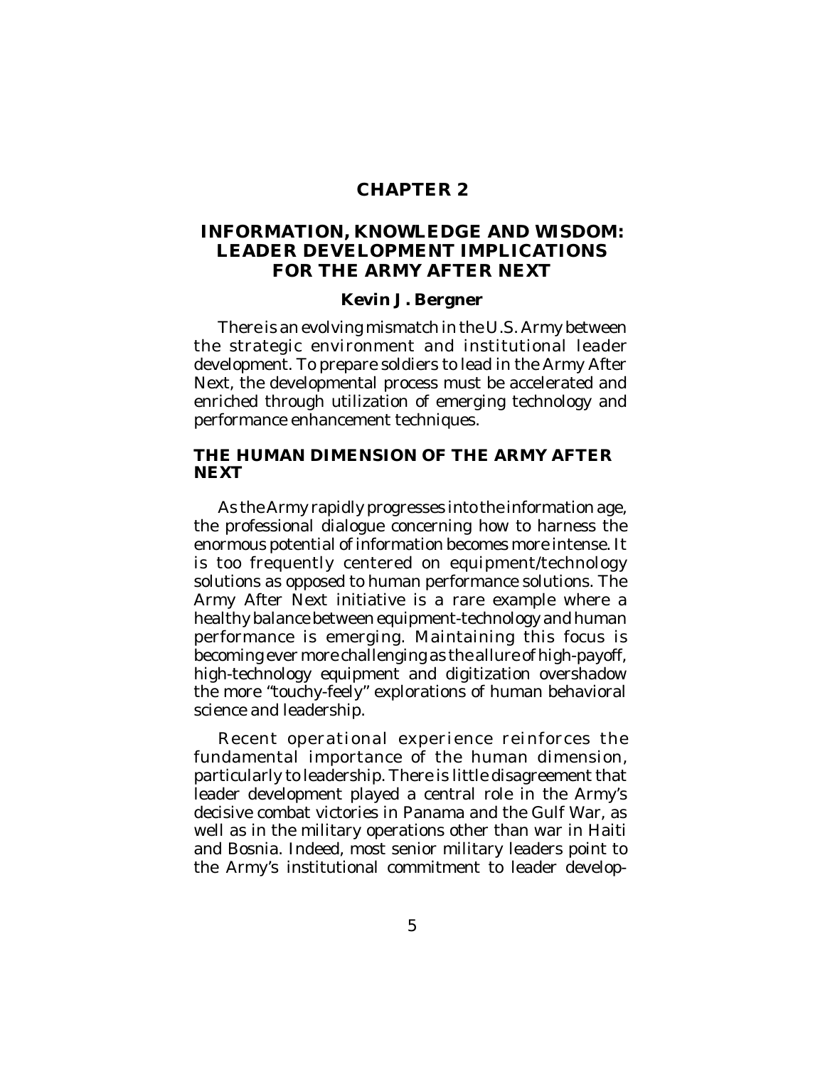# CHAPTER 2

## INFORMATION, KNOWLEDGE AND WISDOM: LEADER DEVELOPMENT IMPLICATIONS FOR THE ARMY AFTER NEXT

**Kevin J. Bergner**

There is an evolving mismatch in the U.S. Army between the strategic environment and institutional leader development. To prepare soldiers to lead in the Army After Next, the developmental process must be accelerated and enriched through utilization of emerging technology and performance enhancement techniques.

### THE HUMAN DIMENSION OF THE ARMY AFTER NEXT

As the Army rapidly progresses into the information age, the professional dialogue concerning how to harness the enormous potential of information becomes more intense. It is too frequently centered on equipment/technology solutions as opposed to human performance solutions. The Army After Next initiative is a rare example where a healthy balance between equipment-technology and human performance is emerging. Maintaining this focus is becoming ever more challenging as the allure of high-payoff, high-technology equipment and digitization overshadow the more "touchy-feely" explorations of human behavioral science and leadership.

Recent operational experience reinforces the fundamental importance of the human dimension, particularly to leadership. There is little disagreement that leader development played a central role in the Army's decisive combat victories in Panama and the Gulf War, as well as in the military operations other than war in Haiti and Bosnia. Indeed, most senior military leaders point to the Army's institutional commitment to leader develop-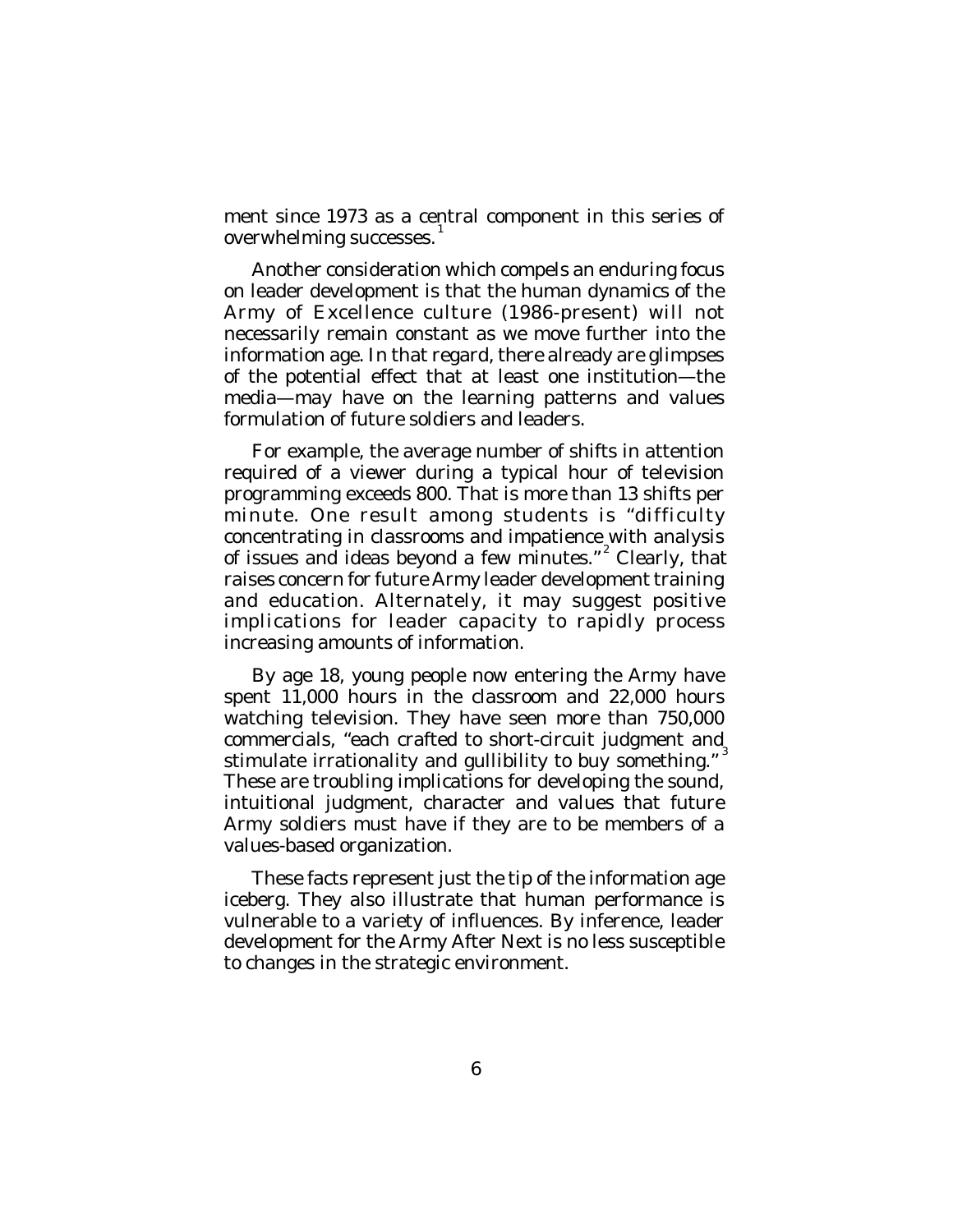ment since 1973 as a central component in this series of overwhelming successes.[1]

Another consideration which compels an enduring focus on leader development is that the human dynamics of the Army of Excellence culture (1986-present) will not necessarily remain constant as we move further into the information age. In that regard, there already are glimpses of the potential effect that at least one institution—the media—may have on the learning patterns and values formulation of future soldiers and leaders.

For example, the average number of shifts in attention required of a viewer during a typical hour of television programming exceeds 800. That is more than 13 shifts per minute. One result among students is "difficulty concentrating in classrooms and impatience with analysis of issues and ideas beyond a few minutes."[2] Clearly, that raises concern for future Army leader development training and education. Alternately, it may suggest positive implications for leader capacity to rapidly process increasing amounts of information.

By age 18, young people now entering the Army have spent 11,000 hours in the classroom and 22,000 hours watching television. They have seen more than 750,000 commercials, "each crafted to short-circuit judgment and stimulate irrationality and gullibility to buy something."[3] These are troubling implications for developing the sound, intuitional judgment, character and values that future Army soldiers must have if they are to be members of a values-based organization.

These facts represent just the tip of the information age iceberg. They also illustrate that human performance is vulnerable to a variety of influences. By inference, leader development for the Army After Next is no less susceptible to changes in the strategic environment.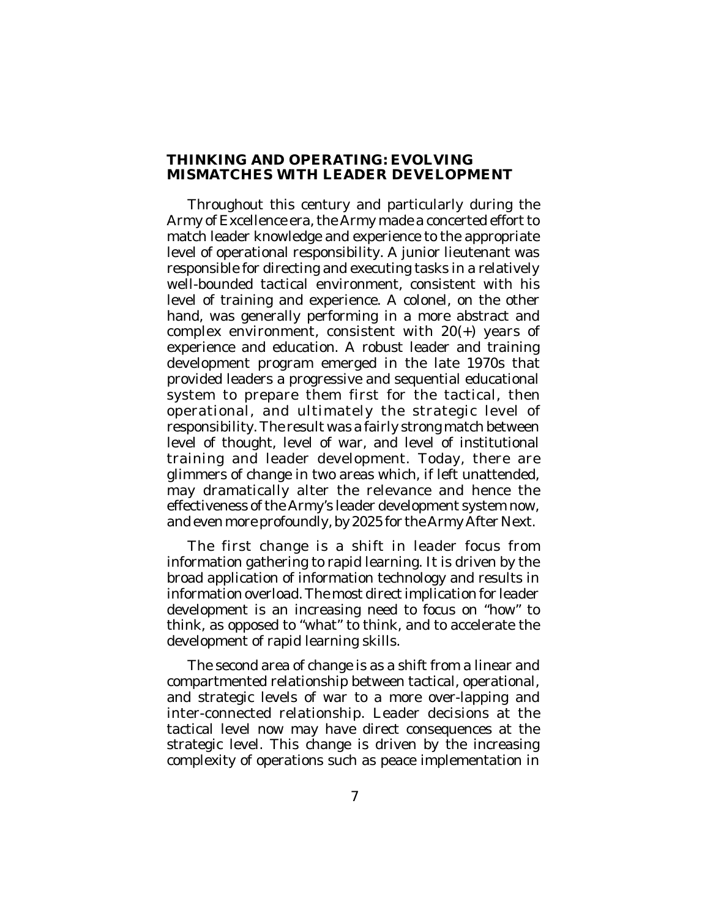## THINKING AND OPERATING: EVOLVING MISMATCHES WITH LEADER DEVELOPMENT

Throughout this century and particularly during the Army of Excellence era, the Army made a concerted effort to match leader knowledge and experience to the appropriate level of operational responsibility. A junior lieutenant was responsible for directing and executing tasks in a relatively well-bounded tactical environment, consistent with his level of training and experience. A colonel, on the other hand, was generally performing in a more abstract and complex environment, consistent with 20(+) years of experience and education. A robust leader and training development program emerged in the late 1970s that provided leaders a progressive and sequential educational system to prepare them first for the tactical, then operational, and ultimately the strategic level of responsibility. The result was a fairly strong match between level of thought, level of war, and level of institutional training and leader development. Today, there are glimmers of change in two areas which, if left unattended, may dramatically alter the relevance and hence the effectiveness of the Army's leader development system now, and even more profoundly, by 2025 for the Army After Next.

The first change is a shift in leader focus from information gathering to rapid learning. It is driven by the broad application of information technology and results in information overload. The most direct implication for leader development is an increasing need to focus on "how" to think, as opposed to "what" to think, and to accelerate the development of rapid learning skills.

The second area of change is as a shift from a linear and compartmented relationship between tactical, operational, and strategic levels of war to a more over-lapping and inter-connected relationship. Leader decisions at the tactical level now may have direct consequences at the strategic level. This change is driven by the increasing complexity of operations such as peace implementation in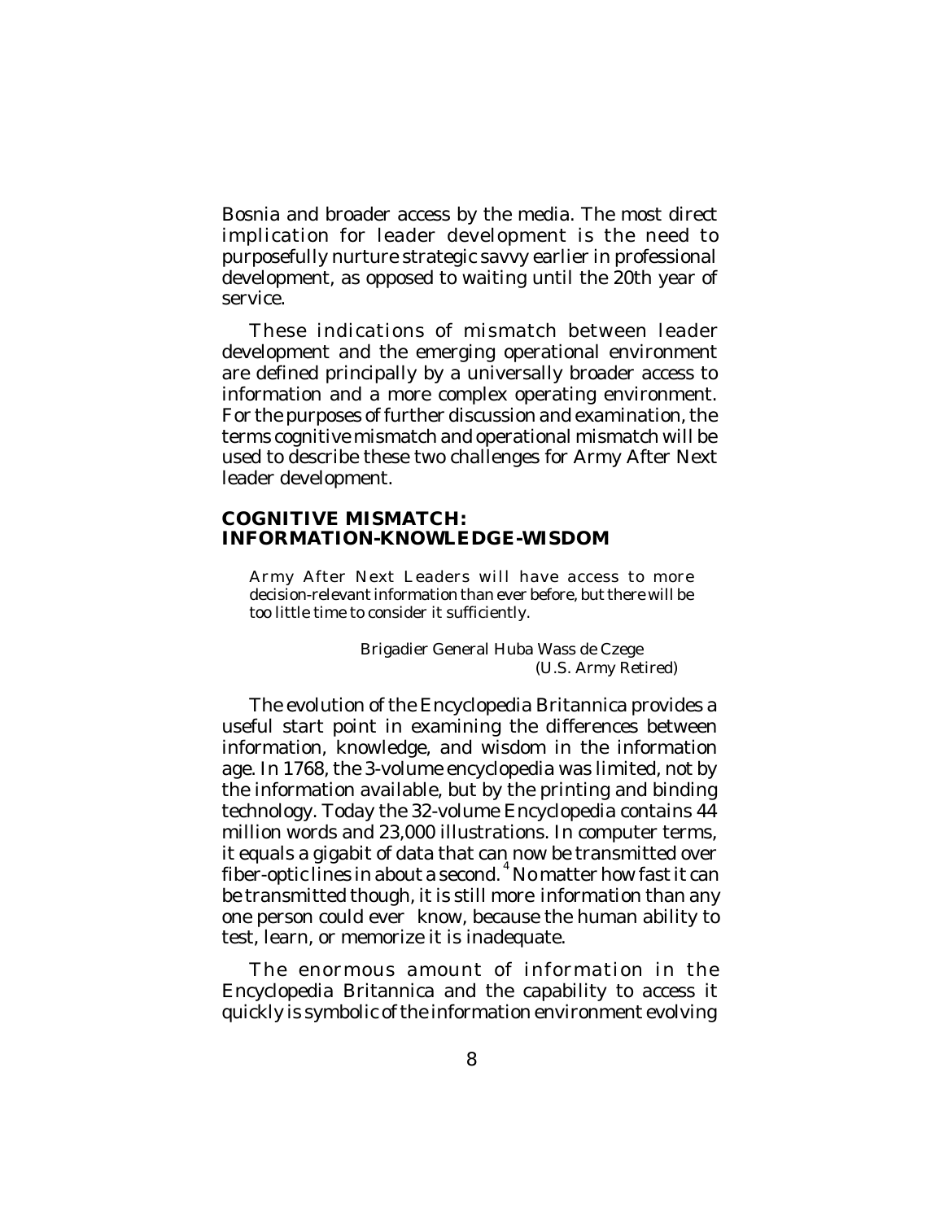Bosnia and broader access by the media. The most direct implication for leader development is the need to purposefully nurture strategic savvy earlier in professional development, as opposed to waiting until the 20th year of service.

These indications of mismatch between leader development and the emerging operational environment are defined principally by a universally broader access to information and a more complex operating environment. For the purposes of further discussion and examination, the terms cognitive mismatch and operational mismatch will be used to describe these two challenges for Army After Next leader development.

## COGNITIVE MISMATCH: INFORMATION-KNOWLEDGE-WISDOM

> Army After Next Leaders will have access to more decision-relevant information than ever before, but there will be too little time to consider it sufficiently.
>
> Brigadier General Huba Wass de Czege
> (U.S. Army Retired)

The evolution of the Encyclopedia Britannica provides a useful start point in examining the differences between information, knowledge, and wisdom in the information age. In 1768, the 3-volume encyclopedia was limited, not by the information available, but by the printing and binding technology. Today the 32-volume Encyclopedia contains 44 million words and 23,000 illustrations. In computer terms, it equals a gigabit of data that can now be transmitted over fiber-optic lines in about a second.[4] No matter how fast it can be transmitted though, it is still more information than any one person could ever know, because the human ability to test, learn, or memorize it is inadequate.

The enormous amount of information in the Encyclopedia Britannica and the capability to access it quickly is symbolic of the information environment evolving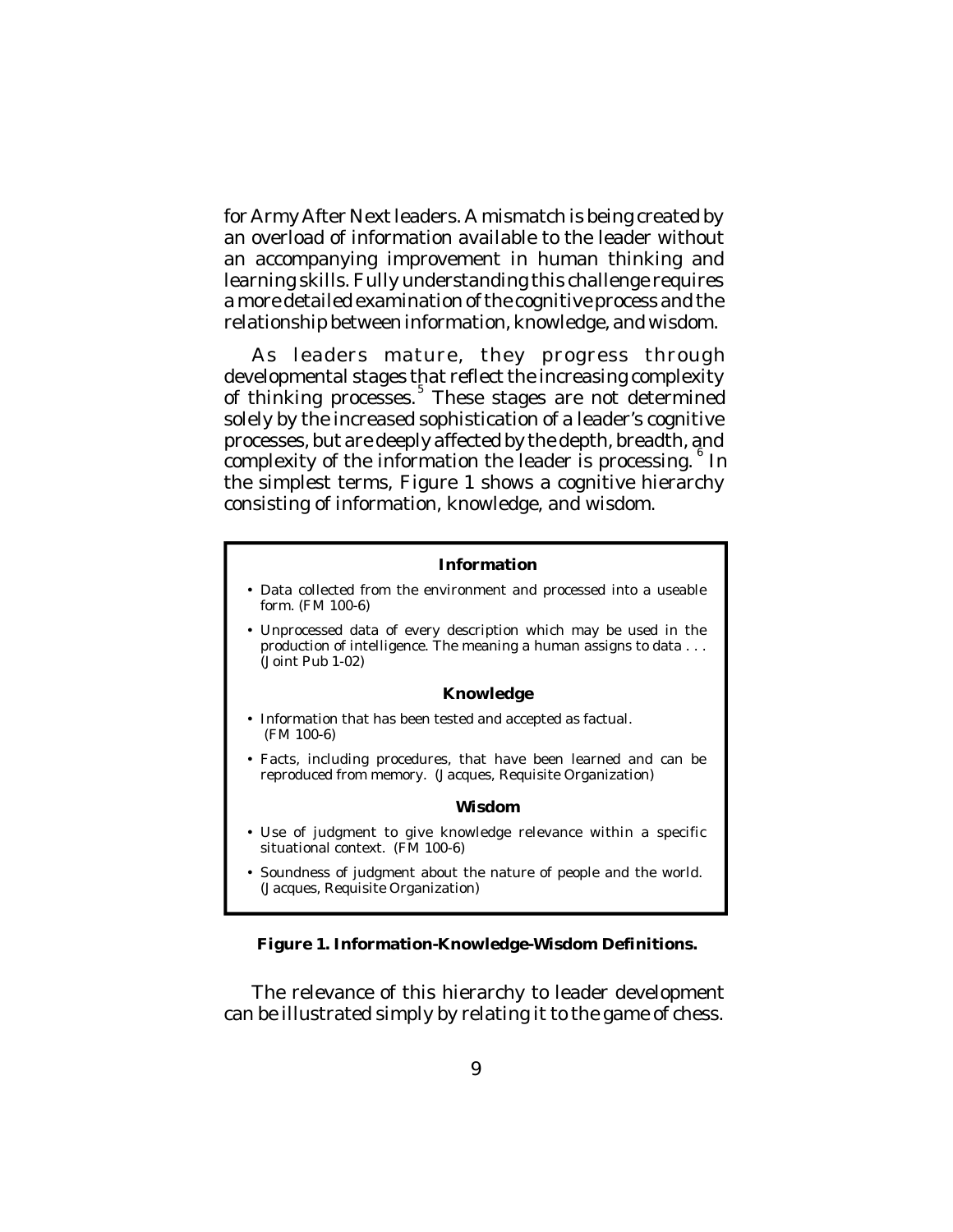for Army After Next leaders. A mismatch is being created by an overload of information available to the leader without an accompanying improvement in human thinking and learning skills. Fully understanding this challenge requires a more detailed examination of the cognitive process and the relationship between information, knowledge, and wisdom.

As leaders mature, they progress through developmental stages that reflect the increasing complexity of thinking processes.[5] These stages are not determined solely by the increased sophistication of a leader's cognitive processes, but are deeply affected by the depth, breadth, and complexity of the information the leader is processing.[6] In the simplest terms, Figure 1 shows a cognitive hierarchy consisting of information, knowledge, and wisdom.

**Information**

- Data collected from the environment and processed into a useable form. (FM 100-6)
- Unprocessed data of every description which may be used in the production of intelligence. The meaning a human assigns to data . . . (Joint Pub 1-02)

**Knowledge**

- Information that has been tested and accepted as factual. (FM 100-6)
- Facts, including procedures, that have been learned and can be reproduced from memory. (Jacques, Requisite Organization)

**Wisdom**

- Use of judgment to give knowledge relevance within a specific situational context. (FM 100-6)
- Soundness of judgment about the nature of people and the world. (Jacques, Requisite Organization)

**Figure 1. Information-Knowledge-Wisdom Definitions.**

The relevance of this hierarchy to leader development can be illustrated simply by relating it to the game of chess.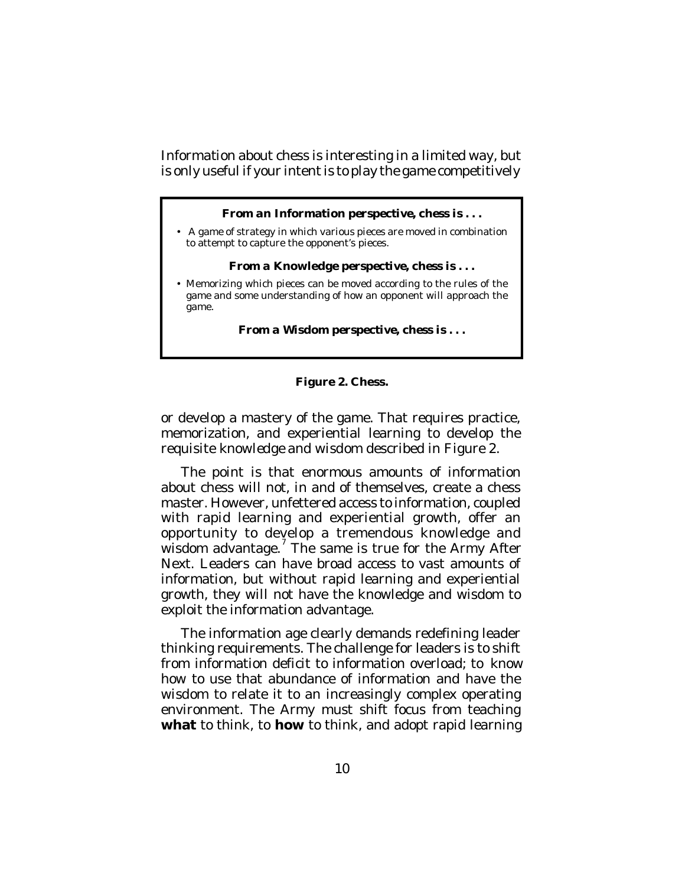Information about chess is interesting in a limited way, but is only useful if your intent is to play the game competitively

> **From an Information perspective, chess is . . .**
>
> - A game of strategy in which various pieces are moved in combination to attempt to capture the opponent's pieces.
>
> **From a Knowledge perspective, chess is . . .**
>
> - Memorizing which pieces can be moved according to the rules of the game and some understanding of how an opponent will approach the game.
>
> **From a Wisdom perspective, chess is . . .**

**Figure 2. Chess.**

or develop a mastery of the game. That requires practice, memorization, and experiential learning to develop the requisite knowledge and wisdom described in Figure 2.

The point is that enormous amounts of information about chess will not, in and of themselves, create a chess master. However, unfettered access to information, coupled with rapid learning and experiential growth, offer an opportunity to develop a tremendous knowledge and wisdom advantage.[7] The same is true for the Army After Next. Leaders can have broad access to vast amounts of information, but without rapid learning and experiential growth, they will not have the knowledge and wisdom to exploit the information advantage.

The information age clearly demands redefining leader thinking requirements. The challenge for leaders is to shift from information deficit to information overload; to know how to use that abundance of information and have the wisdom to relate it to an increasingly complex operating environment. The Army must shift focus from teaching **what** to think, to **how** to think, and adopt rapid learning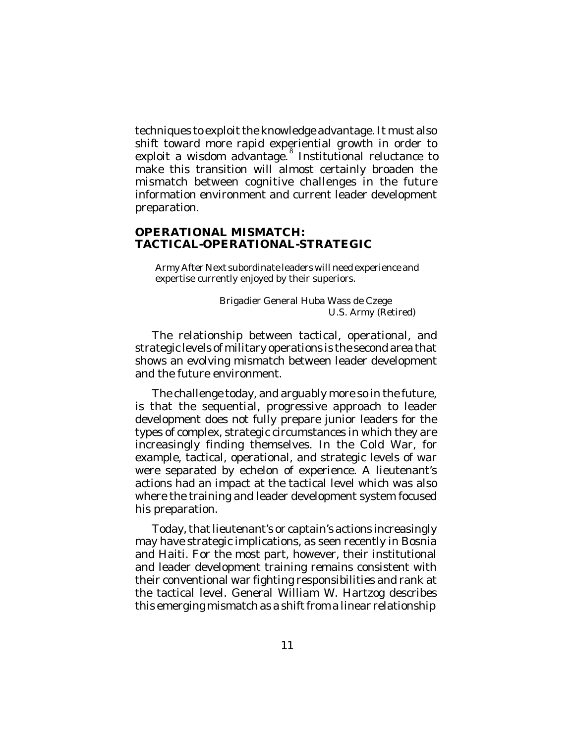techniques to exploit the knowledge advantage. It must also shift toward more rapid experiential growth in order to exploit a wisdom advantage.[8] Institutional reluctance to make this transition will almost certainly broaden the mismatch between cognitive challenges in the future information environment and current leader development preparation.

## OPERATIONAL MISMATCH: TACTICAL-OPERATIONAL-STRATEGIC

> Army After Next subordinate leaders will need experience and expertise currently enjoyed by their superiors.
>
> Brigadier General Huba Wass de Czege
> U.S. Army (Retired)

The relationship between tactical, operational, and strategic levels of military operations is the second area that shows an evolving mismatch between leader development and the future environment.

The challenge today, and arguably more so in the future, is that the sequential, progressive approach to leader development does not fully prepare junior leaders for the types of complex, strategic circumstances in which they are increasingly finding themselves. In the Cold War, for example, tactical, operational, and strategic levels of war were separated by echelon of experience. A lieutenant's actions had an impact at the tactical level which was also where the training and leader development system focused his preparation.

Today, that lieutenant's or captain's actions increasingly may have strategic implications, as seen recently in Bosnia and Haiti. For the most part, however, their institutional and leader development training remains consistent with their conventional war fighting responsibilities and rank at the tactical level. General William W. Hartzog describes this emerging mismatch as a shift from a linear relationship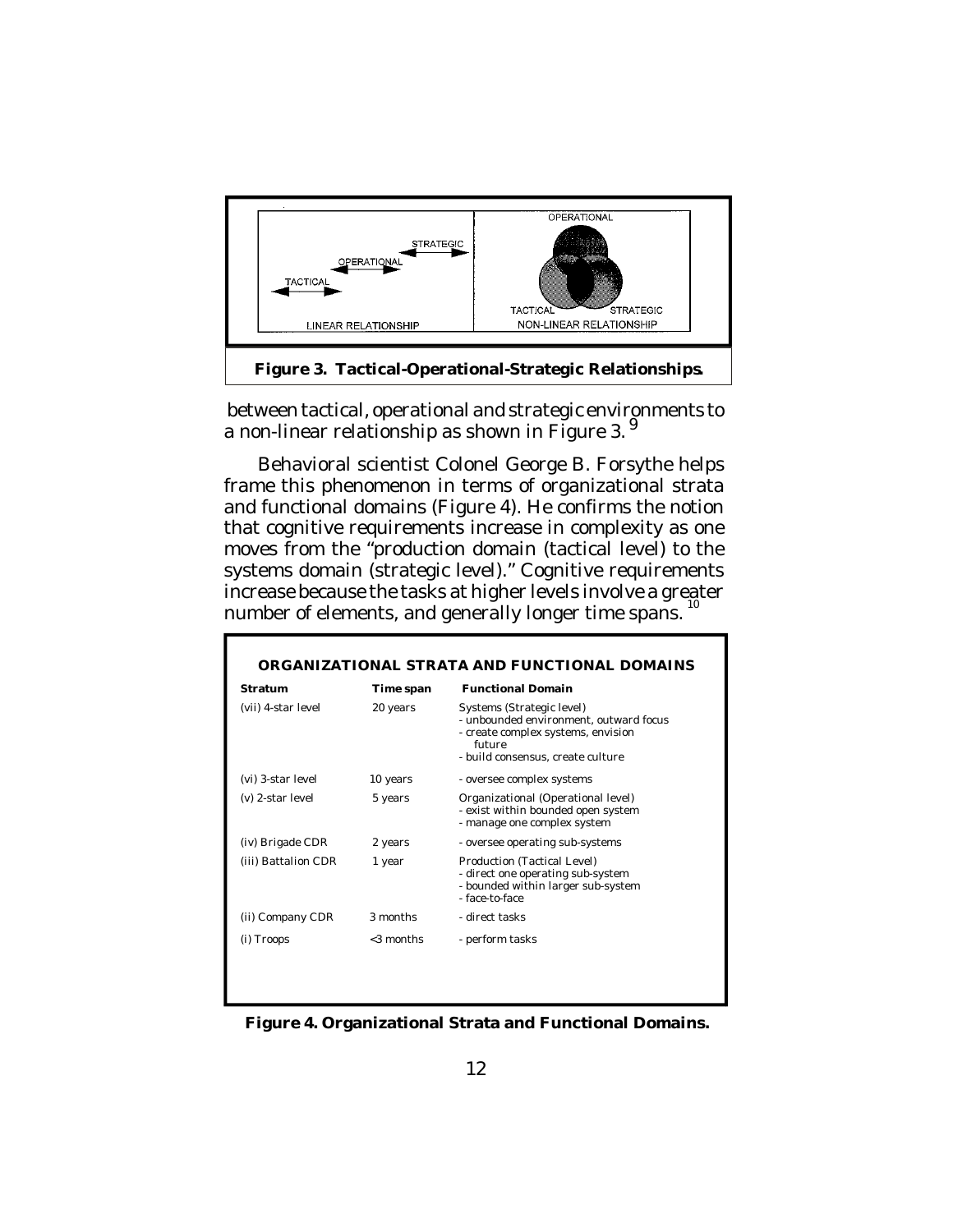Figure 3. Tactical-Operational-Strategic Relationships.

between tactical, operational and strategic environments to a non-linear relationship as shown in Figure 3.[9]

Behavioral scientist Colonel George B. Forsythe helps frame this phenomenon in terms of organizational strata and functional domains (Figure 4). He confirms the notion that cognitive requirements increase in complexity as one moves from the "production domain (tactical level) to the systems domain (strategic level)." Cognitive requirements increase because the tasks at higher levels involve a greater number of elements, and generally longer time spans.[10]

**ORGANIZATIONAL STRATA AND FUNCTIONAL DOMAINS**

| Stratum | Time span | Functional Domain |
|---|---|---|
| (vii) 4-star level | 20 years | Systems (Strategic level)<br>- unbounded environment, outward focus<br>- create complex systems, envision future<br>- build consensus, create culture |
| (vi) 3-star level | 10 years | - oversee complex systems |
| (v) 2-star level | 5 years | Organizational (Operational level)<br>- exist within bounded open system<br>- manage one complex system |
| (iv) Brigade CDR | 2 years | - oversee operating sub-systems |
| (iii) Battalion CDR | 1 year | Production (Tactical Level)<br>- direct one operating sub-system<br>- bounded within larger sub-system<br>- face-to-face |
| (ii) Company CDR | 3 months | - direct tasks |
| (i) Troops | <3 months | - perform tasks |

**Figure 4. Organizational Strata and Functional Domains.**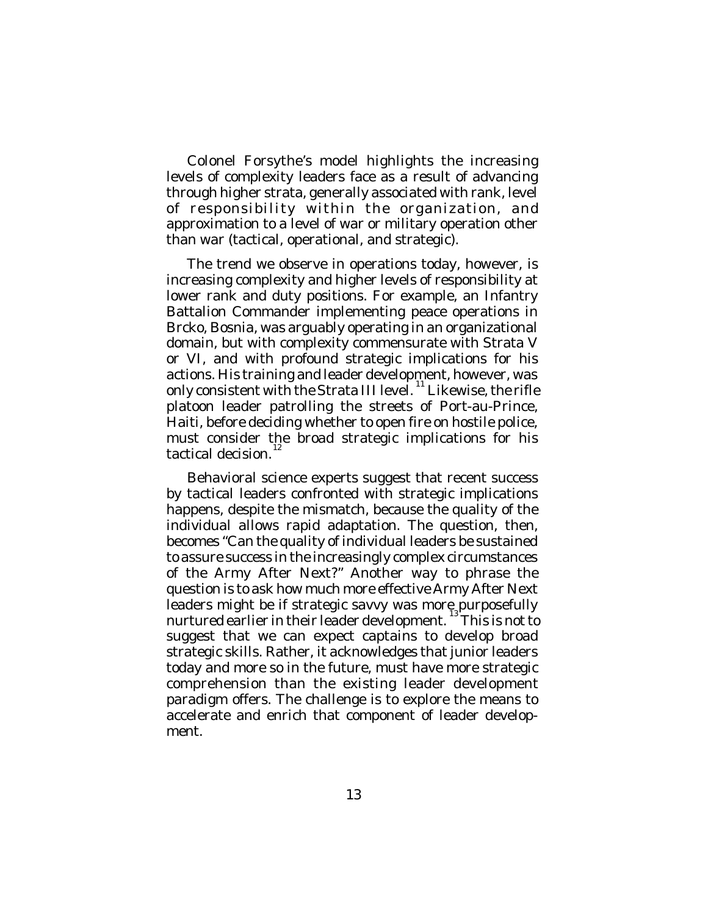Colonel Forsythe's model highlights the increasing levels of complexity leaders face as a result of advancing through higher strata, generally associated with rank, level of responsibility within the organization, and approximation to a level of war or military operation other than war (tactical, operational, and strategic).

The trend we observe in operations today, however, is increasing complexity and higher levels of responsibility at lower rank and duty positions. For example, an Infantry Battalion Commander implementing peace operations in Brcko, Bosnia, was arguably operating in an organizational domain, but with complexity commensurate with Strata V or VI, and with profound strategic implications for his actions. His training and leader development, however, was only consistent with the Strata III level.[11] Likewise, the rifle platoon leader patrolling the streets of Port-au-Prince, Haiti, before deciding whether to open fire on hostile police, must consider the broad strategic implications for his tactical decision.[12]

Behavioral science experts suggest that recent success by tactical leaders confronted with strategic implications happens, despite the mismatch, because the quality of the individual allows rapid adaptation. The question, then, becomes "Can the quality of individual leaders be sustained to assure success in the increasingly complex circumstances of the Army After Next?" Another way to phrase the question is to ask how much more effective Army After Next leaders might be if strategic savvy was more purposefully nurtured earlier in their leader development.[13] This is not to suggest that we can expect captains to develop broad strategic skills. Rather, it acknowledges that junior leaders today and more so in the future, must have more strategic comprehension than the existing leader development paradigm offers. The challenge is to explore the means to accelerate and enrich that component of leader development.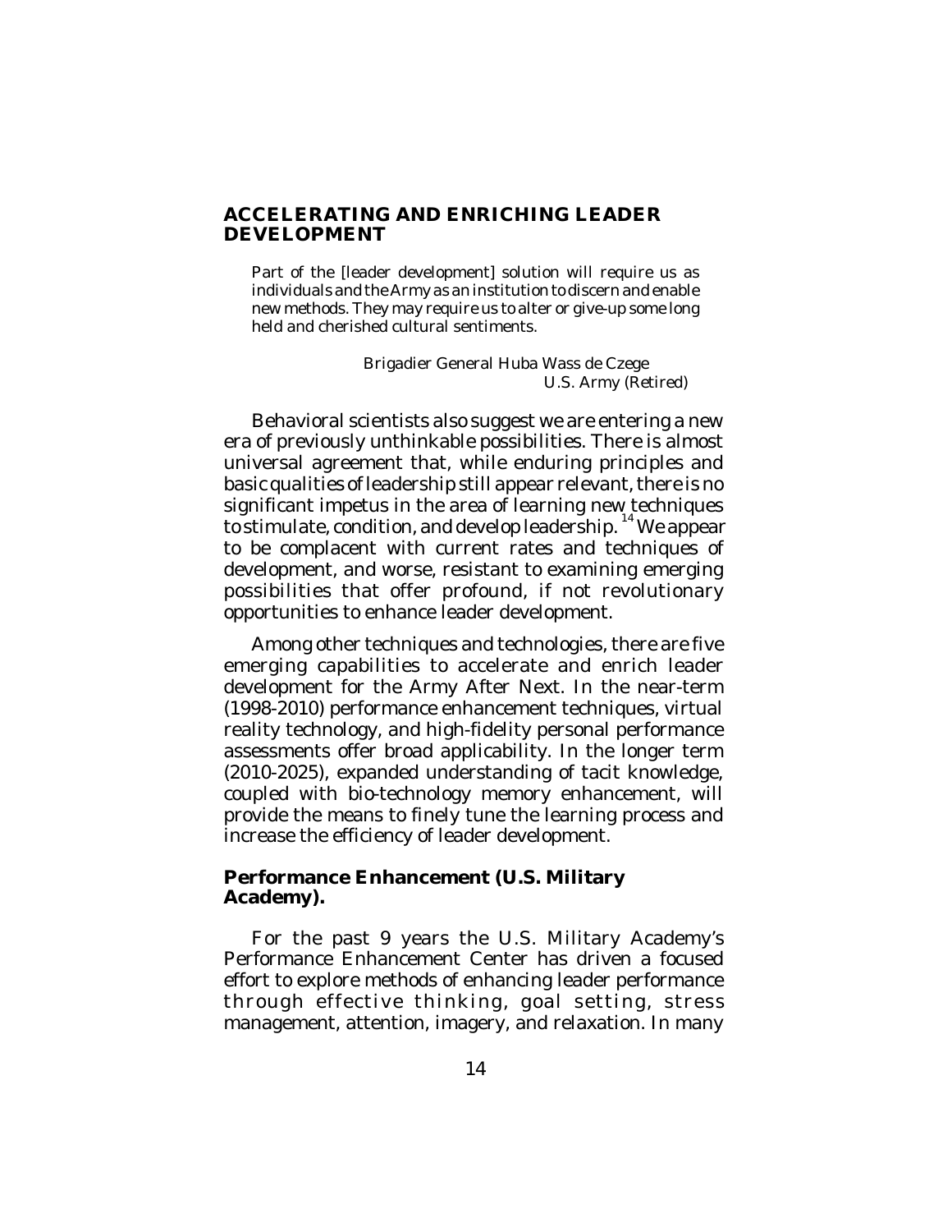## ACCELERATING AND ENRICHING LEADER DEVELOPMENT

> Part of the [leader development] solution will require us as individuals and the Army as an institution to discern and enable new methods. They may require us to alter or give-up some long held and cherished cultural sentiments.
>
> Brigadier General Huba Wass de Czege
> U.S. Army (Retired)

Behavioral scientists also suggest we are entering a new era of previously unthinkable possibilities. There is almost universal agreement that, while enduring principles and basic qualities of leadership still appear relevant, there is no significant impetus in the area of learning new techniques to stimulate, condition, and develop leadership.[14] We appear to be complacent with current rates and techniques of development, and worse, resistant to examining emerging possibilities that offer profound, if not revolutionary opportunities to enhance leader development.

Among other techniques and technologies, there are five emerging capabilities to accelerate and enrich leader development for the Army After Next. In the near-term (1998-2010) performance enhancement techniques, virtual reality technology, and high-fidelity personal performance assessments offer broad applicability. In the longer term (2010-2025), expanded understanding of tacit knowledge, coupled with bio-technology memory enhancement, will provide the means to finely tune the learning process and increase the efficiency of leader development.

### Performance Enhancement (U.S. Military Academy).

For the past 9 years the U.S. Military Academy's Performance Enhancement Center has driven a focused effort to explore methods of enhancing leader performance through effective thinking, goal setting, stress management, attention, imagery, and relaxation. In many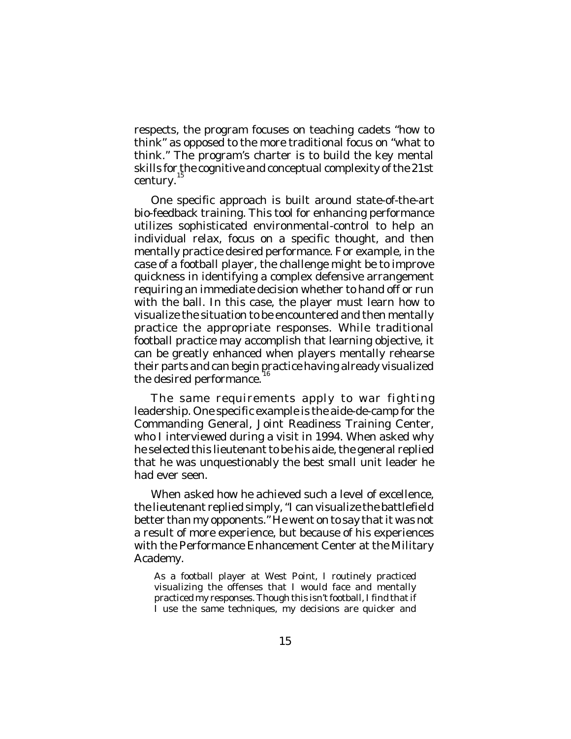respects, the program focuses on teaching cadets "how to think" as opposed to the more traditional focus on "what to think." The program's charter is to build the key mental skills for the cognitive and conceptual complexity of the 21st century.[15]

One specific approach is built around state-of-the-art bio-feedback training. This tool for enhancing performance utilizes sophisticated environmental-control to help an individual relax, focus on a specific thought, and then mentally practice desired performance. For example, in the case of a football player, the challenge might be to improve quickness in identifying a complex defensive arrangement requiring an immediate decision whether to hand off or run with the ball. In this case, the player must learn how to visualize the situation to be encountered and then mentally practice the appropriate responses. While traditional football practice may accomplish that learning objective, it can be greatly enhanced when players mentally rehearse their parts and can begin practice having already visualized the desired performance.[16]

The same requirements apply to war fighting leadership. One specific example is the aide-de-camp for the Commanding General, Joint Readiness Training Center, who I interviewed during a visit in 1994. When asked why he selected this lieutenant to be his aide, the general replied that he was unquestionably the best small unit leader he had ever seen.

When asked how he achieved such a level of excellence, the lieutenant replied simply, "I can visualize the battlefield better than my opponents." He went on to say that it was not a result of more experience, but because of his experiences with the Performance Enhancement Center at the Military Academy.

> As a football player at West Point, I routinely practiced visualizing the offenses that I would face and mentally practiced my responses. Though this isn't football, I find that if I use the same techniques, my decisions are quicker and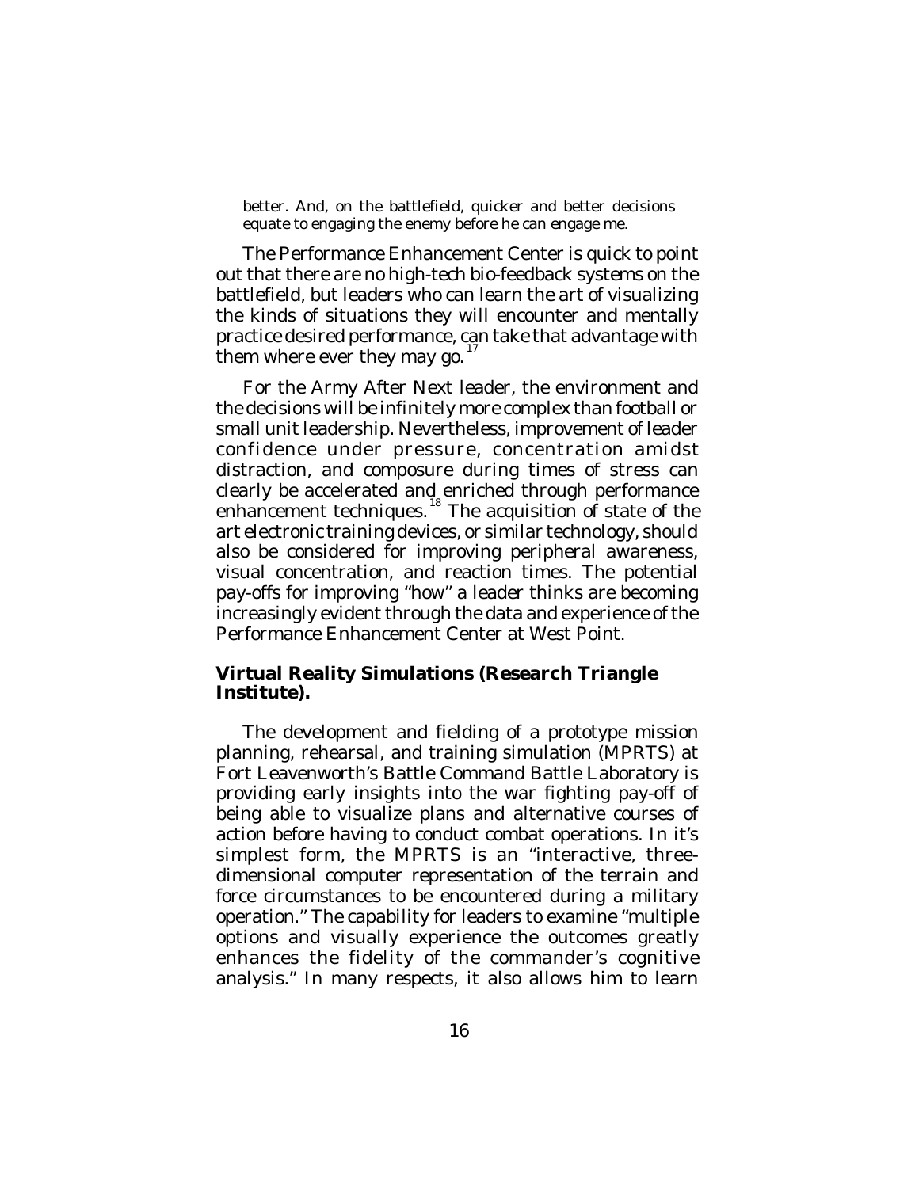better. And, on the battlefield, quicker and better decisions equate to engaging the enemy before he can engage me.

The Performance Enhancement Center is quick to point out that there are no high-tech bio-feedback systems on the battlefield, but leaders who can learn the art of visualizing the kinds of situations they will encounter and mentally practice desired performance, can take that advantage with them where ever they may go.[17]

For the Army After Next leader, the environment and the decisions will be infinitely more complex than football or small unit leadership. Nevertheless, improvement of leader confidence under pressure, concentration amidst distraction, and composure during times of stress can clearly be accelerated and enriched through performance enhancement techniques.[18] The acquisition of state of the art electronic training devices, or similar technology, should also be considered for improving peripheral awareness, visual concentration, and reaction times. The potential pay-offs for improving "how" a leader thinks are becoming increasingly evident through the data and experience of the Performance Enhancement Center at West Point.

**Virtual Reality Simulations (Research Triangle Institute).**

The development and fielding of a prototype mission planning, rehearsal, and training simulation (MPRTS) at Fort Leavenworth's Battle Command Battle Laboratory is providing early insights into the war fighting pay-off of being able to visualize plans and alternative courses of action before having to conduct combat operations. In it's simplest form, the MPRTS is an "interactive, three-dimensional computer representation of the terrain and force circumstances to be encountered during a military operation." The capability for leaders to examine "multiple options and visually experience the outcomes greatly enhances the fidelity of the commander's cognitive analysis." In many respects, it also allows him to learn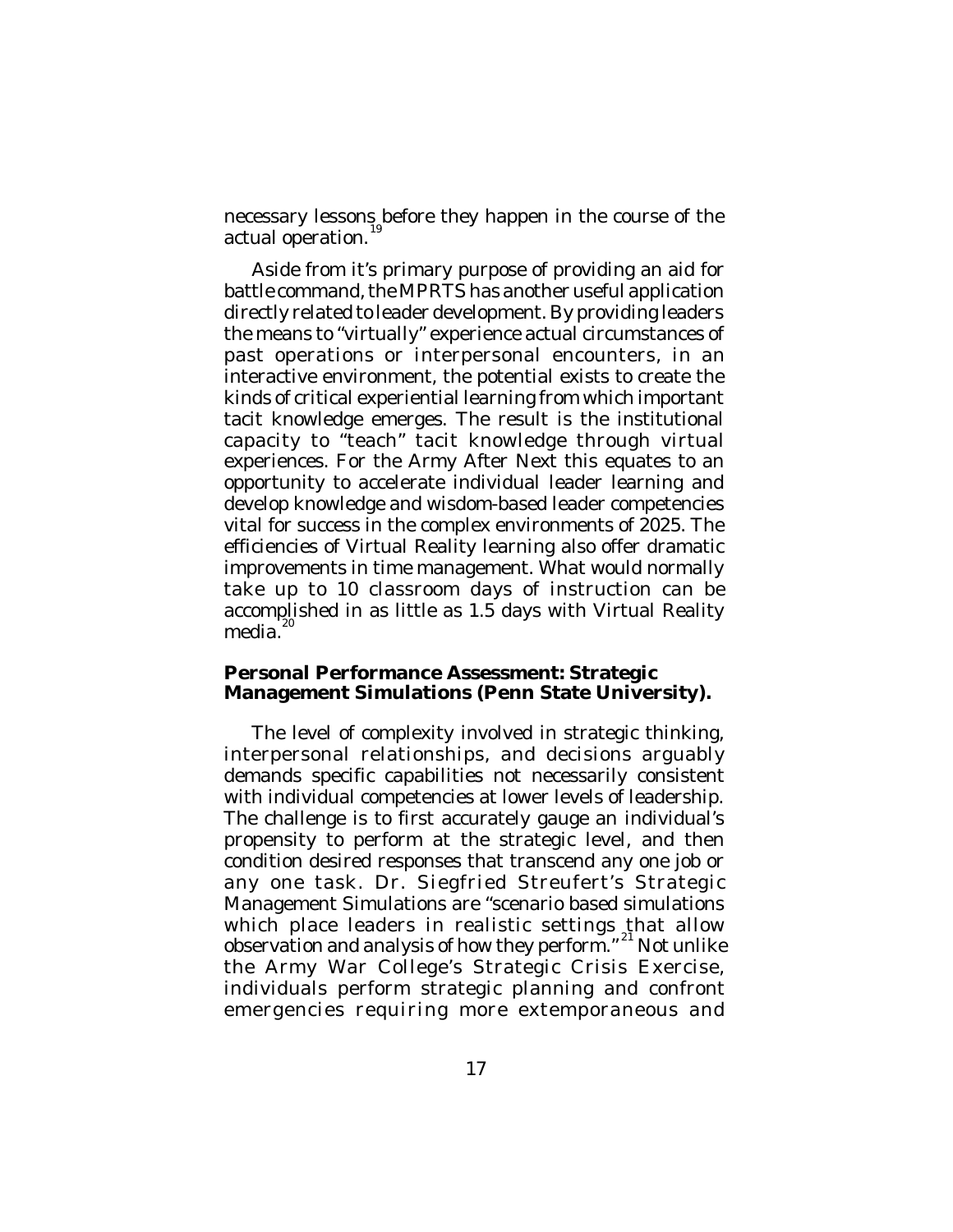necessary lessons before they happen in the course of the actual operation.[19]

Aside from it's primary purpose of providing an aid for battle command, the MPRTS has another useful application directly related to leader development. By providing leaders the means to "virtually" experience actual circumstances of past operations or interpersonal encounters, in an interactive environment, the potential exists to create the kinds of critical experiential learning from which important tacit knowledge emerges. The result is the institutional capacity to "teach" tacit knowledge through virtual experiences. For the Army After Next this equates to an opportunity to accelerate individual leader learning and develop knowledge and wisdom-based leader competencies vital for success in the complex environments of 2025. The efficiencies of Virtual Reality learning also offer dramatic improvements in time management. What would normally take up to 10 classroom days of instruction can be accomplished in as little as 1.5 days with Virtual Reality media.[20]

**Personal Performance Assessment: Strategic Management Simulations (Penn State University).**

The level of complexity involved in strategic thinking, interpersonal relationships, and decisions arguably demands specific capabilities not necessarily consistent with individual competencies at lower levels of leadership. The challenge is to first accurately gauge an individual's propensity to perform at the strategic level, and then condition desired responses that transcend any one job or any one task. Dr. Siegfried Streufert's Strategic Management Simulations are "scenario based simulations which place leaders in realistic settings that allow observation and analysis of how they perform."[21] Not unlike the Army War College's Strategic Crisis Exercise, individuals perform strategic planning and confront emergencies requiring more extemporaneous and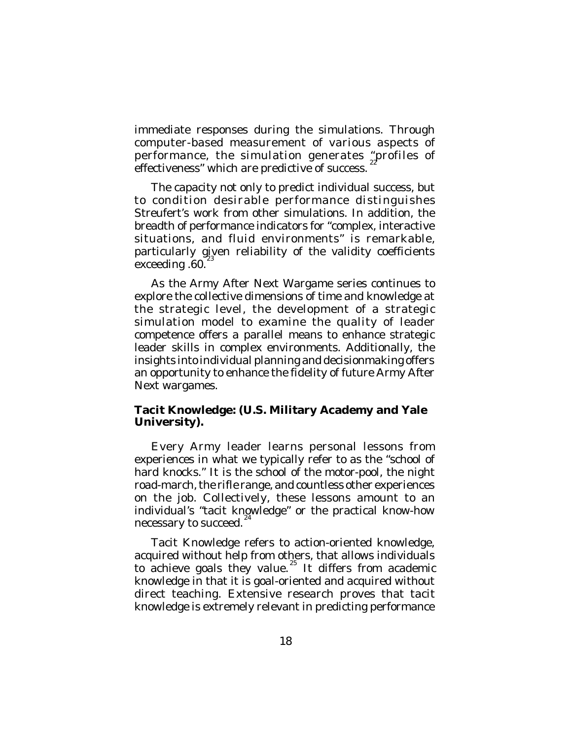immediate responses during the simulations. Through computer-based measurement of various aspects of performance, the simulation generates "profiles of effectiveness" which are predictive of success.[22]

The capacity not only to predict individual success, but to condition desirable performance distinguishes Streufert's work from other simulations. In addition, the breadth of performance indicators for "complex, interactive situations, and fluid environments" is remarkable, particularly given reliability of the validity coefficients exceeding .60.[23]

As the Army After Next Wargame series continues to explore the collective dimensions of time and knowledge at the strategic level, the development of a strategic simulation model to examine the quality of leader competence offers a parallel means to enhance strategic leader skills in complex environments. Additionally, the insights into individual planning and decisionmaking offers an opportunity to enhance the fidelity of future Army After Next wargames.

**Tacit Knowledge: (U.S. Military Academy and Yale University).**

Every Army leader learns personal lessons from experiences in what we typically refer to as the "school of hard knocks." It is the school of the motor-pool, the night road-march, the rifle range, and countless other experiences on the job. Collectively, these lessons amount to an individual's "tacit knowledge" or the practical know-how necessary to succeed.[24]

Tacit Knowledge refers to action-oriented knowledge, acquired without help from others, that allows individuals to achieve goals they value.[25] It differs from academic knowledge in that it is goal-oriented and acquired without direct teaching. Extensive research proves that tacit knowledge is extremely relevant in predicting performance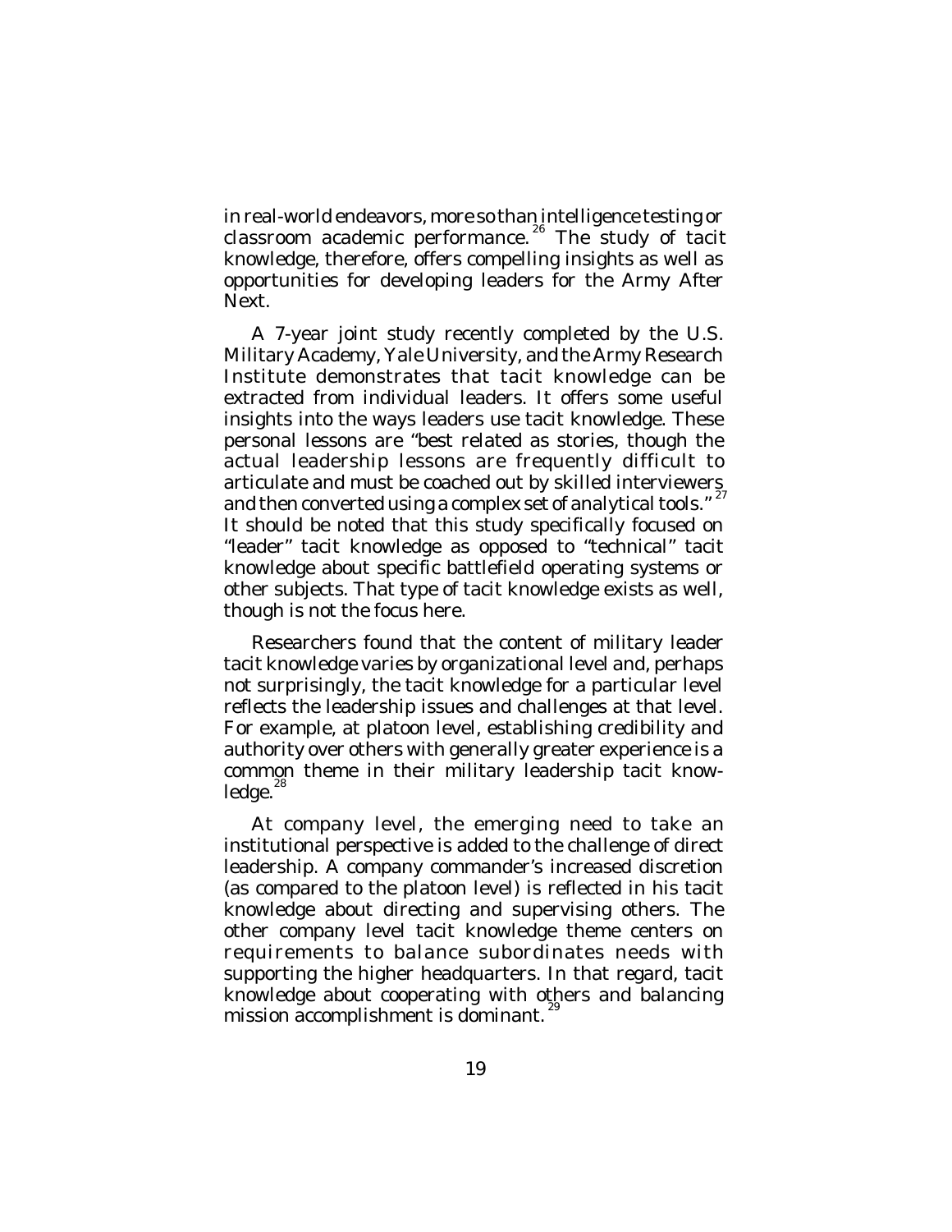in real-world endeavors, more so than intelligence testing or classroom academic performance.[26] The study of tacit knowledge, therefore, offers compelling insights as well as opportunities for developing leaders for the Army After Next.

A 7-year joint study recently completed by the U.S. Military Academy, Yale University, and the Army Research Institute demonstrates that tacit knowledge can be extracted from individual leaders. It offers some useful insights into the ways leaders use tacit knowledge. These personal lessons are "best related as stories, though the actual leadership lessons are frequently difficult to articulate and must be coached out by skilled interviewers and then converted using a complex set of analytical tools."[27] It should be noted that this study specifically focused on "leader" tacit knowledge as opposed to "technical" tacit knowledge about specific battlefield operating systems or other subjects. That type of tacit knowledge exists as well, though is not the focus here.

Researchers found that the content of military leader tacit knowledge varies by organizational level and, perhaps not surprisingly, the tacit knowledge for a particular level reflects the leadership issues and challenges at that level. For example, at platoon level, establishing credibility and authority over others with generally greater experience is a common theme in their military leadership tacit knowledge.[28]

At company level, the emerging need to take an institutional perspective is added to the challenge of direct leadership. A company commander's increased discretion (as compared to the platoon level) is reflected in his tacit knowledge about directing and supervising others. The other company level tacit knowledge theme centers on requirements to balance subordinates needs with supporting the higher headquarters. In that regard, tacit knowledge about cooperating with others and balancing mission accomplishment is dominant.[29]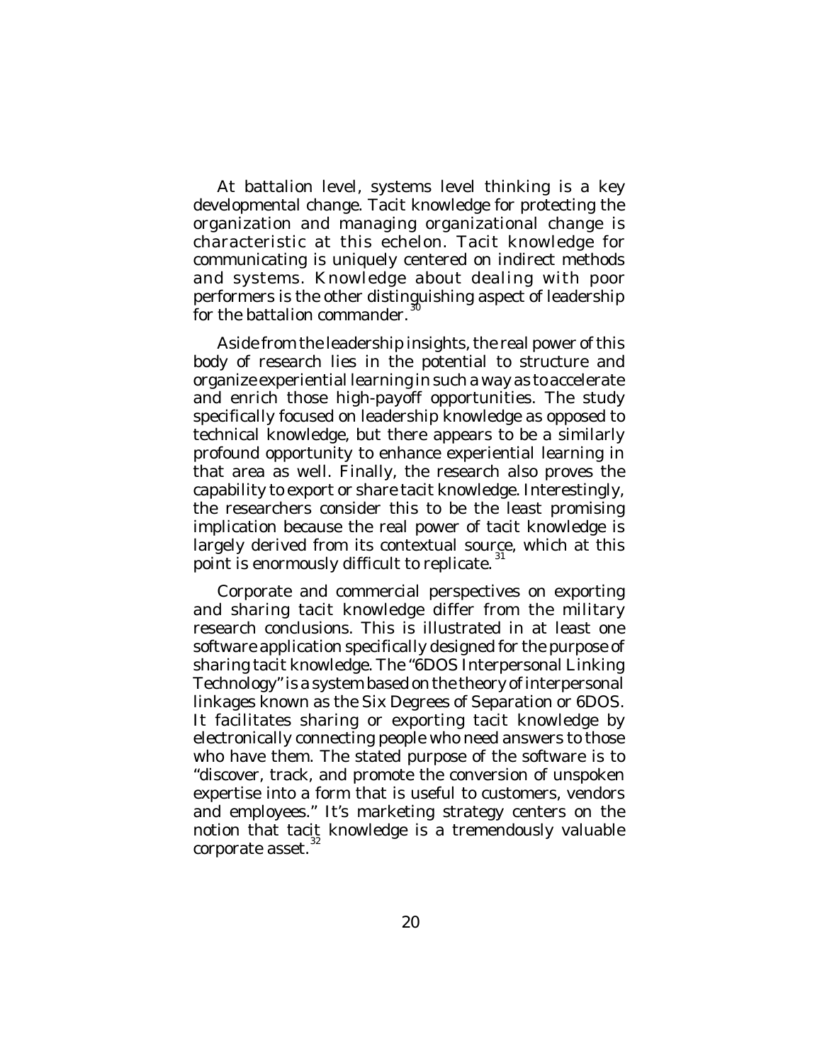At battalion level, systems level thinking is a key developmental change. Tacit knowledge for protecting the organization and managing organizational change is characteristic at this echelon. Tacit knowledge for communicating is uniquely centered on indirect methods and systems. Knowledge about dealing with poor performers is the other distinguishing aspect of leadership for the battalion commander.[30]

Aside from the leadership insights, the real power of this body of research lies in the potential to structure and organize experiential learning in such a way as to accelerate and enrich those high-payoff opportunities. The study specifically focused on leadership knowledge as opposed to technical knowledge, but there appears to be a similarly profound opportunity to enhance experiential learning in that area as well. Finally, the research also proves the capability to export or share tacit knowledge. Interestingly, the researchers consider this to be the least promising implication because the real power of tacit knowledge is largely derived from its contextual source, which at this point is enormously difficult to replicate.[31]

Corporate and commercial perspectives on exporting and sharing tacit knowledge differ from the military research conclusions. This is illustrated in at least one software application specifically designed for the purpose of sharing tacit knowledge. The "6DOS Interpersonal Linking Technology" is a system based on the theory of interpersonal linkages known as the Six Degrees of Separation or 6DOS. It facilitates sharing or exporting tacit knowledge by electronically connecting people who need answers to those who have them. The stated purpose of the software is to "discover, track, and promote the conversion of unspoken expertise into a form that is useful to customers, vendors and employees." It's marketing strategy centers on the notion that tacit knowledge is a tremendously valuable corporate asset.[32]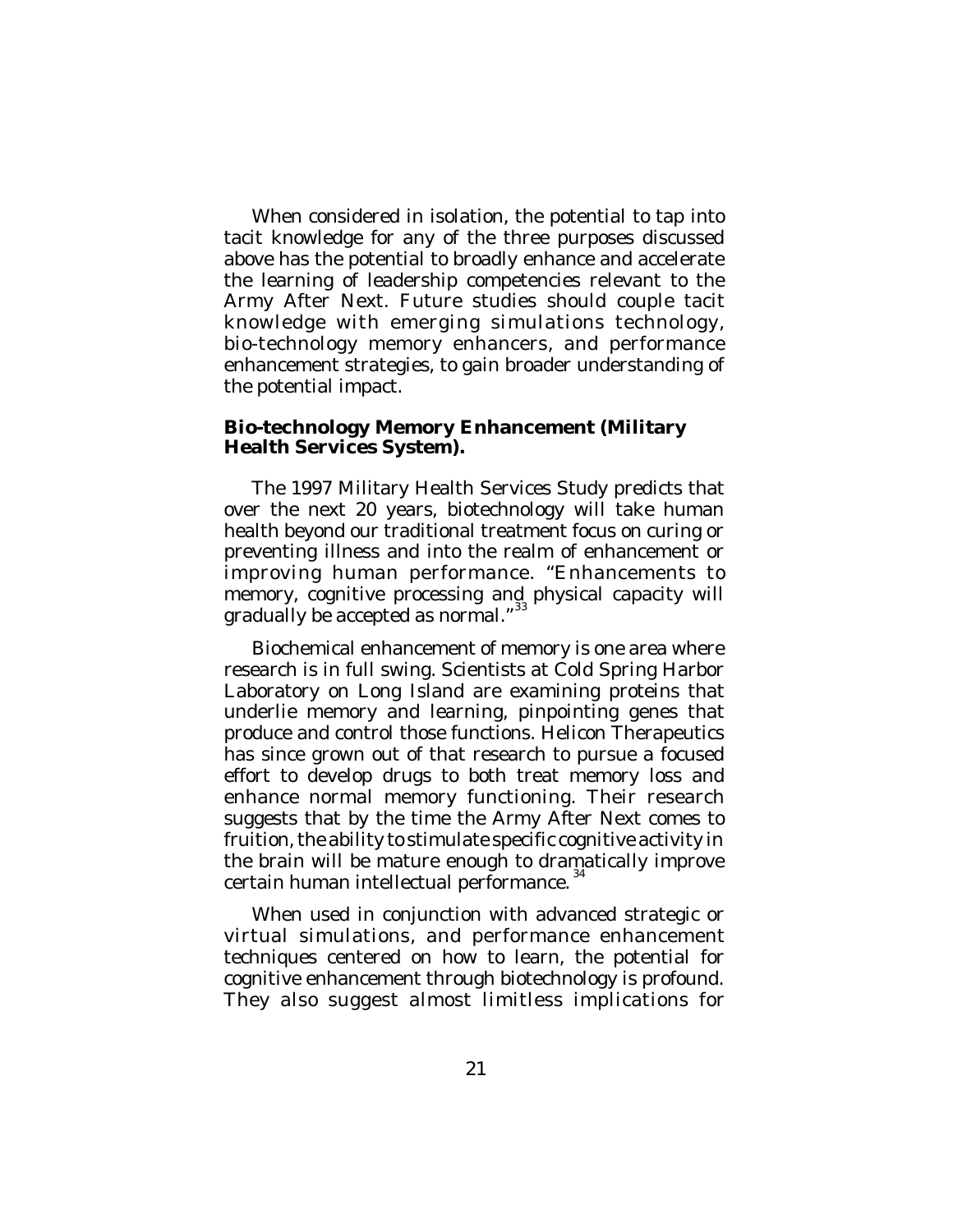When considered in isolation, the potential to tap into tacit knowledge for any of the three purposes discussed above has the potential to broadly enhance and accelerate the learning of leadership competencies relevant to the Army After Next. Future studies should couple tacit knowledge with emerging simulations technology, bio-technology memory enhancers, and performance enhancement strategies, to gain broader understanding of the potential impact.

**Bio-technology Memory Enhancement (Military Health Services System).**

The 1997 Military Health Services Study predicts that over the next 20 years, biotechnology will take human health beyond our traditional treatment focus on curing or preventing illness and into the realm of enhancement or improving human performance. "Enhancements to memory, cognitive processing and physical capacity will gradually be accepted as normal."[33]

Biochemical enhancement of memory is one area where research is in full swing. Scientists at Cold Spring Harbor Laboratory on Long Island are examining proteins that underlie memory and learning, pinpointing genes that produce and control those functions. Helicon Therapeutics has since grown out of that research to pursue a focused effort to develop drugs to both treat memory loss and enhance normal memory functioning. Their research suggests that by the time the Army After Next comes to fruition, the ability to stimulate specific cognitive activity in the brain will be mature enough to dramatically improve certain human intellectual performance.[34]

When used in conjunction with advanced strategic or virtual simulations, and performance enhancement techniques centered on how to learn, the potential for cognitive enhancement through biotechnology is profound. They also suggest almost limitless implications for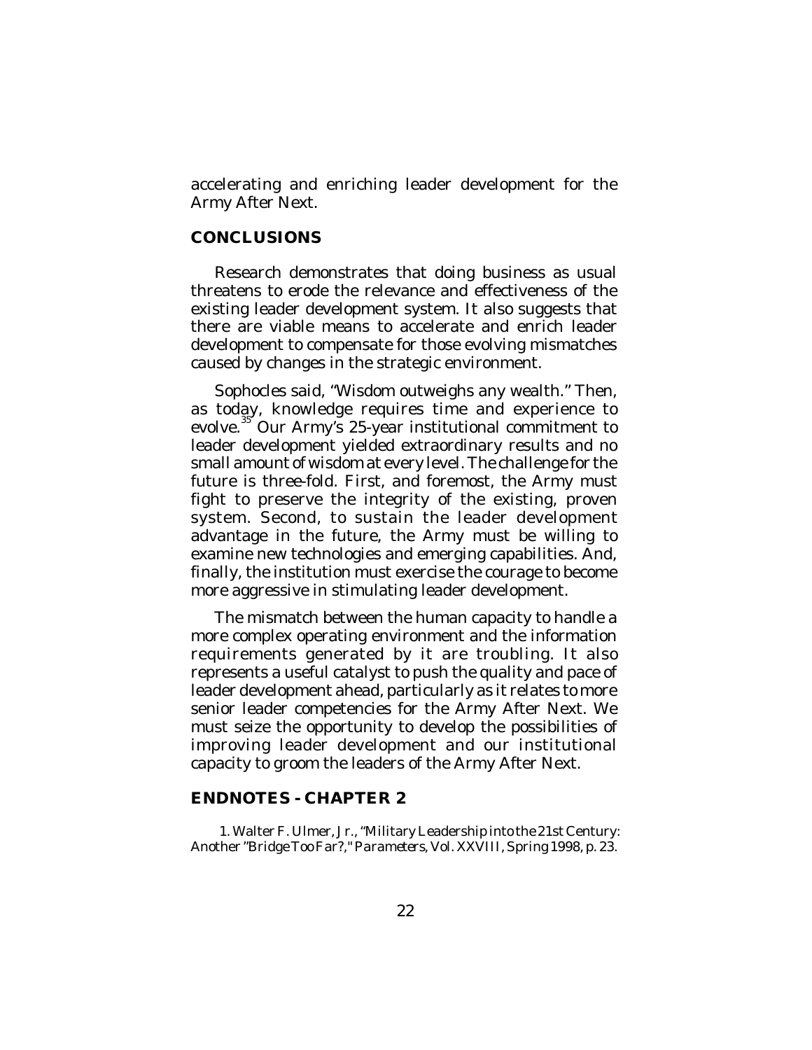accelerating and enriching leader development for the Army After Next.

## CONCLUSIONS

Research demonstrates that doing business as usual threatens to erode the relevance and effectiveness of the existing leader development system. It also suggests that there are viable means to accelerate and enrich leader development to compensate for those evolving mismatches caused by changes in the strategic environment.

Sophocles said, "Wisdom outweighs any wealth." Then, as today, knowledge requires time and experience to evolve.[35] Our Army's 25-year institutional commitment to leader development yielded extraordinary results and no small amount of wisdom at every level. The challenge for the future is three-fold. First, and foremost, the Army must fight to preserve the integrity of the existing, proven system. Second, to sustain the leader development advantage in the future, the Army must be willing to examine new technologies and emerging capabilities. And, finally, the institution must exercise the courage to become more aggressive in stimulating leader development.

The mismatch between the human capacity to handle a more complex operating environment and the information requirements generated by it are troubling. It also represents a useful catalyst to push the quality and pace of leader development ahead, particularly as it relates to more senior leader competencies for the Army After Next. We must seize the opportunity to develop the possibilities of improving leader development and our institutional capacity to groom the leaders of the Army After Next.

## ENDNOTES - CHAPTER 2

1. Walter F. Ulmer, Jr., "Military Leadership into the 21st Century: Another "Bridge Too Far?," *Parameters*, Vol. XXVIII, Spring 1998, p. 23.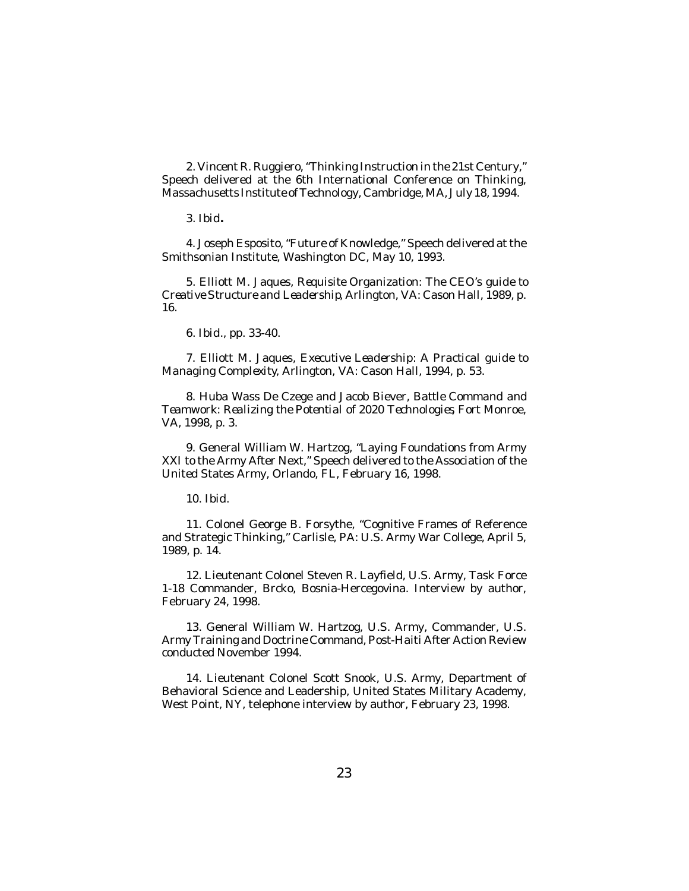2. Vincent R. Ruggiero, "Thinking Instruction in the 21st Century," Speech delivered at the 6th International Conference on Thinking, Massachusetts Institute of Technology, Cambridge, MA, July 18, 1994.

3. *Ibid***.**

4. Joseph Esposito, "Future of Knowledge," Speech delivered at the Smithsonian Institute, Washington DC, May 10, 1993.

5. Elliott M. Jaques, *Requisite Organization: The CEO's guide to Creative Structure and Leadership*, Arlington, VA: Cason Hall, 1989, p. 16.

6. *Ibid*., pp. 33-40.

7. Elliott M. Jaques, *Executive Leadership: A Practical guide to Managing Complexity*, Arlington, VA: Cason Hall, 1994, p. 53.

8. Huba Wass De Czege and Jacob Biever, *Battle Command and Teamwork: Realizing the Potential of 2020 Technologies*, Fort Monroe, VA, 1998, p. 3.

9. General William W. Hartzog, "Laying Foundations from Army XXI to the Army After Next," Speech delivered to the Association of the United States Army, Orlando, FL, February 16, 1998.

10. *Ibid*.

11. Colonel George B. Forsythe, "Cognitive Frames of Reference and Strategic Thinking," Carlisle, PA: U.S. Army War College, April 5, 1989, p. 14.

12. Lieutenant Colonel Steven R. Layfield, U.S. Army, Task Force 1-18 Commander, Brcko, Bosnia-Hercegovina. Interview by author, February 24, 1998.

13. General William W. Hartzog, U.S. Army, Commander, U.S. Army Training and Doctrine Command, Post-Haiti After Action Review conducted November 1994.

14. Lieutenant Colonel Scott Snook, U.S. Army, Department of Behavioral Science and Leadership, United States Military Academy, West Point, NY, telephone interview by author, February 23, 1998.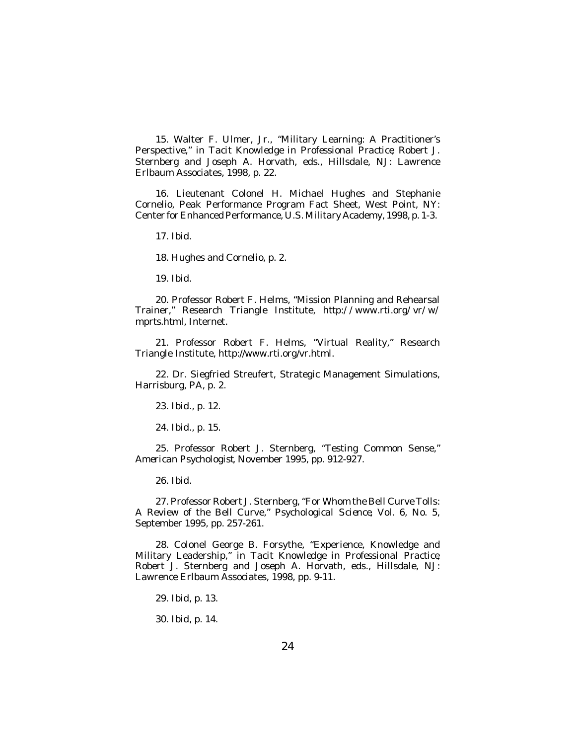15. Walter F. Ulmer, Jr., "Military Learning: A Practitioner's Perspective," in *Tacit Knowledge in Professional Practice*, Robert J. Sternberg and Joseph A. Horvath, eds., Hillsdale, NJ: Lawrence Erlbaum Associates, 1998, p. 22.

16. Lieutenant Colonel H. Michael Hughes and Stephanie Cornelio, Peak Performance Program Fact Sheet, West Point, NY: Center for Enhanced Performance, U.S. Military Academy, 1998, p. 1-3.

17. *Ibid*.

18. Hughes and Cornelio, p. 2.

19. *Ibid*.

20. Professor Robert F. Helms, "Mission Planning and Rehearsal Trainer," Research Triangle Institute, http://www.rti.org/vr/w/mprts.html, Internet.

21. Professor Robert F. Helms, "Virtual Reality," Research Triangle Institute, http://www.rti.org/vr.html.

22. Dr. Siegfried Streufert, Strategic Management Simulations, Harrisburg, PA, p. 2.

23. *Ibid*., p. 12.

24. *Ibid*., p. 15.

25. Professor Robert J. Sternberg, "Testing Common Sense," *American Psychologist*, November 1995, pp. 912-927.

26. *Ibid*.

27. Professor Robert J. Sternberg, "For Whom the Bell Curve Tolls: A Review of the Bell Curve," *Psychological Science*, Vol. 6, No. 5, September 1995, pp. 257-261.

28. Colonel George B. Forsythe, "Experience, Knowledge and Military Leadership," in *Tacit Knowledge in Professional Practice*, Robert J. Sternberg and Joseph A. Horvath, eds., Hillsdale, NJ: Lawrence Erlbaum Associates, 1998, pp. 9-11.

29. *Ibid*, p. 13.

30. *Ibid*, p. 14.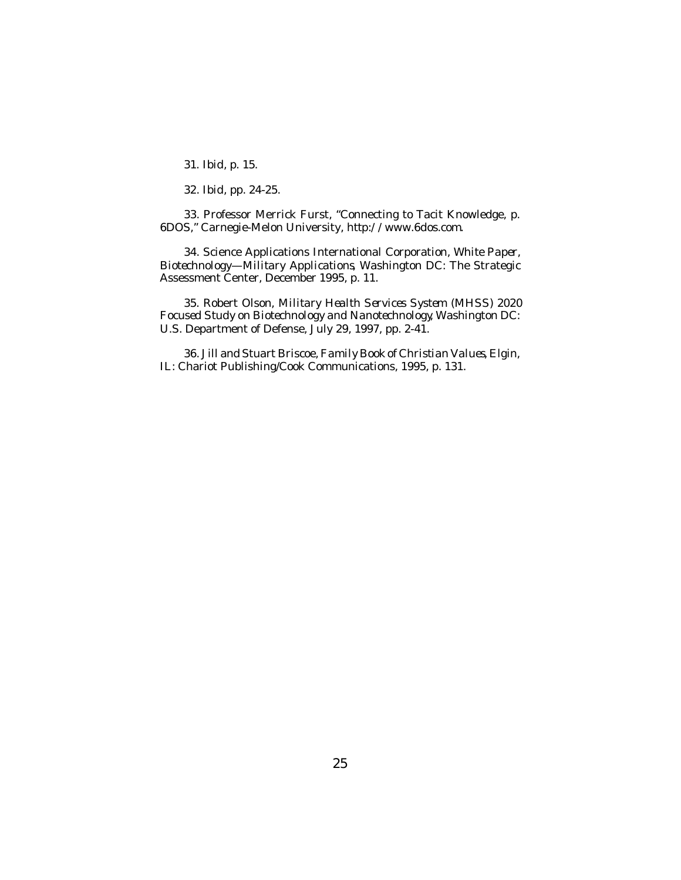31. *Ibid*, p. 15.

32. *Ibid*, pp. 24-25.

33. Professor Merrick Furst, "Connecting to Tacit Knowledge, p. 6DOS," Carnegie-Melon University, http://www.6dos.com.

34. Science Applications International Corporation, White Paper, *Biotechnology—Military Applications*, Washington DC: The Strategic Assessment Center, December 1995, p. 11.

35. Robert Olson, *Military Health Services System (MHSS) 2020 Focused Study on Biotechnology and Nanotechnology*, Washington DC: U.S. Department of Defense, July 29, 1997, pp. 2-41.

36. Jill and Stuart Briscoe, *Family Book of Christian Values*, Elgin, IL: Chariot Publishing/Cook Communications, 1995, p. 131.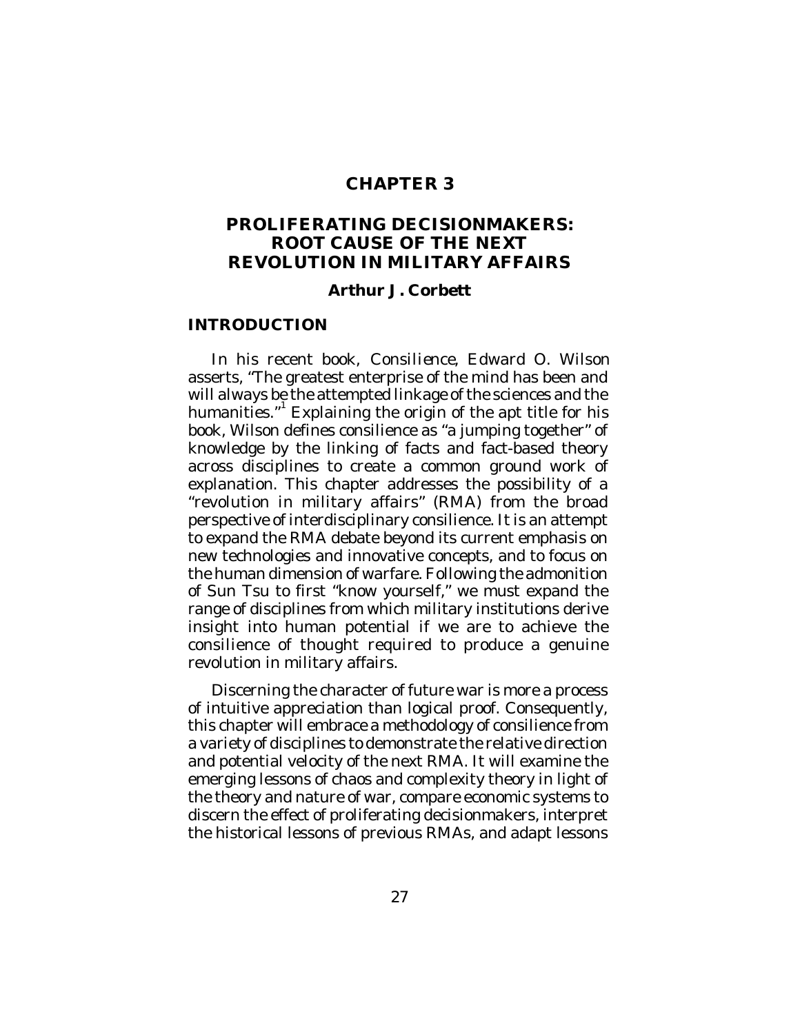# CHAPTER 3

# PROLIFERATING DECISIONMAKERS: ROOT CAUSE OF THE NEXT REVOLUTION IN MILITARY AFFAIRS

### Arthur J. Corbett

## INTRODUCTION

In his recent book, *Consilience*, Edward O. Wilson asserts, "The greatest enterprise of the mind has been and will always be the attempted linkage of the sciences and the humanities."[1] Explaining the origin of the apt title for his book, Wilson defines consilience as "a jumping together" of knowledge by the linking of facts and fact-based theory across disciplines to create a common ground work of explanation. This chapter addresses the possibility of a "revolution in military affairs" (RMA) from the broad perspective of interdisciplinary consilience. It is an attempt to expand the RMA debate beyond its current emphasis on new technologies and innovative concepts, and to focus on the human dimension of warfare. Following the admonition of Sun Tsu to first "know yourself," we must expand the range of disciplines from which military institutions derive insight into human potential if we are to achieve the consilience of thought required to produce a genuine revolution in military affairs.

Discerning the character of future war is more a process of intuitive appreciation than logical proof. Consequently, this chapter will embrace a methodology of consilience from a variety of disciplines to demonstrate the relative direction and potential velocity of the next RMA. It will examine the emerging lessons of chaos and complexity theory in light of the theory and nature of war, compare economic systems to discern the effect of proliferating decisionmakers, interpret the historical lessons of previous RMAs, and adapt lessons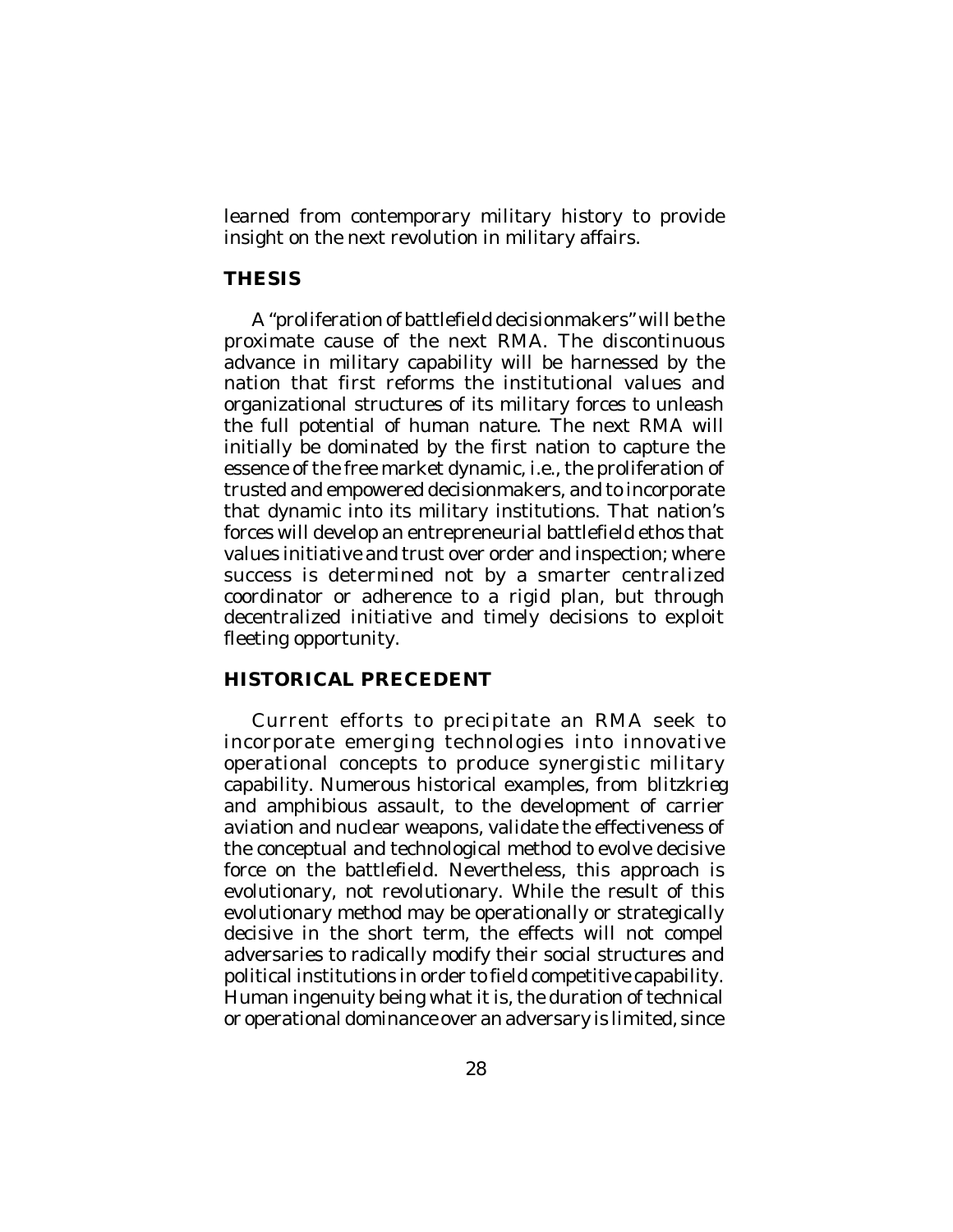learned from contemporary military history to provide insight on the next revolution in military affairs.

## THESIS

A "proliferation of battlefield decisionmakers" will be the proximate cause of the next RMA. The discontinuous advance in military capability will be harnessed by the nation that first reforms the institutional values and organizational structures of its military forces to unleash the full potential of human nature. The next RMA will initially be dominated by the first nation to capture the essence of the free market dynamic, i.e., the proliferation of trusted and empowered decisionmakers, and to incorporate that dynamic into its military institutions. That nation's forces will develop an entrepreneurial battlefield ethos that values initiative and trust over order and inspection; where success is determined not by a smarter centralized coordinator or adherence to a rigid plan, but through decentralized initiative and timely decisions to exploit fleeting opportunity.

## HISTORICAL PRECEDENT

Current efforts to precipitate an RMA seek to incorporate emerging technologies into innovative operational concepts to produce synergistic military capability. Numerous historical examples, from *blitzkrieg* and amphibious assault, to the development of carrier aviation and nuclear weapons, validate the effectiveness of the conceptual and technological method to evolve decisive force on the battlefield. Nevertheless, this approach is evolutionary, not revolutionary. While the result of this evolutionary method may be operationally or strategically decisive in the short term, the effects will not compel adversaries to radically modify their social structures and political institutions in order to field competitive capability. Human ingenuity being what it is, the duration of technical or operational dominance over an adversary is limited, since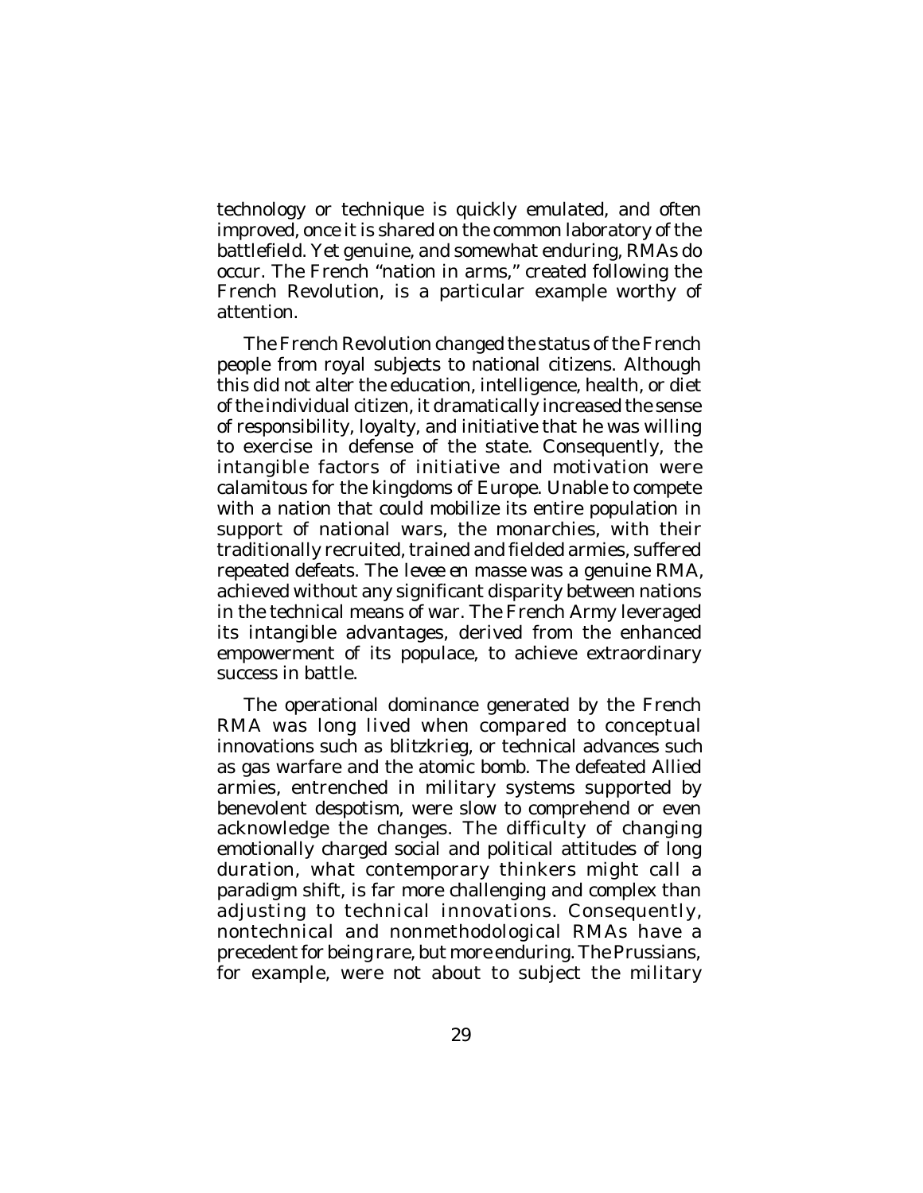technology or technique is quickly emulated, and often improved, once it is shared on the common laboratory of the battlefield. Yet genuine, and somewhat enduring, RMAs do occur. The French "nation in arms," created following the French Revolution, is a particular example worthy of attention.

The French Revolution changed the status of the French people from royal subjects to national citizens. Although this did not alter the education, intelligence, health, or diet of the individual citizen, it dramatically increased the sense of responsibility, loyalty, and initiative that he was willing to exercise in defense of the state. Consequently, the intangible factors of initiative and motivation were calamitous for the kingdoms of Europe. Unable to compete with a nation that could mobilize its entire population in support of national wars, the monarchies, with their traditionally recruited, trained and fielded armies, suffered repeated defeats. The *levee en masse* was a genuine RMA, achieved without any significant disparity between nations in the technical means of war. The French Army leveraged its intangible advantages, derived from the enhanced empowerment of its populace, to achieve extraordinary success in battle.

The operational dominance generated by the French RMA was long lived when compared to conceptual innovations such as blitzkrieg, or technical advances such as gas warfare and the atomic bomb. The defeated Allied armies, entrenched in military systems supported by benevolent despotism, were slow to comprehend or even acknowledge the changes. The difficulty of changing emotionally charged social and political attitudes of long duration, what contemporary thinkers might call a paradigm shift, is far more challenging and complex than adjusting to technical innovations. Consequently, nontechnical and nonmethodological RMAs have a precedent for being rare, but more enduring. The Prussians, for example, were not about to subject the military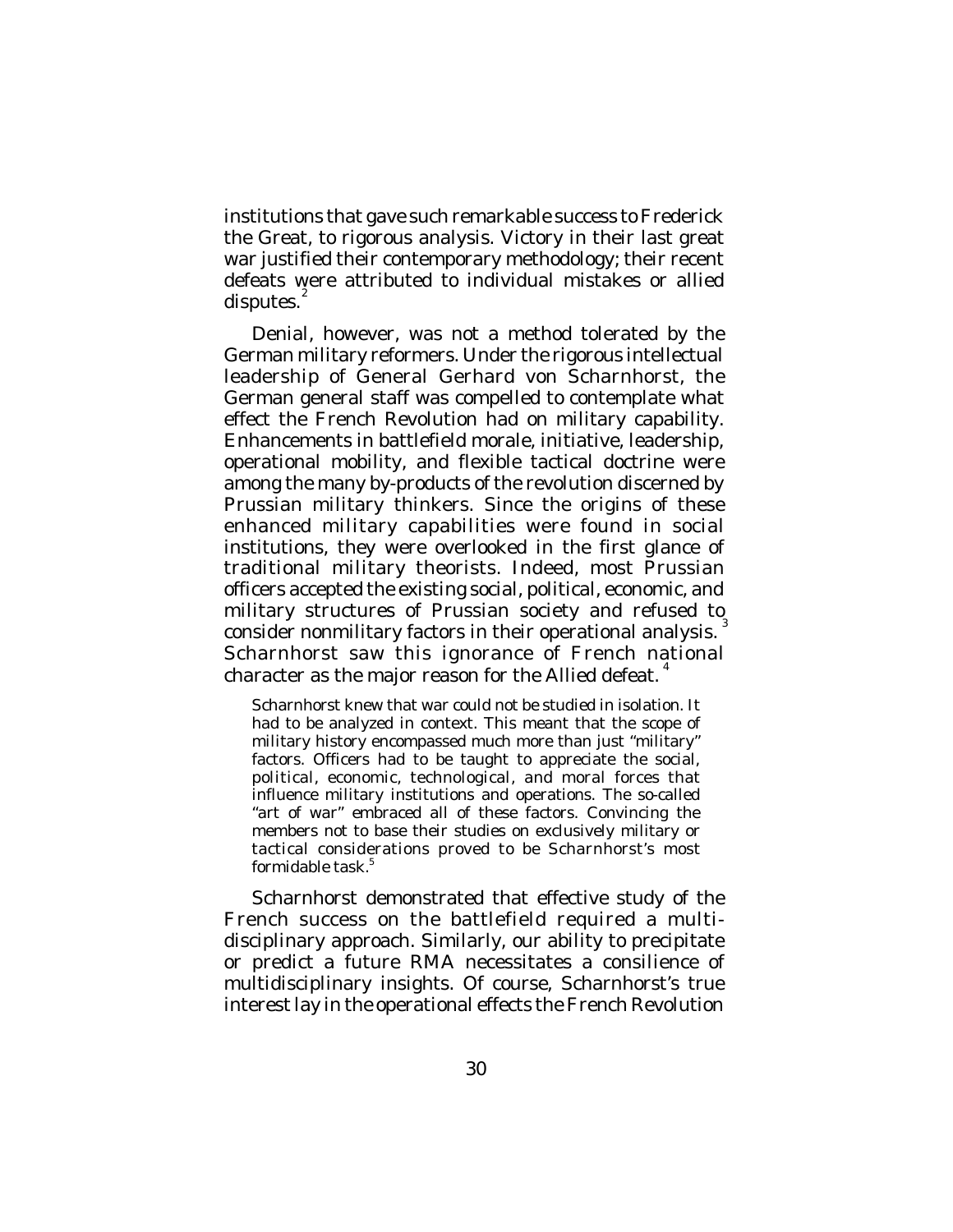institutions that gave such remarkable success to Frederick the Great, to rigorous analysis. Victory in their last great war justified their contemporary methodology; their recent defeats were attributed to individual mistakes or allied disputes.[2]

Denial, however, was not a method tolerated by the German military reformers. Under the rigorous intellectual leadership of General Gerhard von Scharnhorst, the German general staff was compelled to contemplate what effect the French Revolution had on military capability. Enhancements in battlefield morale, initiative, leadership, operational mobility, and flexible tactical doctrine were among the many by-products of the revolution discerned by Prussian military thinkers. Since the origins of these enhanced military capabilities were found in social institutions, they were overlooked in the first glance of traditional military theorists. Indeed, most Prussian officers accepted the existing social, political, economic, and military structures of Prussian society and refused to consider nonmilitary factors in their operational analysis.[3] Scharnhorst saw this ignorance of French national character as the major reason for the Allied defeat.[4]

> Scharnhorst knew that war could not be studied in isolation. It had to be analyzed in context. This meant that the scope of military history encompassed much more than just "military" factors. Officers had to be taught to appreciate the social, political, economic, technological, and moral forces that influence military institutions and operations. The so-called "art of war" embraced all of these factors. Convincing the members not to base their studies on exclusively military or tactical considerations proved to be Scharnhorst's most formidable task.[5]

Scharnhorst demonstrated that effective study of the French success on the battlefield required a multidisciplinary approach. Similarly, our ability to precipitate or predict a future RMA necessitates a consilience of multidisciplinary insights. Of course, Scharnhorst's true interest lay in the operational effects the French Revolution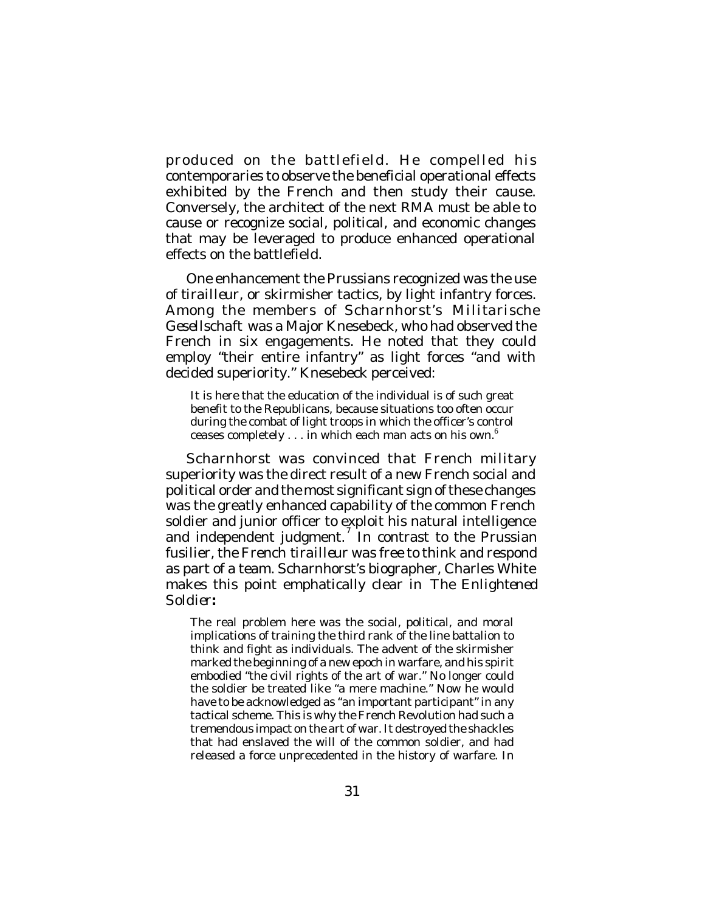produced on the battlefield. He compelled his contemporaries to observe the beneficial operational effects exhibited by the French and then study their cause. Conversely, the architect of the next RMA must be able to cause or recognize social, political, and economic changes that may be leveraged to produce enhanced operational effects on the battlefield.

One enhancement the Prussians recognized was the use of *tirailleur*, or skirmisher tactics, by light infantry forces. Among the members of Scharnhorst's *Militarische Gesellschaft* was a Major Knesebeck, who had observed the French in six engagements. He noted that they could employ "their entire infantry" as light forces "and with decided superiority." Knesebeck perceived:

> It is here that the education of the individual is of such great benefit to the Republicans, because situations too often occur during the combat of light troops in which the officer's control ceases completely . . . in which each man acts on his own.[6]

Scharnhorst was convinced that French military superiority was the direct result of a new French social and political order and the most significant sign of these changes was the greatly enhanced capability of the common French soldier and junior officer to exploit his natural intelligence and independent judgment.[7] In contrast to the Prussian fusilier, the French *tirailleur* was free to think and respond as part of a team. Scharnhorst's biographer, Charles White makes this point emphatically clear in *The Enlightened Soldier***:**

> The real problem here was the social, political, and moral implications of training the third rank of the line battalion to think and fight as individuals. The advent of the skirmisher marked the beginning of a new epoch in warfare, and his spirit embodied "the civil rights of the art of war." No longer could the soldier be treated like "a mere machine." Now he would have to be acknowledged as "an important participant" in any tactical scheme. This is why the French Revolution had such a tremendous impact on the art of war. It destroyed the shackles that had enslaved the will of the common soldier, and had released a force unprecedented in the history of warfare. In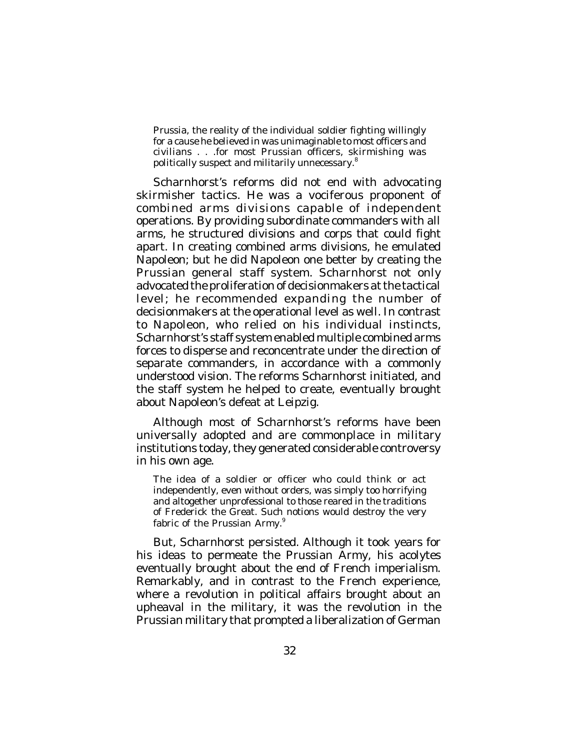> Prussia, the reality of the individual soldier fighting willingly for a cause he believed in was unimaginable to most officers and civilians . . .for most Prussian officers, skirmishing was politically suspect and militarily unnecessary.[8]

Scharnhorst's reforms did not end with advocating skirmisher tactics. He was a vociferous proponent of combined arms divisions capable of independent operations. By providing subordinate commanders with all arms, he structured divisions and corps that could fight apart. In creating combined arms divisions, he emulated Napoleon; but he did Napoleon one better by creating the Prussian general staff system. Scharnhorst not only advocated the proliferation of decisionmakers at the tactical level; he recommended expanding the number of decisionmakers at the operational level as well. In contrast to Napoleon, who relied on his individual instincts, Scharnhorst's staff system enabled multiple combined arms forces to disperse and reconcentrate under the direction of separate commanders, in accordance with a commonly understood vision. The reforms Scharnhorst initiated, and the staff system he helped to create, eventually brought about Napoleon's defeat at Leipzig.

Although most of Scharnhorst's reforms have been universally adopted and are commonplace in military institutions today, they generated considerable controversy in his own age.

> The idea of a soldier or officer who could think or act independently, even without orders, was simply too horrifying and altogether unprofessional to those reared in the traditions of Frederick the Great. Such notions would destroy the very fabric of the Prussian Army.[9]

But, Scharnhorst persisted. Although it took years for his ideas to permeate the Prussian Army, his acolytes eventually brought about the end of French imperialism. Remarkably, and in contrast to the French experience, where a revolution in political affairs brought about an upheaval in the military, it was the revolution in the Prussian military that prompted a liberalization of German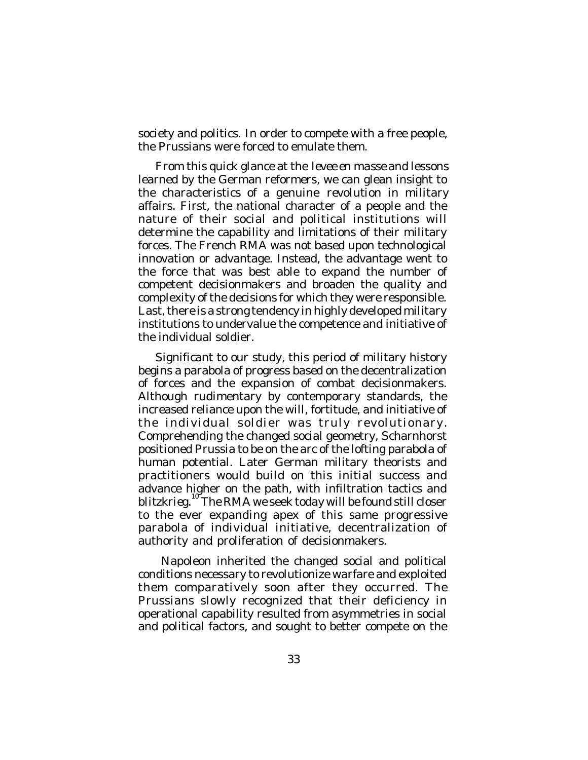society and politics. In order to compete with a free people, the Prussians were forced to emulate them.

From this quick glance at the *levee en masse* and lessons learned by the German reformers, we can glean insight to the characteristics of a genuine revolution in military affairs. First, the national character of a people and the nature of their social and political institutions will determine the capability and limitations of their military forces. The French RMA was not based upon technological innovation or advantage. Instead, the advantage went to the force that was best able to expand the number of competent decisionmakers and broaden the quality and complexity of the decisions for which they were responsible. Last, there is a strong tendency in highly developed military institutions to undervalue the competence and initiative of the individual soldier.

Significant to our study, this period of military history begins a parabola of progress based on the decentralization of forces and the expansion of combat decisionmakers. Although rudimentary by contemporary standards, the increased reliance upon the will, fortitude, and initiative of the individual soldier was truly revolutionary. Comprehending the changed social geometry, Scharnhorst positioned Prussia to be on the arc of the lofting parabola of human potential. Later German military theorists and practitioners would build on this initial success and advance higher on the path, with infiltration tactics and *blitzkrieg*.[10] The RMA we seek today will be found still closer to the ever expanding apex of this same progressive parabola of individual initiative, decentralization of authority and proliferation of decisionmakers.

Napoleon inherited the changed social and political conditions necessary to revolutionize warfare and exploited them comparatively soon after they occurred. The Prussians slowly recognized that their deficiency in operational capability resulted from asymmetries in social and political factors, and sought to better compete on the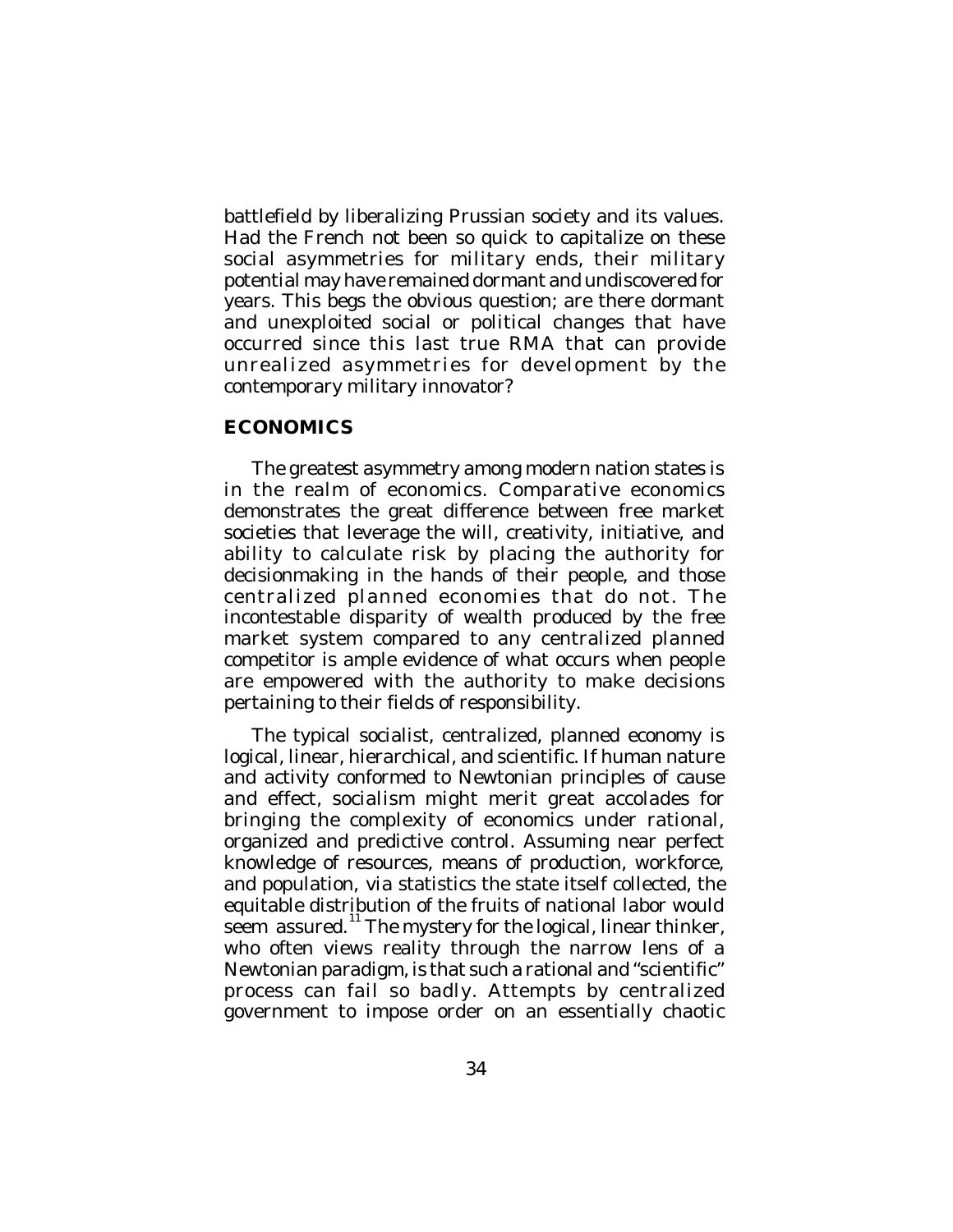battlefield by liberalizing Prussian society and its values. Had the French not been so quick to capitalize on these social asymmetries for military ends, their military potential may have remained dormant and undiscovered for years. This begs the obvious question; are there dormant and unexploited social or political changes that have occurred since this last true RMA that can provide unrealized asymmetries for development by the contemporary military innovator?

## ECONOMICS

The greatest asymmetry among modern nation states is in the realm of economics. Comparative economics demonstrates the great difference between free market societies that leverage the will, creativity, initiative, and ability to calculate risk by placing the authority for decisionmaking in the hands of their people, and those centralized planned economies that do not. The incontestable disparity of wealth produced by the free market system compared to any centralized planned competitor is ample evidence of what occurs when people are empowered with the authority to make decisions pertaining to their fields of responsibility.

The typical socialist, centralized, planned economy is logical, linear, hierarchical, and scientific. If human nature and activity conformed to Newtonian principles of cause and effect, socialism might merit great accolades for bringing the complexity of economics under rational, organized and predictive control. Assuming near perfect knowledge of resources, means of production, workforce, and population, via statistics the state itself collected, the equitable distribution of the fruits of national labor would seem assured.[11] The mystery for the logical, linear thinker, who often views reality through the narrow lens of a Newtonian paradigm, is that such a rational and "scientific" process can fail so badly. Attempts by centralized government to impose order on an essentially chaotic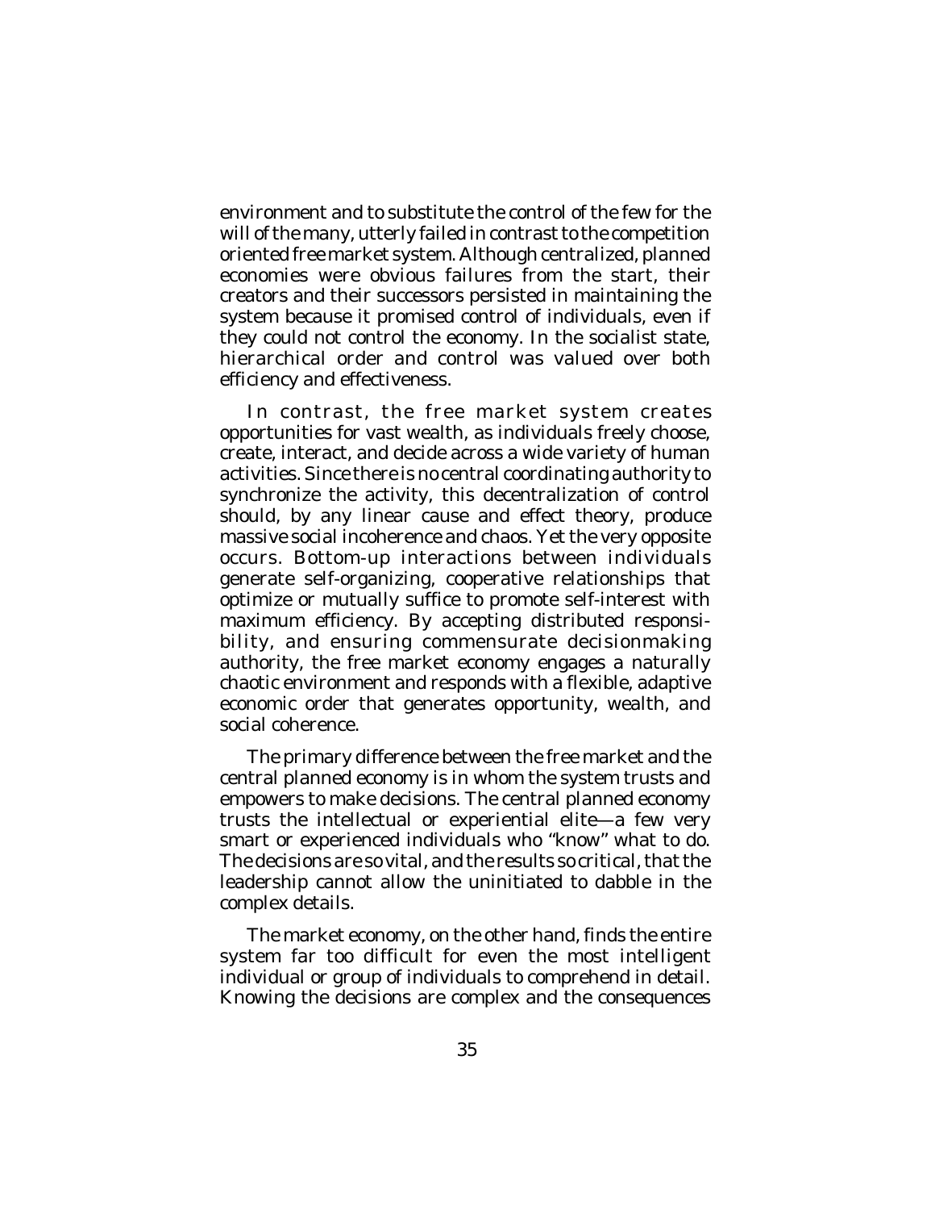environment and to substitute the control of the few for the will of the many, utterly failed in contrast to the competition oriented free market system. Although centralized, planned economies were obvious failures from the start, their creators and their successors persisted in maintaining the system because it promised control of individuals, even if they could not control the economy. In the socialist state, hierarchical order and control was valued over both efficiency and effectiveness.

In contrast, the free market system creates opportunities for vast wealth, as individuals freely choose, create, interact, and decide across a wide variety of human activities. Since there is no central coordinating authority to synchronize the activity, this decentralization of control should, by any linear cause and effect theory, produce massive social incoherence and chaos. Yet the very opposite occurs. Bottom-up interactions between individuals generate self-organizing, cooperative relationships that optimize or mutually suffice to promote self-interest with maximum efficiency. By accepting distributed responsibility, and ensuring commensurate decisionmaking authority, the free market economy engages a naturally chaotic environment and responds with a flexible, adaptive economic order that generates opportunity, wealth, and social coherence.

The primary difference between the free market and the central planned economy is in whom the system trusts and empowers to make decisions. The central planned economy trusts the intellectual or experiential elite—a few very smart or experienced individuals who "know" what to do. The decisions are so vital, and the results so critical, that the leadership cannot allow the uninitiated to dabble in the complex details.

The market economy, on the other hand, finds the entire system far too difficult for even the most intelligent individual or group of individuals to comprehend in detail. Knowing the decisions are complex and the consequences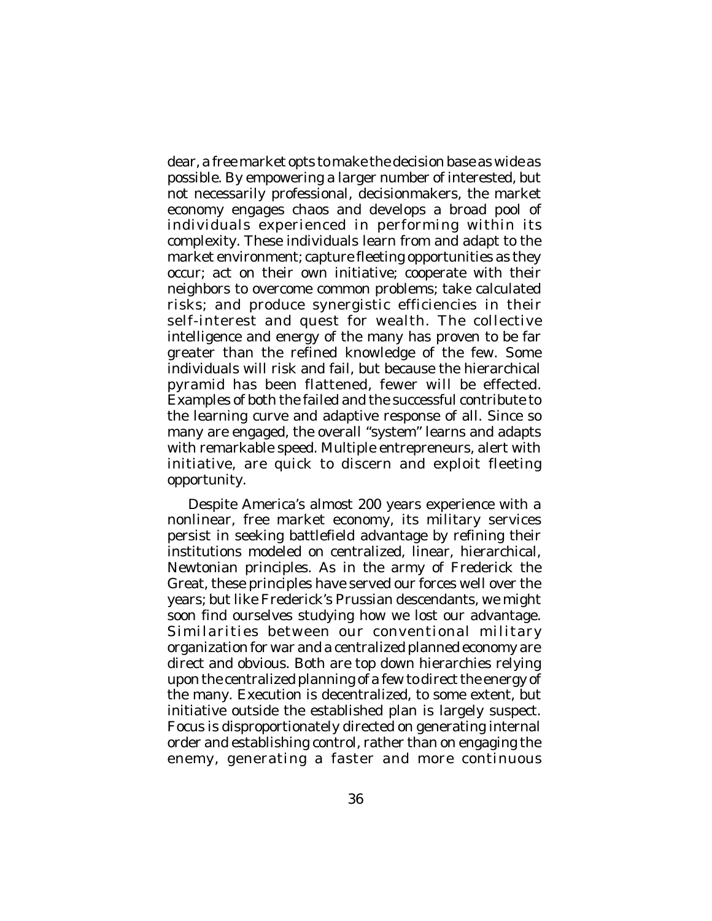dear, a free market opts to make the decision base as wide as possible. By empowering a larger number of interested, but not necessarily professional, decisionmakers, the market economy engages chaos and develops a broad pool of individuals experienced in performing within its complexity. These individuals learn from and adapt to the market environment; capture fleeting opportunities as they occur; act on their own initiative; cooperate with their neighbors to overcome common problems; take calculated risks; and produce synergistic efficiencies in their self-interest and quest for wealth. The collective intelligence and energy of the many has proven to be far greater than the refined knowledge of the few. Some individuals will risk and fail, but because the hierarchical pyramid has been flattened, fewer will be effected. Examples of both the failed and the successful contribute to the learning curve and adaptive response of all. Since so many are engaged, the overall "system" learns and adapts with remarkable speed. Multiple entrepreneurs, alert with initiative, are quick to discern and exploit fleeting opportunity.

Despite America's almost 200 years experience with a nonlinear, free market economy, its military services persist in seeking battlefield advantage by refining their institutions modeled on centralized, linear, hierarchical, Newtonian principles. As in the army of Frederick the Great, these principles have served our forces well over the years; but like Frederick's Prussian descendants, we might soon find ourselves studying how we lost our advantage. Similarities between our conventional military organization for war and a centralized planned economy are direct and obvious. Both are top down hierarchies relying upon the centralized planning of a few to direct the energy of the many. Execution is decentralized, to some extent, but initiative outside the established plan is largely suspect. Focus is disproportionately directed on generating internal order and establishing control, rather than on engaging the enemy, generating a faster and more continuous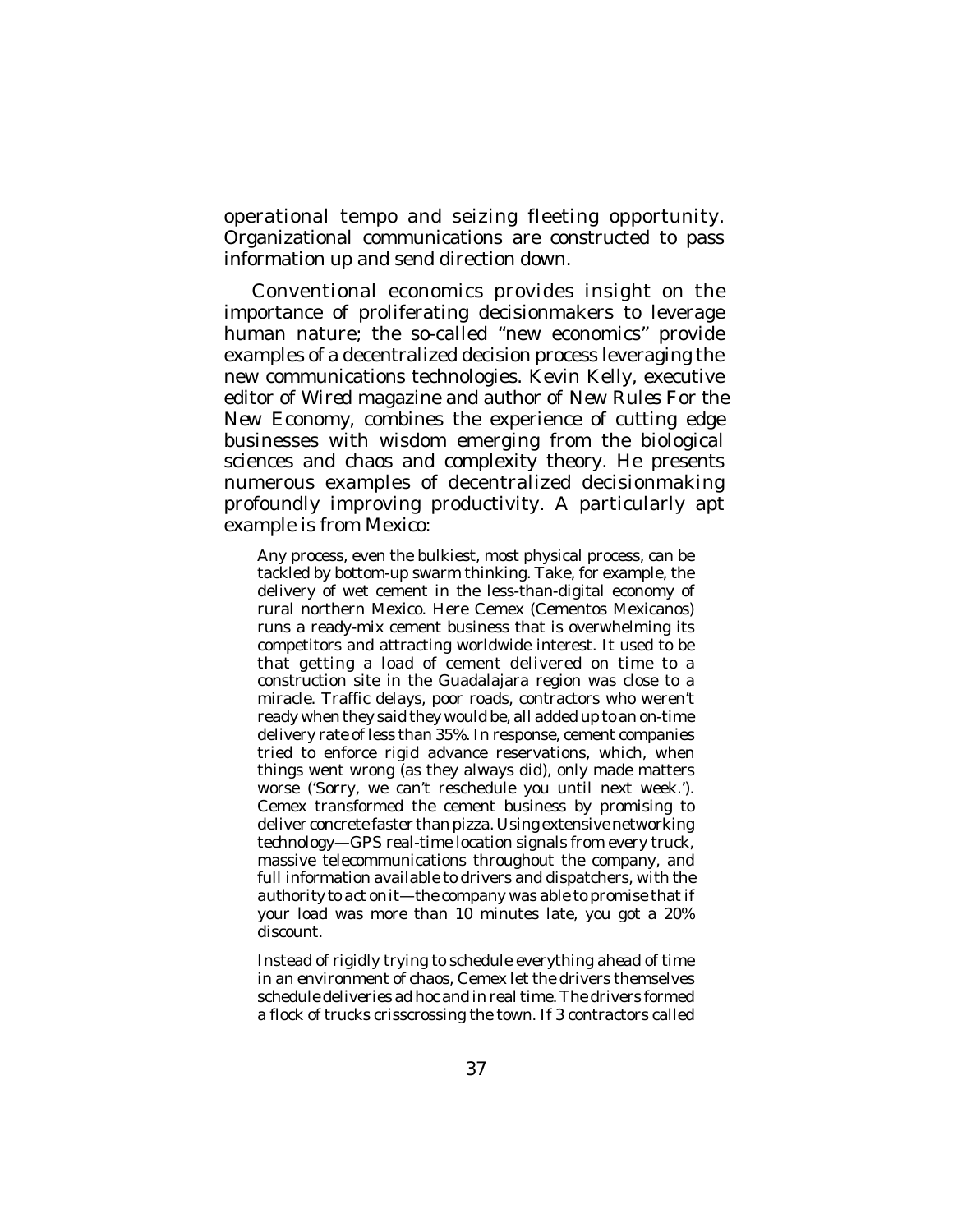operational tempo and seizing fleeting opportunity. Organizational communications are constructed to pass information up and send direction down.

Conventional economics provides insight on the importance of proliferating decisionmakers to leverage human nature; the so-called "new economics" provide examples of a decentralized decision process leveraging the new communications technologies. Kevin Kelly, executive editor of *Wired* magazine and author of *New Rules For the New Economy*, combines the experience of cutting edge businesses with wisdom emerging from the biological sciences and chaos and complexity theory. He presents numerous examples of decentralized decisionmaking profoundly improving productivity. A particularly apt example is from Mexico:

> Any process, even the bulkiest, most physical process, can be tackled by bottom-up swarm thinking. Take, for example, the delivery of wet cement in the less-than-digital economy of rural northern Mexico. Here Cemex (Cementos Mexicanos) runs a ready-mix cement business that is overwhelming its competitors and attracting worldwide interest. It used to be that getting a load of cement delivered on time to a construction site in the Guadalajara region was close to a miracle. Traffic delays, poor roads, contractors who weren't ready when they said they would be, all added up to an on-time delivery rate of less than 35%. In response, cement companies tried to enforce rigid advance reservations, which, when things went wrong (as they always did), only made matters worse ('Sorry, we can't reschedule you until next week.'). Cemex transformed the cement business by promising to deliver concrete faster than pizza. Using extensive networking technology—GPS real-time location signals from every truck, massive telecommunications throughout the company, and full information available to drivers and dispatchers, with the authority to act on it—the company was able to promise that if your load was more than 10 minutes late, you got a 20% discount.
>
> Instead of rigidly trying to schedule everything ahead of time in an environment of chaos, Cemex let the drivers themselves schedule deliveries ad hoc and in real time. The drivers formed a flock of trucks crisscrossing the town. If 3 contractors called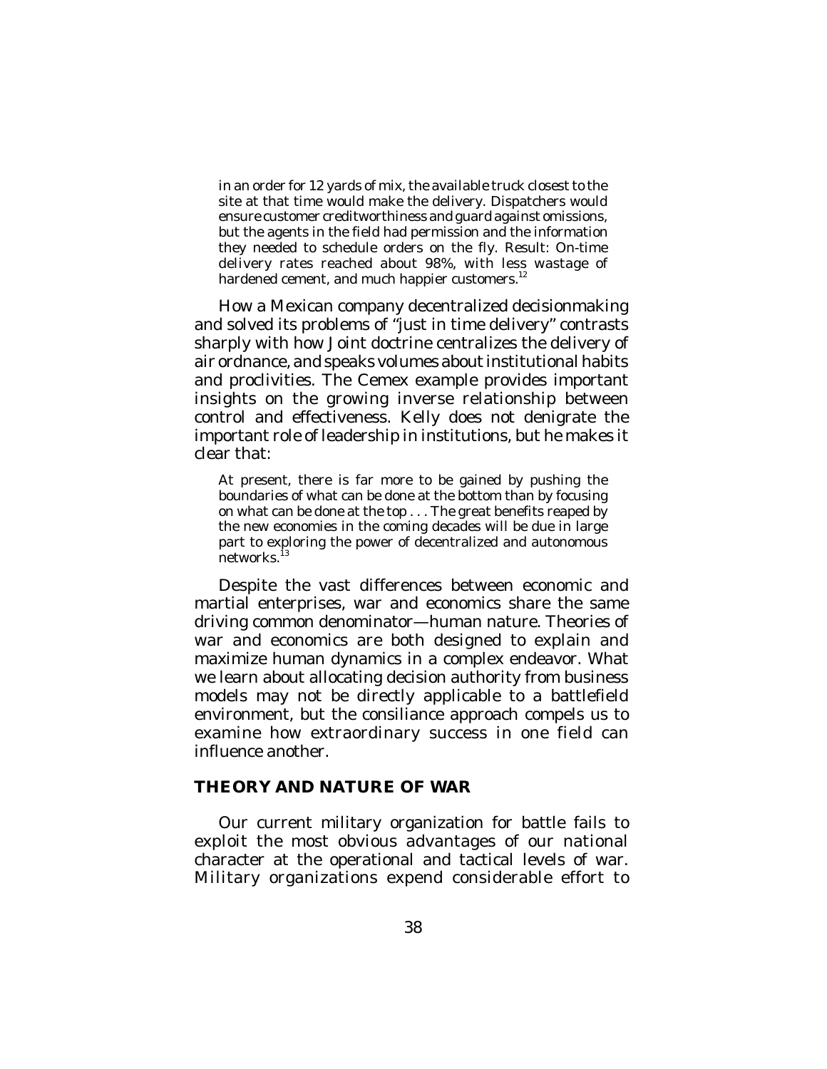in an order for 12 yards of mix, the available truck closest to the site at that time would make the delivery. Dispatchers would ensure customer creditworthiness and guard against omissions, but the agents in the field had permission and the information they needed to schedule orders on the fly. Result: On-time delivery rates reached about 98%, with less wastage of hardened cement, and much happier customers.[12]

How a Mexican company decentralized decisionmaking and solved its problems of "just in time delivery" contrasts sharply with how Joint doctrine centralizes the delivery of air ordnance, and speaks volumes about institutional habits and proclivities. The Cemex example provides important insights on the growing inverse relationship between control and effectiveness. Kelly does not denigrate the important role of leadership in institutions, but he makes it clear that:

> At present, there is far more to be gained by pushing the boundaries of what can be done at the bottom than by focusing on what can be done at the top . . . The great benefits reaped by the new economies in the coming decades will be due in large part to exploring the power of decentralized and autonomous networks.[13]

Despite the vast differences between economic and martial enterprises, war and economics share the same driving common denominator—human nature. Theories of war and economics are both designed to explain and maximize human dynamics in a complex endeavor. What we learn about allocating decision authority from business models may not be directly applicable to a battlefield environment, but the consiliance approach compels us to examine how extraordinary success in one field can influence another.

## THEORY AND NATURE OF WAR

Our current military organization for battle fails to exploit the most obvious advantages of our national character at the operational and tactical levels of war. Military organizations expend considerable effort to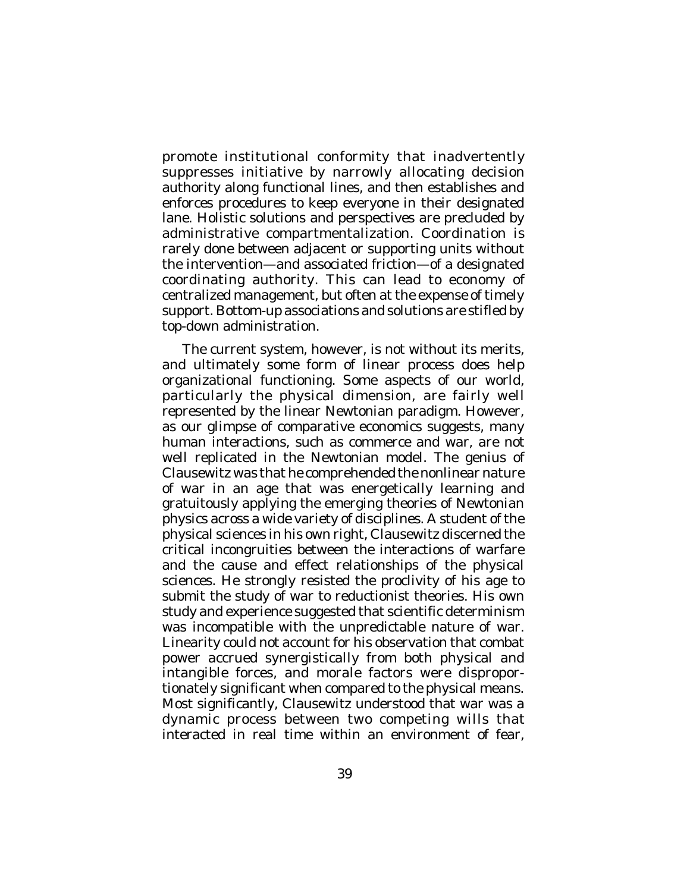promote institutional conformity that inadvertently suppresses initiative by narrowly allocating decision authority along functional lines, and then establishes and enforces procedures to keep everyone in their designated lane. Holistic solutions and perspectives are precluded by administrative compartmentalization. Coordination is rarely done between adjacent or supporting units without the intervention—and associated friction—of a designated coordinating authority. This can lead to economy of centralized management, but often at the expense of timely support. Bottom-up associations and solutions are stifled by top-down administration.

The current system, however, is not without its merits, and ultimately some form of linear process does help organizational functioning. Some aspects of our world, particularly the physical dimension, are fairly well represented by the linear Newtonian paradigm. However, as our glimpse of comparative economics suggests, many human interactions, such as commerce and war, are not well replicated in the Newtonian model. The genius of Clausewitz was that he comprehended the nonlinear nature of war in an age that was energetically learning and gratuitously applying the emerging theories of Newtonian physics across a wide variety of disciplines. A student of the physical sciences in his own right, Clausewitz discerned the critical incongruities between the interactions of warfare and the cause and effect relationships of the physical sciences. He strongly resisted the proclivity of his age to submit the study of war to reductionist theories. His own study and experience suggested that scientific determinism was incompatible with the unpredictable nature of war. Linearity could not account for his observation that combat power accrued synergistically from both physical and intangible forces, and morale factors were disproportionately significant when compared to the physical means. Most significantly, Clausewitz understood that war was a dynamic process between two competing wills that interacted in real time within an environment of fear,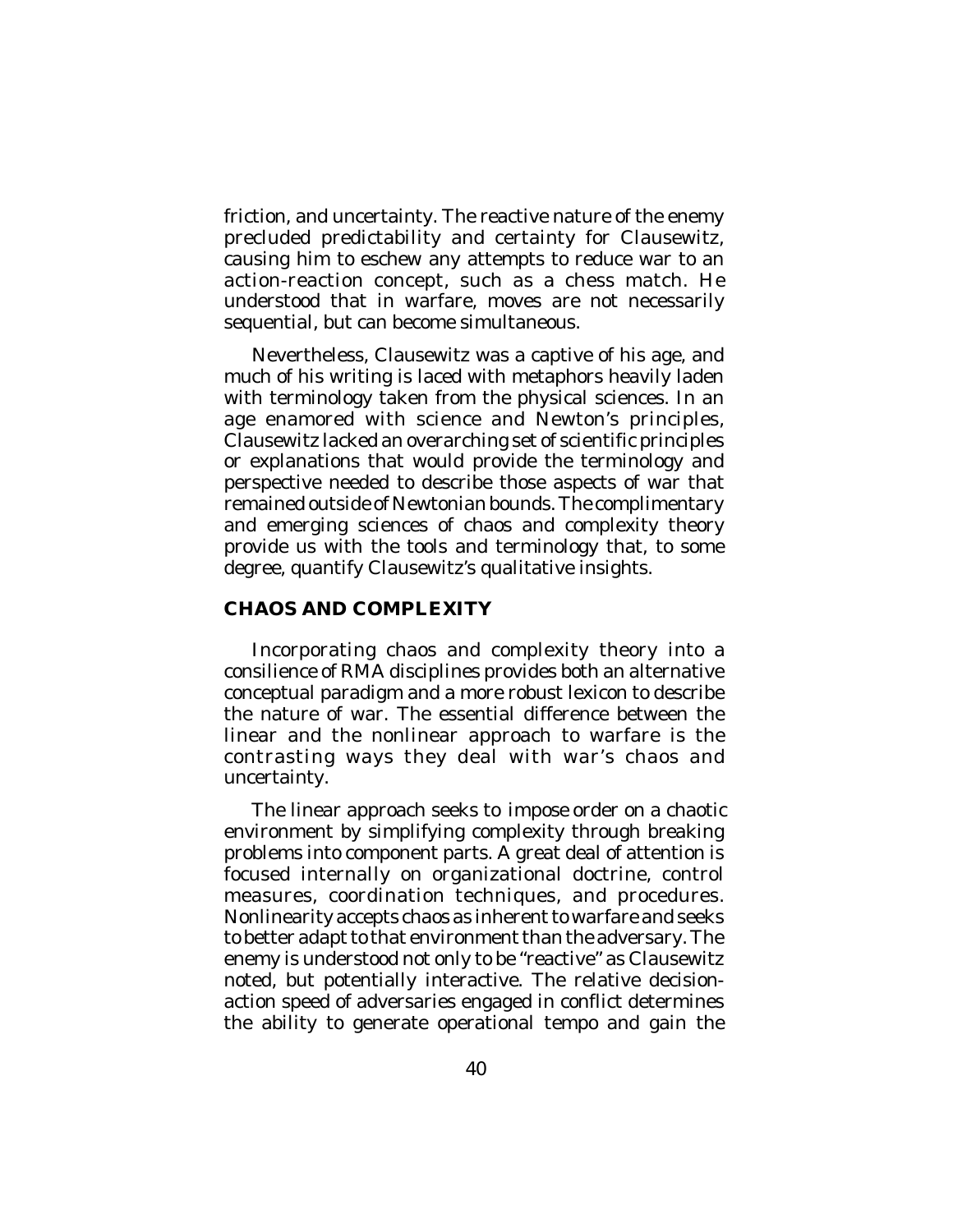friction, and uncertainty. The reactive nature of the enemy precluded predictability and certainty for Clausewitz, causing him to eschew any attempts to reduce war to an action-reaction concept, such as a chess match. He understood that in warfare, moves are not necessarily sequential, but can become simultaneous.

Nevertheless, Clausewitz was a captive of his age, and much of his writing is laced with metaphors heavily laden with terminology taken from the physical sciences. In an age enamored with science and Newton's principles, Clausewitz lacked an overarching set of scientific principles or explanations that would provide the terminology and perspective needed to describe those aspects of war that remained outside of Newtonian bounds. The complimentary and emerging sciences of chaos and complexity theory provide us with the tools and terminology that, to some degree, quantify Clausewitz's qualitative insights.

## CHAOS AND COMPLEXITY

Incorporating chaos and complexity theory into a consilience of RMA disciplines provides both an alternative conceptual paradigm and a more robust lexicon to describe the nature of war. The essential difference between the linear and the nonlinear approach to warfare is the contrasting ways they deal with war's chaos and uncertainty.

The linear approach seeks to impose order on a chaotic environment by simplifying complexity through breaking problems into component parts. A great deal of attention is focused internally on organizational doctrine, control measures, coordination techniques, and procedures. Nonlinearity accepts chaos as inherent to warfare and seeks to better adapt to that environment than the adversary. The enemy is understood not only to be "reactive" as Clausewitz noted, but potentially interactive. The relative decision-action speed of adversaries engaged in conflict determines the ability to generate operational tempo and gain the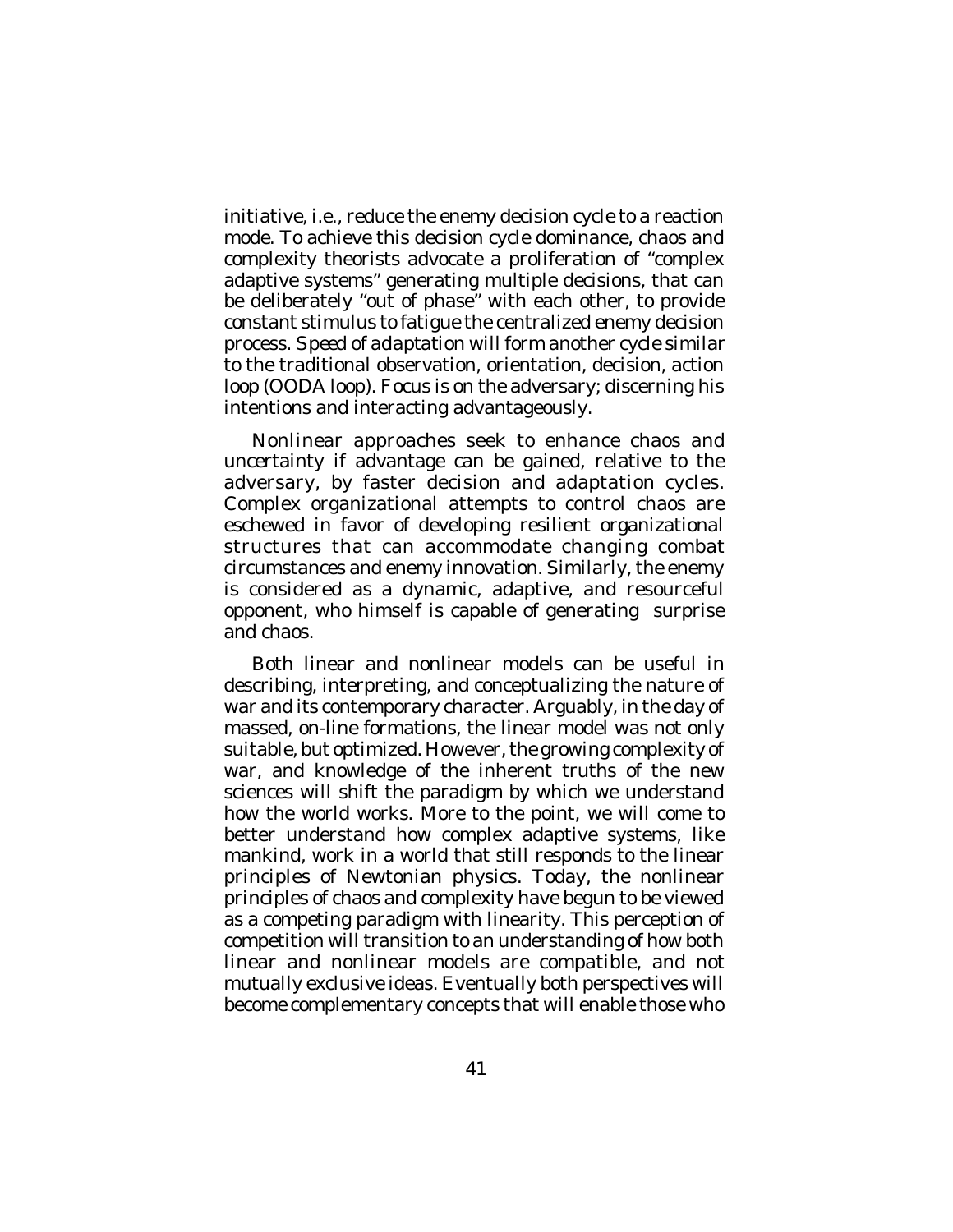initiative, i.e., reduce the enemy decision cycle to a reaction mode. To achieve this decision cycle dominance, chaos and complexity theorists advocate a proliferation of "complex adaptive systems" generating multiple decisions, that can be deliberately "out of phase" with each other, to provide constant stimulus to fatigue the centralized enemy decision process. Speed of adaptation will form another cycle similar to the traditional observation, orientation, decision, action loop (OODA loop). Focus is on the adversary; discerning his intentions and interacting advantageously.

Nonlinear approaches seek to enhance chaos and uncertainty if advantage can be gained, relative to the adversary, by faster decision and adaptation cycles. Complex organizational attempts to control chaos are eschewed in favor of developing resilient organizational structures that can accommodate changing combat circumstances and enemy innovation. Similarly, the enemy is considered as a dynamic, adaptive, and resourceful opponent, who himself is capable of generating surprise and chaos.

Both linear and nonlinear models can be useful in describing, interpreting, and conceptualizing the nature of war and its contemporary character. Arguably, in the day of massed, on-line formations, the linear model was not only suitable, but optimized. However, the growing complexity of war, and knowledge of the inherent truths of the new sciences will shift the paradigm by which we understand how the world works. More to the point, we will come to better understand how complex adaptive systems, like mankind, work in a world that still responds to the linear principles of Newtonian physics. Today, the nonlinear principles of chaos and complexity have begun to be viewed as a competing paradigm with linearity. This perception of competition will transition to an understanding of how both linear and nonlinear models are compatible, and not mutually exclusive ideas. Eventually both perspectives will become complementary concepts that will enable those who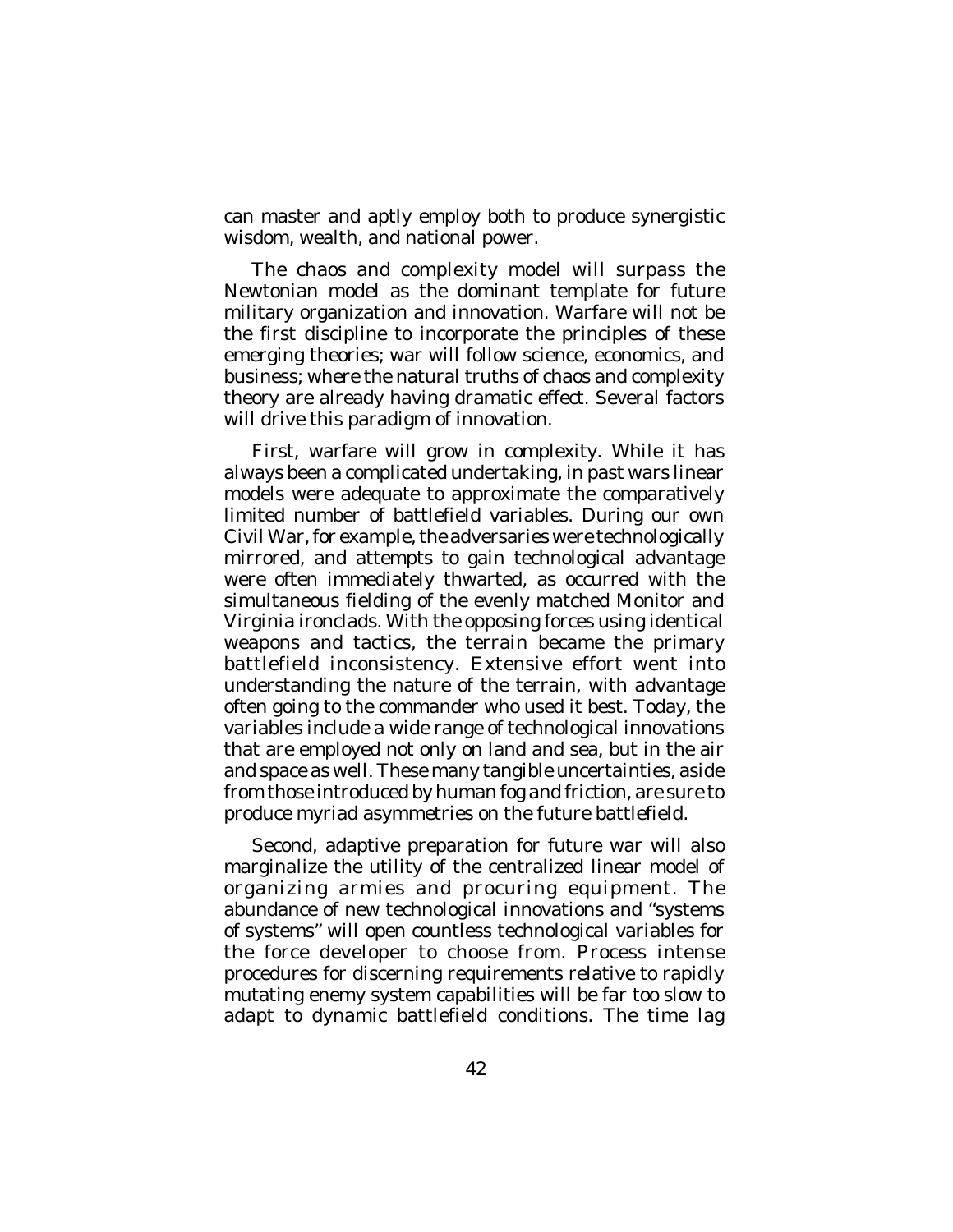can master and aptly employ both to produce synergistic wisdom, wealth, and national power.

The chaos and complexity model will surpass the Newtonian model as the dominant template for future military organization and innovation. Warfare will not be the first discipline to incorporate the principles of these emerging theories; war will follow science, economics, and business; where the natural truths of chaos and complexity theory are already having dramatic effect. Several factors will drive this paradigm of innovation.

First, warfare will grow in complexity. While it has always been a complicated undertaking, in past wars linear models were adequate to approximate the comparatively limited number of battlefield variables. During our own Civil War, for example, the adversaries were technologically mirrored, and attempts to gain technological advantage were often immediately thwarted, as occurred with the simultaneous fielding of the evenly matched Monitor and Virginia ironclads. With the opposing forces using identical weapons and tactics, the terrain became the primary battlefield inconsistency. Extensive effort went into understanding the nature of the terrain, with advantage often going to the commander who used it best. Today, the variables include a wide range of technological innovations that are employed not only on land and sea, but in the air and space as well. These many tangible uncertainties, aside from those introduced by human fog and friction, are sure to produce myriad asymmetries on the future battlefield.

Second, adaptive preparation for future war will also marginalize the utility of the centralized linear model of organizing armies and procuring equipment. The abundance of new technological innovations and "systems of systems" will open countless technological variables for the force developer to choose from. Process intense procedures for discerning requirements relative to rapidly mutating enemy system capabilities will be far too slow to adapt to dynamic battlefield conditions. The time lag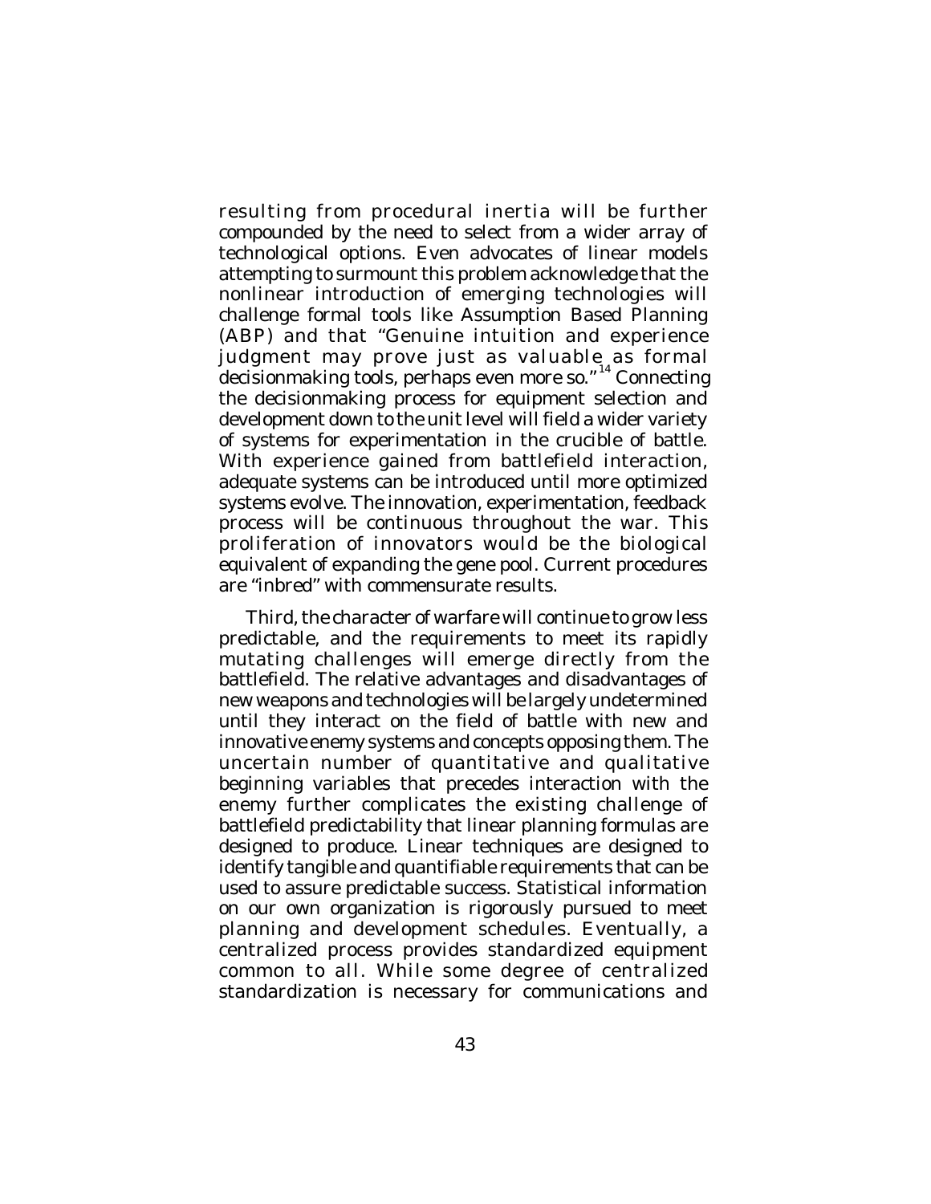resulting from procedural inertia will be further compounded by the need to select from a wider array of technological options. Even advocates of linear models attempting to surmount this problem acknowledge that the nonlinear introduction of emerging technologies will challenge formal tools like Assumption Based Planning (ABP) and that "Genuine intuition and experience judgment may prove just as valuable as formal decisionmaking tools, perhaps even more so."[14] Connecting the decisionmaking process for equipment selection and development down to the unit level will field a wider variety of systems for experimentation in the crucible of battle. With experience gained from battlefield interaction, adequate systems can be introduced until more optimized systems evolve. The innovation, experimentation, feedback process will be continuous throughout the war. This proliferation of innovators would be the biological equivalent of expanding the gene pool. Current procedures are "inbred" with commensurate results.

Third, the character of warfare will continue to grow less predictable, and the requirements to meet its rapidly mutating challenges will emerge directly from the battlefield. The relative advantages and disadvantages of new weapons and technologies will be largely undetermined until they interact on the field of battle with new and innovative enemy systems and concepts opposing them. The uncertain number of quantitative and qualitative beginning variables that precedes interaction with the enemy further complicates the existing challenge of battlefield predictability that linear planning formulas are designed to produce. Linear techniques are designed to identify tangible and quantifiable requirements that can be used to assure predictable success. Statistical information on our own organization is rigorously pursued to meet planning and development schedules. Eventually, a centralized process provides standardized equipment common to all. While some degree of centralized standardization is necessary for communications and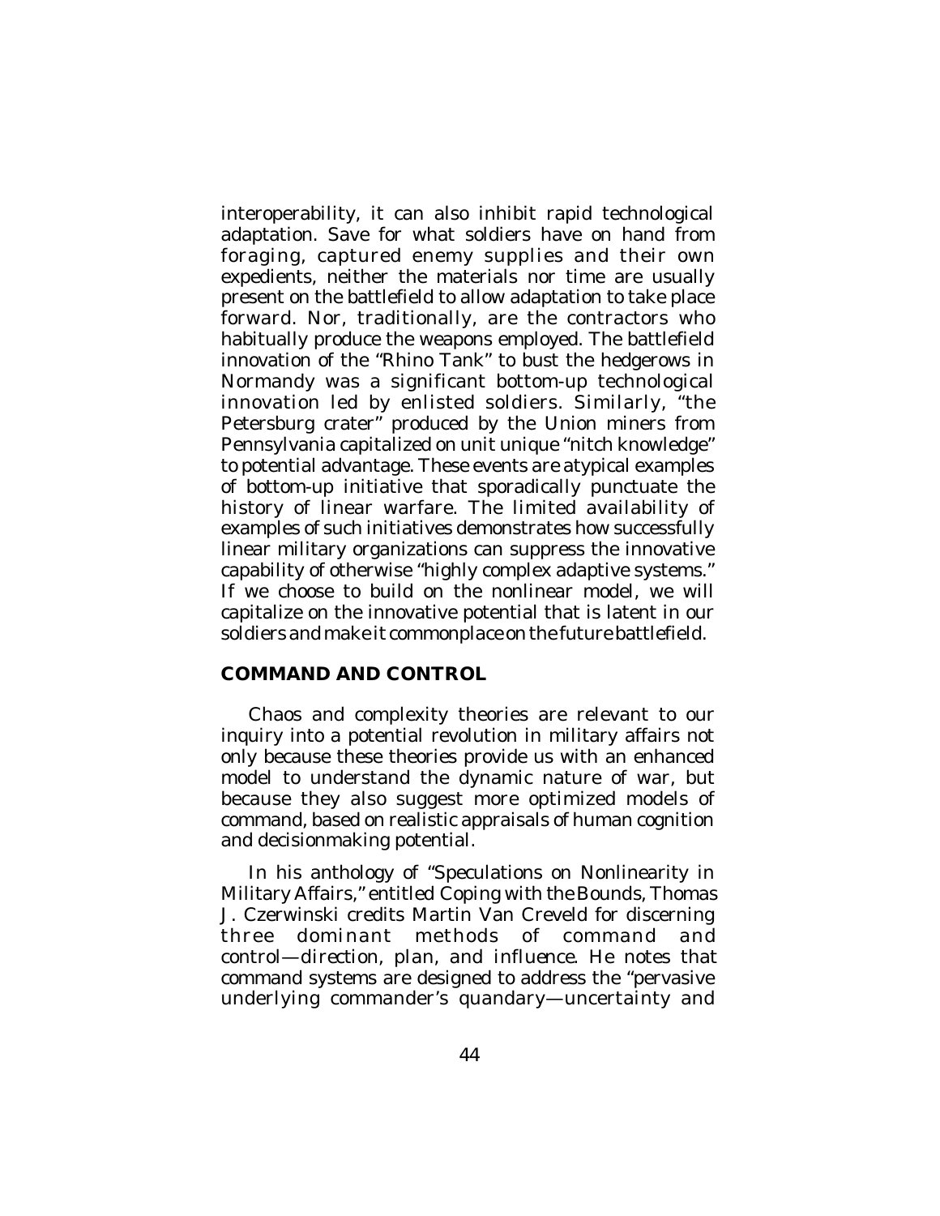interoperability, it can also inhibit rapid technological adaptation. Save for what soldiers have on hand from foraging, captured enemy supplies and their own expedients, neither the materials nor time are usually present on the battlefield to allow adaptation to take place forward. Nor, traditionally, are the contractors who habitually produce the weapons employed. The battlefield innovation of the "Rhino Tank" to bust the hedgerows in Normandy was a significant bottom-up technological innovation led by enlisted soldiers. Similarly, "the Petersburg crater" produced by the Union miners from Pennsylvania capitalized on unit unique "nitch knowledge" to potential advantage. These events are atypical examples of bottom-up initiative that sporadically punctuate the history of linear warfare. The limited availability of examples of such initiatives demonstrates how successfully linear military organizations can suppress the innovative capability of otherwise "highly complex adaptive systems." If we choose to build on the nonlinear model, we will capitalize on the innovative potential that is latent in our soldiers and make it commonplace on the future battlefield.

## COMMAND AND CONTROL

Chaos and complexity theories are relevant to our inquiry into a potential revolution in military affairs not only because these theories provide us with an enhanced model to understand the dynamic nature of war, but because they also suggest more optimized models of command, based on realistic appraisals of human cognition and decisionmaking potential.

In his anthology of "Speculations on Nonlinearity in Military Affairs," entitled *Coping with the Bounds*, Thomas J. Czerwinski credits Martin Van Creveld for discerning three dominant methods of command and control—*direction, plan,* and *influence*. He notes that command systems are designed to address the "pervasive underlying commander's quandary—uncertainty and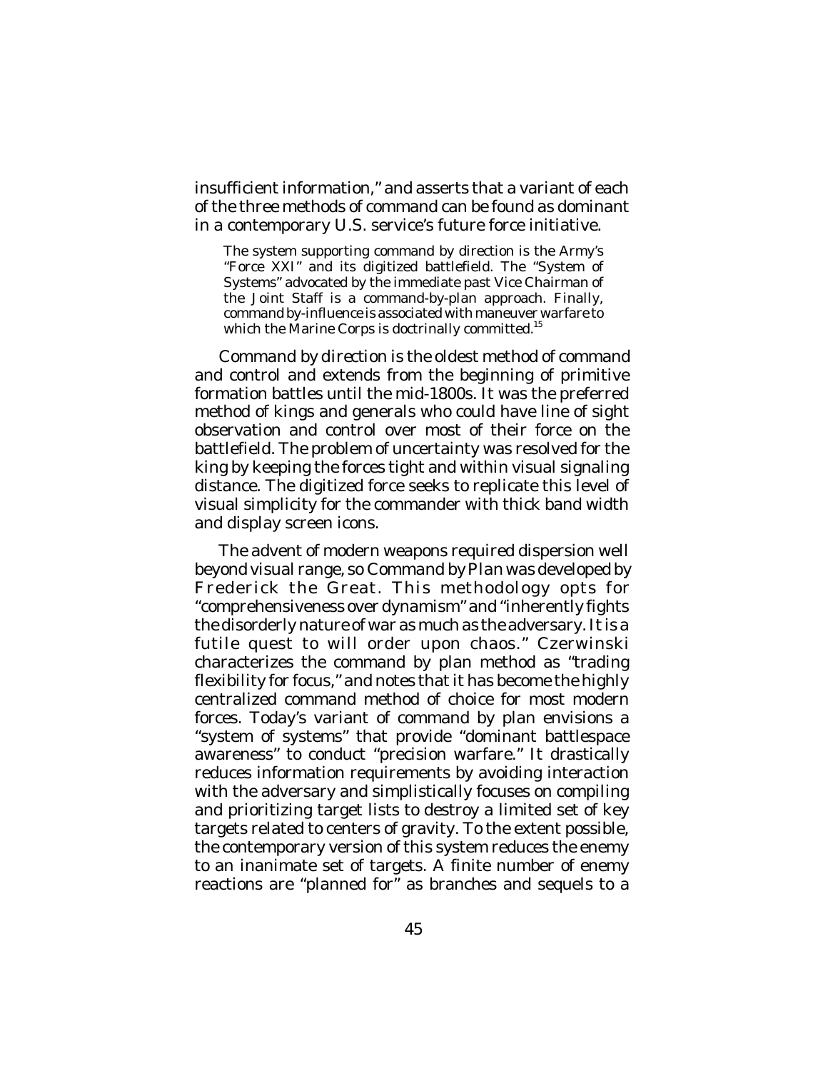insufficient information," and asserts that a variant of each of the three methods of command can be found as dominant in a contemporary U.S. service's future force initiative.

> The system supporting command by direction is the Army's "Force XXI" and its digitized battlefield. The "System of Systems" advocated by the immediate past Vice Chairman of the Joint Staff is a command-by-plan approach. Finally, command by-influence is associated with maneuver warfare to which the Marine Corps is doctrinally committed.[15]

*Command by direction* is the oldest method of command and control and extends from the beginning of primitive formation battles until the mid-1800s. It was the preferred method of kings and generals who could have line of sight observation and control over most of their force on the battlefield. The problem of uncertainty was resolved for the king by keeping the forces tight and within visual signaling distance. The digitized force seeks to replicate this level of visual simplicity for the commander with thick band width and display screen icons.

The advent of modern weapons required dispersion well beyond visual range, so *Command by Plan* was developed by Frederick the Great. This methodology opts for "comprehensiveness over dynamism" and "inherently fights the disorderly nature of war as much as the adversary. It is a futile quest to will order upon chaos." Czerwinski characterizes the command by plan method as "trading flexibility for focus," and notes that it has become the highly centralized command method of choice for most modern forces. Today's variant of command by plan envisions a "system of systems" that provide "dominant battlespace awareness" to conduct "precision warfare." It drastically reduces information requirements by avoiding interaction with the adversary and simplistically focuses on compiling and prioritizing target lists to destroy a limited set of key targets related to centers of gravity. To the extent possible, the contemporary version of this system reduces the enemy to an inanimate set of targets. A finite number of enemy reactions are "planned for" as branches and sequels to a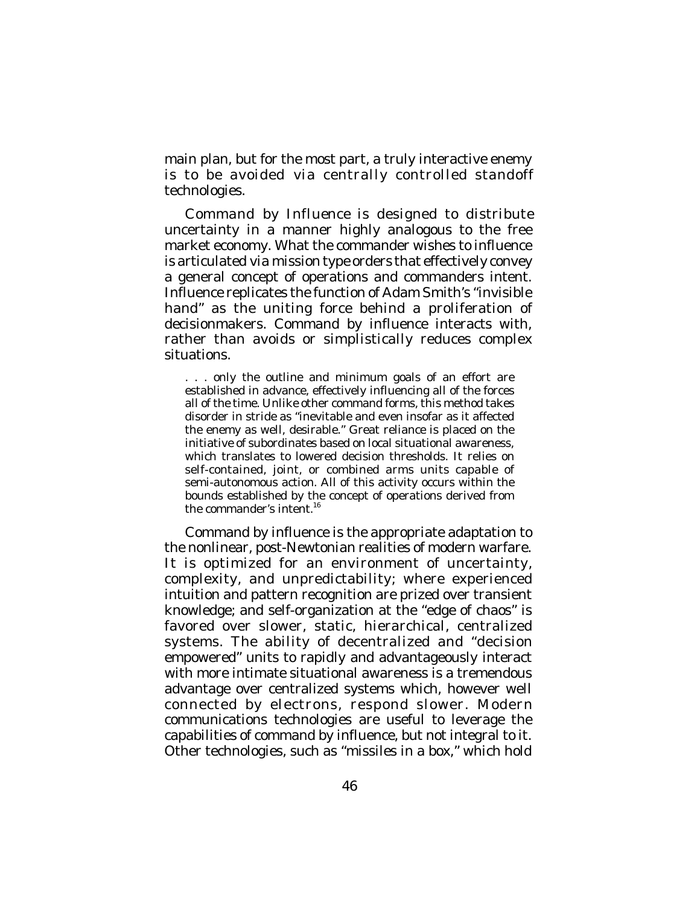main plan, but for the most part, a truly interactive enemy is to be avoided via centrally controlled standoff technologies.

Command by Influence is designed to distribute uncertainty in a manner highly analogous to the free market economy. What the commander wishes to influence is articulated via mission type orders that effectively convey a general concept of operations and commanders intent. Influence replicates the function of Adam Smith's "invisible hand" as the uniting force behind a proliferation of decisionmakers. Command by influence interacts with, rather than avoids or simplistically reduces complex situations.

> . . . only the outline and minimum goals of an effort are established in advance, effectively influencing all of the forces all of the time. Unlike other command forms, this method takes disorder in stride as "inevitable and even insofar as it affected the enemy as well, desirable." Great reliance is placed on the initiative of subordinates based on local situational awareness, which translates to lowered decision thresholds. It relies on self-contained, joint, or combined arms units capable of semi-autonomous action. All of this activity occurs within the bounds established by the concept of operations derived from the commander's intent.[16]

Command by influence is the appropriate adaptation to the nonlinear, post-Newtonian realities of modern warfare. It is optimized for an environment of uncertainty, complexity, and unpredictability; where experienced intuition and pattern recognition are prized over transient knowledge; and self-organization at the "edge of chaos" is favored over slower, static, hierarchical, centralized systems. The ability of decentralized and "decision empowered" units to rapidly and advantageously interact with more intimate situational awareness is a tremendous advantage over centralized systems which, however well connected by electrons, respond slower. Modern communications technologies are useful to leverage the capabilities of command by influence, but not integral to it. Other technologies, such as "missiles in a box," which hold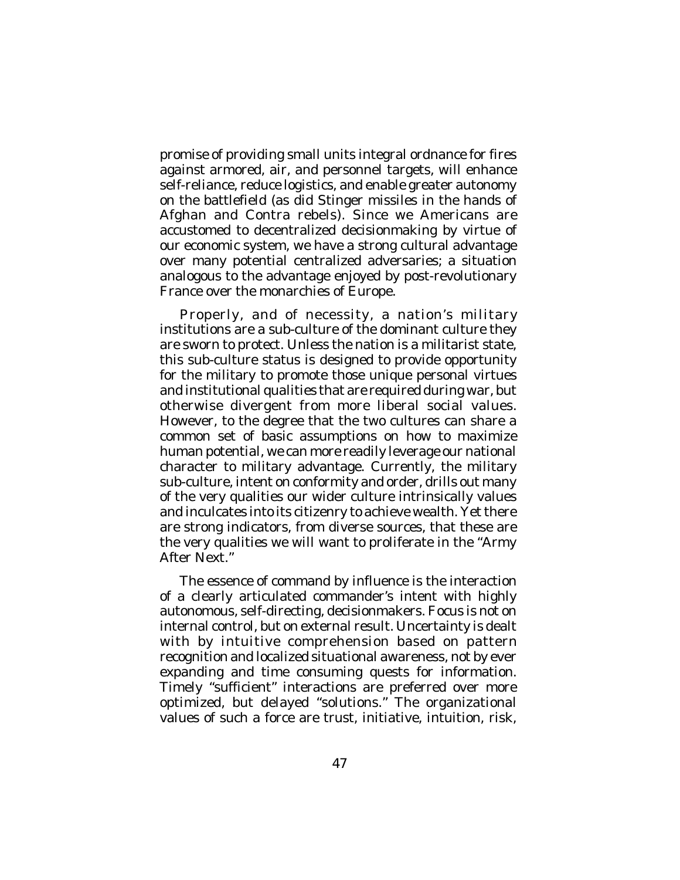promise of providing small units integral ordnance for fires against armored, air, and personnel targets, will enhance self-reliance, reduce logistics, and enable greater autonomy on the battlefield (as did Stinger missiles in the hands of Afghan and Contra rebels). Since we Americans are accustomed to decentralized decisionmaking by virtue of our economic system, we have a strong cultural advantage over many potential centralized adversaries; a situation analogous to the advantage enjoyed by post-revolutionary France over the monarchies of Europe.

Properly, and of necessity, a nation's military institutions are a sub-culture of the dominant culture they are sworn to protect. Unless the nation is a militarist state, this sub-culture status is designed to provide opportunity for the military to promote those unique personal virtues and institutional qualities that are required during war, but otherwise divergent from more liberal social values. However, to the degree that the two cultures can share a common set of basic assumptions on how to maximize human potential, we can more readily leverage our national character to military advantage. Currently, the military sub-culture, intent on conformity and order, drills out many of the very qualities our wider culture intrinsically values and inculcates into its citizenry to achieve wealth. Yet there are strong indicators, from diverse sources, that these are the very qualities we will want to proliferate in the "Army After Next."

The essence of command by influence is the interaction of a clearly articulated commander's intent with highly autonomous, self-directing, decisionmakers. Focus is not on internal control, but on external result. Uncertainty is dealt with by intuitive comprehension based on pattern recognition and localized situational awareness, not by ever expanding and time consuming quests for information. Timely "sufficient" interactions are preferred over more optimized, but delayed "solutions." The organizational values of such a force are trust, initiative, intuition, risk,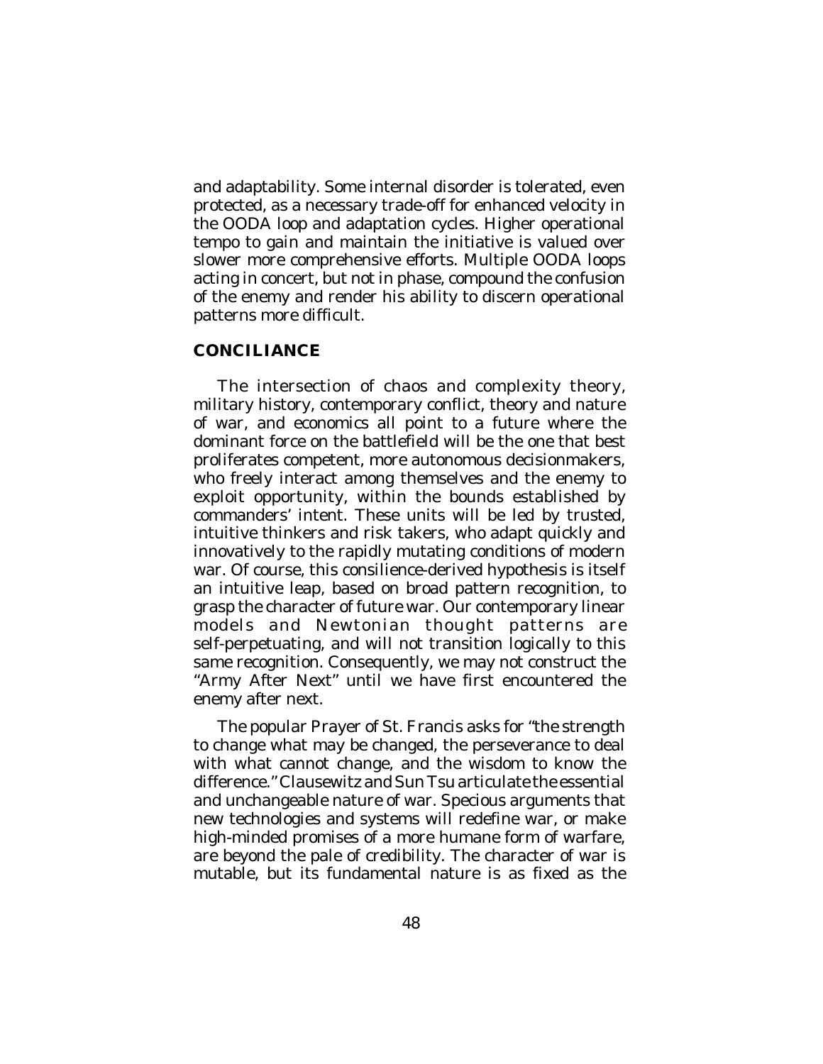and adaptability. Some internal disorder is tolerated, even protected, as a necessary trade-off for enhanced velocity in the OODA loop and adaptation cycles. Higher operational tempo to gain and maintain the initiative is valued over slower more comprehensive efforts. Multiple OODA loops acting in concert, but not in phase, compound the confusion of the enemy and render his ability to discern operational patterns more difficult.

## CONCILIANCE

The intersection of chaos and complexity theory, military history, contemporary conflict, theory and nature of war, and economics all point to a future where the dominant force on the battlefield will be the one that best proliferates competent, more autonomous decisionmakers, who freely interact among themselves and the enemy to exploit opportunity, within the bounds established by commanders' intent. These units will be led by trusted, intuitive thinkers and risk takers, who adapt quickly and innovatively to the rapidly mutating conditions of modern war. Of course, this consilience-derived hypothesis is itself an intuitive leap, based on broad pattern recognition, to grasp the character of future war. Our contemporary linear models and Newtonian thought patterns are self-perpetuating, and will not transition logically to this same recognition. Consequently, we may not construct the "Army After Next" until we have first encountered the enemy after next.

The popular Prayer of St. Francis asks for "the strength to change what may be changed, the perseverance to deal with what cannot change, and the wisdom to know the difference." Clausewitz and Sun Tsu articulate the essential and unchangeable nature of war. Specious arguments that new technologies and systems will redefine war, or make high-minded promises of a more humane form of warfare, are beyond the pale of credibility. The character of war is mutable, but its fundamental nature is as fixed as the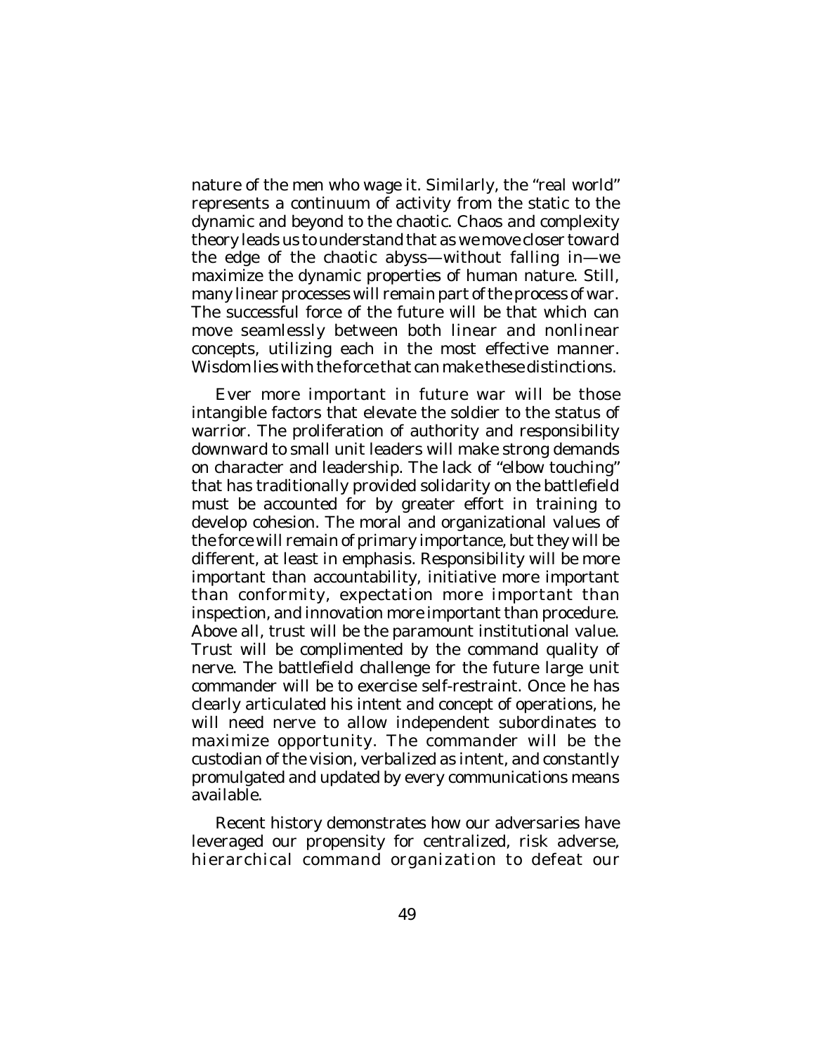nature of the men who wage it. Similarly, the "real world" represents a continuum of activity from the static to the dynamic and beyond to the chaotic. Chaos and complexity theory leads us to understand that as we move closer toward the edge of the chaotic abyss—without falling in—we maximize the dynamic properties of human nature. Still, many linear processes will remain part of the process of war. The successful force of the future will be that which can move seamlessly between both linear and nonlinear concepts, utilizing each in the most effective manner. Wisdom lies with the force that can make these distinctions.

Ever more important in future war will be those intangible factors that elevate the soldier to the status of warrior. The proliferation of authority and responsibility downward to small unit leaders will make strong demands on character and leadership. The lack of "elbow touching" that has traditionally provided solidarity on the battlefield must be accounted for by greater effort in training to develop cohesion. The moral and organizational values of the force will remain of primary importance, but they will be different, at least in emphasis. Responsibility will be more important than accountability, initiative more important than conformity, expectation more important than inspection, and innovation more important than procedure. Above all, trust will be the paramount institutional value. Trust will be complimented by the command quality of nerve. The battlefield challenge for the future large unit commander will be to exercise self-restraint. Once he has clearly articulated his intent and concept of operations, he will need nerve to allow independent subordinates to maximize opportunity. The commander will be the custodian of the vision, verbalized as intent, and constantly promulgated and updated by every communications means available.

Recent history demonstrates how our adversaries have leveraged our propensity for centralized, risk adverse, hierarchical command organization to defeat our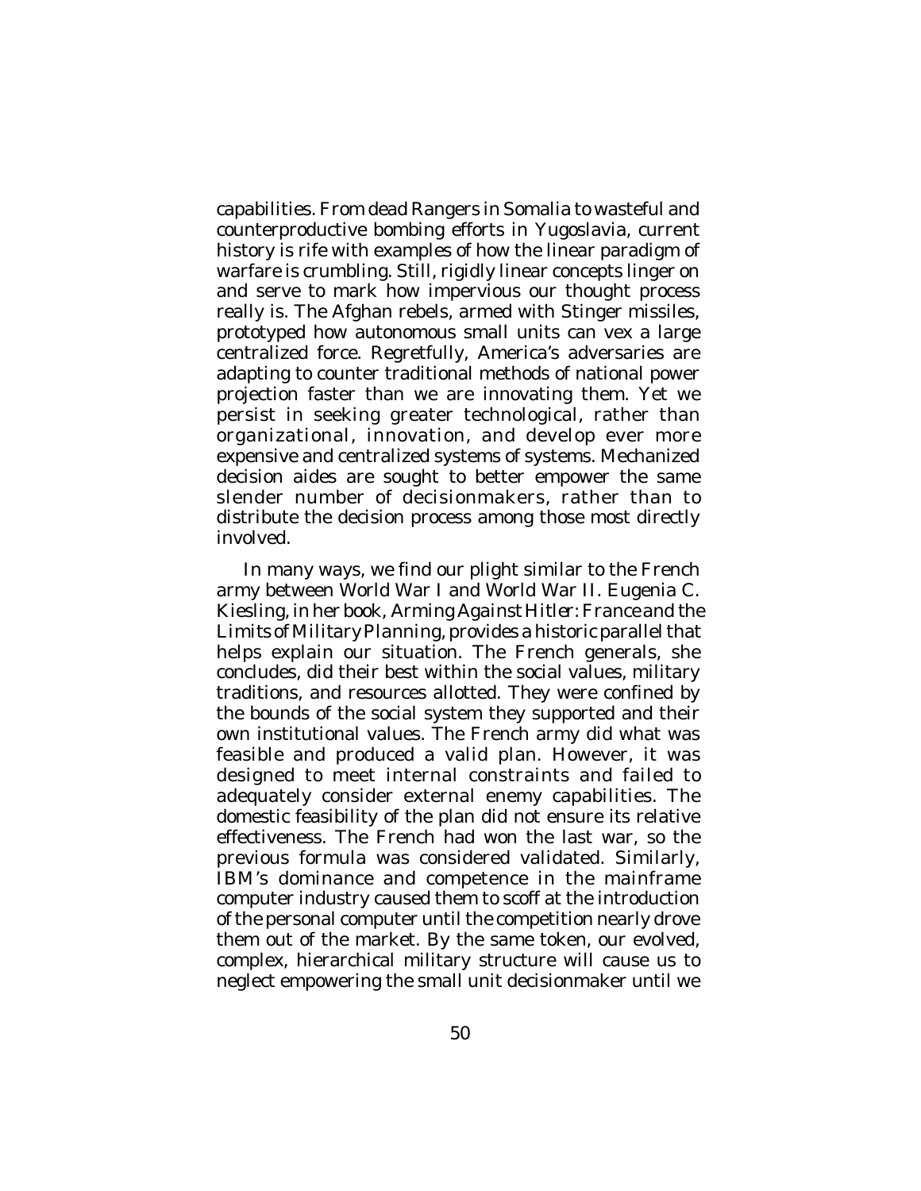capabilities. From dead Rangers in Somalia to wasteful and counterproductive bombing efforts in Yugoslavia, current history is rife with examples of how the linear paradigm of warfare is crumbling. Still, rigidly linear concepts linger on and serve to mark how impervious our thought process really is. The Afghan rebels, armed with Stinger missiles, prototyped how autonomous small units can vex a large centralized force. Regretfully, America's adversaries are adapting to counter traditional methods of national power projection faster than we are innovating them. Yet we persist in seeking greater technological, rather than organizational, innovation, and develop ever more expensive and centralized systems of systems. Mechanized decision aides are sought to better empower the same slender number of decisionmakers, rather than to distribute the decision process among those most directly involved.

In many ways, we find our plight similar to the French army between World War I and World War II. Eugenia C. Kiesling, in her book, *Arming Against Hitler: France and the Limits of Military Planning*, provides a historic parallel that helps explain our situation. The French generals, she concludes, did their best within the social values, military traditions, and resources allotted. They were confined by the bounds of the social system they supported and their own institutional values. The French army did what was feasible and produced a valid plan. However, it was designed to meet internal constraints and failed to adequately consider external enemy capabilities. The domestic feasibility of the plan did not ensure its relative effectiveness. The French had won the last war, so the previous formula was considered validated. Similarly, IBM's dominance and competence in the mainframe computer industry caused them to scoff at the introduction of the personal computer until the competition nearly drove them out of the market. By the same token, our evolved, complex, hierarchical military structure will cause us to neglect empowering the small unit decisionmaker until we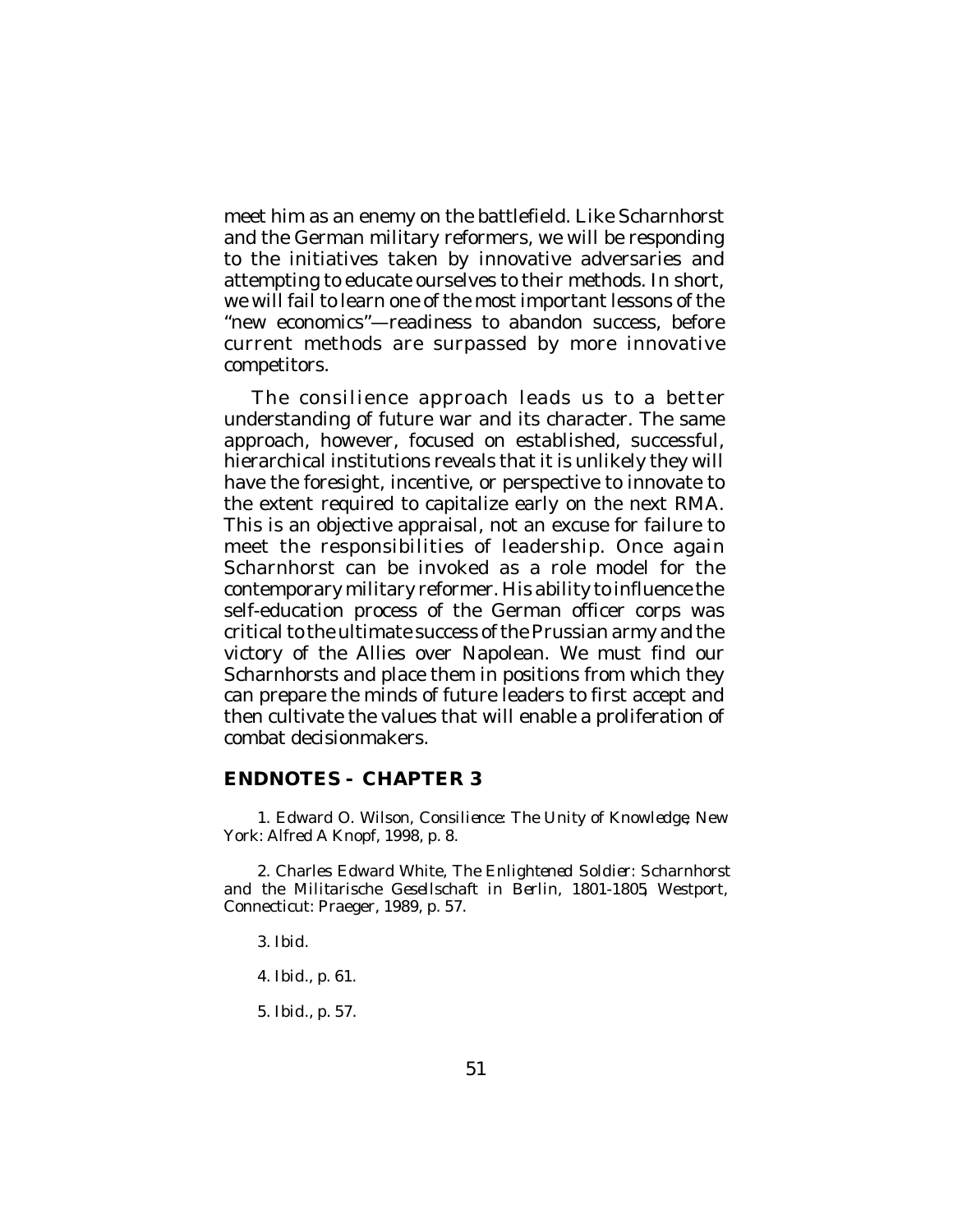meet him as an enemy on the battlefield. Like Scharnhorst and the German military reformers, we will be responding to the initiatives taken by innovative adversaries and attempting to educate ourselves to their methods. In short, we will fail to learn one of the most important lessons of the "new economics"—readiness to abandon success, before current methods are surpassed by more innovative competitors.

The consilience approach leads us to a better understanding of future war and its character. The same approach, however, focused on established, successful, hierarchical institutions reveals that it is unlikely they will have the foresight, incentive, or perspective to innovate to the extent required to capitalize early on the next RMA. This is an objective appraisal, not an excuse for failure to meet the responsibilities of leadership. Once again Scharnhorst can be invoked as a role model for the contemporary military reformer. His ability to influence the self-education process of the German officer corps was critical to the ultimate success of the Prussian army and the victory of the Allies over Napolean. We must find our Scharnhorsts and place them in positions from which they can prepare the minds of future leaders to first accept and then cultivate the values that will enable a proliferation of combat decisionmakers.

## ENDNOTES - CHAPTER 3

1. Edward O. Wilson, *Consilience: The Unity of Knowledge*, New York: Alfred A Knopf, 1998, p. 8.

2. Charles Edward White, *The Enlightened Soldier: Scharnhorst and the Militarische Gesellschaft in Berlin, 1801-1805*, Westport, Connecticut: Praeger, 1989, p. 57.

3. *Ibid*.

4. *Ibid*., p. 61.

5. *Ibid*., p. 57.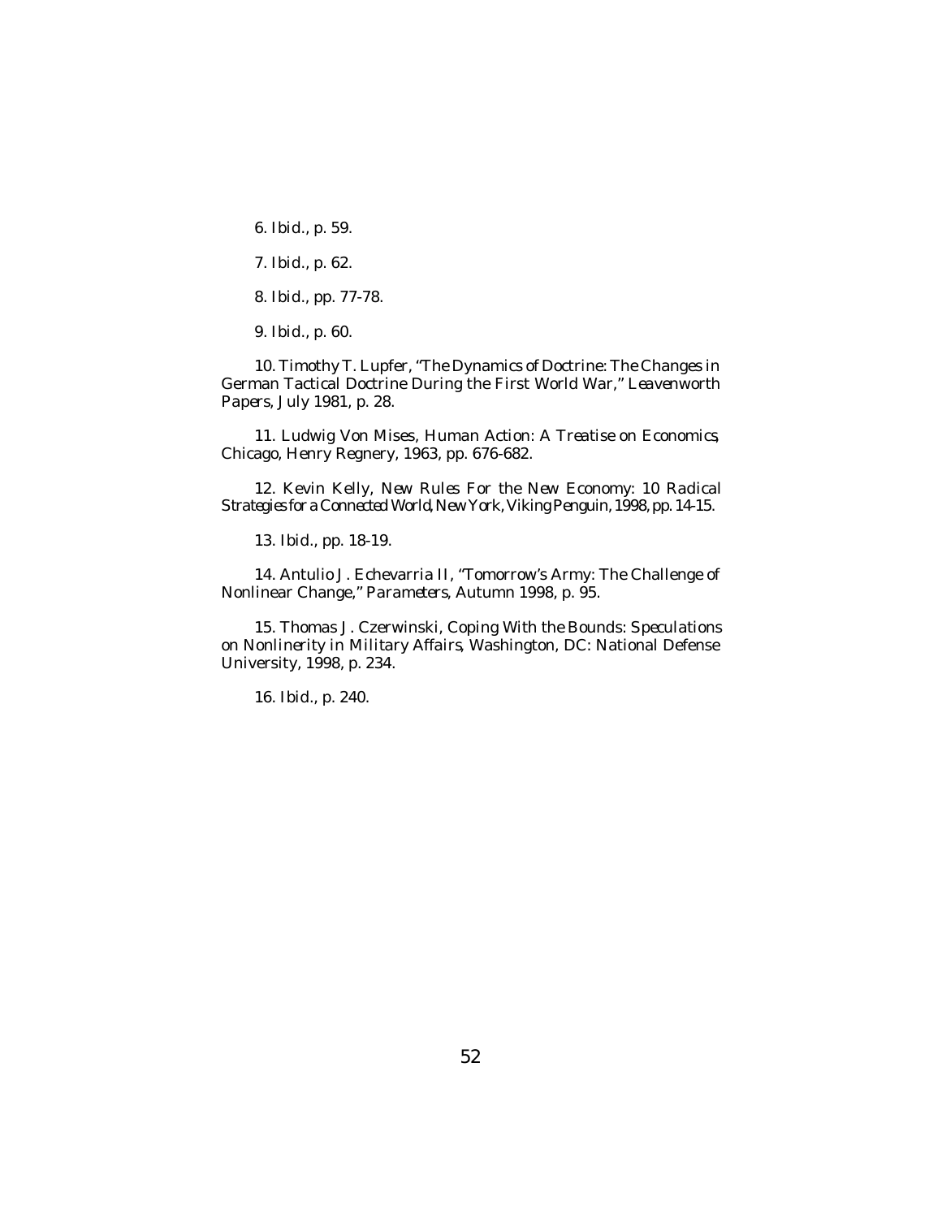6. *Ibid.*, p. 59.

7. *Ibid.*, p. 62.

8. *Ibid.*, pp. 77-78.

9. *Ibid.*, p. 60.

10. Timothy T. Lupfer, "The Dynamics of Doctrine: The Changes in German Tactical Doctrine During the First World War," *Leavenworth Papers*, July 1981, p. 28.

11. Ludwig Von Mises, *Human Action: A Treatise on Economics*, Chicago, Henry Regnery, 1963, pp. 676-682.

12. Kevin Kelly, *New Rules For the New Economy: 10 Radical Strategies for a Connected World*, New York, Viking Penguin, 1998, pp. 14-15.

13. *Ibid.*, pp. 18-19.

14. Antulio J. Echevarria II, "Tomorrow's Army: The Challenge of Nonlinear Change," *Parameters*, Autumn 1998, p. 95.

15. Thomas J. Czerwinski, *Coping With the Bounds: Speculations on Nonlinerity in Military Affairs*, Washington, DC: National Defense University, 1998, p. 234.

16. *Ibid.*, p. 240.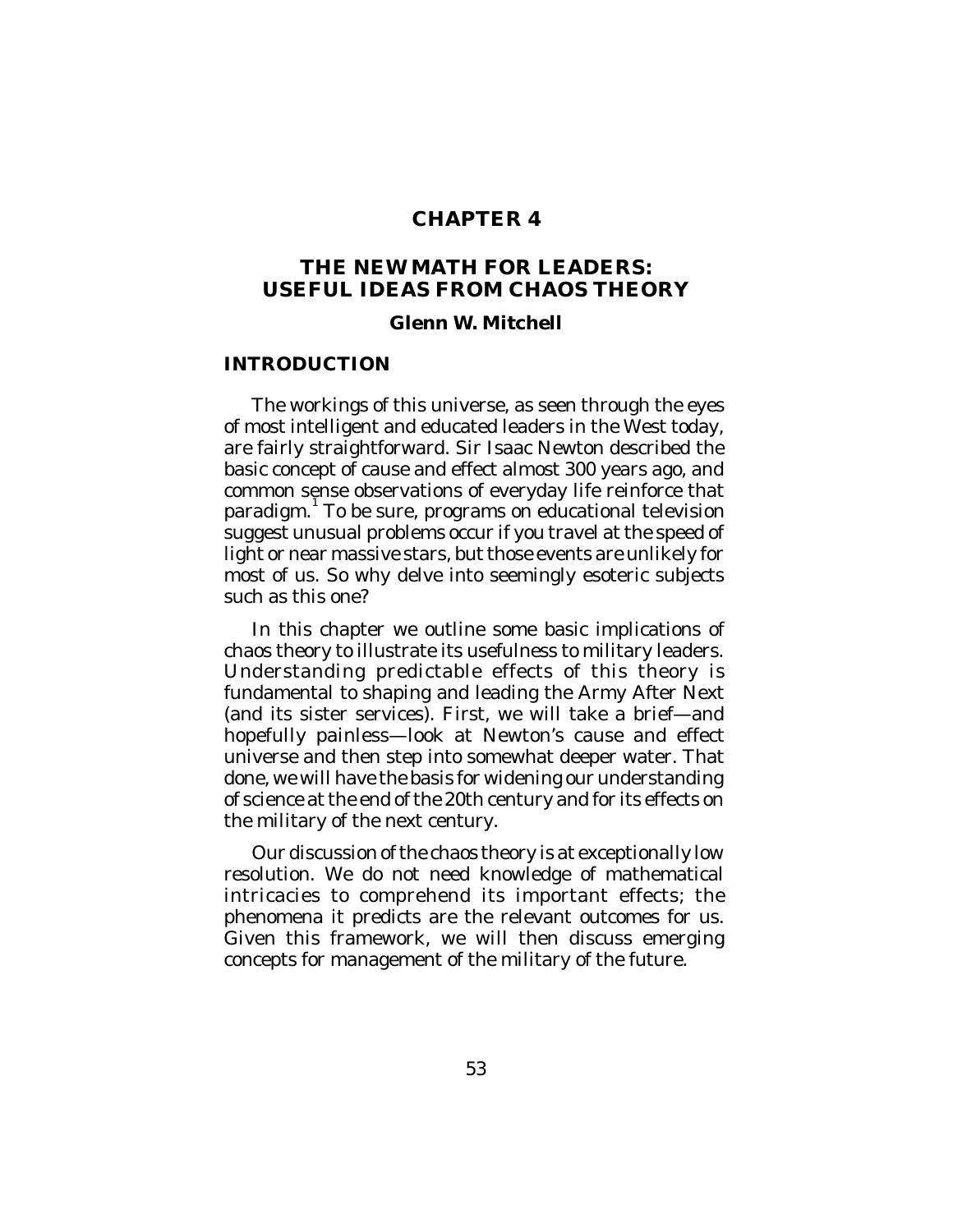# CHAPTER 4

## THE NEW MATH FOR LEADERS: USEFUL IDEAS FROM CHAOS THEORY

### Glenn W. Mitchell

## INTRODUCTION

The workings of this universe, as seen through the eyes of most intelligent and educated leaders in the West today, are fairly straightforward. Sir Isaac Newton described the basic concept of cause and effect almost 300 years ago, and common sense observations of everyday life reinforce that paradigm.[1] To be sure, programs on educational television suggest unusual problems occur if you travel at the speed of light or near massive stars, but those events are unlikely for most of us. So why delve into seemingly esoteric subjects such as this one?

In this chapter we outline some basic implications of chaos theory to illustrate its usefulness to military leaders. Understanding predictable effects of this theory is fundamental to shaping and leading the Army After Next (and its sister services). First, we will take a brief—and hopefully painless—look at Newton's cause and effect universe and then step into somewhat deeper water. That done, we will have the basis for widening our understanding of science at the end of the 20th century and for its effects on the military of the next century.

Our discussion of the chaos theory is at exceptionally low resolution. We do not need knowledge of mathematical intricacies to comprehend its important effects; the phenomena it predicts are the relevant outcomes for us. Given this framework, we will then discuss emerging concepts for management of the military of the future.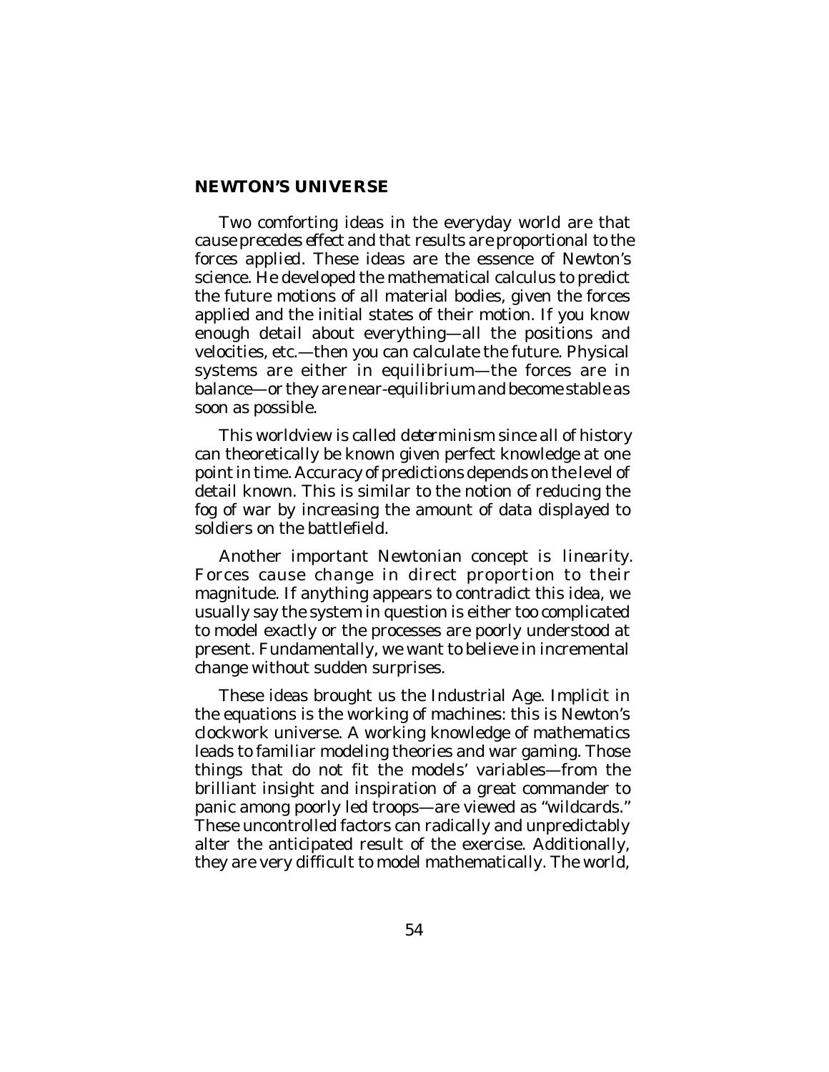## NEWTON'S UNIVERSE

Two comforting ideas in the everyday world are that *cause precedes effect* and that *results are proportional to the forces applied*. These ideas are the essence of Newton's science. He developed the mathematical calculus to predict the future motions of all material bodies, given the forces applied and the initial states of their motion. If you know enough detail about everything—all the positions and velocities, etc.—then you can calculate the future. Physical systems are either in equilibrium—the forces are in balance—or they are near-equilibrium and become stable as soon as possible.

This worldview is called *determinism* since all of history can theoretically be known given perfect knowledge at one point in time. Accuracy of predictions depends on the level of detail known. This is similar to the notion of reducing the fog of war by increasing the amount of data displayed to soldiers on the battlefield.

Another important Newtonian concept is *linearity*. Forces cause change in direct proportion to their magnitude. If anything appears to contradict this idea, we usually say the system in question is either too complicated to model exactly or the processes are poorly understood at present. Fundamentally, we want to believe in incremental change without sudden surprises.

These ideas brought us the Industrial Age. Implicit in the equations is the working of machines: this is Newton's clockwork universe. A working knowledge of mathematics leads to familiar modeling theories and war gaming. Those things that do not fit the models' variables—from the brilliant insight and inspiration of a great commander to panic among poorly led troops—are viewed as "wildcards." These uncontrolled factors can radically and unpredictably alter the anticipated result of the exercise. Additionally, they are very difficult to model mathematically. The world,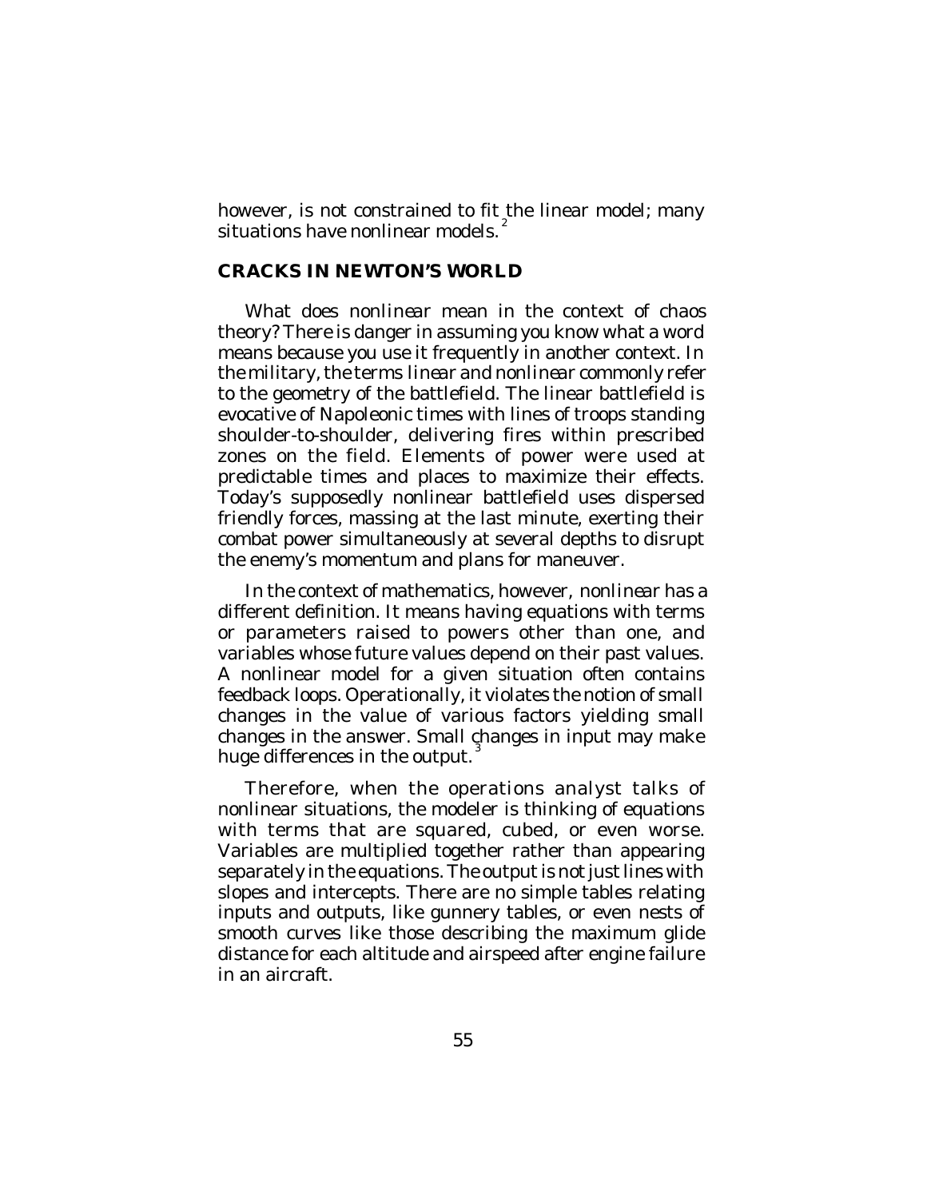however, is not constrained to fit the linear model; many situations have nonlinear models.[2]

## CRACKS IN NEWTON'S WORLD

What does nonlinear mean in the context of chaos theory? There is danger in assuming you know what a word means because you use it frequently in another context. In the military, the terms *linear* and *nonlinear* commonly refer to the geometry of the battlefield. The linear battlefield is evocative of Napoleonic times with lines of troops standing shoulder-to-shoulder, delivering fires within prescribed zones on the field. Elements of power were used at predictable times and places to maximize their effects. Today's supposedly nonlinear battlefield uses dispersed friendly forces, massing at the last minute, exerting their combat power simultaneously at several depths to disrupt the enemy's momentum and plans for maneuver.

In the context of mathematics, however, *nonlinear* has a different definition. It means having equations with terms or parameters raised to powers other than one, and variables whose future values depend on their past values. A nonlinear model for a given situation often contains feedback loops. Operationally, it violates the notion of small changes in the value of various factors yielding small changes in the answer. Small changes in input may make huge differences in the output.[3]

Therefore, when the operations analyst talks of nonlinear situations, the modeler is thinking of equations with terms that are squared, cubed, or even worse. Variables are multiplied together rather than appearing separately in the equations. The output is not just lines with slopes and intercepts. There are no simple tables relating inputs and outputs, like gunnery tables, or even nests of smooth curves like those describing the maximum glide distance for each altitude and airspeed after engine failure in an aircraft.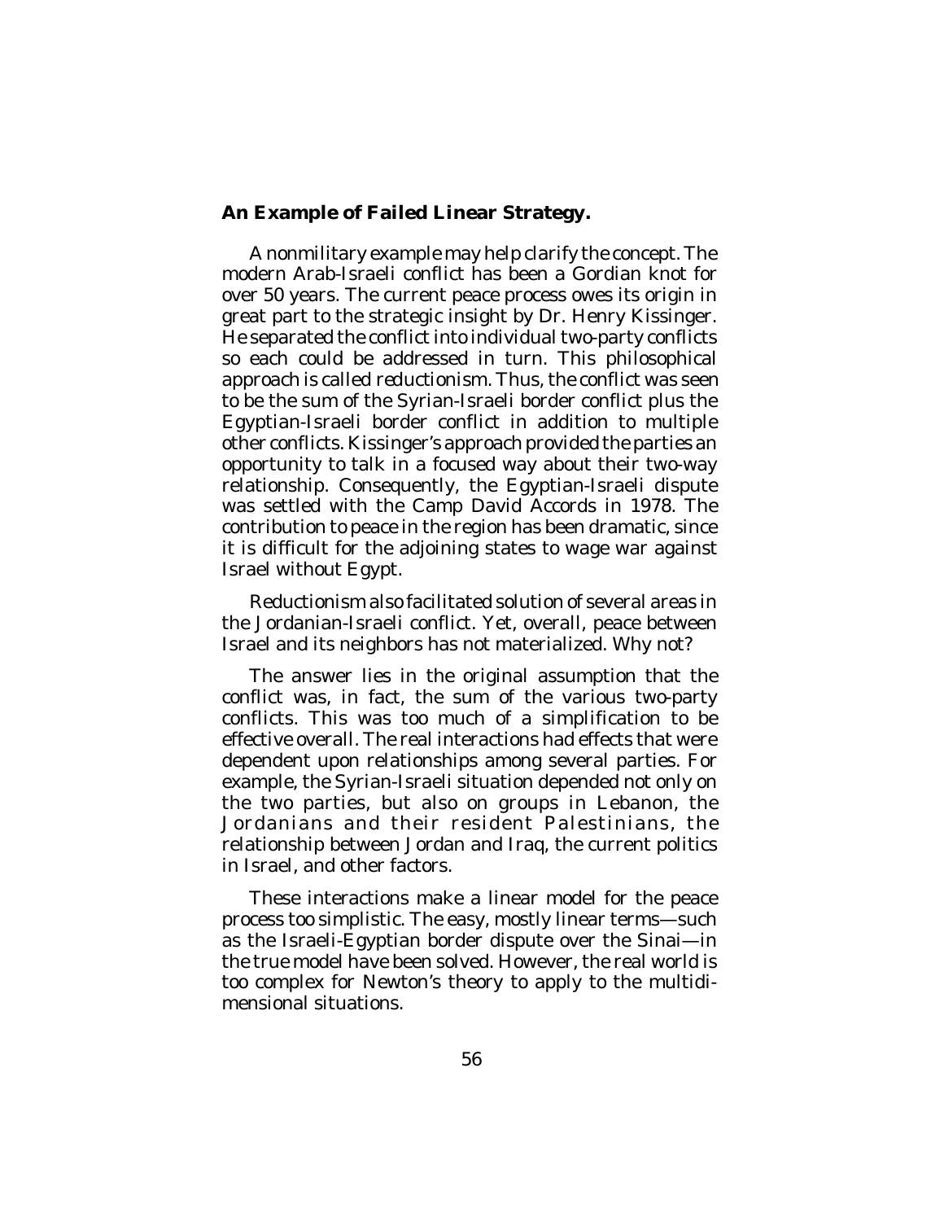**An Example of Failed Linear Strategy.**

A nonmilitary example may help clarify the concept. The modern Arab-Israeli conflict has been a Gordian knot for over 50 years. The current peace process owes its origin in great part to the strategic insight by Dr. Henry Kissinger. He separated the conflict into individual two-party conflicts so each could be addressed in turn. This philosophical approach is called *reductionism*. Thus, the conflict was seen to be the sum of the Syrian-Israeli border conflict plus the Egyptian-Israeli border conflict in addition to multiple other conflicts. Kissinger's approach provided the parties an opportunity to talk in a focused way about their two-way relationship. Consequently, the Egyptian-Israeli dispute was settled with the Camp David Accords in 1978. The contribution to peace in the region has been dramatic, since it is difficult for the adjoining states to wage war against Israel without Egypt.

Reductionism also facilitated solution of several areas in the Jordanian-Israeli conflict. Yet, overall, peace between Israel and its neighbors has not materialized. Why not?

The answer lies in the original assumption that the conflict was, in fact, the sum of the various two-party conflicts. This was too much of a simplification to be effective overall. The real interactions had effects that were dependent upon relationships among several parties. For example, the Syrian-Israeli situation depended not only on the two parties, but also on groups in Lebanon, the Jordanians and their resident Palestinians, the relationship between Jordan and Iraq, the current politics in Israel, and other factors.

These interactions make a linear model for the peace process too simplistic. The easy, mostly linear terms—such as the Israeli-Egyptian border dispute over the Sinai—in the true model have been solved. However, the real world is too complex for Newton's theory to apply to the multidimensional situations.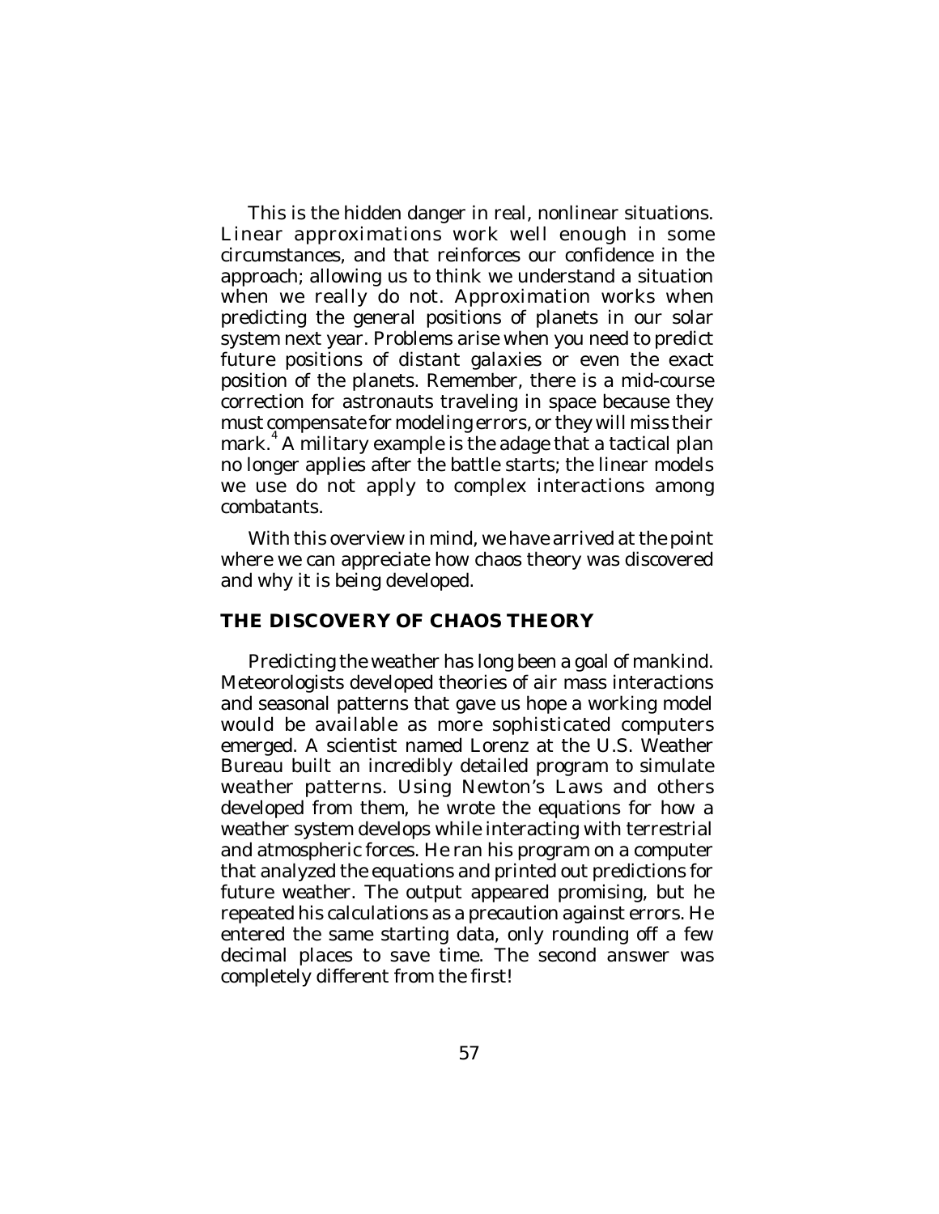This is the hidden danger in real, nonlinear situations. Linear approximations work well enough in some circumstances, and that reinforces our confidence in the approach; allowing us to think we understand a situation when we really do not. Approximation works when predicting the general positions of planets in our solar system next year. Problems arise when you need to predict future positions of distant galaxies or even the exact position of the planets. Remember, there is a mid-course correction for astronauts traveling in space because they must compensate for modeling errors, or they will miss their mark.[4] A military example is the adage that a tactical plan no longer applies after the battle starts; the linear models we use do not apply to complex interactions among combatants.

With this overview in mind, we have arrived at the point where we can appreciate how chaos theory was discovered and why it is being developed.

## THE DISCOVERY OF CHAOS THEORY

Predicting the weather has long been a goal of mankind. Meteorologists developed theories of air mass interactions and seasonal patterns that gave us hope a working model would be available as more sophisticated computers emerged. A scientist named Lorenz at the U.S. Weather Bureau built an incredibly detailed program to simulate weather patterns. Using Newton's Laws and others developed from them, he wrote the equations for how a weather system develops while interacting with terrestrial and atmospheric forces. He ran his program on a computer that analyzed the equations and printed out predictions for future weather. The output appeared promising, but he repeated his calculations as a precaution against errors. He entered the same starting data, only rounding off a few decimal places to save time. The second answer was completely different from the first!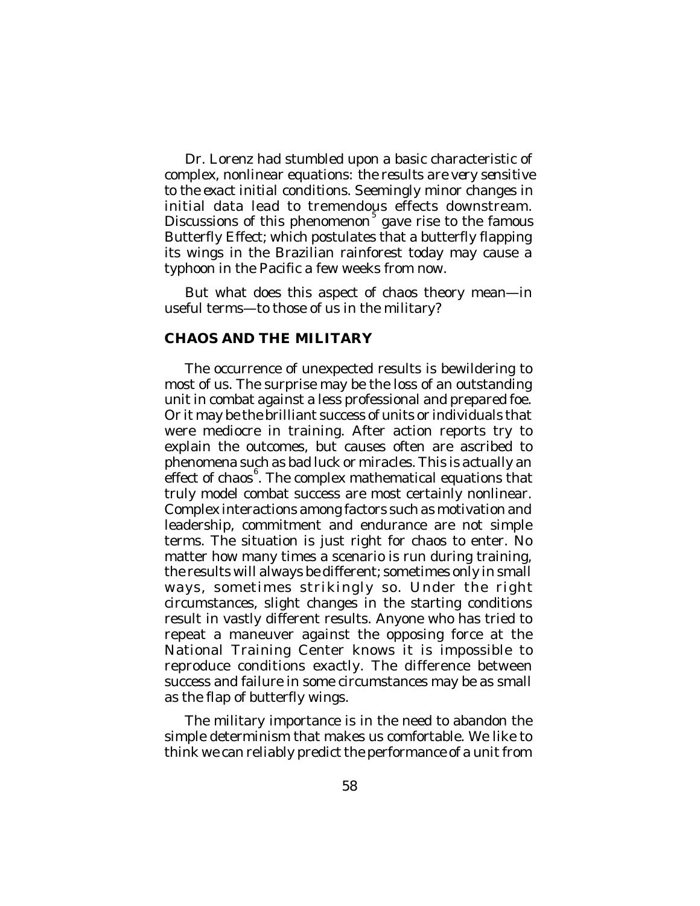Dr. Lorenz had stumbled upon a basic characteristic of complex, nonlinear equations: *the results are very sensitive to the exact initial conditions*. Seemingly minor changes in initial data lead to tremendous effects downstream. Discussions of this phenomenon[5] gave rise to the famous Butterfly Effect; which postulates that a butterfly flapping its wings in the Brazilian rainforest today may cause a typhoon in the Pacific a few weeks from now.

But what does this aspect of chaos theory mean—in useful terms—to those of us in the military?

## CHAOS AND THE MILITARY

The occurrence of unexpected results is bewildering to most of us. The surprise may be the loss of an outstanding unit in combat against a less professional and prepared foe. Or it may be the brilliant success of units or individuals that were mediocre in training. After action reports try to explain the outcomes, but causes often are ascribed to phenomena such as bad luck or miracles. This is actually an effect of chaos[6]. The complex mathematical equations that truly model combat success are most certainly nonlinear. Complex interactions among factors such as motivation and leadership, commitment and endurance are not simple terms. The situation is just right for chaos to enter. No matter how many times a scenario is run during training, the results will always be different; sometimes only in small ways, sometimes strikingly so. Under the right circumstances, slight changes in the starting conditions result in vastly different results. Anyone who has tried to repeat a maneuver against the opposing force at the National Training Center knows it is impossible to reproduce conditions exactly. The difference between success and failure in some circumstances may be as small as the flap of butterfly wings.

The military importance is in the need to abandon the simple determinism that makes us comfortable. We like to think we can reliably predict the performance of a unit from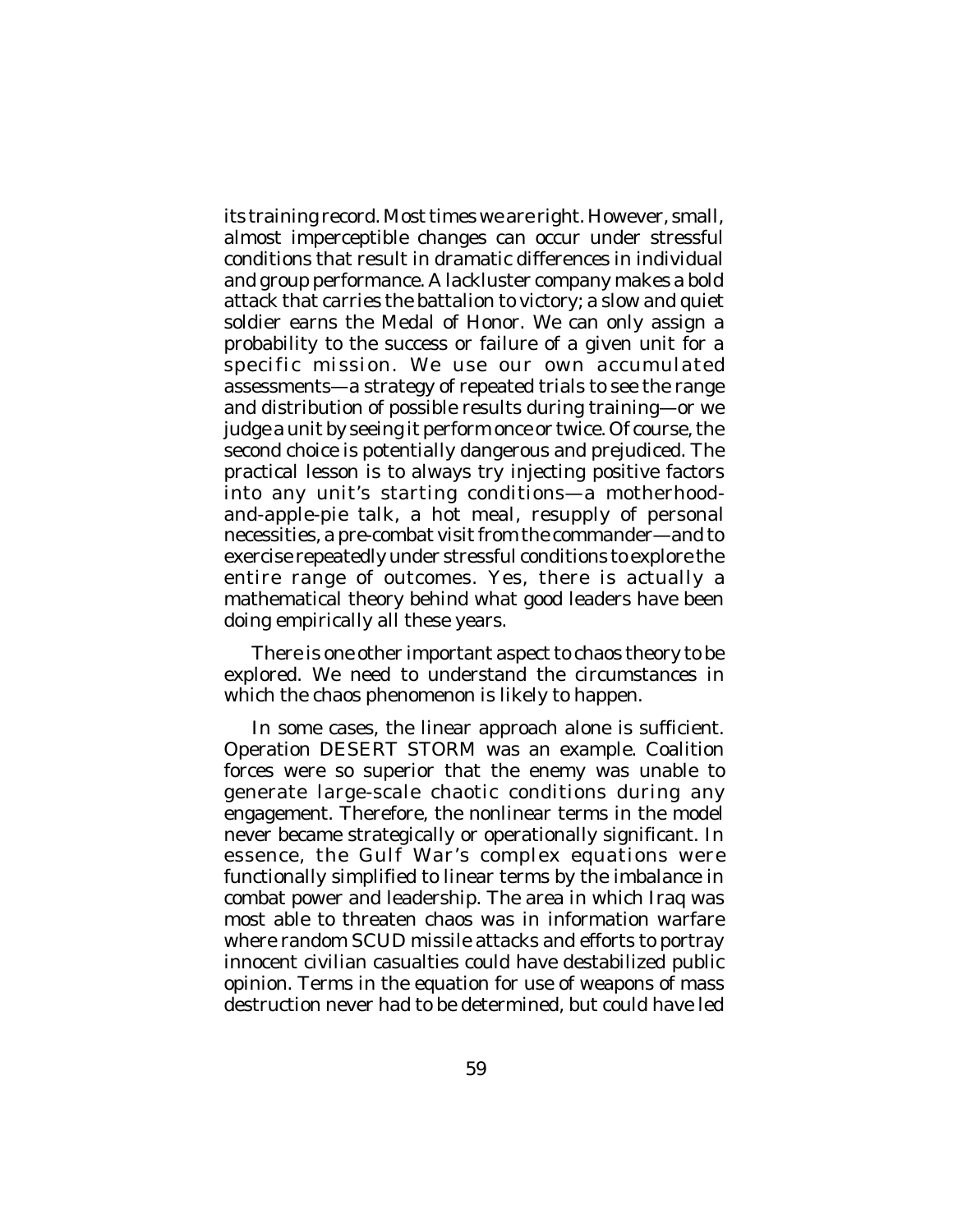its training record. Most times we are right. However, small, almost imperceptible changes can occur under stressful conditions that result in dramatic differences in individual and group performance. A lackluster company makes a bold attack that carries the battalion to victory; a slow and quiet soldier earns the Medal of Honor. We can only assign a probability to the success or failure of a given unit for a specific mission. We use our own accumulated assessments—a strategy of repeated trials to see the range and distribution of possible results during training—or we judge a unit by seeing it perform once or twice. Of course, the second choice is potentially dangerous and prejudiced. The practical lesson is to always try injecting positive factors into any unit's starting conditions—a motherhood-and-apple-pie talk, a hot meal, resupply of personal necessities, a pre-combat visit from the commander—and to exercise repeatedly under stressful conditions to explore the entire range of outcomes. Yes, there is actually a mathematical theory behind what good leaders have been doing empirically all these years.

There is one other important aspect to chaos theory to be explored. We need to understand the circumstances in which the chaos phenomenon is likely to happen.

In some cases, the linear approach alone is sufficient. Operation DESERT STORM was an example. Coalition forces were so superior that the enemy was unable to generate large-scale chaotic conditions during any engagement. Therefore, the nonlinear terms in the model never became strategically or operationally significant. In essence, the Gulf War's complex equations were functionally simplified to linear terms by the imbalance in combat power and leadership. The area in which Iraq was most able to threaten chaos was in information warfare where random SCUD missile attacks and efforts to portray innocent civilian casualties could have destabilized public opinion. Terms in the equation for use of weapons of mass destruction never had to be determined, but could have led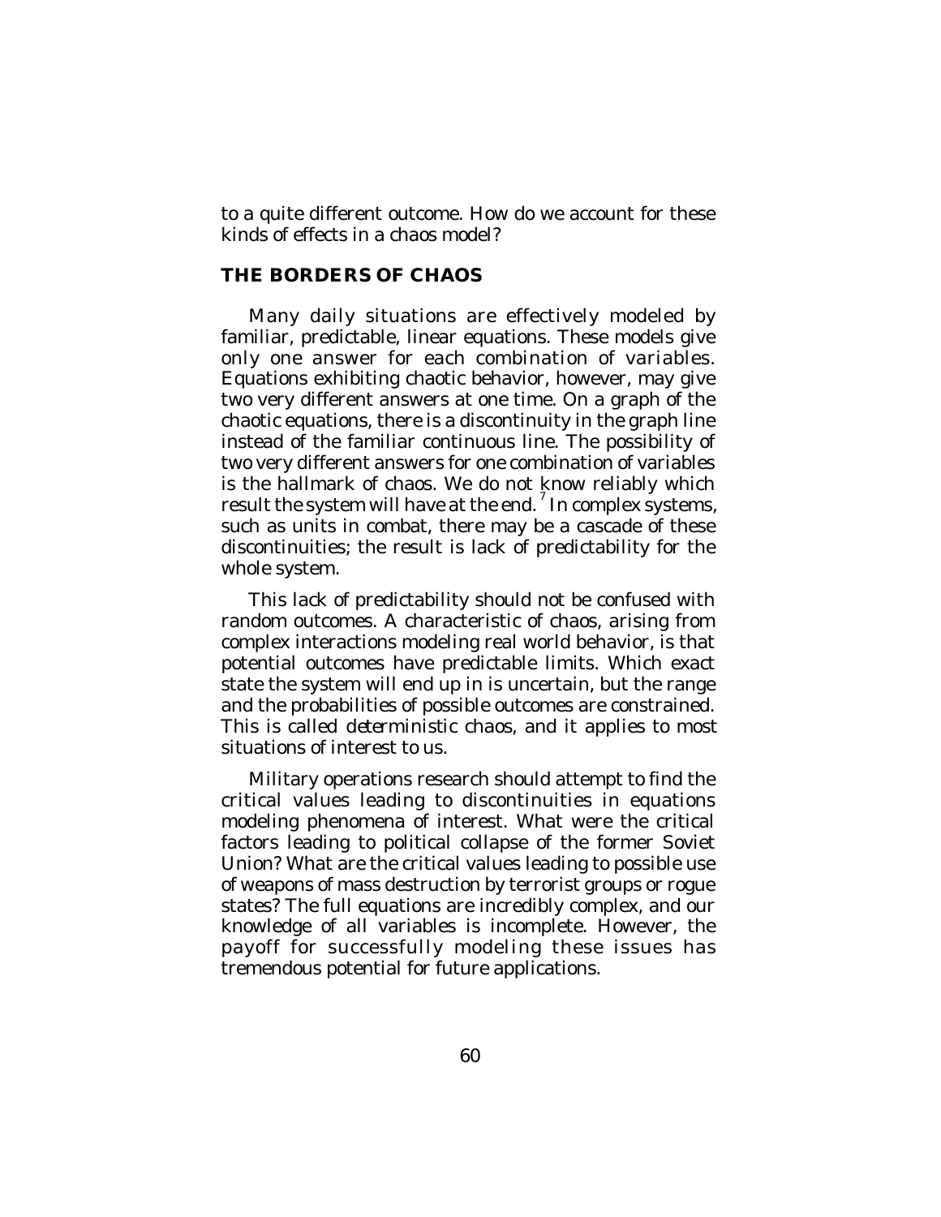to a quite different outcome. How do we account for these kinds of effects in a chaos model?

## THE BORDERS OF CHAOS

Many daily situations are effectively modeled by familiar, predictable, linear equations. These models give only one answer for each combination of variables. Equations exhibiting chaotic behavior, however, may give two very different answers at one time. On a graph of the chaotic equations, there is a discontinuity in the graph line instead of the familiar continuous line. The possibility of two very different answers for one combination of variables is the hallmark of chaos. We do not know reliably which result the system will have at the end.[7] In complex systems, such as units in combat, there may be a cascade of these discontinuities; the result is lack of predictability for the whole system.

This lack of predictability should not be confused with random outcomes. A characteristic of chaos, arising from complex interactions modeling real world behavior, is that potential outcomes have predictable limits. Which exact state the system will end up in is uncertain, but the range and the probabilities of possible outcomes are constrained. This is called *deterministic chaos*, and it applies to most situations of interest to us.

Military operations research should attempt to find the critical values leading to discontinuities in equations modeling phenomena of interest. What were the critical factors leading to political collapse of the former Soviet Union? What are the critical values leading to possible use of weapons of mass destruction by terrorist groups or rogue states? The full equations are incredibly complex, and our knowledge of all variables is incomplete. However, the payoff for successfully modeling these issues has tremendous potential for future applications.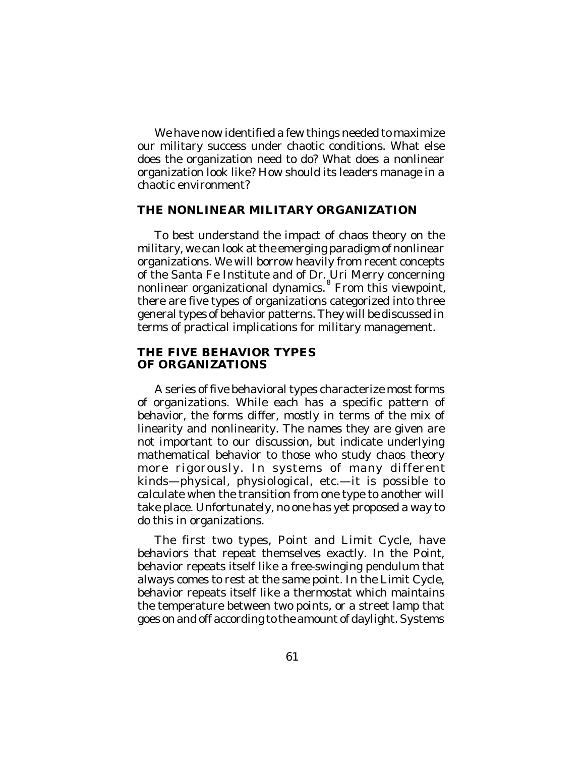We have now identified a few things needed to maximize our military success under chaotic conditions. What else does the organization need to do? What does a nonlinear organization look like? How should its leaders manage in a chaotic environment?

## THE NONLINEAR MILITARY ORGANIZATION

To best understand the impact of chaos theory on the military, we can look at the emerging paradigm of nonlinear organizations. We will borrow heavily from recent concepts of the Santa Fe Institute and of Dr. Uri Merry concerning nonlinear organizational dynamics.[8] From this viewpoint, there are five types of organizations categorized into three general types of behavior patterns. They will be discussed in terms of practical implications for military management.

## THE FIVE BEHAVIOR TYPES OF ORGANIZATIONS

A series of five behavioral types characterize most forms of organizations. While each has a specific pattern of behavior, the forms differ, mostly in terms of the mix of linearity and nonlinearity. The names they are given are not important to our discussion, but indicate underlying mathematical behavior to those who study chaos theory more rigorously. In systems of many different kinds—physical, physiological, etc.—it is possible to calculate when the transition from one type to another will take place. Unfortunately, no one has yet proposed a way to do this in organizations.

The first two types, Point and Limit Cycle, have behaviors that repeat themselves exactly. In the Point, behavior repeats itself like a free-swinging pendulum that always comes to rest at the same point. In the Limit Cycle, behavior repeats itself like a thermostat which maintains the temperature between two points, or a street lamp that goes on and off according to the amount of daylight. Systems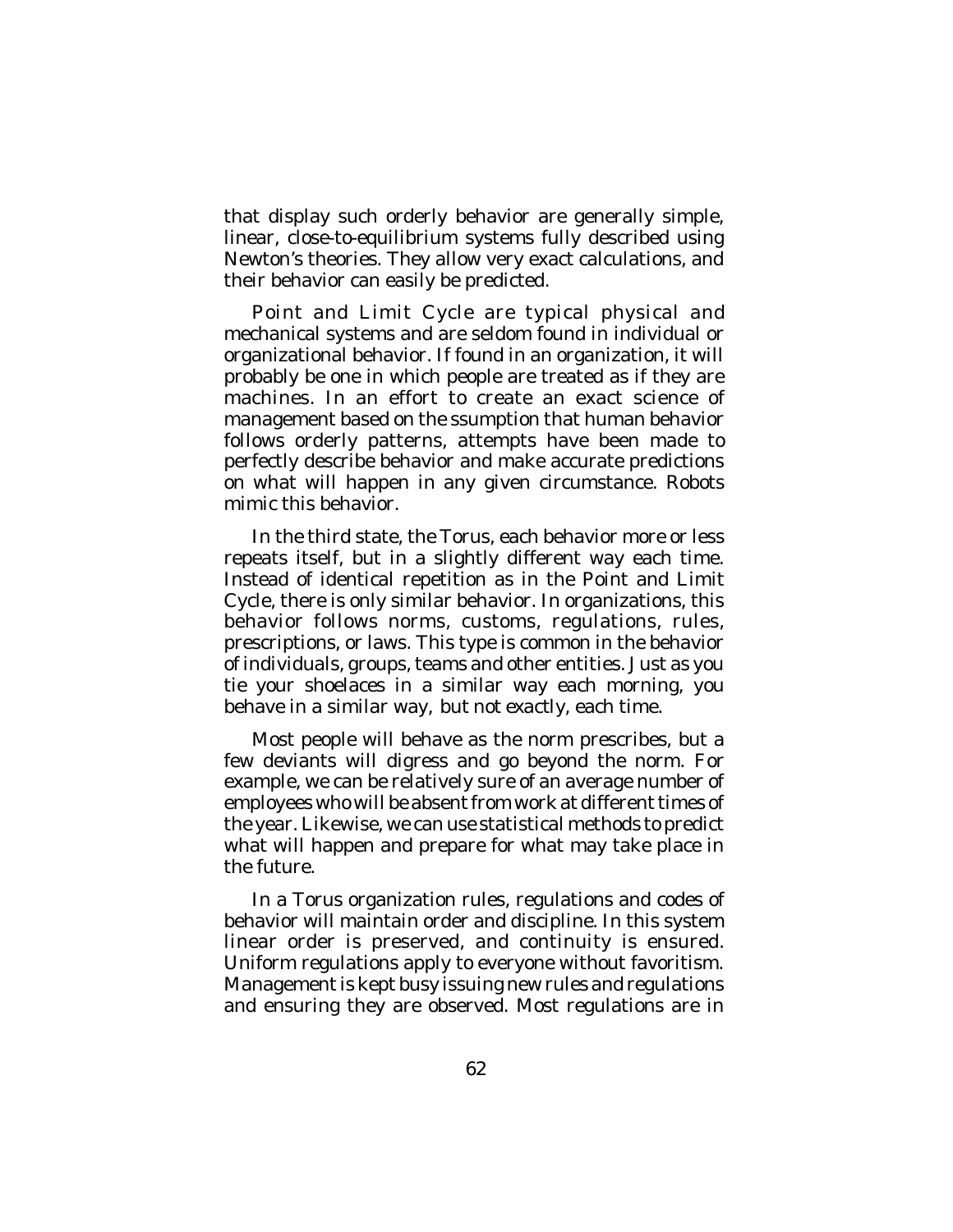that display such orderly behavior are generally simple, linear, close-to-equilibrium systems fully described using Newton's theories. They allow very exact calculations, and their behavior can easily be predicted.

Point and Limit Cycle are typical physical and mechanical systems and are seldom found in individual or organizational behavior. If found in an organization, it will probably be one in which people are treated as if they are machines. In an effort to create an exact science of management based on the ssumption that human behavior follows orderly patterns, attempts have been made to perfectly describe behavior and make accurate predictions on what will happen in any given circumstance. Robots mimic this behavior.

In the third state, the Torus, each behavior more or less repeats itself, but in a slightly different way each time. Instead of identical repetition as in the Point and Limit Cycle, there is only similar behavior. In organizations, this behavior follows norms, customs, regulations, rules, prescriptions, or laws. This type is common in the behavior of individuals, groups, teams and other entities. Just as you tie your shoelaces in a similar way each morning, you behave in a similar way, but not exactly, each time.

Most people will behave as the norm prescribes, but a few deviants will digress and go beyond the norm. For example, we can be relatively sure of an average number of employees who will be absent from work at different times of the year. Likewise, we can use statistical methods to predict what will happen and prepare for what may take place in the future.

In a Torus organization rules, regulations and codes of behavior will maintain order and discipline. In this system linear order is preserved, and continuity is ensured. Uniform regulations apply to everyone without favoritism. Management is kept busy issuing new rules and regulations and ensuring they are observed. Most regulations are in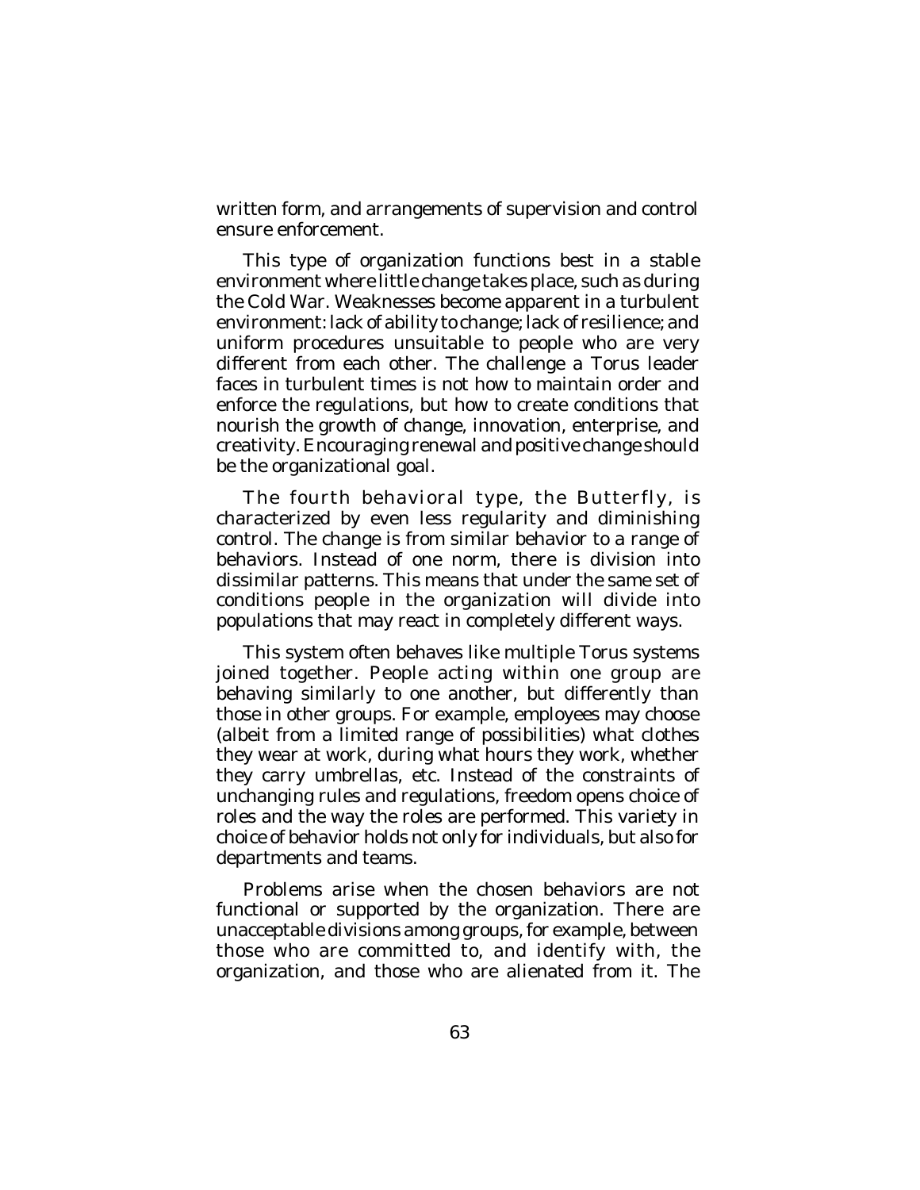written form, and arrangements of supervision and control ensure enforcement.

This type of organization functions best in a stable environment where little change takes place, such as during the Cold War. Weaknesses become apparent in a turbulent environment: lack of ability to change; lack of resilience; and uniform procedures unsuitable to people who are very different from each other. The challenge a Torus leader faces in turbulent times is not how to maintain order and enforce the regulations, but how to create conditions that nourish the growth of change, innovation, enterprise, and creativity. Encouraging renewal and positive change should be the organizational goal.

The fourth behavioral type, the Butterfly, is characterized by even less regularity and diminishing control. The change is from similar behavior to a range of behaviors. Instead of one norm, there is division into dissimilar patterns. This means that under the same set of conditions people in the organization will divide into populations that may react in completely different ways.

This system often behaves like multiple Torus systems joined together. People acting within one group are behaving similarly to one another, but differently than those in other groups. For example, employees may choose (albeit from a limited range of possibilities) what clothes they wear at work, during what hours they work, whether they carry umbrellas, etc. Instead of the constraints of unchanging rules and regulations, freedom opens choice of roles and the way the roles are performed. This variety in choice of behavior holds not only for individuals, but also for departments and teams.

Problems arise when the chosen behaviors are not functional or supported by the organization. There are unacceptable divisions among groups, for example, between those who are committed to, and identify with, the organization, and those who are alienated from it. The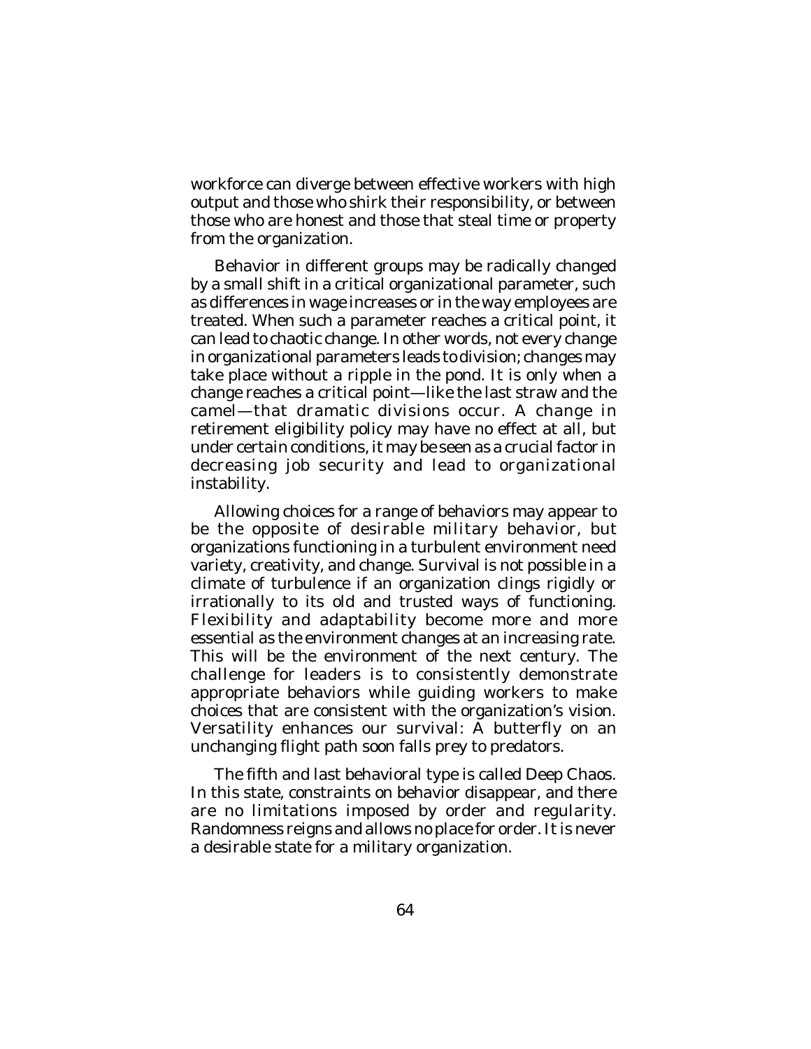workforce can diverge between effective workers with high output and those who shirk their responsibility, or between those who are honest and those that steal time or property from the organization.

Behavior in different groups may be radically changed by a small shift in a critical organizational parameter, such as differences in wage increases or in the way employees are treated. When such a parameter reaches a critical point, it can lead to chaotic change. In other words, not every change in organizational parameters leads to division; changes may take place without a ripple in the pond. It is only when a change reaches a critical point—like the last straw and the camel—that dramatic divisions occur. A change in retirement eligibility policy may have no effect at all, but under certain conditions, it may be seen as a crucial factor in decreasing job security and lead to organizational instability.

Allowing choices for a range of behaviors may appear to be the opposite of desirable military behavior, but organizations functioning in a turbulent environment need variety, creativity, and change. Survival is not possible in a climate of turbulence if an organization clings rigidly or irrationally to its old and trusted ways of functioning. Flexibility and adaptability become more and more essential as the environment changes at an increasing rate. This will be the environment of the next century. The challenge for leaders is to consistently demonstrate appropriate behaviors while guiding workers to make choices that are consistent with the organization's vision. Versatility enhances our survival: A butterfly on an unchanging flight path soon falls prey to predators.

The fifth and last behavioral type is called Deep Chaos. In this state, constraints on behavior disappear, and there are no limitations imposed by order and regularity. Randomness reigns and allows no place for order. It is never a desirable state for a military organization.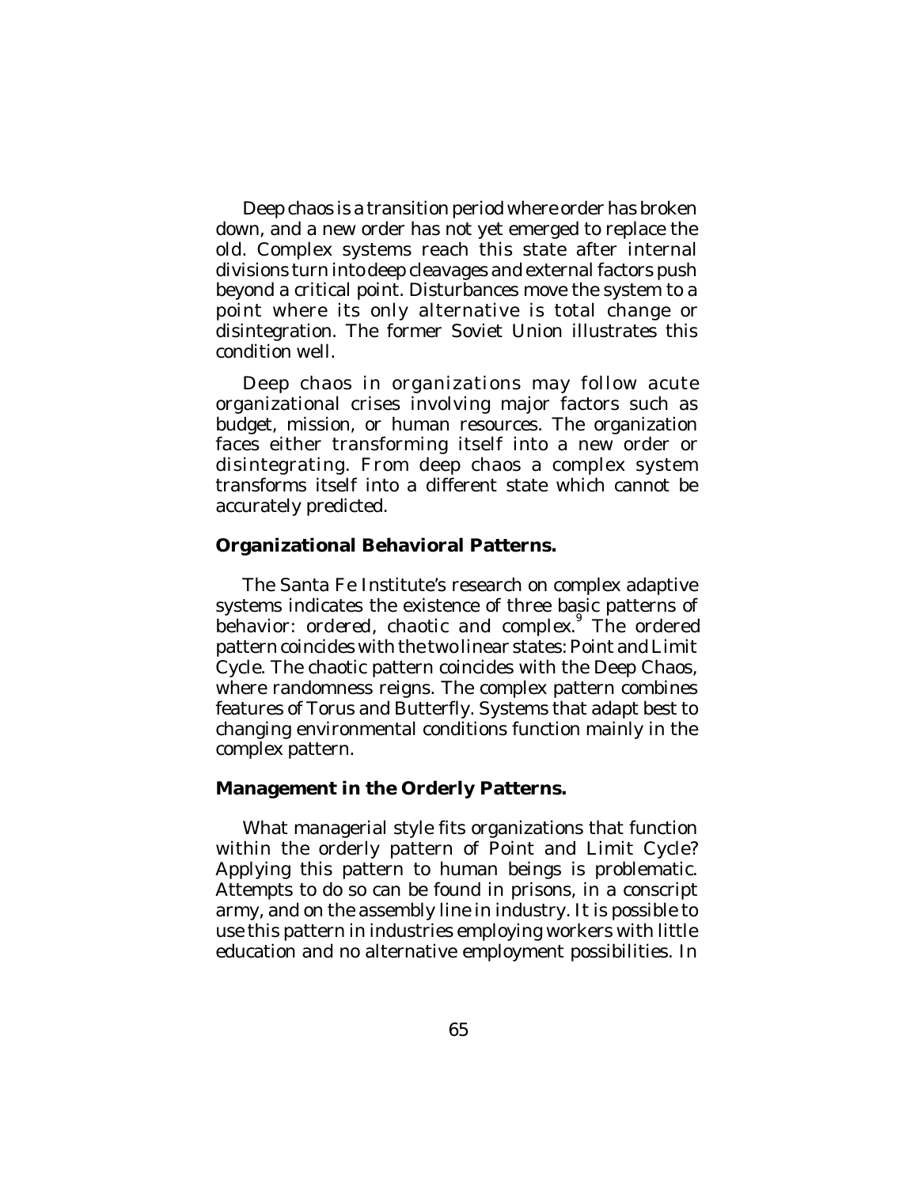Deep chaos is a transition period where order has broken down, and a new order has not yet emerged to replace the old. Complex systems reach this state after internal divisions turn into deep cleavages and external factors push beyond a critical point. Disturbances move the system to a point where its only alternative is total change or disintegration. The former Soviet Union illustrates this condition well.

Deep chaos in organizations may follow acute organizational crises involving major factors such as budget, mission, or human resources. The organization faces either transforming itself into a new order or disintegrating. From deep chaos a complex system transforms itself into a different state which cannot be accurately predicted.

**Organizational Behavioral Patterns.**

The Santa Fe Institute's research on complex adaptive systems indicates the existence of three basic patterns of behavior: ordered, chaotic and complex.[9] The ordered pattern coincides with the two linear states: Point and Limit Cycle. The chaotic pattern coincides with the Deep Chaos, where randomness reigns. The complex pattern combines features of Torus and Butterfly. Systems that adapt best to changing environmental conditions function mainly in the complex pattern.

**Management in the Orderly Patterns.**

What managerial style fits organizations that function within the orderly pattern of Point and Limit Cycle? Applying this pattern to human beings is problematic. Attempts to do so can be found in prisons, in a conscript army, and on the assembly line in industry. It is possible to use this pattern in industries employing workers with little education and no alternative employment possibilities. In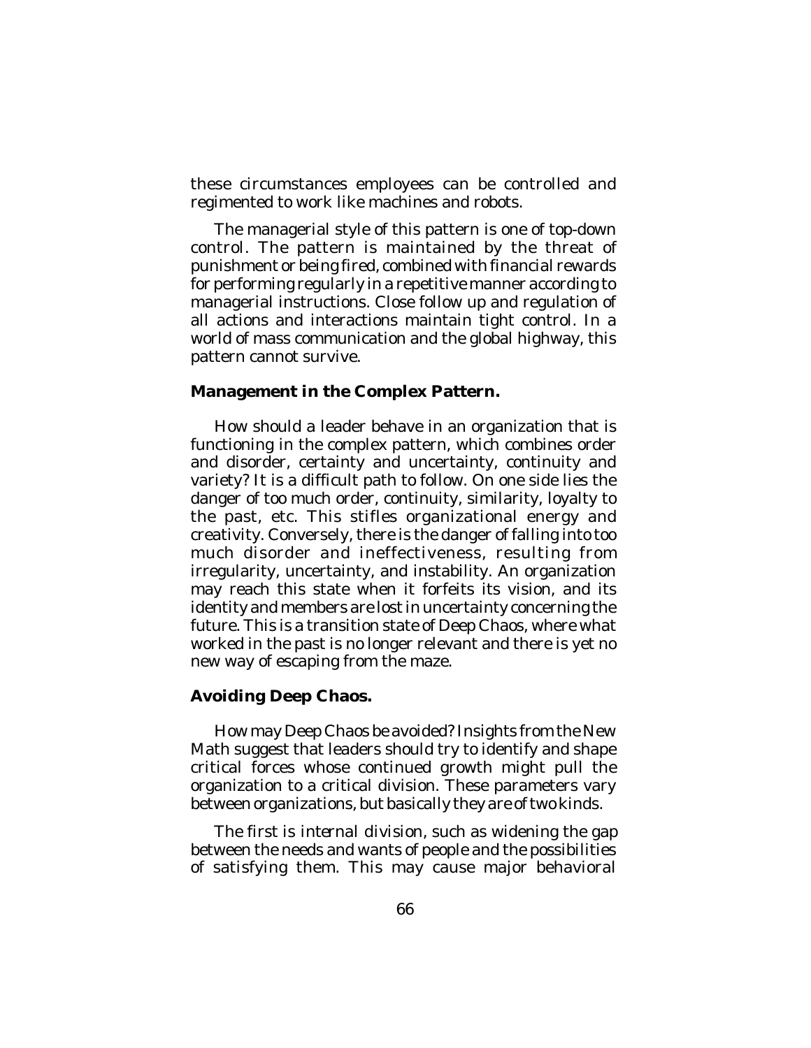these circumstances employees can be controlled and regimented to work like machines and robots.

The managerial style of this pattern is one of top-down control. The pattern is maintained by the threat of punishment or being fired, combined with financial rewards for performing regularly in a repetitive manner according to managerial instructions. Close follow up and regulation of all actions and interactions maintain tight control. In a world of mass communication and the global highway, this pattern cannot survive.

**Management in the Complex Pattern.**

How should a leader behave in an organization that is functioning in the complex pattern, which combines order and disorder, certainty and uncertainty, continuity and variety? It is a difficult path to follow. On one side lies the danger of too much order, continuity, similarity, loyalty to the past, etc. This stifles organizational energy and creativity. Conversely, there is the danger of falling into too much disorder and ineffectiveness, resulting from irregularity, uncertainty, and instability. An organization may reach this state when it forfeits its vision, and its identity and members are lost in uncertainty concerning the future. This is a transition state of Deep Chaos, where what worked in the past is no longer relevant and there is yet no new way of escaping from the maze.

**Avoiding Deep Chaos.**

How may Deep Chaos be avoided? Insights from the New Math suggest that leaders should try to identify and shape critical forces whose continued growth might pull the organization to a critical division. These parameters vary between organizations, but basically they are of two kinds.

The first is internal division, such as widening the gap between the needs and wants of people and the possibilities of satisfying them. This may cause major behavioral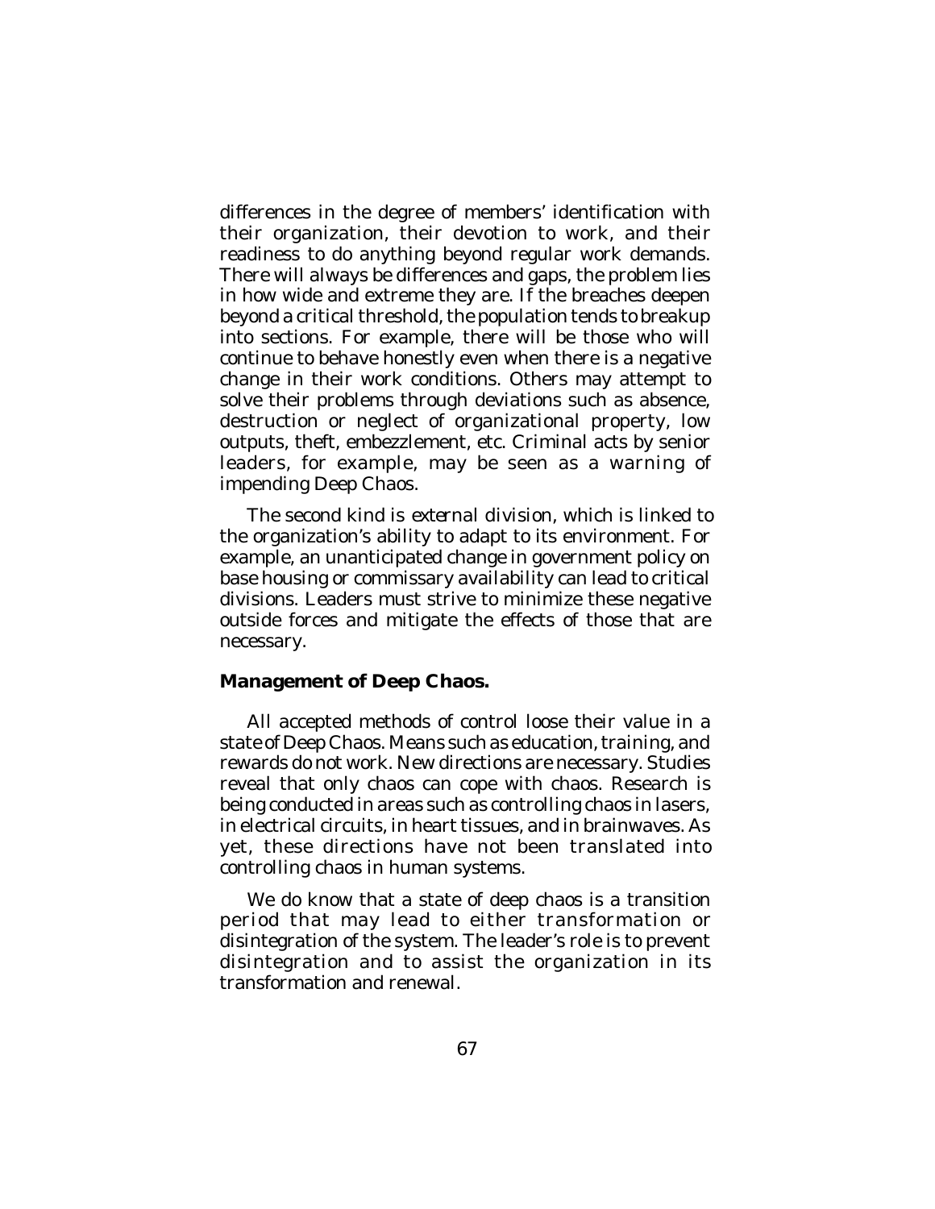differences in the degree of members' identification with their organization, their devotion to work, and their readiness to do anything beyond regular work demands. There will always be differences and gaps, the problem lies in how wide and extreme they are. If the breaches deepen beyond a critical threshold, the population tends to breakup into sections. For example, there will be those who will continue to behave honestly even when there is a negative change in their work conditions. Others may attempt to solve their problems through deviations such as absence, destruction or neglect of organizational property, low outputs, theft, embezzlement, etc. Criminal acts by senior leaders, for example, may be seen as a warning of impending Deep Chaos.

The second kind is *external* division, which is linked to the organization's ability to adapt to its environment. For example, an unanticipated change in government policy on base housing or commissary availability can lead to critical divisions. Leaders must strive to minimize these negative outside forces and mitigate the effects of those that are necessary.

**Management of Deep Chaos.**

All accepted methods of control loose their value in a state of Deep Chaos. Means such as education, training, and rewards do not work. New directions are necessary. Studies reveal that only chaos can cope with chaos. Research is being conducted in areas such as controlling chaos in lasers, in electrical circuits, in heart tissues, and in brainwaves. As yet, these directions have not been translated into controlling chaos in human systems.

We do know that a state of deep chaos is a transition period that may lead to either transformation or disintegration of the system. The leader's role is to prevent disintegration and to assist the organization in its transformation and renewal.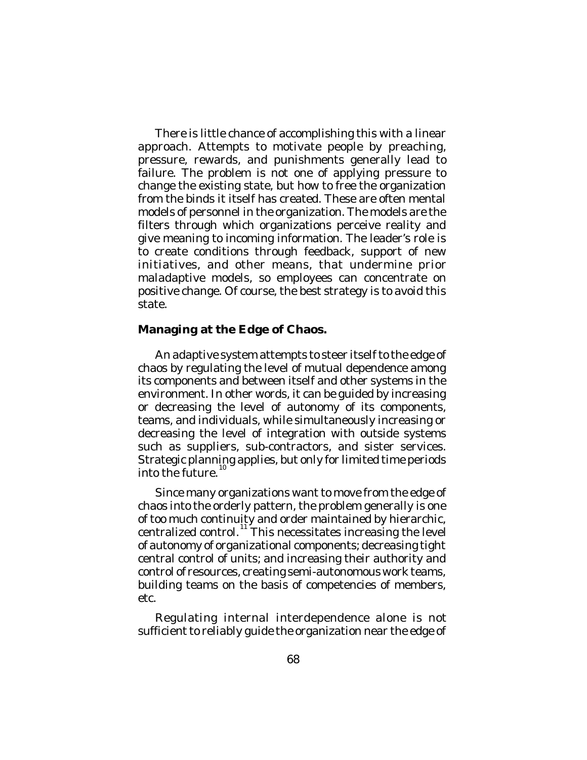There is little chance of accomplishing this with a linear approach. Attempts to motivate people by preaching, pressure, rewards, and punishments generally lead to failure. The problem is not one of applying pressure to change the existing state, but how to free the organization from the binds it itself has created. These are often mental models of personnel in the organization. The models are the filters through which organizations perceive reality and give meaning to incoming information. The leader's role is to create conditions through feedback, support of new initiatives, and other means, that undermine prior maladaptive models, so employees can concentrate on positive change. Of course, the best strategy is to avoid this state.

**Managing at the Edge of Chaos.**

An adaptive system attempts to steer itself to the edge of chaos by regulating the level of mutual dependence among its components and between itself and other systems in the environment. In other words, it can be guided by increasing or decreasing the level of autonomy of its components, teams, and individuals, while simultaneously increasing or decreasing the level of integration with outside systems such as suppliers, sub-contractors, and sister services. Strategic planning applies, but only for limited time periods into the future.[10]

Since many organizations want to move from the edge of chaos into the orderly pattern, the problem generally is one of too much continuity and order maintained by hierarchic, centralized control.[11] This necessitates increasing the level of autonomy of organizational components; decreasing tight central control of units; and increasing their authority and control of resources, creating semi-autonomous work teams, building teams on the basis of competencies of members, etc.

Regulating internal interdependence alone is not sufficient to reliably guide the organization near the edge of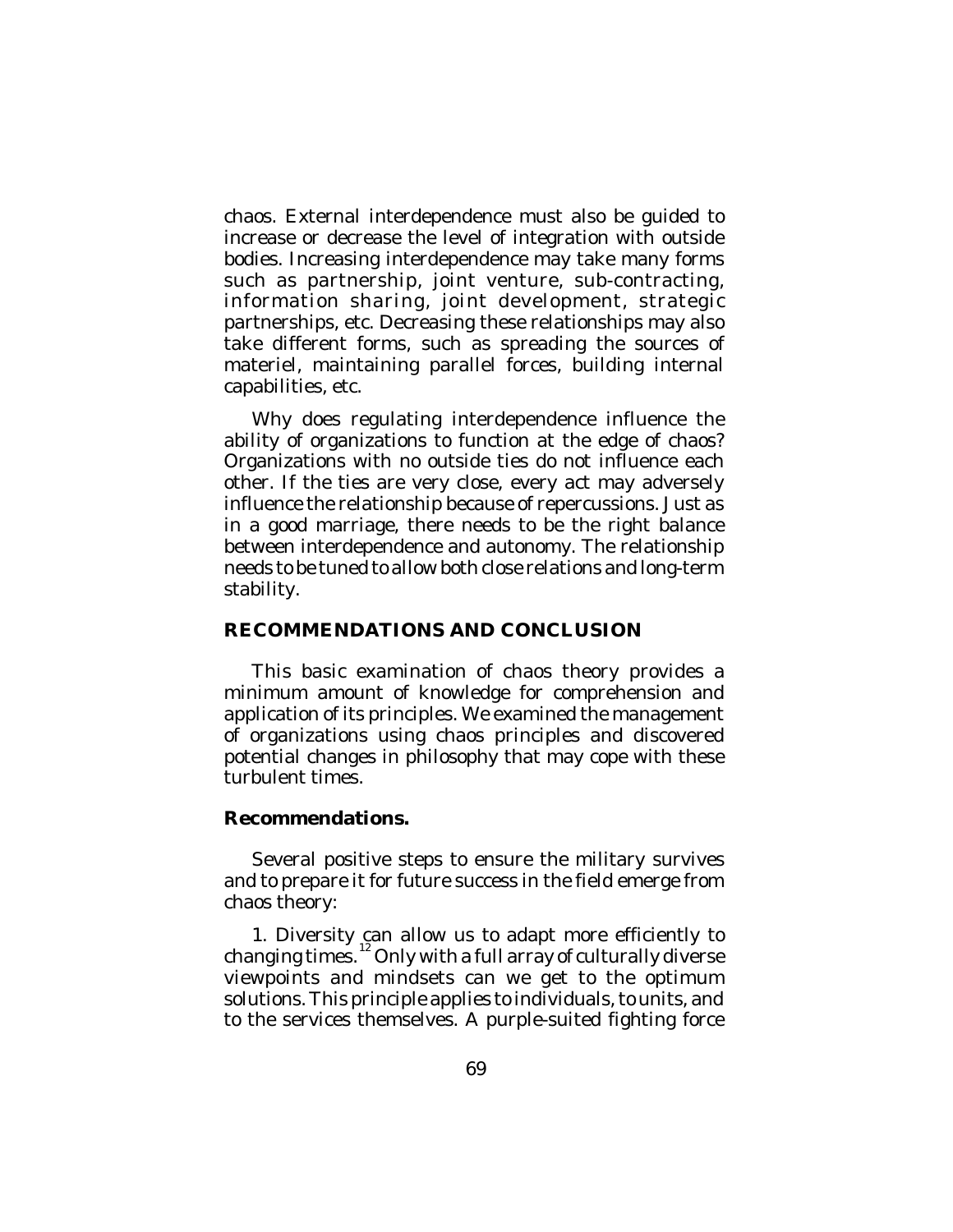chaos. External interdependence must also be guided to increase or decrease the level of integration with outside bodies. Increasing interdependence may take many forms such as partnership, joint venture, sub-contracting, information sharing, joint development, strategic partnerships, etc. Decreasing these relationships may also take different forms, such as spreading the sources of materiel, maintaining parallel forces, building internal capabilities, etc.

Why does regulating interdependence influence the ability of organizations to function at the edge of chaos? Organizations with no outside ties do not influence each other. If the ties are very close, every act may adversely influence the relationship because of repercussions. Just as in a good marriage, there needs to be the right balance between interdependence and autonomy. The relationship needs to be tuned to allow both close relations and long-term stability.

## RECOMMENDATIONS AND CONCLUSION

This basic examination of chaos theory provides a minimum amount of knowledge for comprehension and application of its principles. We examined the management of organizations using chaos principles and discovered potential changes in philosophy that may cope with these turbulent times.

### Recommendations.

Several positive steps to ensure the military survives and to prepare it for future success in the field emerge from chaos theory:

1. Diversity can allow us to adapt more efficiently to changing times.[12] Only with a full array of culturally diverse viewpoints and mindsets can we get to the optimum solutions. This principle applies to individuals, to units, and to the services themselves. A purple-suited fighting force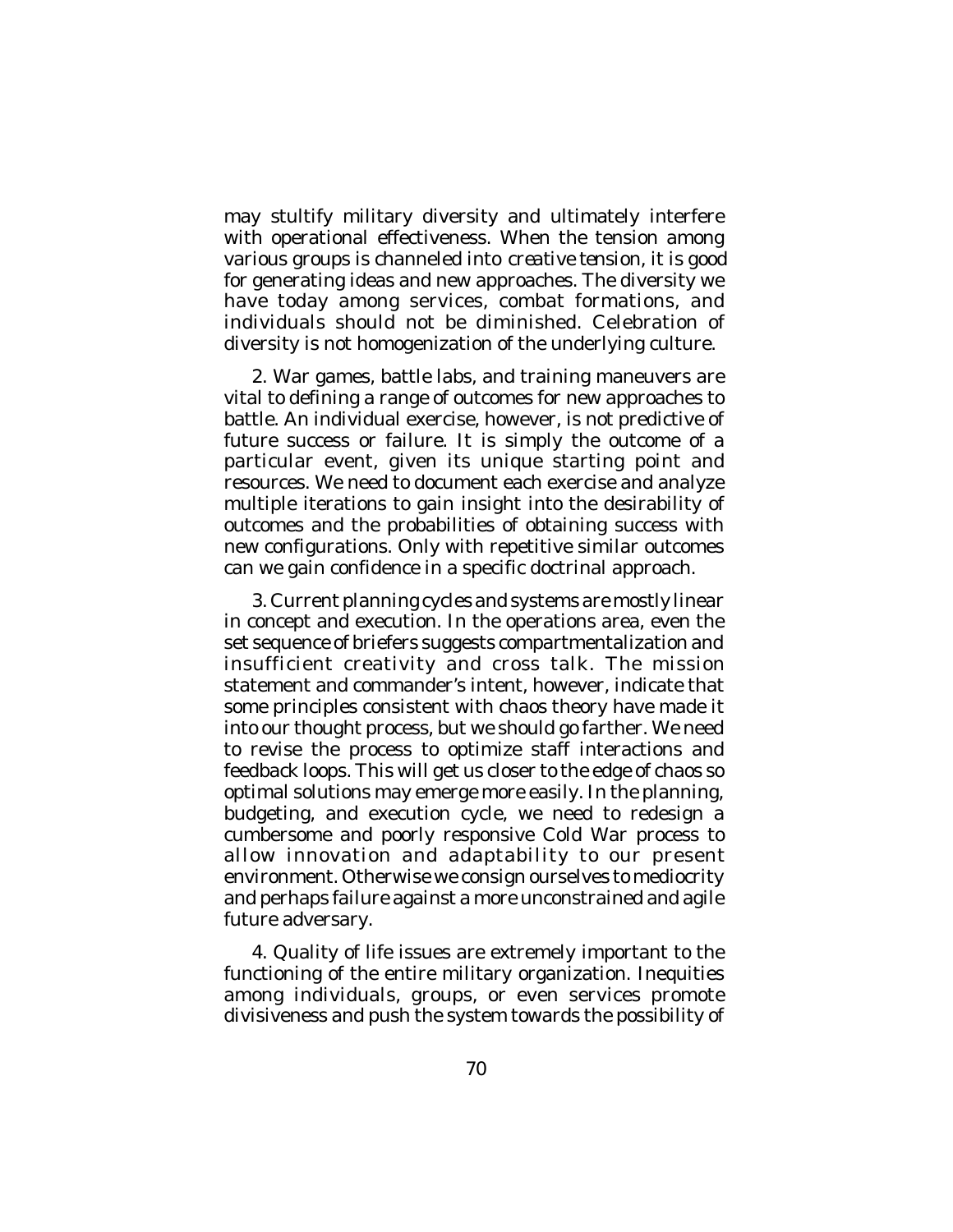may stultify military diversity and ultimately interfere with operational effectiveness. When the tension among various groups is channeled into *creative tension*, it is good for generating ideas and new approaches. The diversity we have today among services, combat formations, and individuals should not be diminished. Celebration of diversity is not homogenization of the underlying culture.

2. War games, battle labs, and training maneuvers are vital to defining a range of outcomes for new approaches to battle. An individual exercise, however, is not predictive of future success or failure. It is simply the outcome of a particular event, given its unique starting point and resources. We need to document each exercise and analyze multiple iterations to gain insight into the desirability of outcomes and the probabilities of obtaining success with new configurations. Only with repetitive similar outcomes can we gain confidence in a specific doctrinal approach.

3. Current planning cycles and systems are mostly linear in concept and execution. In the operations area, even the set sequence of briefers suggests compartmentalization and insufficient creativity and cross talk. The mission statement and commander's intent, however, indicate that some principles consistent with chaos theory have made it into our thought process, but we should go farther. We need to revise the process to optimize staff interactions and feedback loops. This will get us closer to the edge of chaos so optimal solutions may emerge more easily. In the planning, budgeting, and execution cycle, we need to redesign a cumbersome and poorly responsive Cold War process to allow innovation and adaptability to our present environment. Otherwise we consign ourselves to mediocrity and perhaps failure against a more unconstrained and agile future adversary.

4. Quality of life issues are extremely important to the functioning of the entire military organization. Inequities among individuals, groups, or even services promote divisiveness and push the system towards the possibility of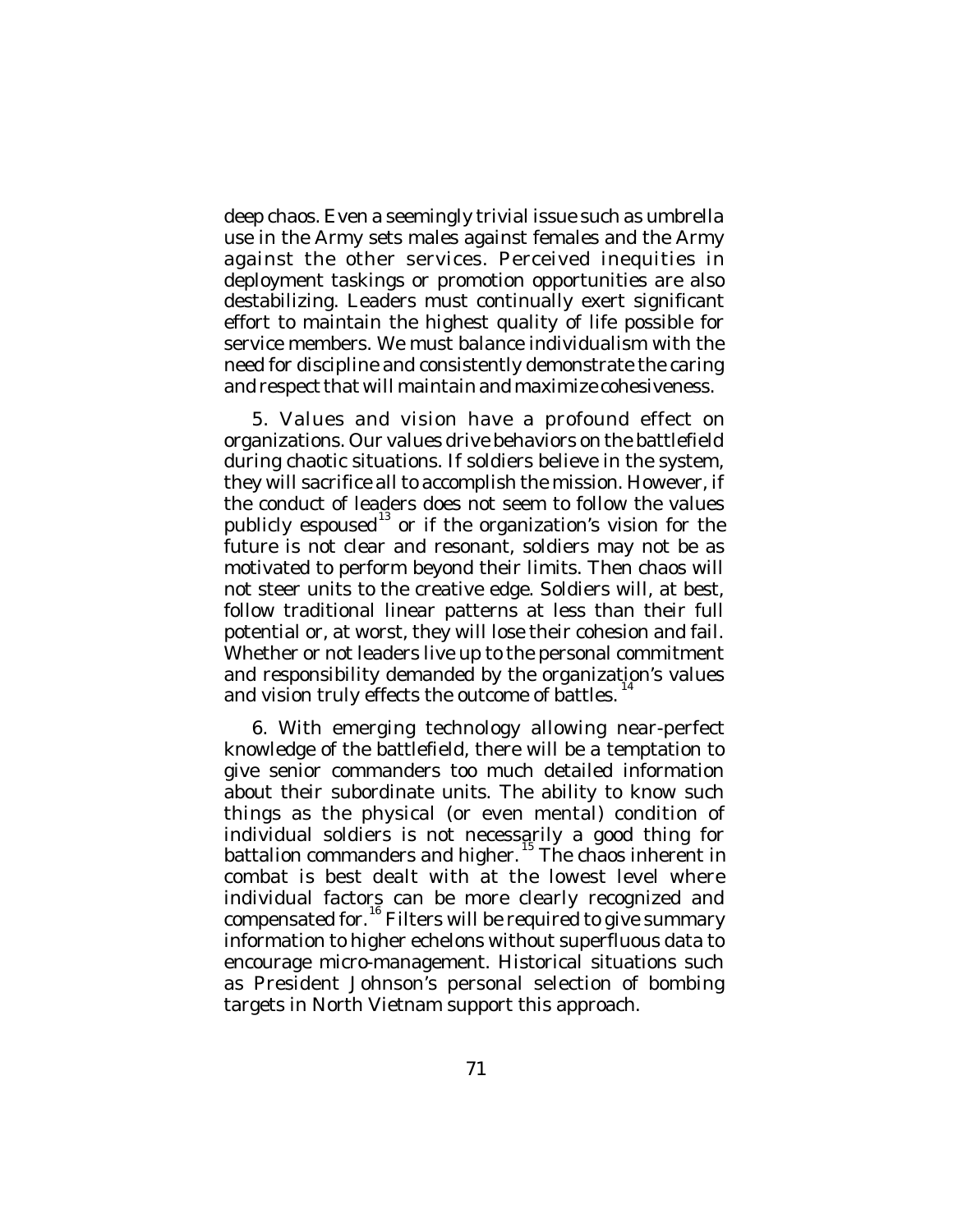deep chaos. Even a seemingly trivial issue such as umbrella use in the Army sets males against females and the Army against the other services. Perceived inequities in deployment taskings or promotion opportunities are also destabilizing. Leaders must continually exert significant effort to maintain the highest quality of life possible for service members. We must balance individualism with the need for discipline and consistently demonstrate the caring and respect that will maintain and maximize cohesiveness.

5. Values and vision have a profound effect on organizations. Our values drive behaviors on the battlefield during chaotic situations. If soldiers believe in the system, they will sacrifice all to accomplish the mission. However, if the conduct of leaders does not seem to follow the values publicly espoused[13] or if the organization's vision for the future is not clear and resonant, soldiers may not be as motivated to perform beyond their limits. Then chaos will not steer units to the creative edge. Soldiers will, at best, follow traditional linear patterns at less than their full potential or, at worst, they will lose their cohesion and fail. Whether or not leaders live up to the personal commitment and responsibility demanded by the organization's values and vision truly effects the outcome of battles.[14]

6. With emerging technology allowing near-perfect knowledge of the battlefield, there will be a temptation to give senior commanders too much detailed information about their subordinate units. The ability to know such things as the physical (or even mental) condition of individual soldiers is not necessarily a good thing for battalion commanders and higher.[15] The chaos inherent in combat is best dealt with at the lowest level where individual factors can be more clearly recognized and compensated for.[16] Filters will be required to give summary information to higher echelons without superfluous data to encourage micro-management. Historical situations such as President Johnson's personal selection of bombing targets in North Vietnam support this approach.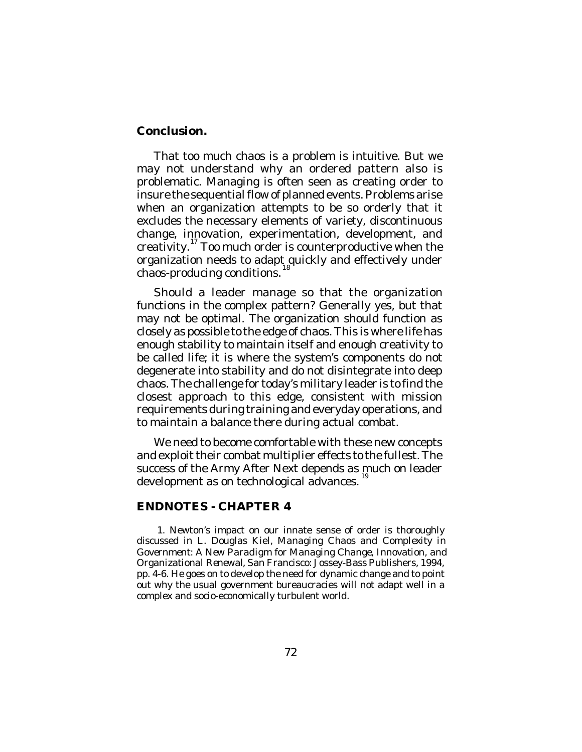**Conclusion.**

That too much chaos is a problem is intuitive. But we may not understand why an ordered pattern also is problematic. Managing is often seen as creating order to insure the sequential flow of planned events. Problems arise when an organization attempts to be so orderly that it excludes the necessary elements of variety, discontinuous change, innovation, experimentation, development, and creativity.[17] Too much order is counterproductive when the organization needs to adapt quickly and effectively under chaos-producing conditions.[18]

Should a leader manage so that the organization functions in the complex pattern? Generally yes, but that may not be optimal. The organization should function as closely as possible to the edge of chaos. This is where life has enough stability to maintain itself and enough creativity to be called life; it is where the system's components do not degenerate into stability and do not disintegrate into deep chaos. The challenge for today's military leader is to find the closest approach to this edge, consistent with mission requirements during training and everyday operations, and to maintain a balance there during actual combat.

We need to become comfortable with these new concepts and exploit their combat multiplier effects to the fullest. The success of the Army After Next depends as much on leader development as on technological advances.[19]

## ENDNOTES - CHAPTER 4

1. Newton's impact on our innate sense of order is thoroughly discussed in L. Douglas Kiel, *Managing Chaos and Complexity in Government: A New Paradigm for Managing Change, Innovation, and Organizational Renewal*, San Francisco: Jossey-Bass Publishers, 1994, pp. 4-6. He goes on to develop the need for dynamic change and to point out why the usual government bureaucracies will not adapt well in a complex and socio-economically turbulent world.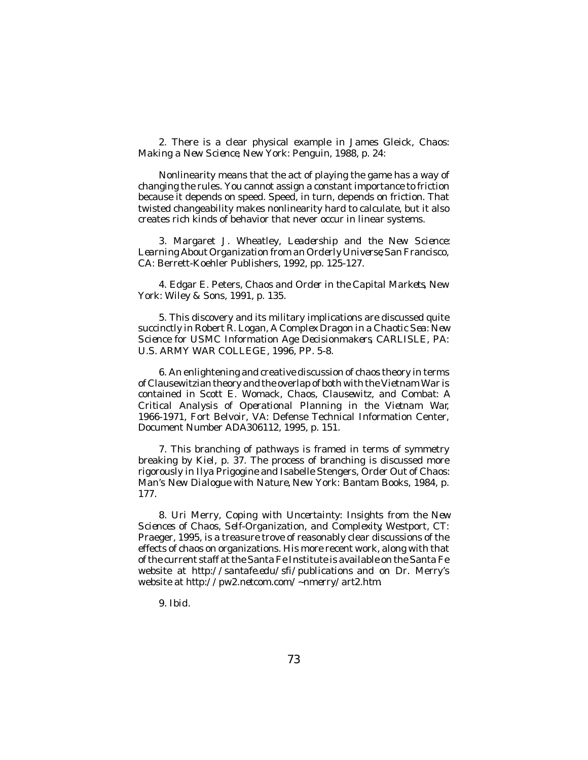2. There is a clear physical example in James Gleick, *Chaos: Making a New Science*, New York: Penguin, 1988, p. 24:

> Nonlinearity means that the act of playing the game has a way of changing the rules. You cannot assign a constant importance to friction because it depends on speed. Speed, in turn, depends on friction. That twisted changeability makes nonlinearity hard to calculate, but it also creates rich kinds of behavior that never occur in linear systems.

3. Margaret J. Wheatley, *Leadership and the New Science: Learning About Organization from an Orderly Universe*, San Francisco, CA: Berrett-Koehler Publishers, 1992, pp. 125-127.

4. Edgar E. Peters, *Chaos and Order in the Capital Markets*, New York: Wiley & Sons, 1991, p. 135.

5. This discovery and its military implications are discussed quite succinctly in Robert R. Logan, *A Complex Dragon in a Chaotic Sea: New Science for USMC Information Age Decisionmakers*, CARLISLE, PA: U.S. ARMY WAR COLLEGE, 1996, PP. 5-8.

6. An enlightening and creative discussion of chaos theory in terms of Clausewitzian theory and the overlap of both with the Vietnam War is contained in Scott E. Womack, *Chaos, Clausewitz, and Combat: A Critical Analysis of Operational Planning in the Vietnam War, 1966-1971*, Fort Belvoir, VA: Defense Technical Information Center, Document Number ADA306112, 1995, p. 151.

7. This branching of pathways is framed in terms of symmetry breaking by Kiel, p. 37. The process of branching is discussed more rigorously in Ilya Prigogine and Isabelle Stengers, *Order Out of Chaos: Man's New Dialogue with Nature*, New York: Bantam Books, 1984, p. 177.

8. Uri Merry, *Coping with Uncertainty: Insights from the New Sciences of Chaos, Self-Organization, and Complexity*, Westport, CT: Praeger, 1995, is a treasure trove of reasonably clear discussions of the effects of chaos on organizations. His more recent work, along with that of the current staff at the Santa Fe Institute is available on the Santa Fe website at http://santafe.edu/sfi/publications and on Dr. Merry's website at http://pw2.netcom.com/~nmerry/art2.htm.

9. *Ibid*.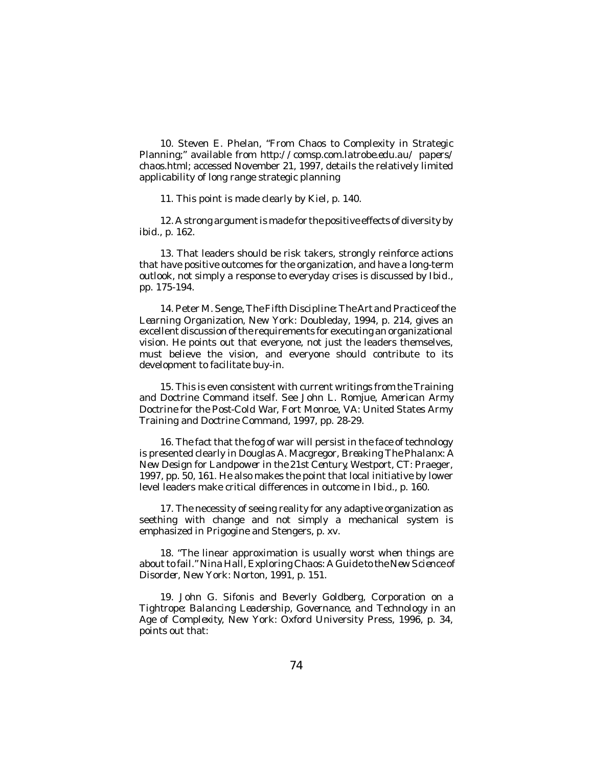10. Steven E. Phelan, "From Chaos to Complexity in Strategic Planning;" available from http://comsp.com.latrobe.edu.au/ papers/ chaos.html; accessed November 21, 1997, details the relatively limited applicability of long range strategic planning

11. This point is made clearly by Kiel, p. 140.

12. A strong argument is made for the positive effects of diversity by ibid., p. 162.

13. That leaders should be risk takers, strongly reinforce actions that have positive outcomes for the organization, and have a long-term outlook, not simply a response to everyday crises is discussed by Ibid., pp. 175-194.

14. Peter M. Senge, *The Fifth Discipline: The Art and Practice of the Learning Organization*, New York: Doubleday, 1994, p. 214, gives an excellent discussion of the requirements for executing an organizational vision. He points out that everyone, not just the leaders themselves, must believe the vision, and everyone should contribute to its development to facilitate buy-in.

15. This is even consistent with current writings from the Training and Doctrine Command itself. See John L. Romjue, *American Army Doctrine for the Post-Cold War*, Fort Monroe, VA: United States Army Training and Doctrine Command, 1997, pp. 28-29.

16. The fact that the fog of war will persist in the face of technology is presented clearly in Douglas A. Macgregor, *Breaking The Phalanx: A New Design for Landpower in the 21st Century*, Westport, CT: Praeger, 1997, pp. 50, 161. He also makes the point that local initiative by lower level leaders make critical differences in outcome in Ibid., p. 160.

17. The necessity of seeing reality for any adaptive organization as seething with change and not simply a mechanical system is emphasized in Prigogine and Stengers, p. xv.

18. "The linear approximation is usually worst when things are about to fail." Nina Hall, *Exploring Chaos: A Guide to the New Science of Disorder*, New York: Norton, 1991, p. 151.

19. John G. Sifonis and Beverly Goldberg, *Corporation on a Tightrope: Balancing Leadership, Governance, and Technology in an Age of Complexity*, New York: Oxford University Press, 1996, p. 34, points out that: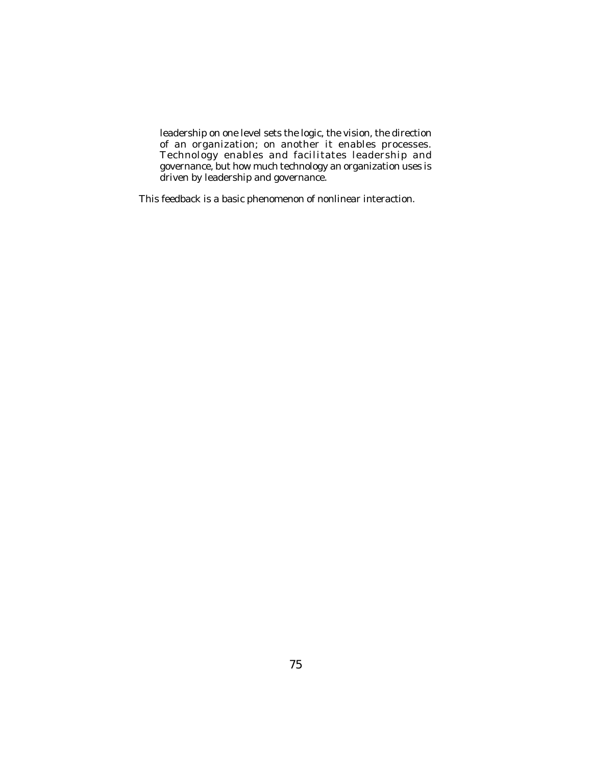> leadership on one level sets the logic, the vision, the direction of an organization; on another it enables processes. Technology enables and facilitates leadership and governance, but how much technology an organization uses is driven by leadership and governance.

This feedback is a basic phenomenon of nonlinear interaction.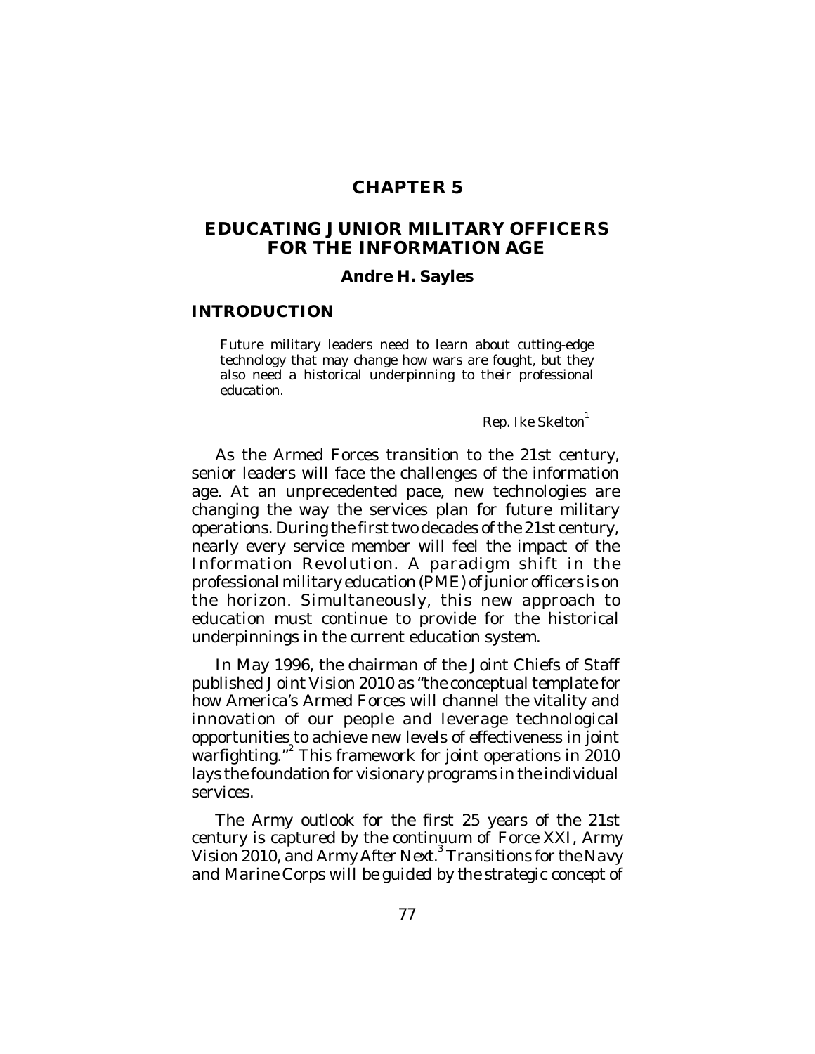# CHAPTER 5

## EDUCATING JUNIOR MILITARY OFFICERS FOR THE INFORMATION AGE

### Andre H. Sayles

## INTRODUCTION

> Future military leaders need to learn about cutting-edge technology that may change how wars are fought, but they also need a historical underpinning to their professional education.
>
> *Rep. Ike Skelton*[1]

As the Armed Forces transition to the 21st century, senior leaders will face the challenges of the information age. At an unprecedented pace, new technologies are changing the way the services plan for future military operations. During the first two decades of the 21st century, nearly every service member will feel the impact of the Information Revolution. A paradigm shift in the professional military education (PME) of junior officers is on the horizon. Simultaneously, this new approach to education must continue to provide for the historical underpinnings in the current education system.

In May 1996, the chairman of the Joint Chiefs of Staff published *Joint Vision 2010* as "the conceptual template for how America's Armed Forces will channel the vitality and innovation of our people and leverage technological opportunities to achieve new levels of effectiveness in joint warfighting."[2] This framework for joint operations in 2010 lays the foundation for visionary programs in the individual services.

The Army outlook for the first 25 years of the 21st century is captured by the continuum of *Force XXI*, *Army Vision 2010*, and *Army After Next*.[3] Transitions for the Navy and Marine Corps will be guided by the strategic concept of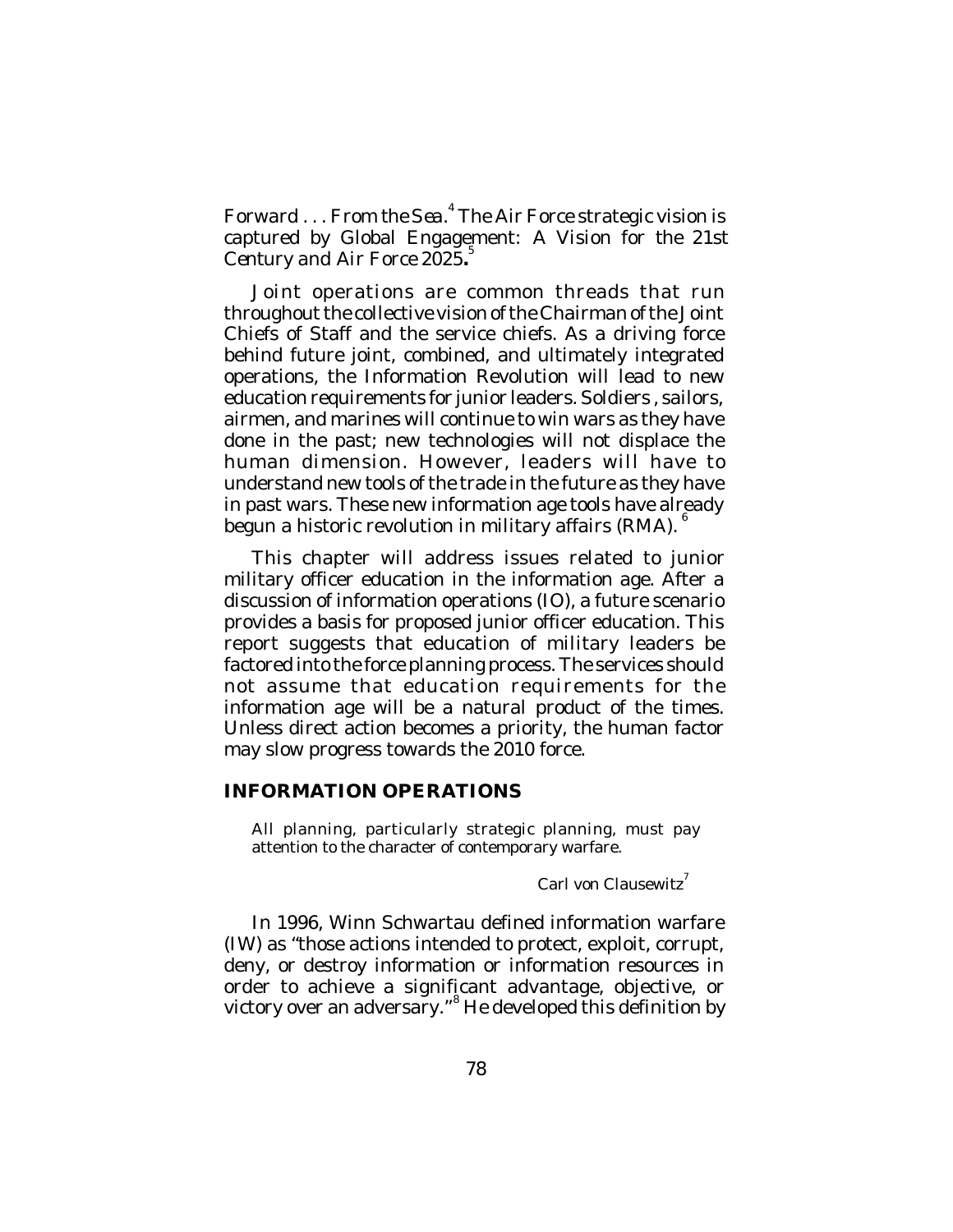*Forward . . . From the Sea*.[4] The Air Force strategic vision is captured by *Global Engagement: A Vision for the 21st Century* and *Air Force 2025***.**[5]

Joint operations are common threads that run throughout the collective vision of the Chairman of the Joint Chiefs of Staff and the service chiefs. As a driving force behind future joint, combined, and ultimately integrated operations, the Information Revolution will lead to new education requirements for junior leaders. Soldiers , sailors, airmen, and marines will continue to win wars as they have done in the past; new technologies will not displace the human dimension. However, leaders will have to understand new tools of the trade in the future as they have in past wars. These new information age tools have already begun a historic revolution in military affairs (RMA).[6]

This chapter will address issues related to junior military officer education in the information age. After a discussion of information operations (IO), a future scenario provides a basis for proposed junior officer education. This report suggests that education of military leaders be factored into the force planning process. The services should not assume that education requirements for the information age will be a natural product of the times. Unless direct action becomes a priority, the human factor may slow progress towards the 2010 force.

## INFORMATION OPERATIONS

> All planning, particularly strategic planning, must pay attention to the character of contemporary warfare.
>
> Carl von Clausewitz[7]

In 1996, Winn Schwartau defined information warfare (IW) as "those actions intended to protect, exploit, corrupt, deny, or destroy information or information resources in order to achieve a significant advantage, objective, or victory over an adversary."[8] He developed this definition by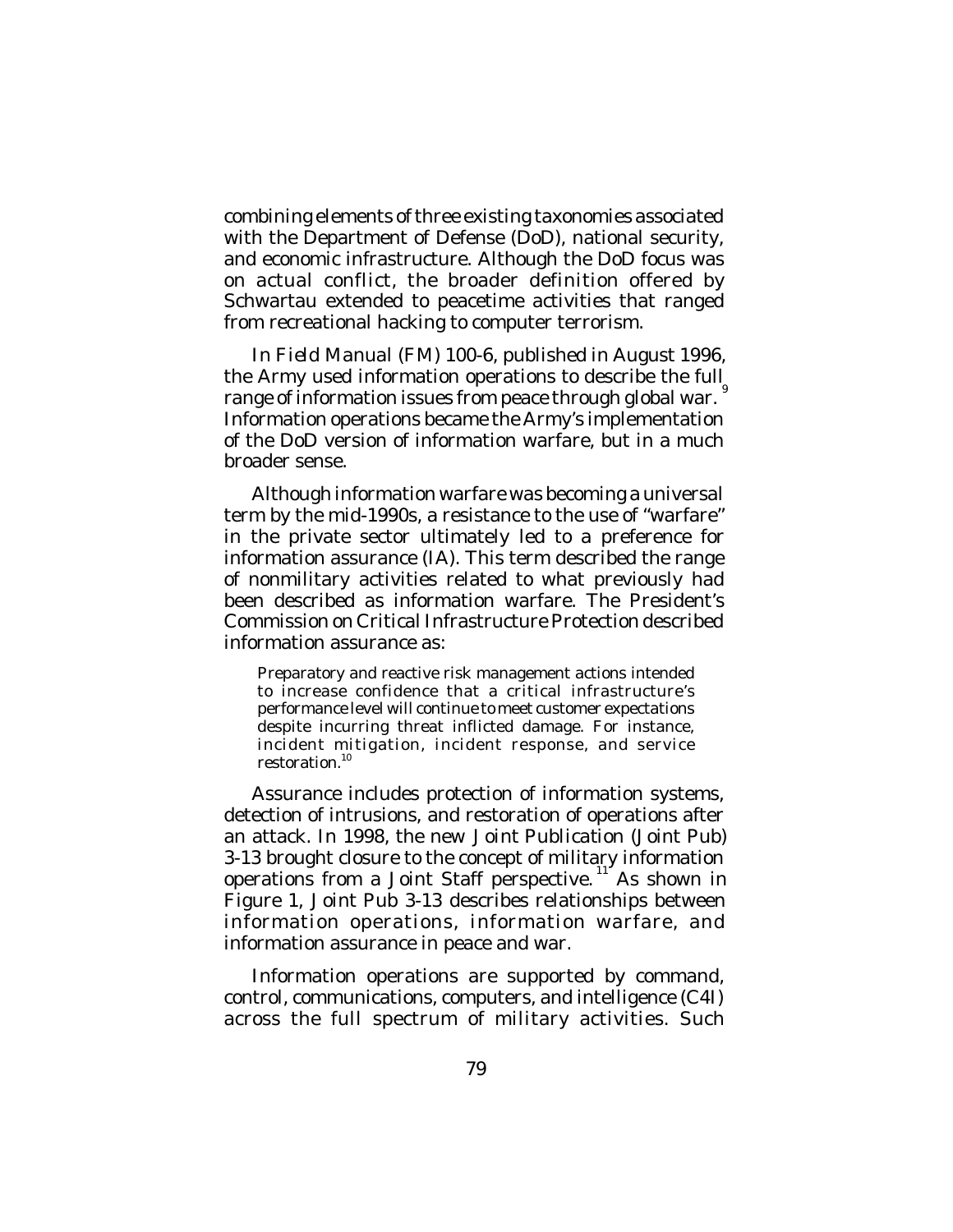combining elements of three existing taxonomies associated with the Department of Defense (DoD), national security, and economic infrastructure. Although the DoD focus was on actual conflict, the broader definition offered by Schwartau extended to peacetime activities that ranged from recreational hacking to computer terrorism.

In *Field Manual* (FM) 100-6, published in August 1996, the Army used information operations to describe the full range of information issues from peace through global war.[9] Information operations became the Army's implementation of the DoD version of information warfare, but in a much broader sense.

Although information warfare was becoming a universal term by the mid-1990s, a resistance to the use of "warfare" in the private sector ultimately led to a preference for information assurance (IA). This term described the range of nonmilitary activities related to what previously had been described as information warfare. The President's Commission on Critical Infrastructure Protection described information assurance as:

> Preparatory and reactive risk management actions intended to increase confidence that a critical infrastructure's performance level will continue to meet customer expectations despite incurring threat inflicted damage. For instance, incident mitigation, incident response, and service restoration.[10]

Assurance includes protection of information systems, detection of intrusions, and restoration of operations after an attack. In 1998, the new *Joint Publication* (Joint Pub) 3-13 brought closure to the concept of military information operations from a Joint Staff perspective.[11] As shown in Figure 1, Joint Pub 3-13 describes relationships between information operations, information warfare, and information assurance in peace and war.

Information operations are supported by command, control, communications, computers, and intelligence (C4I) across the full spectrum of military activities. Such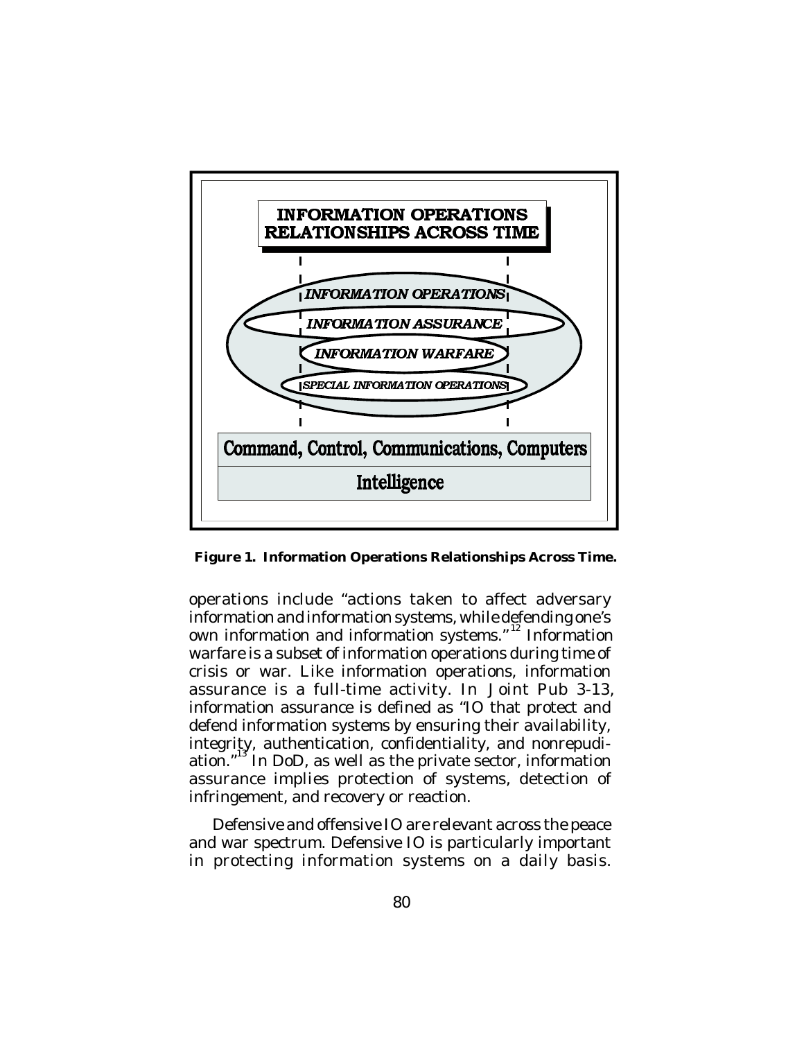INFORMATION OPERATIONS RELATIONSHIPS ACROSS TIME

INFORMATION OPERATIONS

INFORMATION ASSURANCE

INFORMATION WARFARE

SPECIAL INFORMATION OPERATIONS

Command, Control, Communications, Computers

Intelligence

**Figure 1. Information Operations Relationships Across Time.**

operations include "actions taken to affect adversary information and information systems, while defending one's own information and information systems."[12] Information warfare is a subset of information operations during time of crisis or war. Like information operations, information assurance is a full-time activity. In *Joint Pub 3-13*, information assurance is defined as "IO that protect and defend information systems by ensuring their availability, integrity, authentication, confidentiality, and nonrepudiation."[13] In DoD, as well as the private sector, information assurance implies protection of systems, detection of infringement, and recovery or reaction.

Defensive and offensive IO are relevant across the peace and war spectrum. Defensive IO is particularly important in protecting information systems on a daily basis.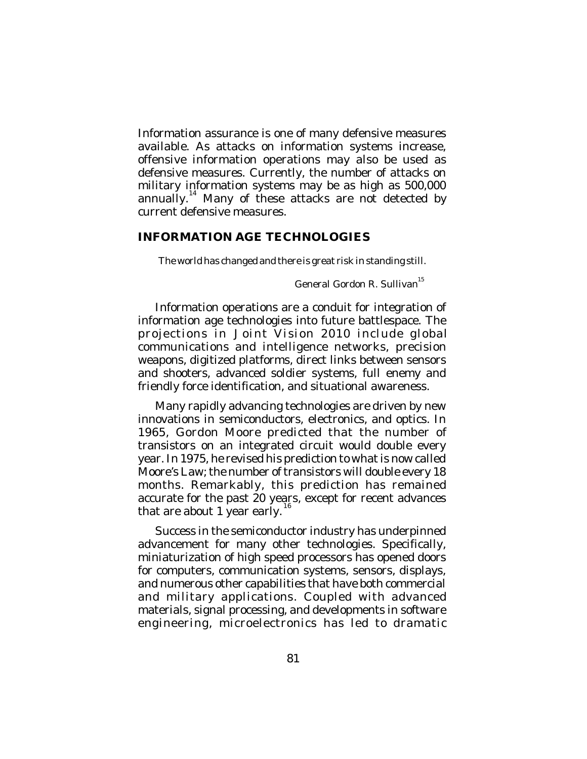Information assurance is one of many defensive measures available. As attacks on information systems increase, offensive information operations may also be used as defensive measures. Currently, the number of attacks on military information systems may be as high as 500,000 annually.[14] Many of these attacks are not detected by current defensive measures.

## INFORMATION AGE TECHNOLOGIES

> The world has changed and there is great risk in standing still.
>
> General Gordon R. Sullivan[15]

Information operations are a conduit for integration of information age technologies into future battlespace. The projections in Joint Vision 2010 include global communications and intelligence networks, precision weapons, digitized platforms, direct links between sensors and shooters, advanced soldier systems, full enemy and friendly force identification, and situational awareness.

Many rapidly advancing technologies are driven by new innovations in semiconductors, electronics, and optics. In 1965, Gordon Moore predicted that the number of transistors on an integrated circuit would double every year. In 1975, he revised his prediction to what is now called Moore's Law; the number of transistors will double every 18 months. Remarkably, this prediction has remained accurate for the past 20 years, except for recent advances that are about 1 year early.[16]

Success in the semiconductor industry has underpinned advancement for many other technologies. Specifically, miniaturization of high speed processors has opened doors for computers, communication systems, sensors, displays, and numerous other capabilities that have both commercial and military applications. Coupled with advanced materials, signal processing, and developments in software engineering, microelectronics has led to dramatic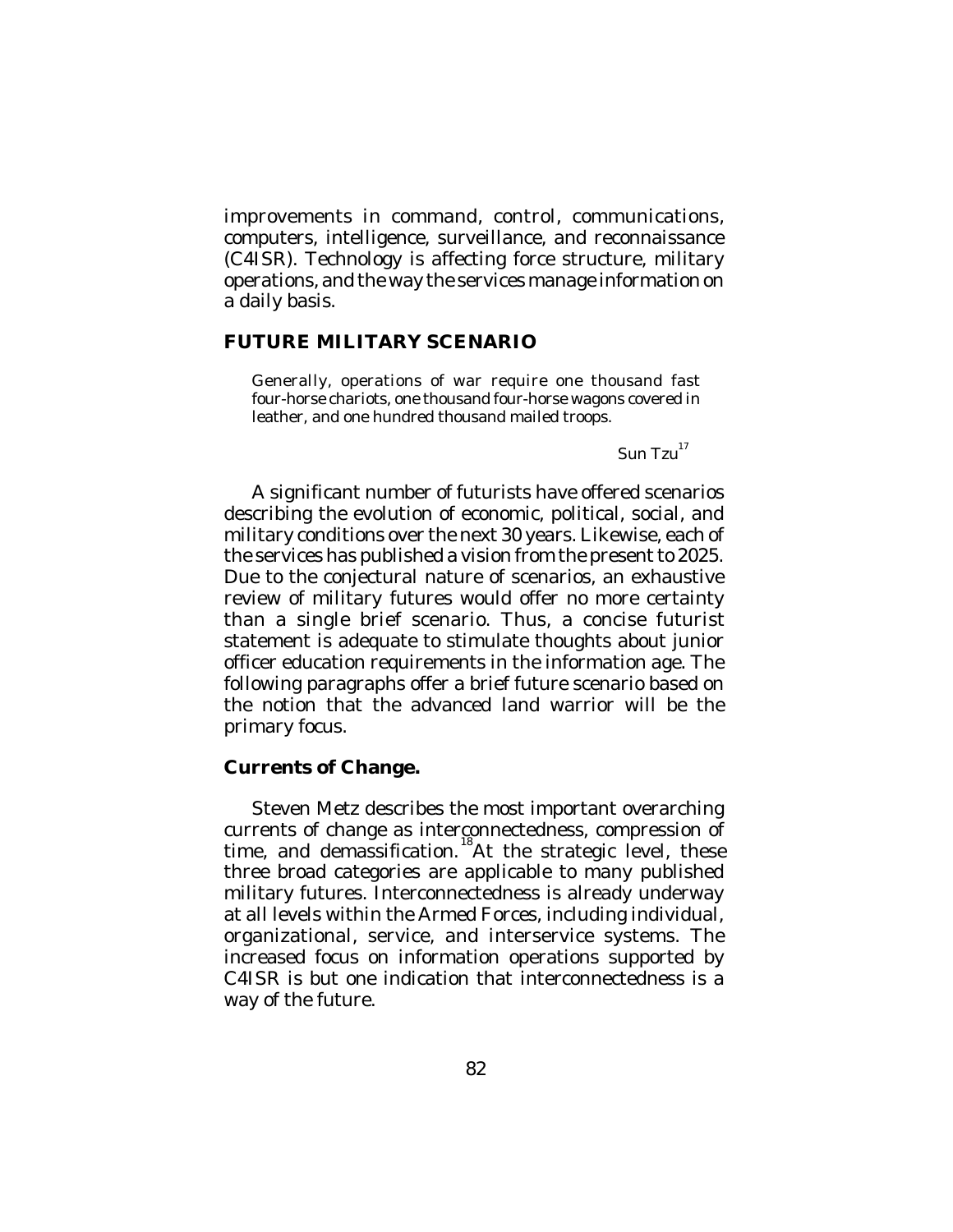improvements in command, control, communications, computers, intelligence, surveillance, and reconnaissance (C4ISR). Technology is affecting force structure, military operations, and the way the services manage information on a daily basis.

## FUTURE MILITARY SCENARIO

> Generally, operations of war require one thousand fast four-horse chariots, one thousand four-horse wagons covered in leather, and one hundred thousand mailed troops.
>
> Sun Tzu[17]

A significant number of futurists have offered scenarios describing the evolution of economic, political, social, and military conditions over the next 30 years. Likewise, each of the services has published a vision from the present to 2025. Due to the conjectural nature of scenarios, an exhaustive review of military futures would offer no more certainty than a single brief scenario. Thus, a concise futurist statement is adequate to stimulate thoughts about junior officer education requirements in the information age. The following paragraphs offer a brief future scenario based on the notion that the advanced land warrior will be the primary focus.

### Currents of Change.

Steven Metz describes the most important overarching currents of change as interconnectedness, compression of time, and demassification.[18] At the strategic level, these three broad categories are applicable to many published military futures. Interconnectedness is already underway at all levels within the Armed Forces, including individual, organizational, service, and interservice systems. The increased focus on information operations supported by C4ISR is but one indication that interconnectedness is a way of the future.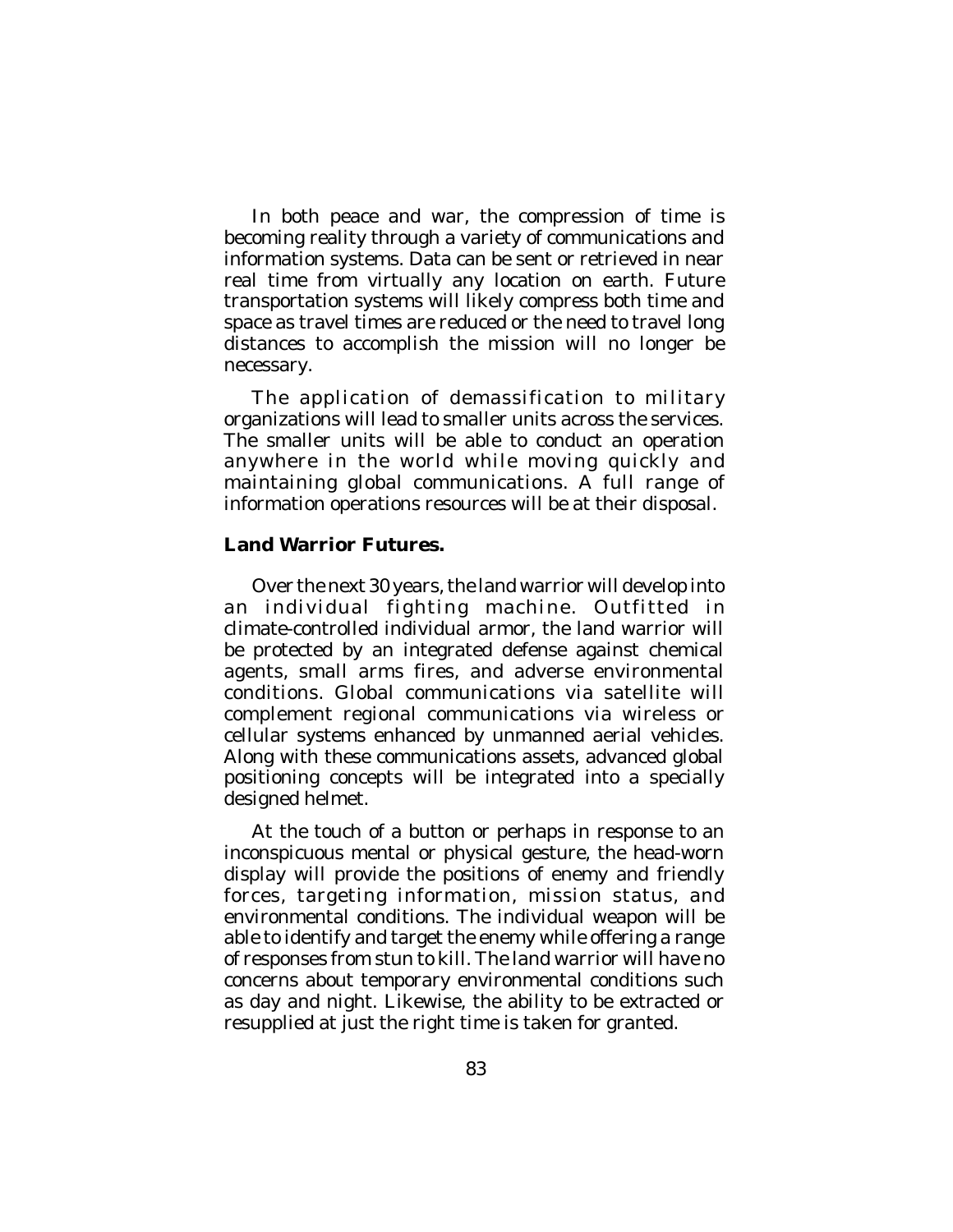In both peace and war, the compression of time is becoming reality through a variety of communications and information systems. Data can be sent or retrieved in near real time from virtually any location on earth. Future transportation systems will likely compress both time and space as travel times are reduced or the need to travel long distances to accomplish the mission will no longer be necessary.

The application of demassification to military organizations will lead to smaller units across the services. The smaller units will be able to conduct an operation anywhere in the world while moving quickly and maintaining global communications. A full range of information operations resources will be at their disposal.

**Land Warrior Futures.**

Over the next 30 years, the land warrior will develop into an individual fighting machine. Outfitted in climate-controlled individual armor, the land warrior will be protected by an integrated defense against chemical agents, small arms fires, and adverse environmental conditions. Global communications via satellite will complement regional communications via wireless or cellular systems enhanced by unmanned aerial vehicles. Along with these communications assets, advanced global positioning concepts will be integrated into a specially designed helmet.

At the touch of a button or perhaps in response to an inconspicuous mental or physical gesture, the head-worn display will provide the positions of enemy and friendly forces, targeting information, mission status, and environmental conditions. The individual weapon will be able to identify and target the enemy while offering a range of responses from stun to kill. The land warrior will have no concerns about temporary environmental conditions such as day and night. Likewise, the ability to be extracted or resupplied at just the right time is taken for granted.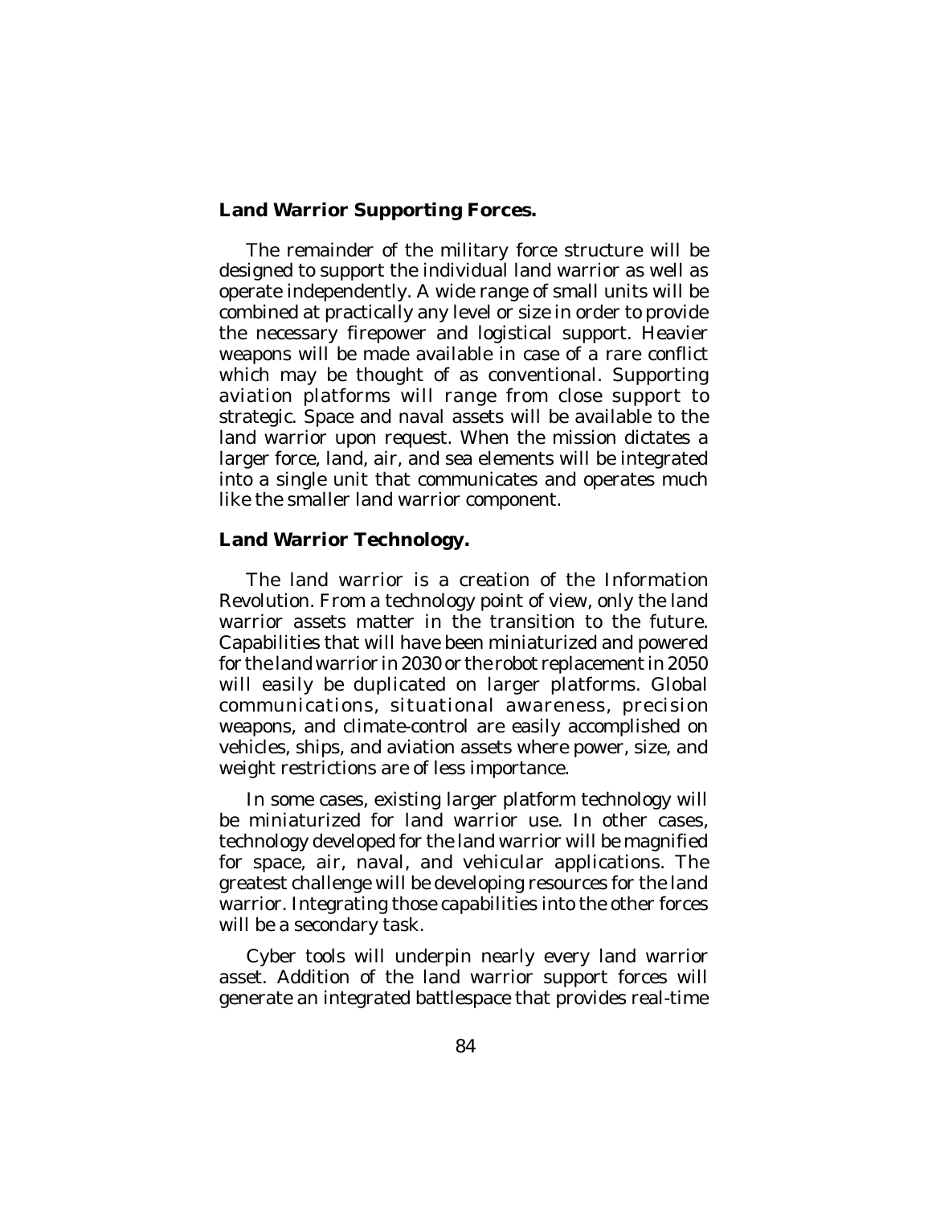### Land Warrior Supporting Forces.

The remainder of the military force structure will be designed to support the individual land warrior as well as operate independently. A wide range of small units will be combined at practically any level or size in order to provide the necessary firepower and logistical support. Heavier weapons will be made available in case of a rare conflict which may be thought of as conventional. Supporting aviation platforms will range from close support to strategic. Space and naval assets will be available to the land warrior upon request. When the mission dictates a larger force, land, air, and sea elements will be integrated into a single unit that communicates and operates much like the smaller land warrior component.

### Land Warrior Technology.

The land warrior is a creation of the Information Revolution. From a technology point of view, only the land warrior assets matter in the transition to the future. Capabilities that will have been miniaturized and powered for the land warrior in 2030 or the robot replacement in 2050 will easily be duplicated on larger platforms. Global communications, situational awareness, precision weapons, and climate-control are easily accomplished on vehicles, ships, and aviation assets where power, size, and weight restrictions are of less importance.

In some cases, existing larger platform technology will be miniaturized for land warrior use. In other cases, technology developed for the land warrior will be magnified for space, air, naval, and vehicular applications. The greatest challenge will be developing resources for the land warrior. Integrating those capabilities into the other forces will be a secondary task.

Cyber tools will underpin nearly every land warrior asset. Addition of the land warrior support forces will generate an integrated battlespace that provides real-time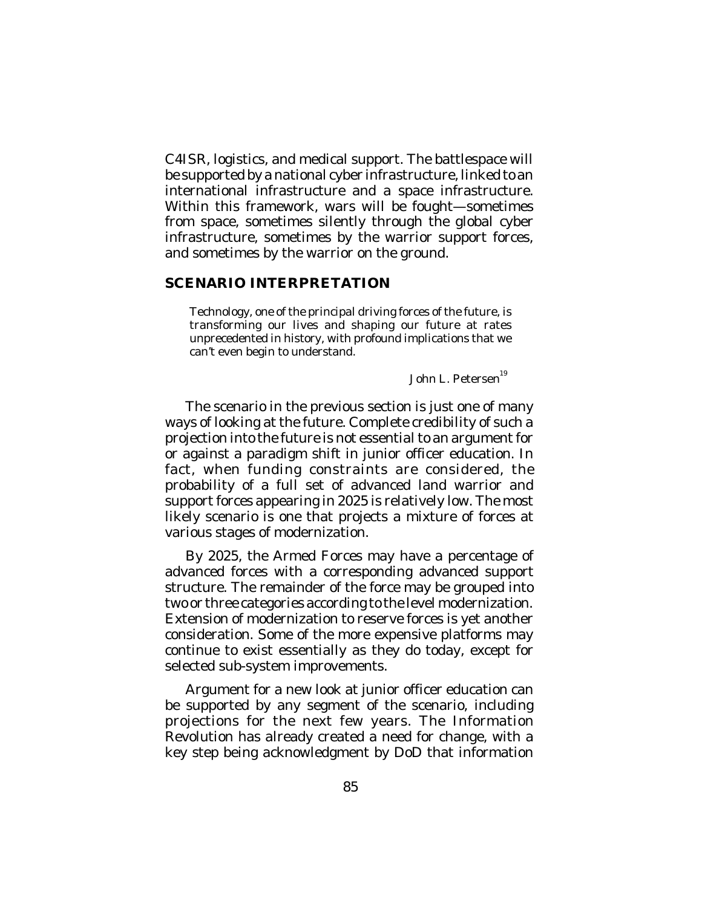C4ISR, logistics, and medical support. The battlespace will be supported by a national cyber infrastructure, linked to an international infrastructure and a space infrastructure. Within this framework, wars will be fought—sometimes from space, sometimes silently through the global cyber infrastructure, sometimes by the warrior support forces, and sometimes by the warrior on the ground.

## SCENARIO INTERPRETATION

> Technology, one of the principal driving forces of the future, is transforming our lives and shaping our future at rates unprecedented in history, with profound implications that we can't even begin to understand.
>
> John L. Petersen[19]

The scenario in the previous section is just one of many ways of looking at the future. Complete credibility of such a projection into the future is not essential to an argument for or against a paradigm shift in junior officer education. In fact, when funding constraints are considered, the probability of a full set of advanced land warrior and support forces appearing in 2025 is relatively low. The most likely scenario is one that projects a mixture of forces at various stages of modernization.

By 2025, the Armed Forces may have a percentage of advanced forces with a corresponding advanced support structure. The remainder of the force may be grouped into two or three categories according to the level modernization. Extension of modernization to reserve forces is yet another consideration. Some of the more expensive platforms may continue to exist essentially as they do today, except for selected sub-system improvements.

Argument for a new look at junior officer education can be supported by any segment of the scenario, including projections for the next few years. The Information Revolution has already created a need for change, with a key step being acknowledgment by DoD that information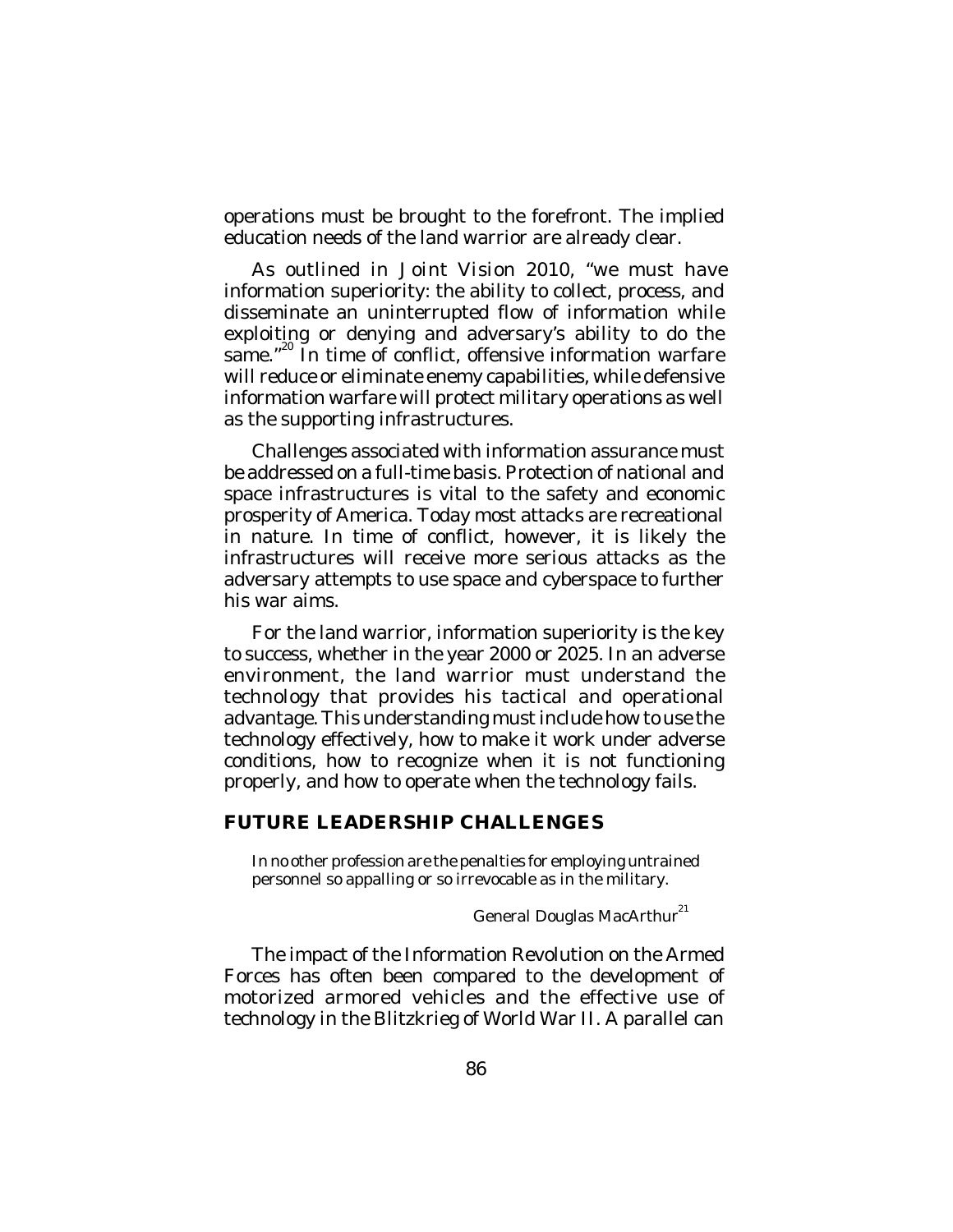operations must be brought to the forefront. The implied education needs of the land warrior are already clear.

As outlined in Joint Vision 2010, "we must have information superiority: the ability to collect, process, and disseminate an uninterrupted flow of information while exploiting or denying and adversary's ability to do the same."[20] In time of conflict, offensive information warfare will reduce or eliminate enemy capabilities, while defensive information warfare will protect military operations as well as the supporting infrastructures.

Challenges associated with information assurance must be addressed on a full-time basis. Protection of national and space infrastructures is vital to the safety and economic prosperity of America. Today most attacks are recreational in nature. In time of conflict, however, it is likely the infrastructures will receive more serious attacks as the adversary attempts to use space and cyberspace to further his war aims.

For the land warrior, information superiority is the key to success, whether in the year 2000 or 2025. In an adverse environment, the land warrior must understand the technology that provides his tactical and operational advantage. This understanding must include how to use the technology effectively, how to make it work under adverse conditions, how to recognize when it is not functioning properly, and how to operate when the technology fails.

## FUTURE LEADERSHIP CHALLENGES

> In no other profession are the penalties for employing untrained personnel so appalling or so irrevocable as in the military.
>
> General Douglas MacArthur[21]

The impact of the Information Revolution on the Armed Forces has often been compared to the development of motorized armored vehicles and the effective use of technology in the Blitzkrieg of World War II. A parallel can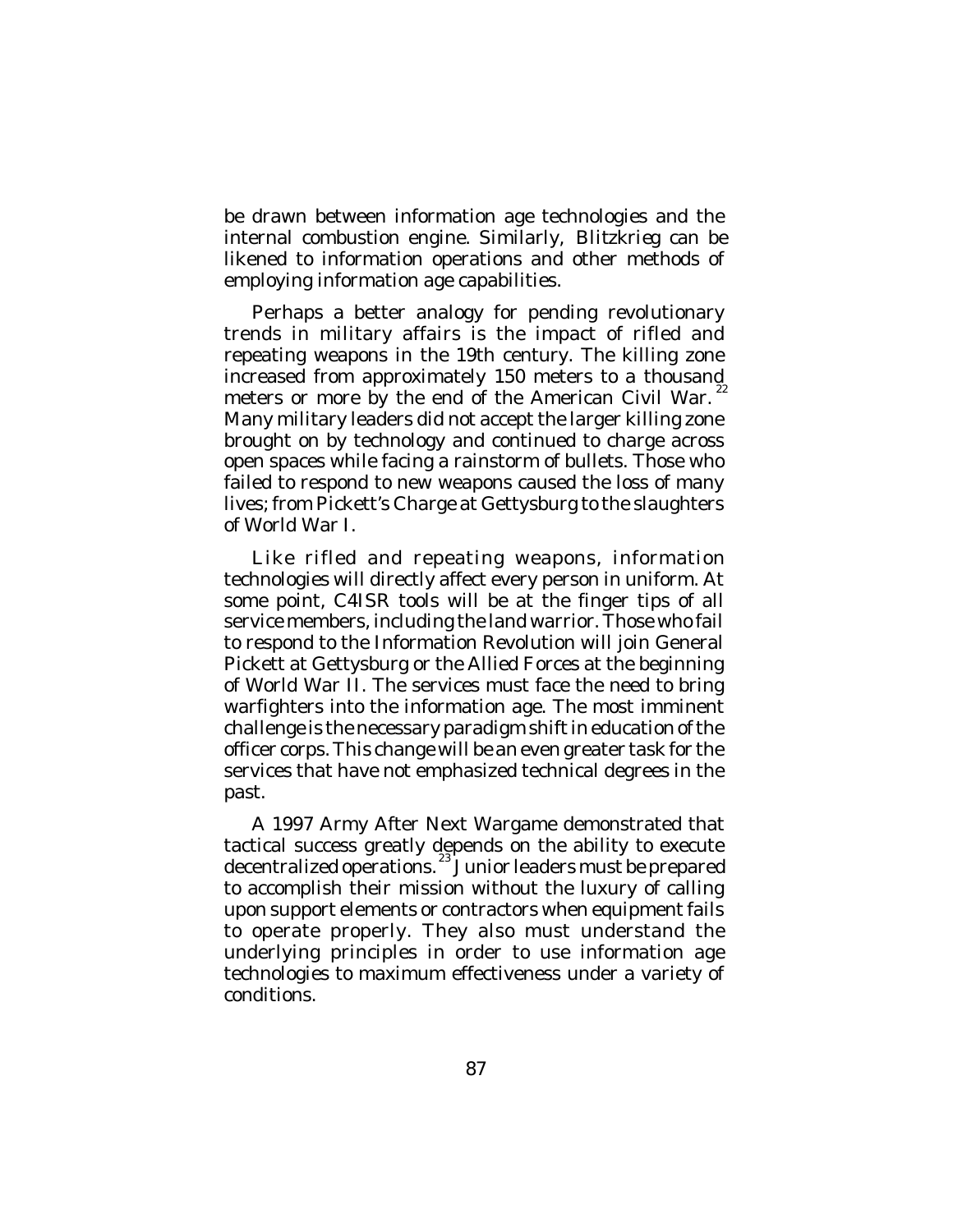be drawn between information age technologies and the internal combustion engine. Similarly, Blitzkrieg can be likened to information operations and other methods of employing information age capabilities.

Perhaps a better analogy for pending revolutionary trends in military affairs is the impact of rifled and repeating weapons in the 19th century. The killing zone increased from approximately 150 meters to a thousand meters or more by the end of the American Civil War.[22] Many military leaders did not accept the larger killing zone brought on by technology and continued to charge across open spaces while facing a rainstorm of bullets. Those who failed to respond to new weapons caused the loss of many lives; from Pickett's Charge at Gettysburg to the slaughters of World War I.

Like rifled and repeating weapons, information technologies will directly affect every person in uniform. At some point, C4ISR tools will be at the finger tips of all service members, including the land warrior. Those who fail to respond to the Information Revolution will join General Pickett at Gettysburg or the Allied Forces at the beginning of World War II. The services must face the need to bring warfighters into the information age. The most imminent challenge is the necessary paradigm shift in education of the officer corps. This change will be an even greater task for the services that have not emphasized technical degrees in the past.

A 1997 Army After Next Wargame demonstrated that tactical success greatly depends on the ability to execute decentralized operations.[23] Junior leaders must be prepared to accomplish their mission without the luxury of calling upon support elements or contractors when equipment fails to operate properly. They also must understand the underlying principles in order to use information age technologies to maximum effectiveness under a variety of conditions.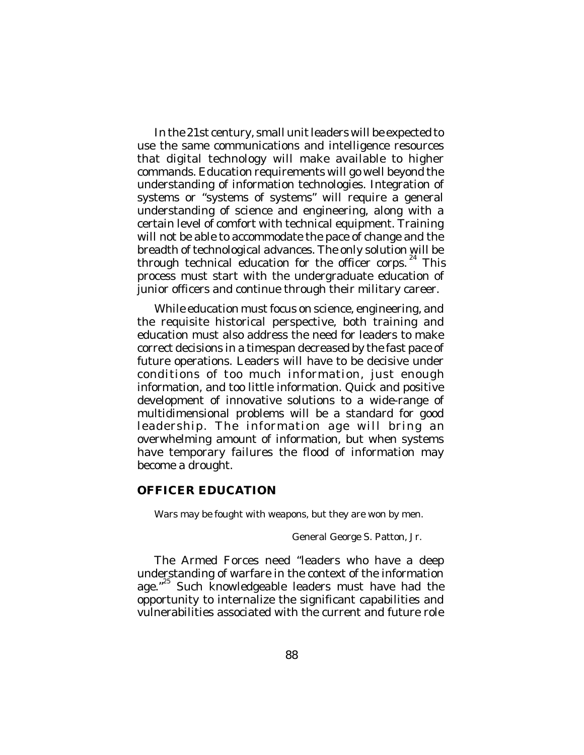In the 21st century, small unit leaders will be expected to use the same communications and intelligence resources that digital technology will make available to higher commands. Education requirements will go well beyond the understanding of information technologies. Integration of systems or "systems of systems" will require a general understanding of science and engineering, along with a certain level of comfort with technical equipment. Training will not be able to accommodate the pace of change and the breadth of technological advances. The only solution will be through technical education for the officer corps.[24] This process must start with the undergraduate education of junior officers and continue through their military career.

While education must focus on science, engineering, and the requisite historical perspective, both training and education must also address the need for leaders to make correct decisions in a timespan decreased by the fast pace of future operations. Leaders will have to be decisive under conditions of too much information, just enough information, and too little information. Quick and positive development of innovative solutions to a wide-range of multidimensional problems will be a standard for good leadership. The information age will bring an overwhelming amount of information, but when systems have temporary failures the flood of information may become a drought.

## OFFICER EDUCATION

Wars may be fought with weapons, but they are won by men.

General George S. Patton, Jr.

The Armed Forces need "leaders who have a deep understanding of warfare in the context of the information age."[25] Such knowledgeable leaders must have had the opportunity to internalize the significant capabilities and vulnerabilities associated with the current and future role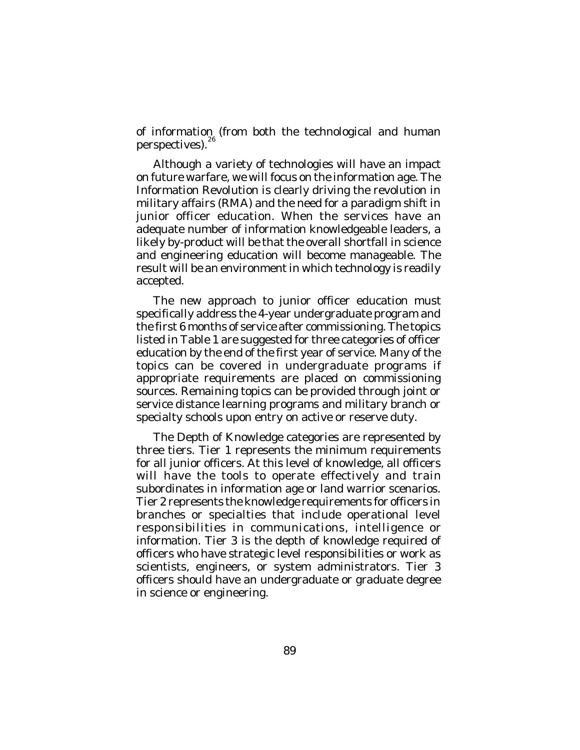of information (from both the technological and human perspectives).[26]

Although a variety of technologies will have an impact on future warfare, we will focus on the information age. The Information Revolution is clearly driving the revolution in military affairs (RMA) and the need for a paradigm shift in junior officer education. When the services have an adequate number of information knowledgeable leaders, a likely by-product will be that the overall shortfall in science and engineering education will become manageable. The result will be an environment in which technology is readily accepted.

The new approach to junior officer education must specifically address the 4-year undergraduate program and the first 6 months of service after commissioning. The topics listed in Table 1 are suggested for three categories of officer education by the end of the first year of service. Many of the topics can be covered in undergraduate programs if appropriate requirements are placed on commissioning sources. Remaining topics can be provided through joint or service distance learning programs and military branch or specialty schools upon entry on active or reserve duty.

The Depth of Knowledge categories are represented by three tiers. Tier 1 represents the minimum requirements for all junior officers. At this level of knowledge, all officers will have the tools to operate effectively and train subordinates in information age or land warrior scenarios. Tier 2 represents the knowledge requirements for officers in branches or specialties that include operational level responsibilities in communications, intelligence or information. Tier 3 is the depth of knowledge required of officers who have strategic level responsibilities or work as scientists, engineers, or system administrators. Tier 3 officers should have an undergraduate or graduate degree in science or engineering.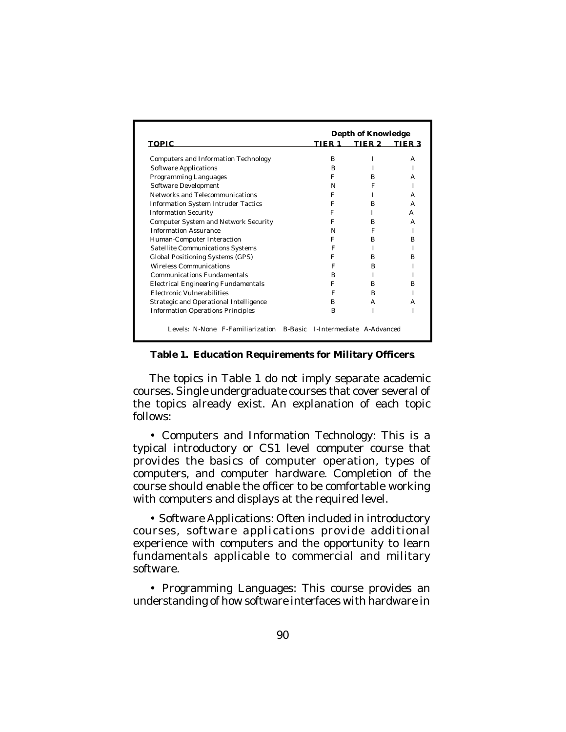| TOPIC | Depth of Knowledge TIER 1 | TIER 2 | TIER 3 |
|---|---|---|---|
| Computers and Information Technology | B | I | A |
| Software Applications | B | I | I |
| Programming Languages | F | B | A |
| Software Development | N | F | I |
| Networks and Telecommunications | F | I | A |
| Information System Intruder Tactics | F | B | A |
| Information Security | F | I | A |
| Computer System and Network Security | F | B | A |
| Information Assurance | N | F | I |
| Human-Computer Interaction | F | B | B |
| Satellite Communications Systems | F | I | I |
| Global Positioning Systems (GPS) | F | B | B |
| Wireless Communications | F | B | I |
| Communications Fundamentals | B | I | I |
| Electrical Engineering Fundamentals | F | B | B |
| Electronic Vulnerabilities | F | B | I |
| Strategic and Operational Intelligence | B | A | A |
| Information Operations Principles | B | I | I |

Levels: N-None F-Familiarization B-Basic I-Intermediate A-Advanced

**Table 1. Education Requirements for Military Officers.**

The topics in Table 1 do not imply separate academic courses. Single undergraduate courses that cover several of the topics already exist. An explanation of each topic follows:

- Computers and Information Technology: This is a typical introductory or CS1 level computer course that provides the basics of computer operation, types of computers, and computer hardware. Completion of the course should enable the officer to be comfortable working with computers and displays at the required level.

- Software Applications: Often included in introductory courses, software applications provide additional experience with computers and the opportunity to learn fundamentals applicable to commercial and military software.

- Programming Languages: This course provides an understanding of how software interfaces with hardware in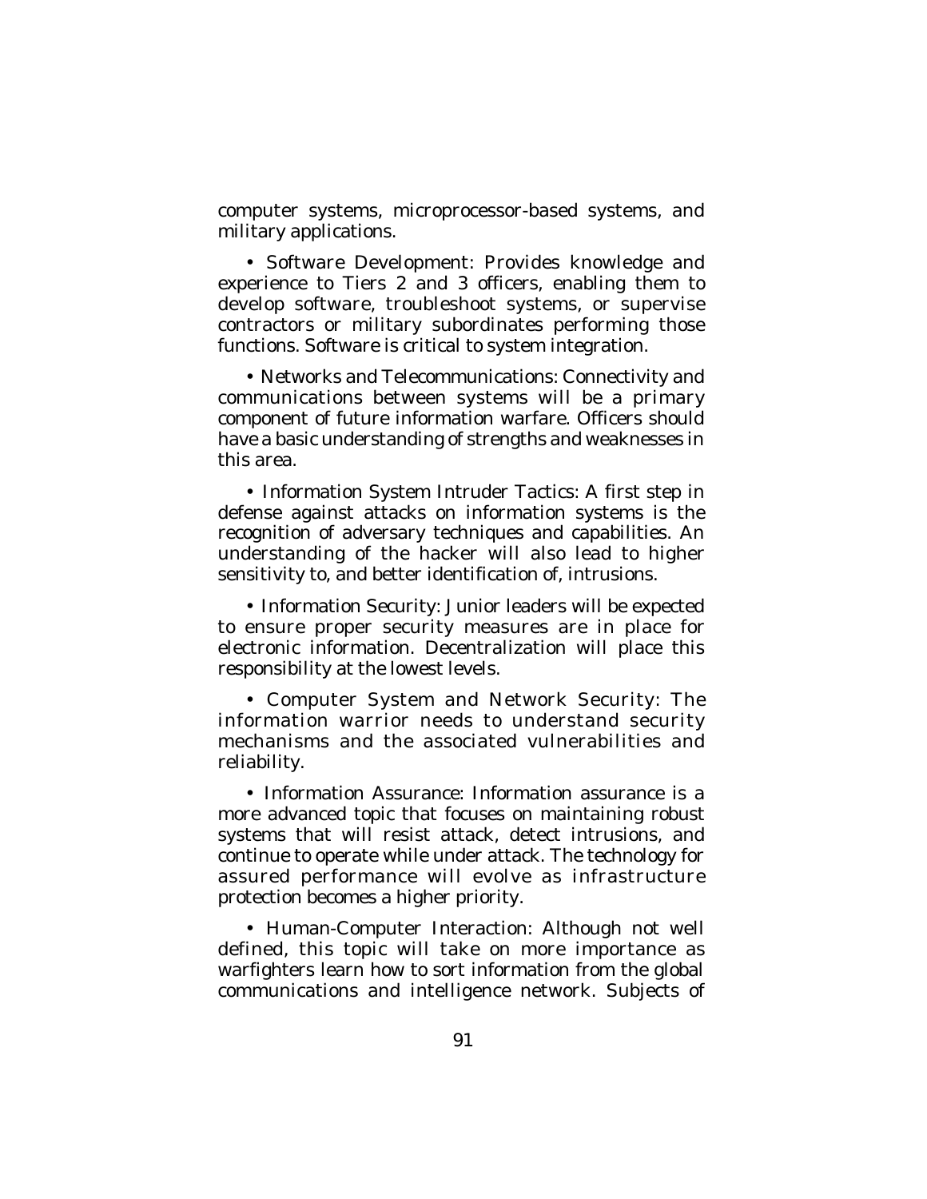computer systems, microprocessor-based systems, and military applications.

- Software Development: Provides knowledge and experience to Tiers 2 and 3 officers, enabling them to develop software, troubleshoot systems, or supervise contractors or military subordinates performing those functions. Software is critical to system integration.

- Networks and Telecommunications: Connectivity and communications between systems will be a primary component of future information warfare. Officers should have a basic understanding of strengths and weaknesses in this area.

- Information System Intruder Tactics: A first step in defense against attacks on information systems is the recognition of adversary techniques and capabilities. An understanding of the hacker will also lead to higher sensitivity to, and better identification of, intrusions.

- Information Security: Junior leaders will be expected to ensure proper security measures are in place for electronic information. Decentralization will place this responsibility at the lowest levels.

- Computer System and Network Security: The information warrior needs to understand security mechanisms and the associated vulnerabilities and reliability.

- Information Assurance: Information assurance is a more advanced topic that focuses on maintaining robust systems that will resist attack, detect intrusions, and continue to operate while under attack. The technology for assured performance will evolve as infrastructure protection becomes a higher priority.

- Human-Computer Interaction: Although not well defined, this topic will take on more importance as warfighters learn how to sort information from the global communications and intelligence network. Subjects of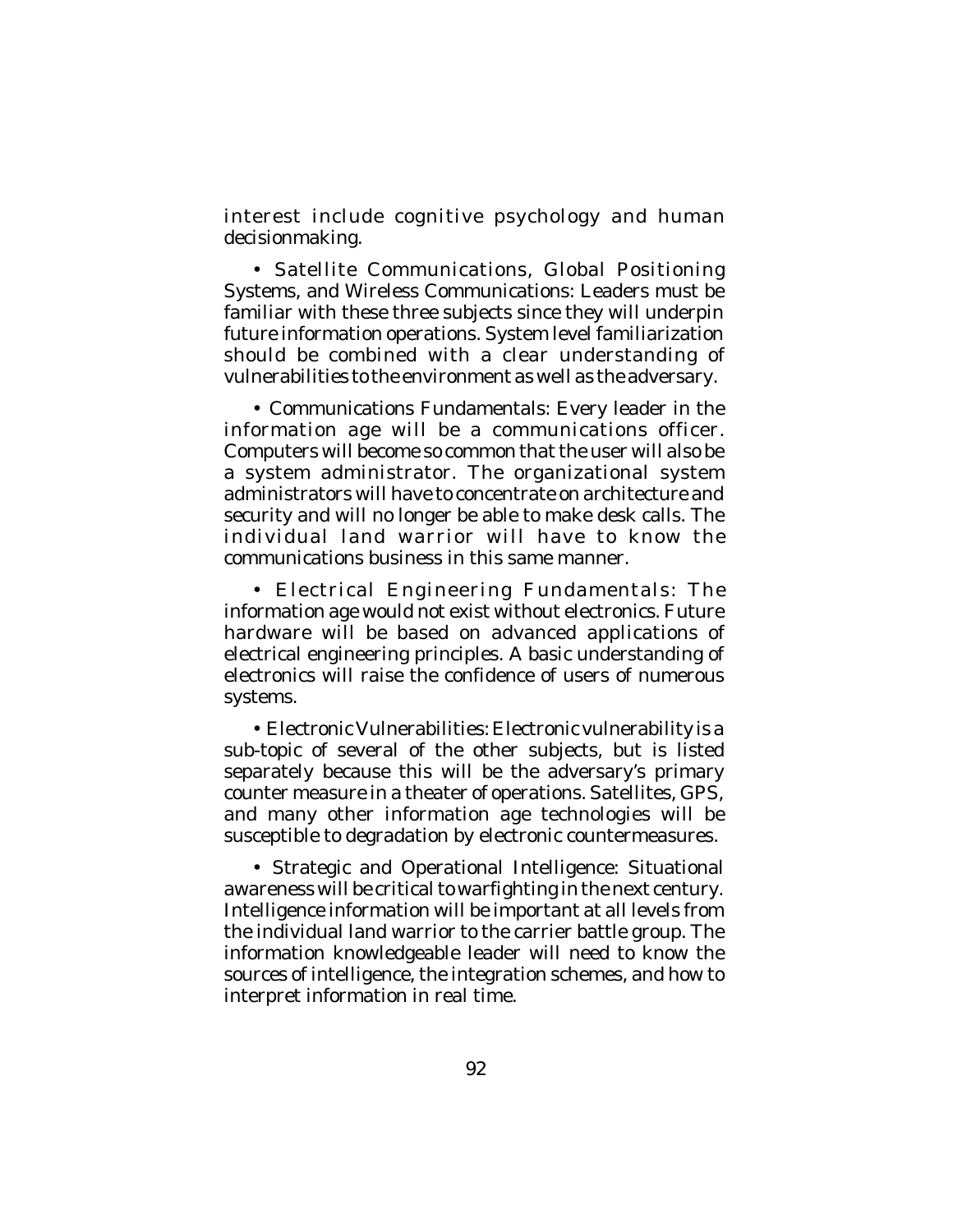interest include cognitive psychology and human decisionmaking.

- Satellite Communications, Global Positioning Systems, and Wireless Communications: Leaders must be familiar with these three subjects since they will underpin future information operations. System level familiarization should be combined with a clear understanding of vulnerabilities to the environment as well as the adversary.

- Communications Fundamentals: Every leader in the information age will be a communications officer. Computers will become so common that the user will also be a system administrator. The organizational system administrators will have to concentrate on architecture and security and will no longer be able to make desk calls. The individual land warrior will have to know the communications business in this same manner.

- Electrical Engineering Fundamentals: The information age would not exist without electronics. Future hardware will be based on advanced applications of electrical engineering principles. A basic understanding of electronics will raise the confidence of users of numerous systems.

- Electronic Vulnerabilities: Electronic vulnerability is a sub-topic of several of the other subjects, but is listed separately because this will be the adversary's primary counter measure in a theater of operations. Satellites, GPS, and many other information age technologies will be susceptible to degradation by electronic countermeasures.

- Strategic and Operational Intelligence: Situational awareness will be critical to warfighting in the next century. Intelligence information will be important at all levels from the individual land warrior to the carrier battle group. The information knowledgeable leader will need to know the sources of intelligence, the integration schemes, and how to interpret information in real time.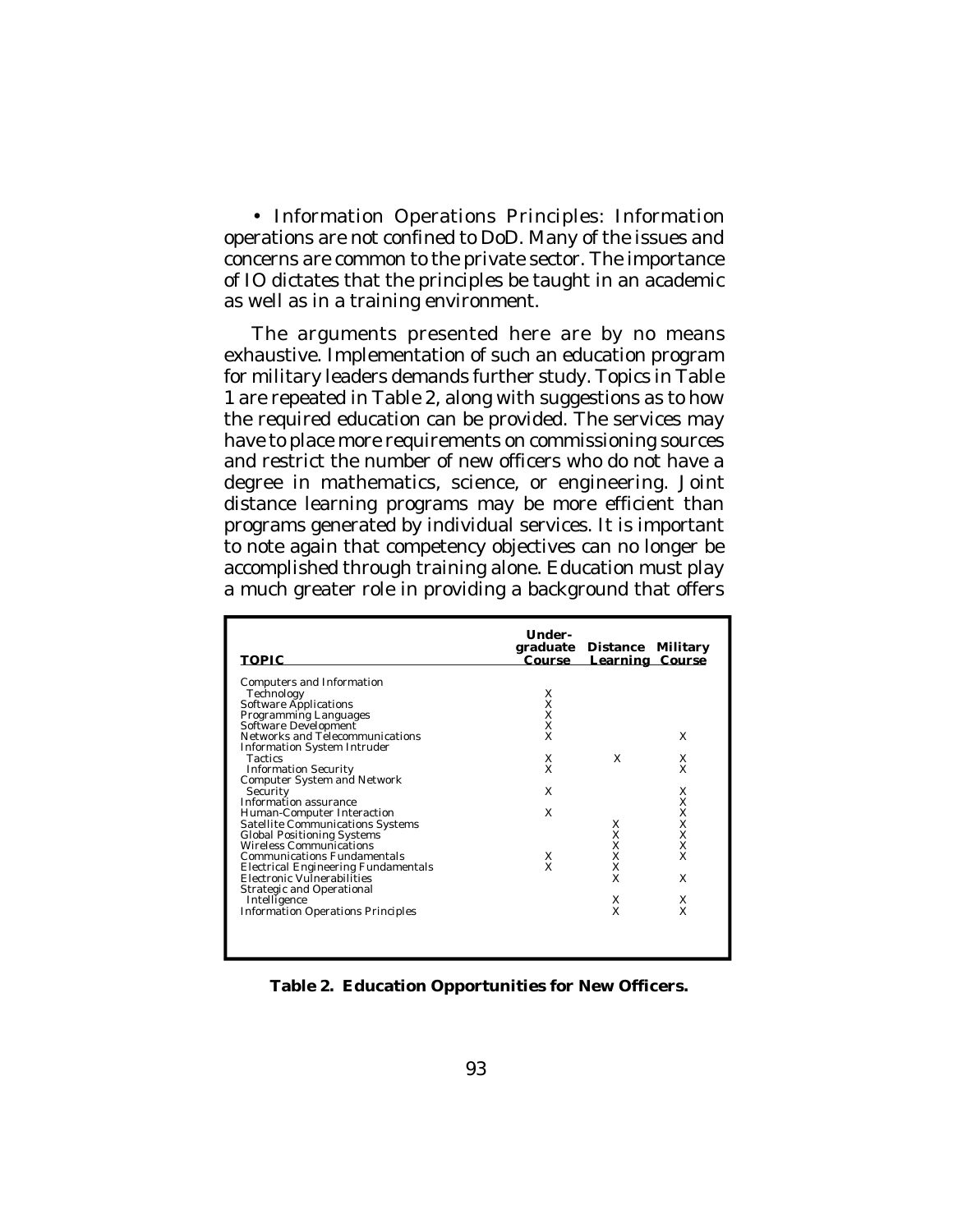• Information Operations Principles: Information operations are not confined to DoD. Many of the issues and concerns are common to the private sector. The importance of IO dictates that the principles be taught in an academic as well as in a training environment.

The arguments presented here are by no means exhaustive. Implementation of such an education program for military leaders demands further study. Topics in Table 1 are repeated in Table 2, along with suggestions as to how the required education can be provided. The services may have to place more requirements on commissioning sources and restrict the number of new officers who do not have a degree in mathematics, science, or engineering. Joint distance learning programs may be more efficient than programs generated by individual services. It is important to note again that competency objectives can no longer be accomplished through training alone. Education must play a much greater role in providing a background that offers

| TOPIC | Undergraduate Course | Distance Learning | Military Course |
|---|---|---|---|
| Computers and Information Technology | X | | |
| Software Applications | X | | |
| Programming Languages | X | | |
| Software Development | X | | |
| Networks and Telecommunications | X | | X |
| Information System Intruder Tactics | X | X | X |
| Information Security | X | | X |
| Computer System and Network Security | X | | X |
| Information assurance | | | X |
| Human-Computer Interaction | X | | X |
| Satellite Communications Systems | | X | X |
| Global Positioning Systems | | X | X |
| Wireless Communications | | X | X |
| Communications Fundamentals | X | X | X |
| Electrical Engineering Fundamentals | X | X | |
| Electronic Vulnerabilities | | X | X |
| Strategic and Operational Intelligence | | X | X |
| Information Operations Principles | | X | X |

**Table 2. Education Opportunities for New Officers.**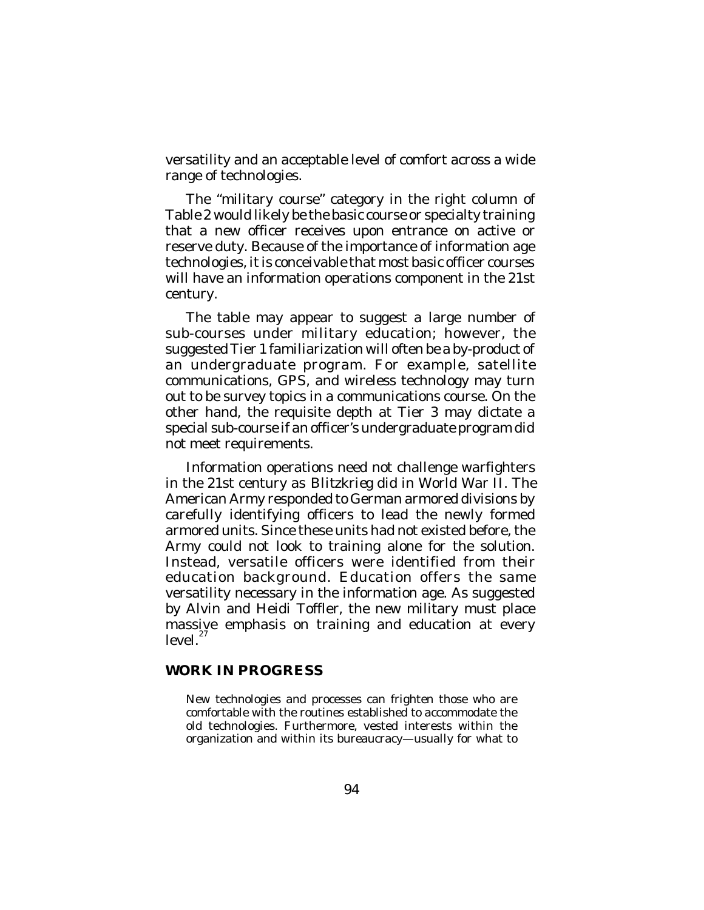versatility and an acceptable level of comfort across a wide range of technologies.

The "military course" category in the right column of Table 2 would likely be the basic course or specialty training that a new officer receives upon entrance on active or reserve duty. Because of the importance of information age technologies, it is conceivable that most basic officer courses will have an information operations component in the 21st century.

The table may appear to suggest a large number of sub-courses under military education; however, the suggested Tier 1 familiarization will often be a by-product of an undergraduate program. For example, satellite communications, GPS, and wireless technology may turn out to be survey topics in a communications course. On the other hand, the requisite depth at Tier 3 may dictate a special sub-course if an officer's undergraduate program did not meet requirements.

Information operations need not challenge warfighters in the 21st century as Blitzkrieg did in World War II. The American Army responded to German armored divisions by carefully identifying officers to lead the newly formed armored units. Since these units had not existed before, the Army could not look to training alone for the solution. Instead, versatile officers were identified from their education background. Education offers the same versatility necessary in the information age. As suggested by Alvin and Heidi Toffler, the new military must place massive emphasis on training and education at every level.[27]

## WORK IN PROGRESS

> New technologies and processes can frighten those who are comfortable with the routines established to accommodate the old technologies. Furthermore, vested interests within the organization and within its bureaucracy—usually for what to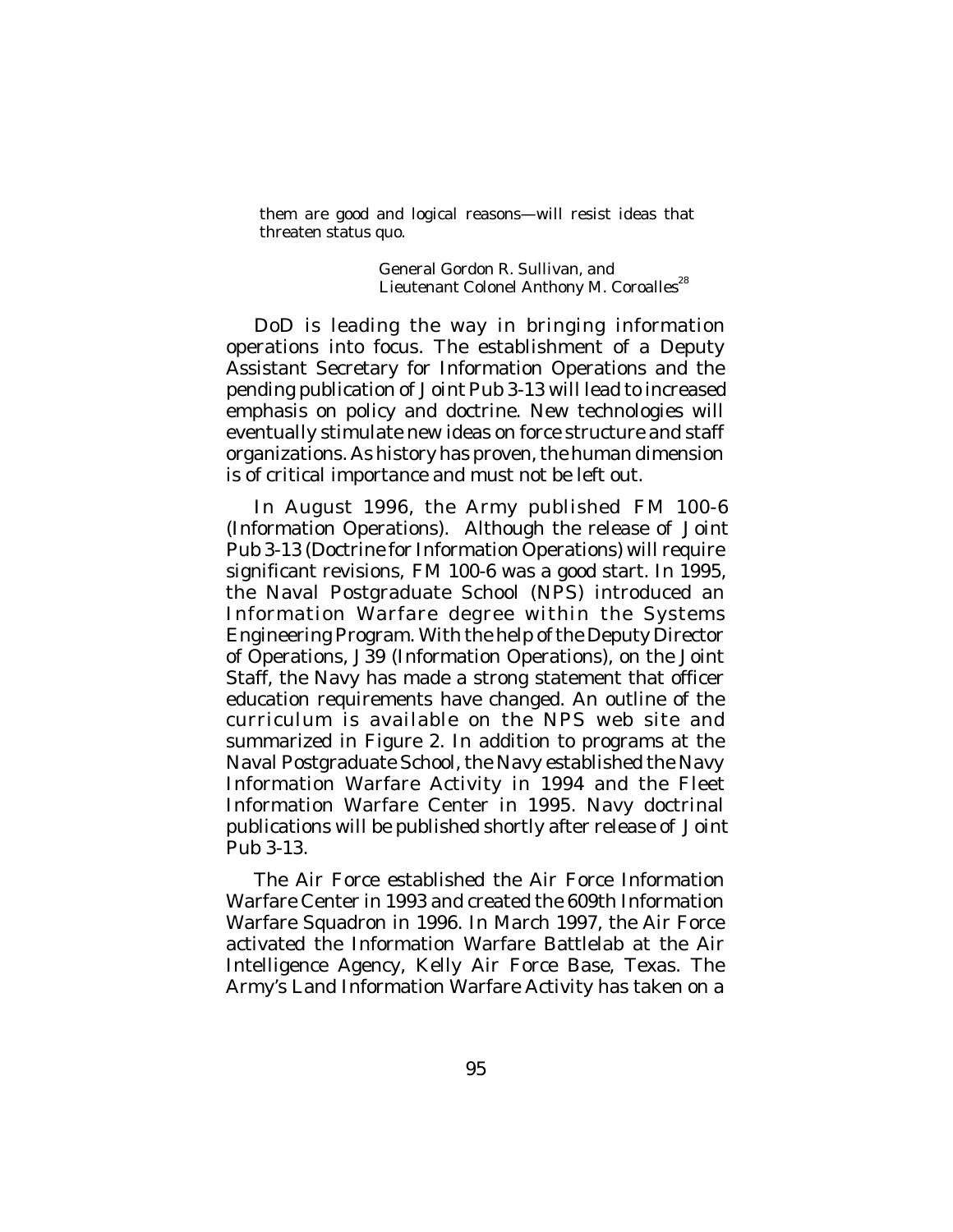> them are good and logical reasons—will resist ideas that threaten status quo.
>
> General Gordon R. Sullivan, and
> Lieutenant Colonel Anthony M. Coroalles[28]

DoD is leading the way in bringing information operations into focus. The establishment of a Deputy Assistant Secretary for Information Operations and the pending publication of Joint Pub 3-13 will lead to increased emphasis on policy and doctrine. New technologies will eventually stimulate new ideas on force structure and staff organizations. As history has proven, the human dimension is of critical importance and must not be left out.

In August 1996, the Army published FM 100-6 (Information Operations). Although the release of Joint Pub 3-13 (Doctrine for Information Operations) will require significant revisions, FM 100-6 was a good start. In 1995, the Naval Postgraduate School (NPS) introduced an Information Warfare degree within the Systems Engineering Program. With the help of the Deputy Director of Operations, J39 (Information Operations), on the Joint Staff, the Navy has made a strong statement that officer education requirements have changed. An outline of the curriculum is available on the NPS web site and summarized in Figure 2. In addition to programs at the Naval Postgraduate School, the Navy established the Navy Information Warfare Activity in 1994 and the Fleet Information Warfare Center in 1995. Navy doctrinal publications will be published shortly after release of Joint Pub 3-13.

The Air Force established the Air Force Information Warfare Center in 1993 and created the 609th Information Warfare Squadron in 1996. In March 1997, the Air Force activated the Information Warfare Battlelab at the Air Intelligence Agency, Kelly Air Force Base, Texas. The Army's Land Information Warfare Activity has taken on a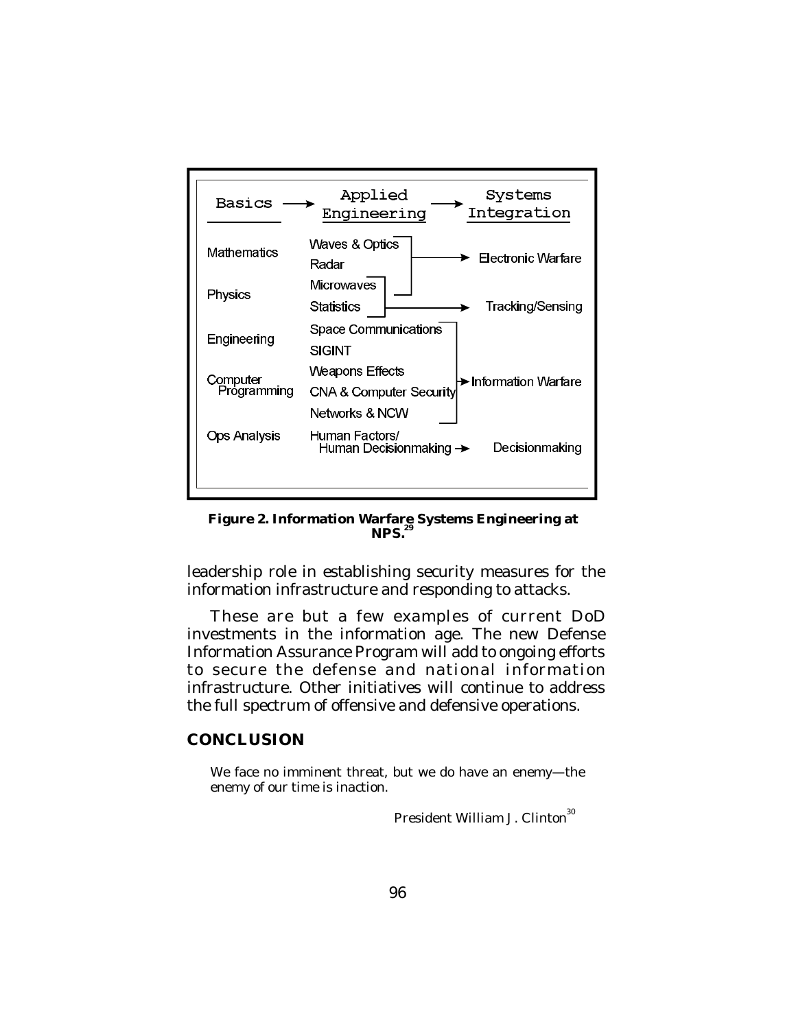| Basics | Applied Engineering | Systems Integration |
| --- | --- | --- |
| Mathematics | Waves & Optics | Electronic Warfare |
| | Radar | |
| Physics | Microwaves | |
| | Statistics | Tracking/Sensing |
| Engineering | Space Communications | |
| | SIGINT | |
| Computer Programming | Weapons Effects | Information Warfare |
| | CNA & Computer Security | |
| | Networks & NCW | |
| Ops Analysis | Human Factors/ Human Decisionmaking | Decisionmaking |

**Figure 2. Information Warfare Systems Engineering at NPS.**[29]

leadership role in establishing security measures for the information infrastructure and responding to attacks.

These are but a few examples of current DoD investments in the information age. The new Defense Information Assurance Program will add to ongoing efforts to secure the defense and national information infrastructure. Other initiatives will continue to address the full spectrum of offensive and defensive operations.

## CONCLUSION

> We face no imminent threat, but we do have an enemy—the enemy of our time is inaction.
>
> President William J. Clinton[30]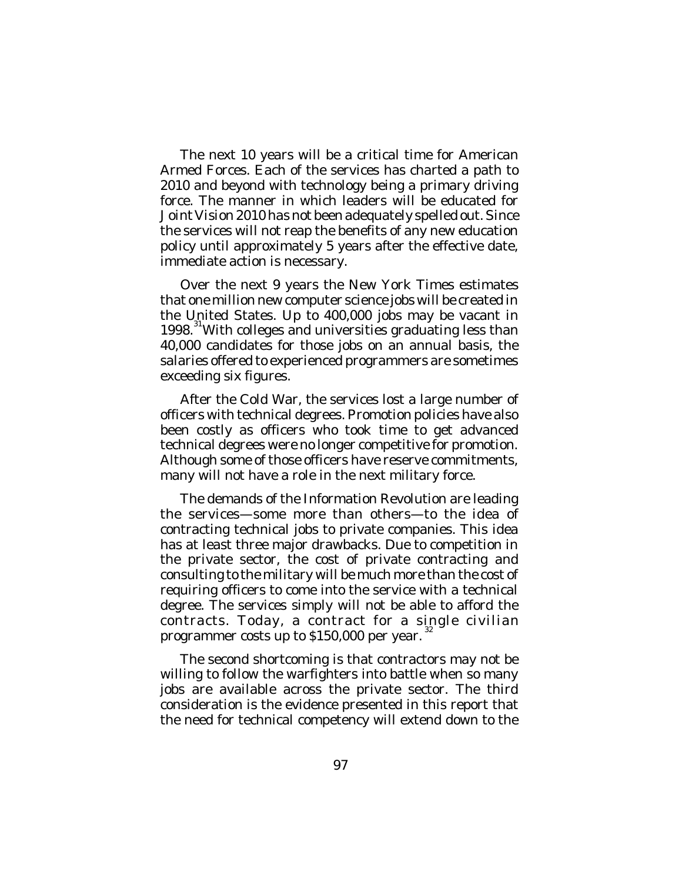The next 10 years will be a critical time for American Armed Forces. Each of the services has charted a path to 2010 and beyond with technology being a primary driving force. The manner in which leaders will be educated for Joint Vision 2010 has not been adequately spelled out. Since the services will not reap the benefits of any new education policy until approximately 5 years after the effective date, immediate action is necessary.

Over the next 9 years the New York Times estimates that one million new computer science jobs will be created in the United States. Up to 400,000 jobs may be vacant in 1998.[31] With colleges and universities graduating less than 40,000 candidates for those jobs on an annual basis, the salaries offered to experienced programmers are sometimes exceeding six figures.

After the Cold War, the services lost a large number of officers with technical degrees. Promotion policies have also been costly as officers who took time to get advanced technical degrees were no longer competitive for promotion. Although some of those officers have reserve commitments, many will not have a role in the next military force.

The demands of the Information Revolution are leading the services—some more than others—to the idea of contracting technical jobs to private companies. This idea has at least three major drawbacks. Due to competition in the private sector, the cost of private contracting and consulting to the military will be much more than the cost of requiring officers to come into the service with a technical degree. The services simply will not be able to afford the contracts. Today, a contract for a single civilian programmer costs up to $150,000 per year.[32]

The second shortcoming is that contractors may not be willing to follow the warfighters into battle when so many jobs are available across the private sector. The third consideration is the evidence presented in this report that the need for technical competency will extend down to the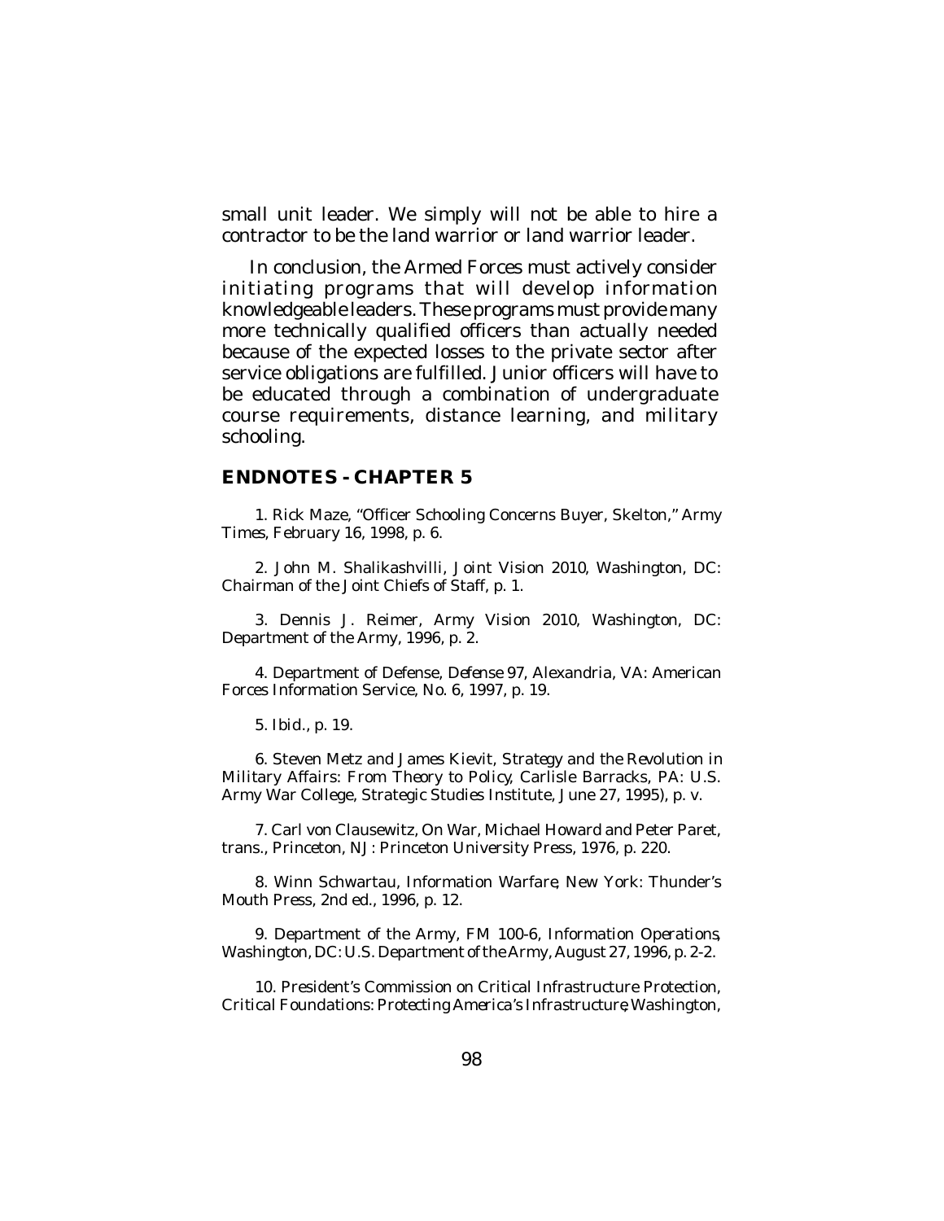small unit leader. We simply will not be able to hire a contractor to be the land warrior or land warrior leader.

In conclusion, the Armed Forces must actively consider initiating programs that will develop information knowledgeable leaders. These programs must provide many more technically qualified officers than actually needed because of the expected losses to the private sector after service obligations are fulfilled. Junior officers will have to be educated through a combination of undergraduate course requirements, distance learning, and military schooling.

## ENDNOTES - CHAPTER 5

1. Rick Maze, "Officer Schooling Concerns Buyer, Skelton," *Army Times*, February 16, 1998, p. 6.

2. John M. Shalikashvilli, *Joint Vision 2010*, Washington, DC: Chairman of the Joint Chiefs of Staff, p. 1.

3. Dennis J. Reimer, *Army Vision 2010*, Washington, DC: Department of the Army, 1996, p. 2.

4. Department of Defense, *Defense 97*, Alexandria, VA: American Forces Information Service, No. 6, 1997, p. 19.

5. *Ibid.*, p. 19.

6. Steven Metz and James Kievit, *Strategy and the Revolution in Military Affairs: From Theory to Policy*, Carlisle Barracks, PA: U.S. Army War College, Strategic Studies Institute, June 27, 1995), p. v.

7. Carl von Clausewitz, *On War*, Michael Howard and Peter Paret, trans., Princeton, NJ: Princeton University Press, 1976, p. 220.

8. Winn Schwartau, *Information Warfare*, New York: Thunder's Mouth Press, 2nd ed., 1996, p. 12.

9. Department of the Army, *FM 100-6, Information Operations*, Washington, DC: U.S. Department of the Army, August 27, 1996, p. 2-2.

10. President's Commission on Critical Infrastructure Protection, *Critical Foundations: Protecting America's Infrastructure*, Washington,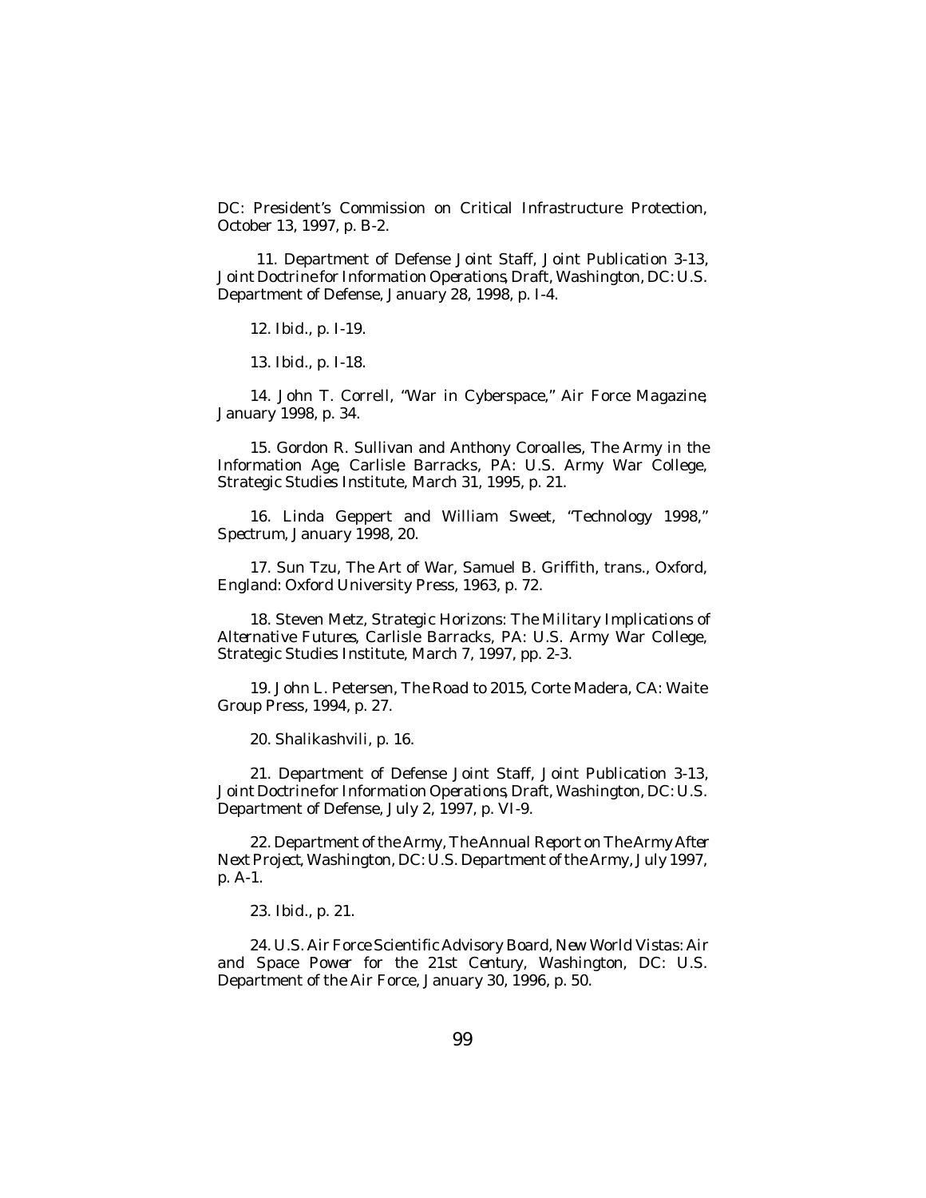DC: President's Commission on Critical Infrastructure Protection, October 13, 1997, p. B-2.

11. Department of Defense Joint Staff, Joint Publication 3-13, *Joint Doctrine for Information Operations*, Draft, Washington, DC: U.S. Department of Defense, January 28, 1998, p. I-4.

12. *Ibid.*, p. I-19.

13. *Ibid.*, p. I-18.

14. John T. Correll, "War in Cyberspace," *Air Force Magazine*, January 1998, p. 34.

15. Gordon R. Sullivan and Anthony Coroalles, *The Army in the Information Age*, Carlisle Barracks, PA: U.S. Army War College, Strategic Studies Institute, March 31, 1995, p. 21.

16. Linda Geppert and William Sweet, "Technology 1998," *Spectrum*, January 1998, 20.

17. Sun Tzu, *The Art of War*, Samuel B. Griffith, trans., Oxford, England: Oxford University Press, 1963, p. 72.

18. Steven Metz, *Strategic Horizons: The Military Implications of Alternative Futures*, Carlisle Barracks, PA: U.S. Army War College, Strategic Studies Institute, March 7, 1997, pp. 2-3.

19. John L. Petersen, *The Road to 2015*, Corte Madera, CA: Waite Group Press, 1994, p. 27.

20. Shalikashvili, p. 16.

21. Department of Defense Joint Staff, Joint Publication 3-13, *Joint Doctrine for Information Operations*, Draft, Washington, DC: U.S. Department of Defense, July 2, 1997, p. VI-9.

22. Department of the Army, *The Annual Report on The Army After Next Project*, Washington, DC: U.S. Department of the Army, July 1997, p. A-1.

23. *Ibid.*, p. 21.

24. U.S. Air Force Scientific Advisory Board, *New World Vistas: Air and Space Power for the 21st Century*, Washington, DC: U.S. Department of the Air Force, January 30, 1996, p. 50.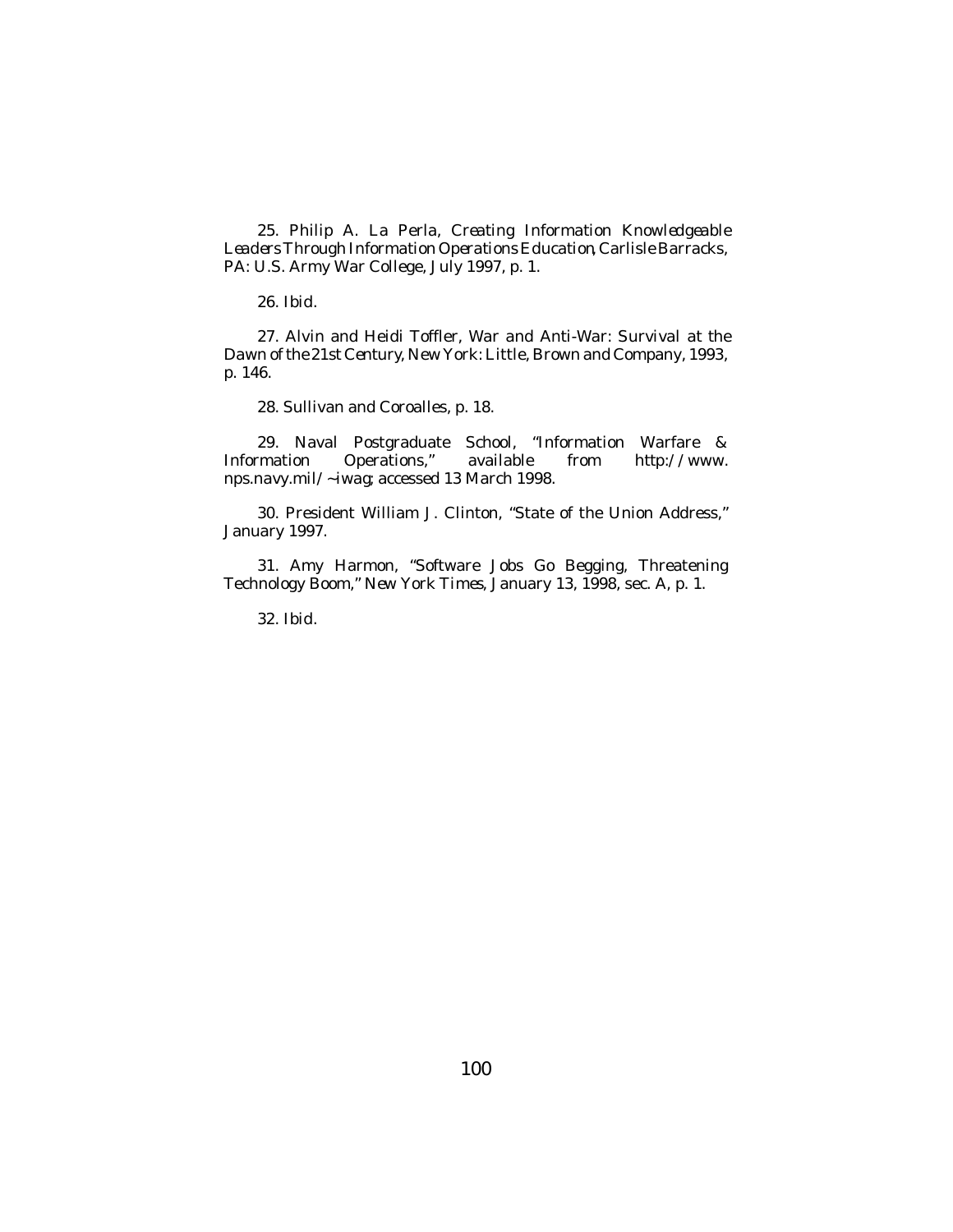25. Philip A. La Perla, *Creating Information Knowledgeable Leaders Through Information Operations Education*, Carlisle Barracks, PA: U.S. Army War College, July 1997, p. 1.

26. *Ibid*.

27. Alvin and Heidi Toffler, *War and Anti-War: Survival at the Dawn of the 21st Century*, New York: Little, Brown and Company, 1993, p. 146.

28. Sullivan and Coroalles, p. 18.

29. Naval Postgraduate School, "Information Warfare & Information Operations," available from http://www.nps.navy.mil/~iwag; accessed 13 March 1998.

30. President William J. Clinton, "State of the Union Address," January 1997.

31. Amy Harmon, "Software Jobs Go Begging, Threatening Technology Boom," *New York Times*, January 13, 1998, sec. A, p. 1.

32. *Ibid*.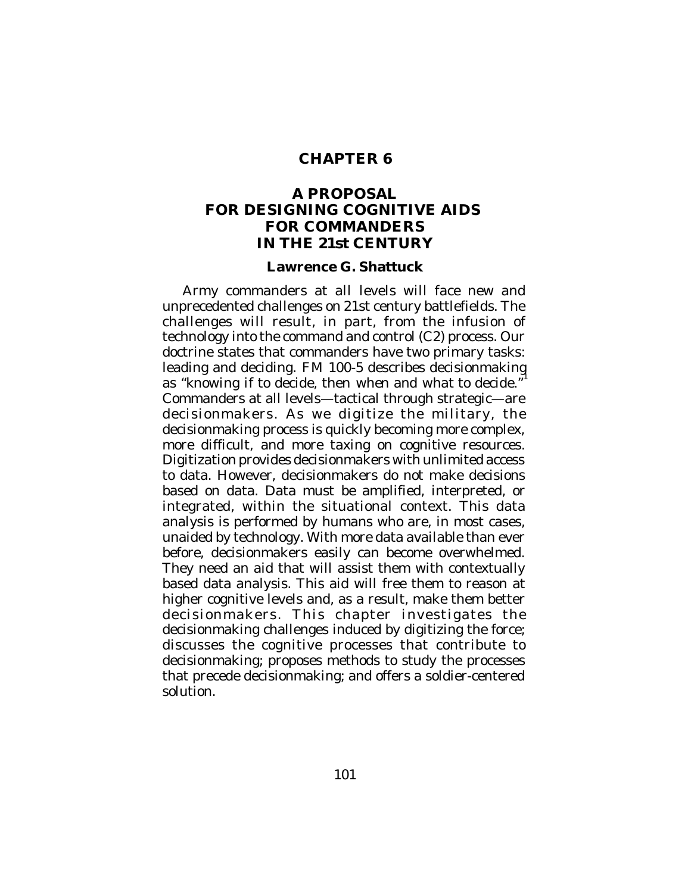# CHAPTER 6

## A PROPOSAL FOR DESIGNING COGNITIVE AIDS FOR COMMANDERS IN THE 21st CENTURY

### Lawrence G. Shattuck

Army commanders at all levels will face new and unprecedented challenges on 21st century battlefields. The challenges will result, in part, from the infusion of technology into the command and control (C2) process. Our doctrine states that commanders have two primary tasks: leading and deciding. FM 100-5 describes decisionmaking as "knowing *if* to decide, then *when* and *what* to decide."[1] Commanders at all levels—tactical through strategic—are decisionmakers. As we digitize the military, the decisionmaking process is quickly becoming more complex, more difficult, and more taxing on cognitive resources. Digitization provides decisionmakers with unlimited access to data. However, decisionmakers do not make decisions based on data. Data must be amplified, interpreted, or integrated, within the situational context. This data analysis is performed by humans who are, in most cases, unaided by technology. With more data available than ever before, decisionmakers easily can become overwhelmed. They need an aid that will assist them with contextually based data analysis. This aid will free them to reason at higher cognitive levels and, as a result, make them better decisionmakers. This chapter investigates the decisionmaking challenges induced by digitizing the force; discusses the cognitive processes that contribute to decisionmaking; proposes methods to study the processes that precede decisionmaking; and offers a soldier-centered solution.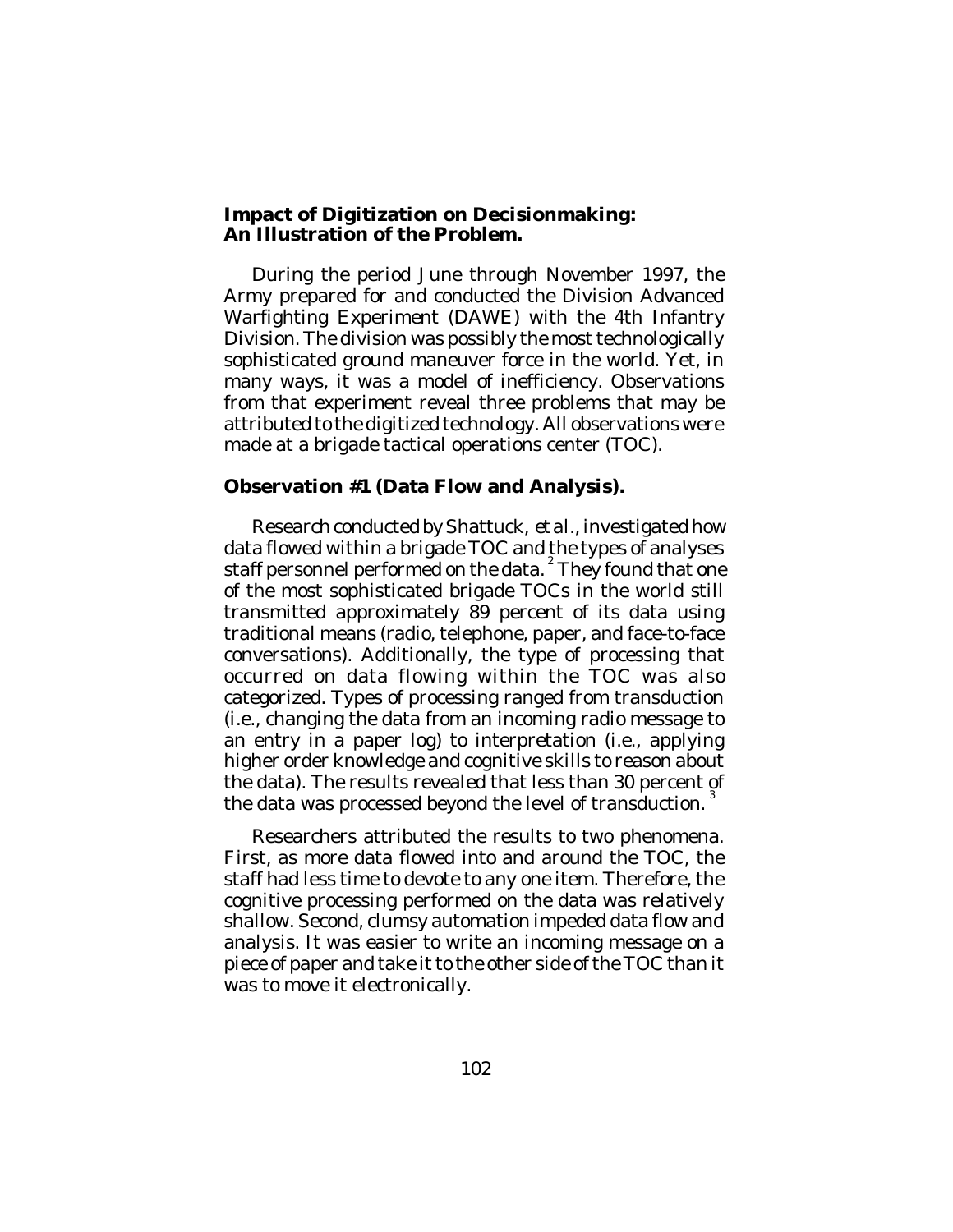**Impact of Digitization on Decisionmaking: An Illustration of the Problem.**

During the period June through November 1997, the Army prepared for and conducted the Division Advanced Warfighting Experiment (DAWE) with the 4th Infantry Division. The division was possibly the most technologically sophisticated ground maneuver force in the world. Yet, in many ways, it was a model of inefficiency. Observations from that experiment reveal three problems that may be attributed to the digitized technology. All observations were made at a brigade tactical operations center (TOC).

**Observation #1 (Data Flow and Analysis).**

Research conducted by Shattuck, *et al.*, investigated how data flowed within a brigade TOC and the types of analyses staff personnel performed on the data.[2] They found that one of the most sophisticated brigade TOCs in the world still transmitted approximately 89 percent of its data using traditional means (radio, telephone, paper, and face-to-face conversations). Additionally, the type of processing that occurred on data flowing within the TOC was also categorized. Types of processing ranged from transduction (i.e., changing the data from an incoming radio message to an entry in a paper log) to interpretation (i.e., applying higher order knowledge and cognitive skills to reason about the data). The results revealed that less than 30 percent of the data was processed beyond the level of transduction.[3]

Researchers attributed the results to two phenomena. First, as more data flowed into and around the TOC, the staff had less time to devote to any one item. Therefore, the cognitive processing performed on the data was relatively shallow. Second, clumsy automation impeded data flow and analysis. It was easier to write an incoming message on a piece of paper and take it to the other side of the TOC than it was to move it electronically.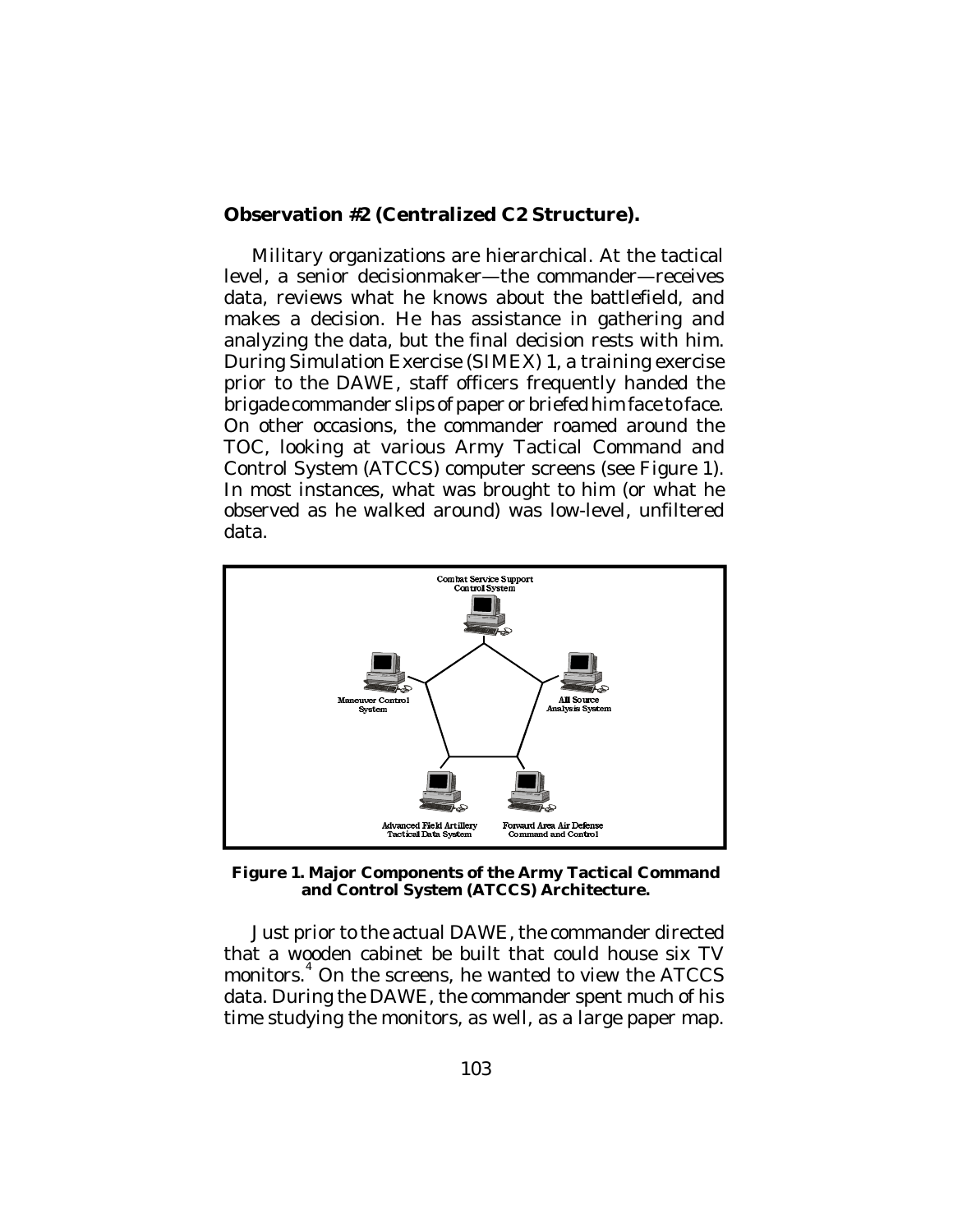**Observation #2 (Centralized C2 Structure).**

Military organizations are hierarchical. At the tactical level, a senior decisionmaker—the commander—receives data, reviews what he knows about the battlefield, and makes a decision. He has assistance in gathering and analyzing the data, but the final decision rests with him. During Simulation Exercise (SIMEX) 1, a training exercise prior to the DAWE, staff officers frequently handed the brigade commander slips of paper or briefed him face to face. On other occasions, the commander roamed around the TOC, looking at various Army Tactical Command and Control System (ATCCS) computer screens (see Figure 1). In most instances, what was brought to him (or what he observed as he walked around) was low-level, unfiltered data.

**Figure 1. Major Components of the Army Tactical Command and Control System (ATCCS) Architecture.**

Just prior to the actual DAWE, the commander directed that a wooden cabinet be built that could house six TV monitors.[4] On the screens, he wanted to view the ATCCS data. During the DAWE, the commander spent much of his time studying the monitors, as well, as a large paper map.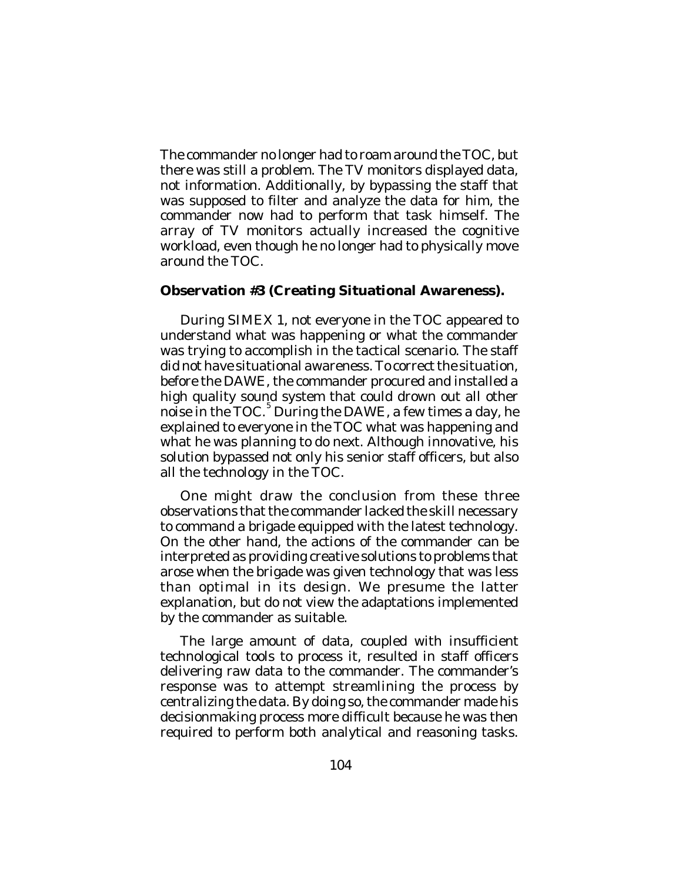The commander no longer had to roam around the TOC, but there was still a problem. The TV monitors displayed data, not information. Additionally, by bypassing the staff that was supposed to filter and analyze the data for him, the commander now had to perform that task himself. The array of TV monitors actually increased the cognitive workload, even though he no longer had to physically move around the TOC.

**Observation #3 (Creating Situational Awareness).**

During SIMEX 1, not everyone in the TOC appeared to understand what was happening or what the commander was trying to accomplish in the tactical scenario. The staff did not have situational awareness. To correct the situation, before the DAWE, the commander procured and installed a high quality sound system that could drown out all other noise in the TOC.[5] During the DAWE, a few times a day, he explained to everyone in the TOC what was happening and what he was planning to do next. Although innovative, his solution bypassed not only his senior staff officers, but also all the technology in the TOC.

One might draw the conclusion from these three observations that the commander lacked the skill necessary to command a brigade equipped with the latest technology. On the other hand, the actions of the commander can be interpreted as providing creative solutions to problems that arose when the brigade was given technology that was less than optimal in its design. We presume the latter explanation, but do not view the adaptations implemented by the commander as suitable.

The large amount of data, coupled with insufficient technological tools to process it, resulted in staff officers delivering raw data to the commander. The commander's response was to attempt streamlining the process by centralizing the data. By doing so, the commander made his decisionmaking process more difficult because he was then required to perform both analytical and reasoning tasks.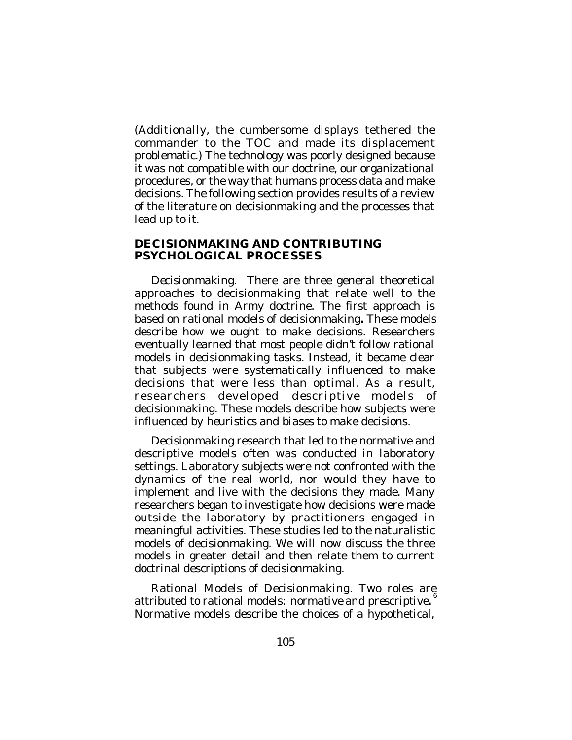(Additionally, the cumbersome displays tethered the commander to the TOC and made its displacement problematic.) The technology was poorly designed because it was not compatible with our doctrine, our organizational procedures, or the way that humans process data and make decisions. The following section provides results of a review of the literature on decisionmaking and the processes that lead up to it.

## DECISIONMAKING AND CONTRIBUTING PSYCHOLOGICAL PROCESSES

*Decisionmaking.* There are three general theoretical approaches to decisionmaking that relate well to the methods found in Army doctrine. The first approach is based on *rational models of decisionmaking***.** These models describe how we ought to make decisions. Researchers eventually learned that most people didn't follow rational models in decisionmaking tasks. Instead, it became clear that subjects were systematically influenced to make decisions that were less than optimal. As a result, researchers developed *descriptive models of decisionmaking*. These models describe how subjects were influenced by heuristics and biases to make decisions.

Decisionmaking research that led to the normative and descriptive models often was conducted in laboratory settings. Laboratory subjects were not confronted with the dynamics of the real world, nor would they have to implement and live with the decisions they made. Many researchers began to investigate how decisions were made outside the laboratory by practitioners engaged in meaningful activities. These studies led to the *naturalistic models of decisionmaking*. We will now discuss the three models in greater detail and then relate them to current doctrinal descriptions of decisionmaking.

*Rational Models of Decisionmaking.* Two roles are attributed to rational models: *normative* and *prescriptive***.**[6] Normative models describe the choices of a hypothetical,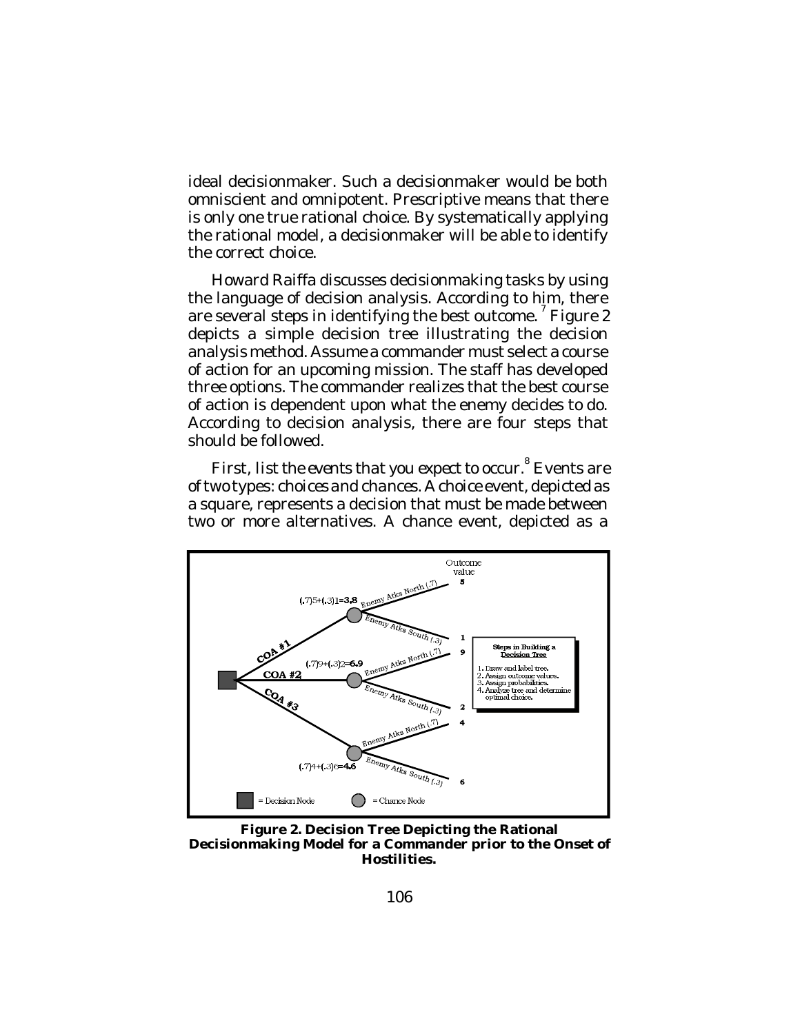ideal decisionmaker. Such a decisionmaker would be both omniscient and omnipotent. Prescriptive means that there is only one true rational choice. By systematically applying the rational model, a decisionmaker will be able to identify the correct choice.

Howard Raiffa discusses decisionmaking tasks by using the language of decision analysis. According to him, there are several steps in identifying the best outcome.[7] Figure 2 depicts a simple decision tree illustrating the decision analysis method. Assume a commander must select a course of action for an upcoming mission. The staff has developed three options. The commander realizes that the best course of action is dependent upon what the enemy decides to do. According to decision analysis, there are four steps that should be followed.

First, list the *events* that you expect to occur.[8] Events are of two types: *choices* and *chances*. A *choice* event, depicted as a square, represents a decision that must be made between two or more alternatives. A chance event, depicted as a

**Figure 2. Decision Tree Depicting the Rational Decisionmaking Model for a Commander prior to the Onset of Hostilities.**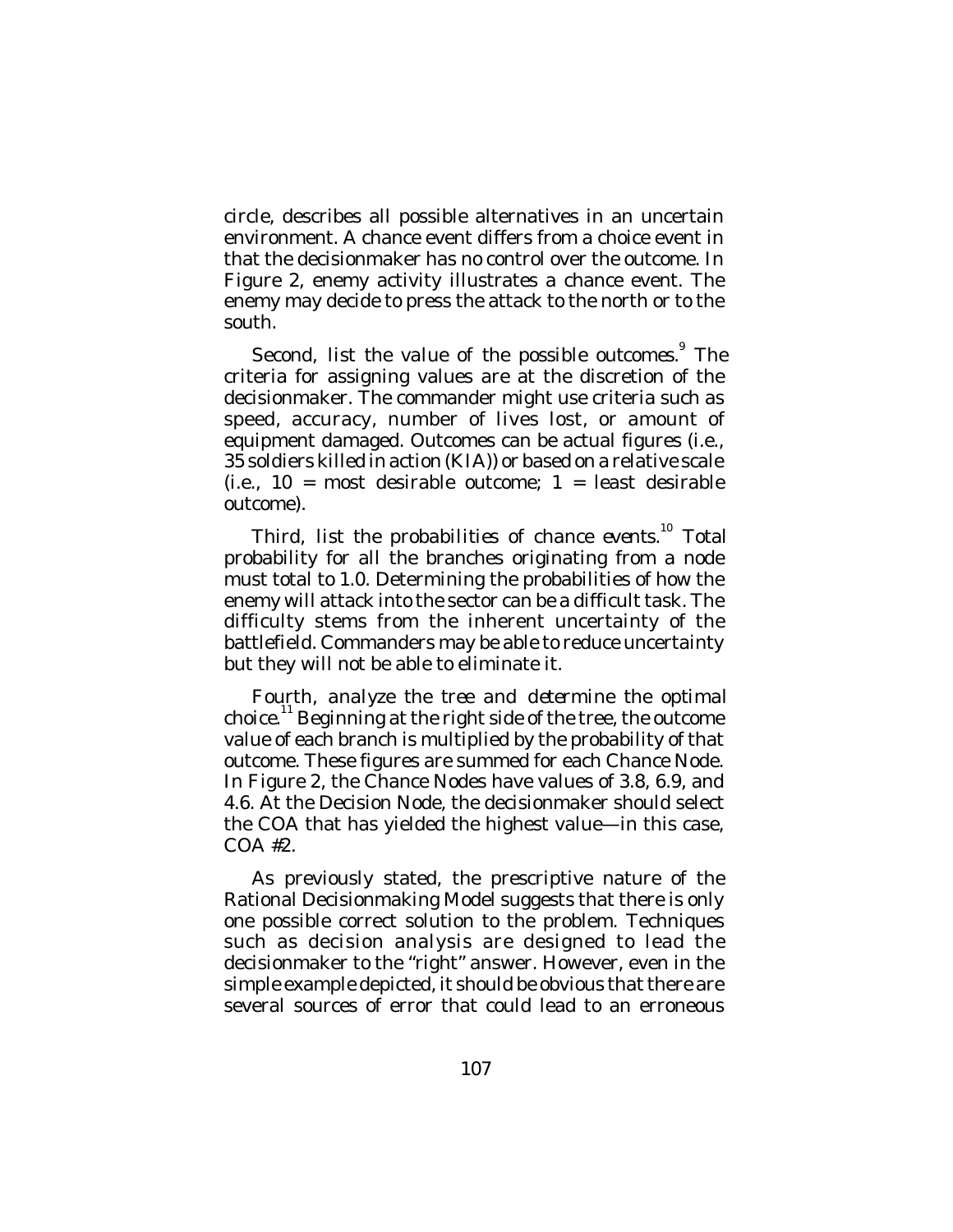circle, describes all possible alternatives in an uncertain environment. A chance event differs from a choice event in that the decisionmaker has no control over the outcome. In Figure 2, enemy activity illustrates a chance event. The enemy may decide to press the attack to the north or to the south.

*Second, list the value of the possible outcomes.*[9] The criteria for assigning values are at the discretion of the decisionmaker. The commander might use criteria such as speed, accuracy, number of lives lost, or amount of equipment damaged. Outcomes can be actual figures (i.e., 35 soldiers killed in action (KIA)) or based on a relative scale (i.e., 10 = most desirable outcome; 1 = least desirable outcome).

*Third, list the probabilities of chance events.*[10] Total probability for all the branches originating from a node must total to 1.0. Determining the probabilities of how the enemy will attack into the sector can be a difficult task. The difficulty stems from the inherent uncertainty of the battlefield. Commanders may be able to reduce uncertainty but they will not be able to eliminate it.

*Fourth, analyze the tree and determine the optimal choice.*[11] Beginning at the right side of the tree, the outcome value of each branch is multiplied by the probability of that outcome. These figures are summed for each Chance Node. In Figure 2, the Chance Nodes have values of 3.8, 6.9, and 4.6. At the Decision Node, the decisionmaker should select the COA that has yielded the highest value—in this case, COA #2.

As previously stated, the prescriptive nature of the Rational Decisionmaking Model suggests that there is only one possible correct solution to the problem. Techniques such as decision analysis are designed to lead the decisionmaker to the "right" answer. However, even in the simple example depicted, it should be obvious that there are several sources of error that could lead to an erroneous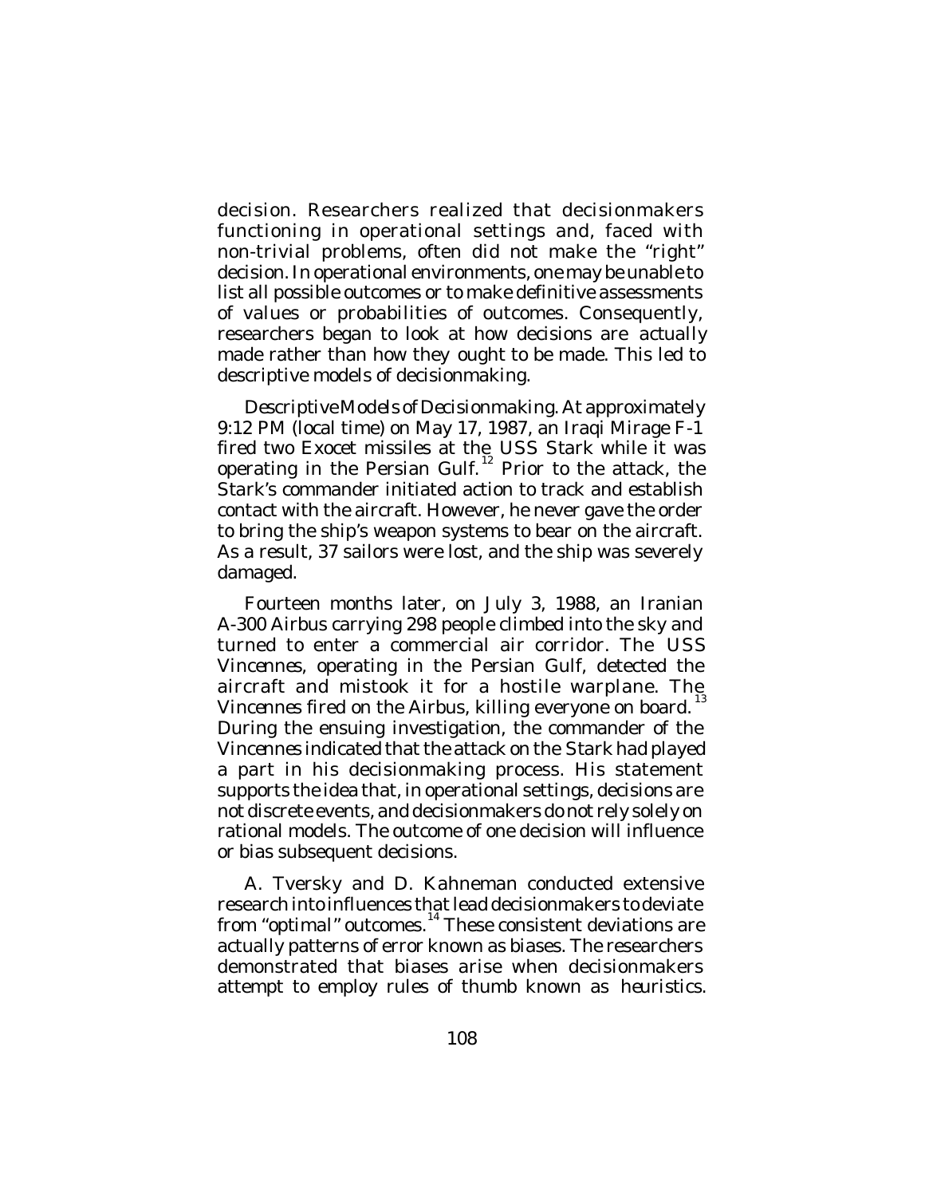decision. Researchers realized that decisionmakers functioning in operational settings and, faced with non-trivial problems, often did not make the "right" decision. In operational environments, one may be unable to list all possible outcomes or to make definitive assessments of values or probabilities of outcomes. Consequently, researchers began to look at how decisions are *actually* made rather than how they *ought* to be made. This led to descriptive models of decisionmaking.

*Descriptive Models of Decisionmaking*. At approximately 9:12 PM (local time) on May 17, 1987, an Iraqi Mirage F-1 fired two Exocet missiles at the USS Stark while it was operating in the Persian Gulf.[12] Prior to the attack, the Stark's commander initiated action to track and establish contact with the aircraft. However, he never gave the order to bring the ship's weapon systems to bear on the aircraft. As a result, 37 sailors were lost, and the ship was severely damaged.

Fourteen months later, on July 3, 1988, an Iranian A-300 Airbus carrying 298 people climbed into the sky and turned to enter a commercial air corridor. The USS *Vincennes*, operating in the Persian Gulf, detected the aircraft and mistook it for a hostile warplane. The *Vincennes* fired on the Airbus, killing everyone on board.[13] During the ensuing investigation, the commander of the *Vincennes* indicated that the attack on the Stark had played a part in his decisionmaking process. His statement supports the idea that, in operational settings, decisions are not discrete events, and decisionmakers do not rely solely on rational models. The outcome of one decision will influence or bias subsequent decisions.

A. Tversky and D. Kahneman conducted extensive research into influences that lead decisionmakers to deviate from "optimal" outcomes.[14] These consistent deviations are actually patterns of error known as biases. The researchers demonstrated that biases arise when decisionmakers attempt to employ rules of thumb known as *heuristics*.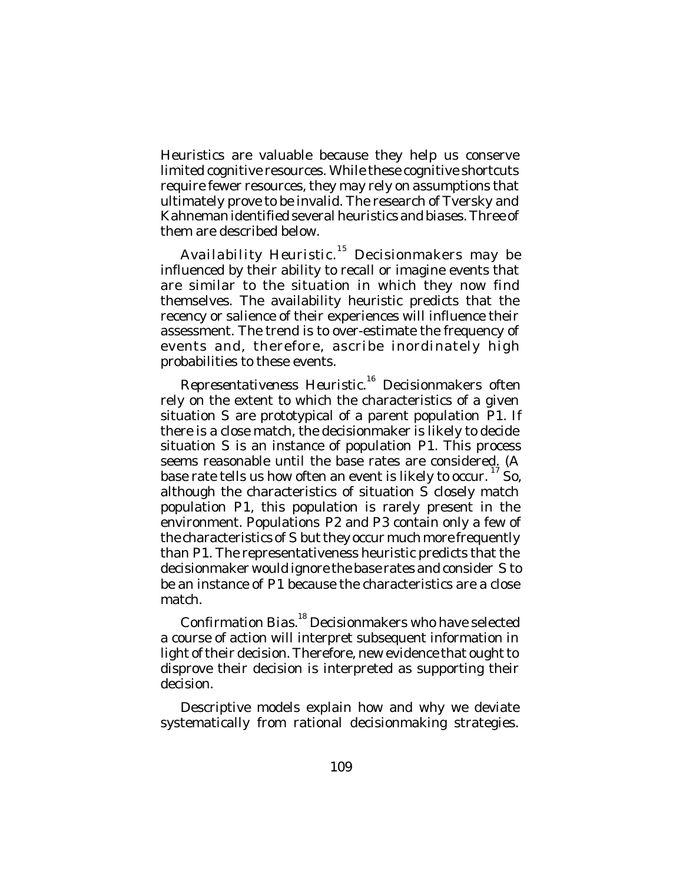Heuristics are valuable because they help us conserve limited cognitive resources. While these cognitive shortcuts require fewer resources, they may rely on assumptions that ultimately prove to be invalid. The research of Tversky and Kahneman identified several heuristics and biases. Three of them are described below.

*Availability Heuristic.*[15] Decisionmakers may be influenced by their ability to recall or imagine events that are similar to the situation in which they now find themselves. The availability heuristic predicts that the recency or salience of their experiences will influence their assessment. The trend is to over-estimate the frequency of events and, therefore, ascribe inordinately high probabilities to these events.

*Representativeness Heuristic.*[16] Decisionmakers often rely on the extent to which the characteristics of a given situation S are prototypical of a parent population P1. If there is a close match, the decisionmaker is likely to decide situation S is an instance of population P1. This process seems reasonable until the base rates are considered. (A base rate tells us how often an event is likely to occur.[17] So, although the characteristics of situation S closely match population P1, this population is rarely present in the environment. Populations P2 and P3 contain only a few of the characteristics of S but they occur much more frequently than P1. The representativeness heuristic predicts that the decisionmaker would ignore the base rates and consider S to be an instance of P1 because the characteristics are a close match.

*Confirmation Bias.*[18] Decisionmakers who have selected a course of action will interpret subsequent information in light of their decision. Therefore, new evidence that ought to disprove their decision is interpreted as supporting their decision.

Descriptive models explain how and why we deviate systematically from rational decisionmaking strategies.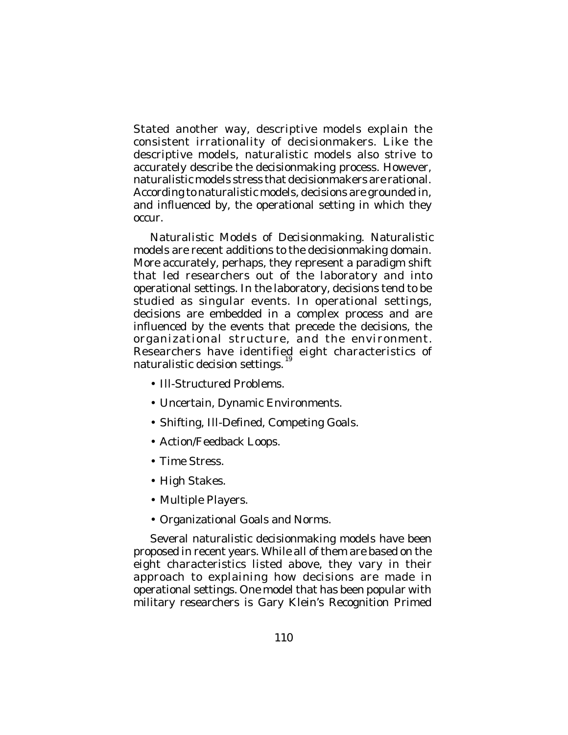Stated another way, descriptive models explain the consistent irrationality of decisionmakers. Like the descriptive models, naturalistic models also strive to accurately describe the decisionmaking process. However, naturalistic models stress that decisionmakers are rational. According to naturalistic models, decisions are grounded in, and influenced by, the operational setting in which they occur.

*Naturalistic Models of Decisionmaking*. Naturalistic models are recent additions to the decisionmaking domain. More accurately, perhaps, they represent a paradigm shift that led researchers out of the laboratory and into operational settings. In the laboratory, decisions tend to be studied as singular events. In operational settings, decisions are embedded in a complex process and are influenced by the events that precede the decisions, the organizational structure, and the environment. Researchers have identified eight characteristics of naturalistic decision settings.[19]

- Ill-Structured Problems.
- Uncertain, Dynamic Environments.
- Shifting, Ill-Defined, Competing Goals.
- Action/Feedback Loops.
- Time Stress.
- High Stakes.
- Multiple Players.
- Organizational Goals and Norms.

Several naturalistic decisionmaking models have been proposed in recent years. While all of them are based on the eight characteristics listed above, they vary in their approach to explaining how decisions are made in operational settings. One model that has been popular with military researchers is Gary Klein's Recognition Primed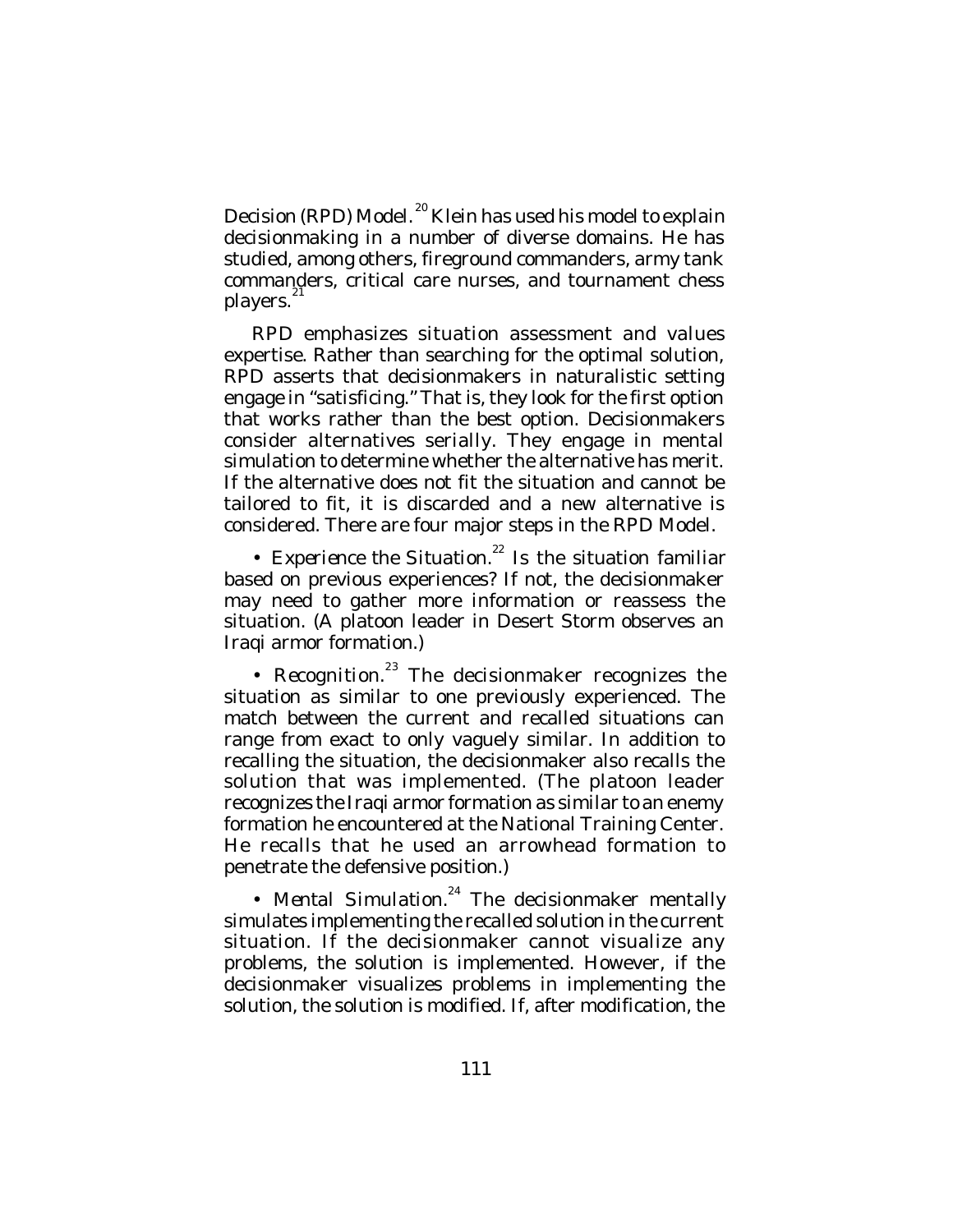Decision (RPD) Model.[20] Klein has used his model to explain decisionmaking in a number of diverse domains. He has studied, among others, fireground commanders, army tank commanders, critical care nurses, and tournament chess players.[21]

RPD emphasizes situation assessment and values expertise. Rather than searching for the optimal solution, RPD asserts that decisionmakers in naturalistic setting engage in "satisficing." That is, they look for the first option that works rather than the best option. Decisionmakers consider alternatives serially. They engage in mental simulation to determine whether the alternative has merit. If the alternative does not fit the situation and cannot be tailored to fit, it is discarded and a new alternative is considered. There are four major steps in the RPD Model.

- *Experience the Situation*.[22] Is the situation familiar based on previous experiences? If not, the decisionmaker may need to gather more information or reassess the situation. (A platoon leader in Desert Storm observes an Iraqi armor formation.)

- *Recognition*.[23] The decisionmaker recognizes the situation as similar to one previously experienced. The match between the current and recalled situations can range from exact to only vaguely similar. In addition to recalling the situation, the decisionmaker also recalls the solution that was implemented. (The platoon leader recognizes the Iraqi armor formation as similar to an enemy formation he encountered at the National Training Center. He recalls that he used an arrowhead formation to penetrate the defensive position.)

- *Mental Simulation*.[24] The decisionmaker mentally simulates implementing the recalled solution in the current situation. If the decisionmaker cannot visualize any problems, the solution is implemented. However, if the decisionmaker visualizes problems in implementing the solution, the solution is modified. If, after modification, the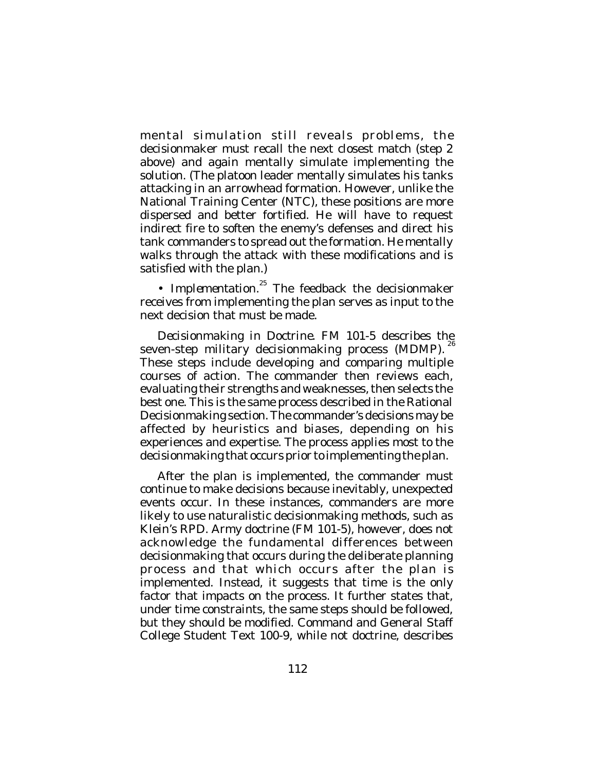mental simulation still reveals problems, the decisionmaker must recall the next closest match (step 2 above) and again mentally simulate implementing the solution. (The platoon leader mentally simulates his tanks attacking in an arrowhead formation. However, unlike the National Training Center (NTC), these positions are more dispersed and better fortified. He will have to request indirect fire to soften the enemy's defenses and direct his tank commanders to spread out the formation. He mentally walks through the attack with these modifications and is satisfied with the plan.)

• *Implementation*.[25] The feedback the decisionmaker receives from implementing the plan serves as input to the next decision that must be made.

*Decisionmaking in Doctrine.* FM 101-5 describes the seven-step military decisionmaking process (MDMP).[26] These steps include developing and comparing multiple courses of action. The commander then reviews each, evaluating their strengths and weaknesses, then selects the best one. This is the same process described in the Rational Decisionmaking section. The commander's decisions may be affected by heuristics and biases, depending on his experiences and expertise. The process applies most to the decisionmaking that occurs prior to implementing the plan.

After the plan is implemented, the commander must continue to make decisions because inevitably, unexpected events occur. In these instances, commanders are more likely to use naturalistic decisionmaking methods, such as Klein's RPD. Army doctrine (FM 101-5), however, does not acknowledge the fundamental differences between decisionmaking that occurs during the deliberate planning process and that which occurs after the plan is implemented. Instead, it suggests that time is the only factor that impacts on the process. It further states that, under time constraints, the same steps should be followed, but they should be modified. Command and General Staff College Student Text 100-9, while not doctrine, describes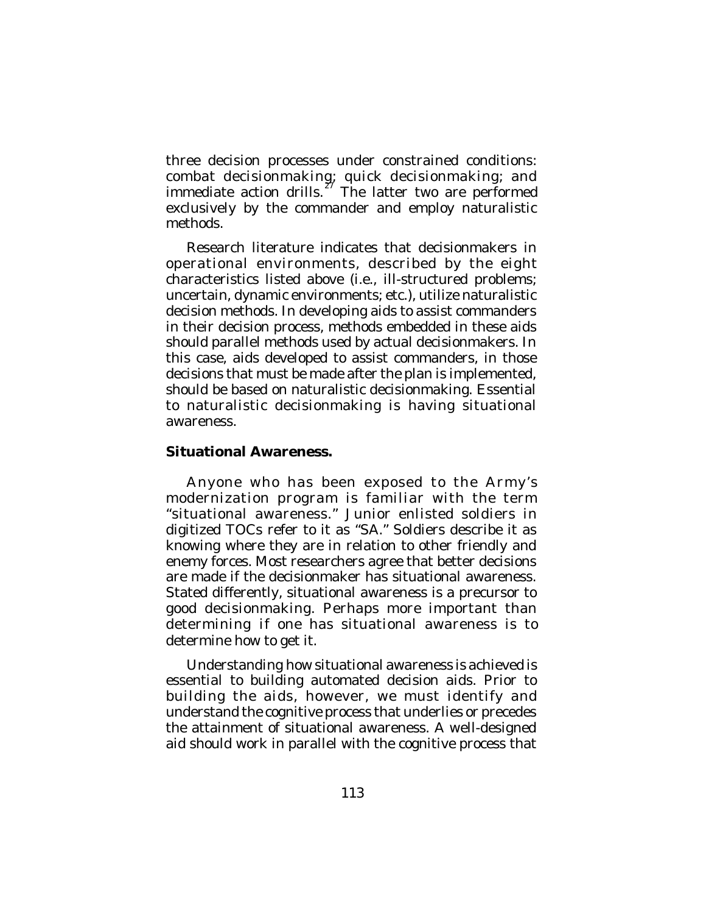three decision processes under constrained conditions: combat decisionmaking; quick decisionmaking; and immediate action drills.[27] The latter two are performed exclusively by the commander and employ naturalistic methods.

Research literature indicates that decisionmakers in operational environments, described by the eight characteristics listed above (i.e., ill-structured problems; uncertain, dynamic environments; etc.), utilize naturalistic decision methods. In developing aids to assist commanders in their decision process, methods embedded in these aids should parallel methods used by actual decisionmakers. In this case, aids developed to assist commanders, in those decisions that must be made after the plan is implemented, should be based on naturalistic decisionmaking. Essential to naturalistic decisionmaking is having situational awareness.

**Situational Awareness.**

Anyone who has been exposed to the Army's modernization program is familiar with the term "situational awareness." Junior enlisted soldiers in digitized TOCs refer to it as "SA." Soldiers describe it as knowing where they are in relation to other friendly and enemy forces. Most researchers agree that better decisions are made if the decisionmaker has situational awareness. Stated differently, situational awareness is a precursor to good decisionmaking. Perhaps more important than determining if one has situational awareness is to determine how to get it.

Understanding how situational awareness is achieved is essential to building automated decision aids. Prior to building the aids, however, we must identify and understand the cognitive process that underlies or precedes the attainment of situational awareness. A well-designed aid should work in parallel with the cognitive process that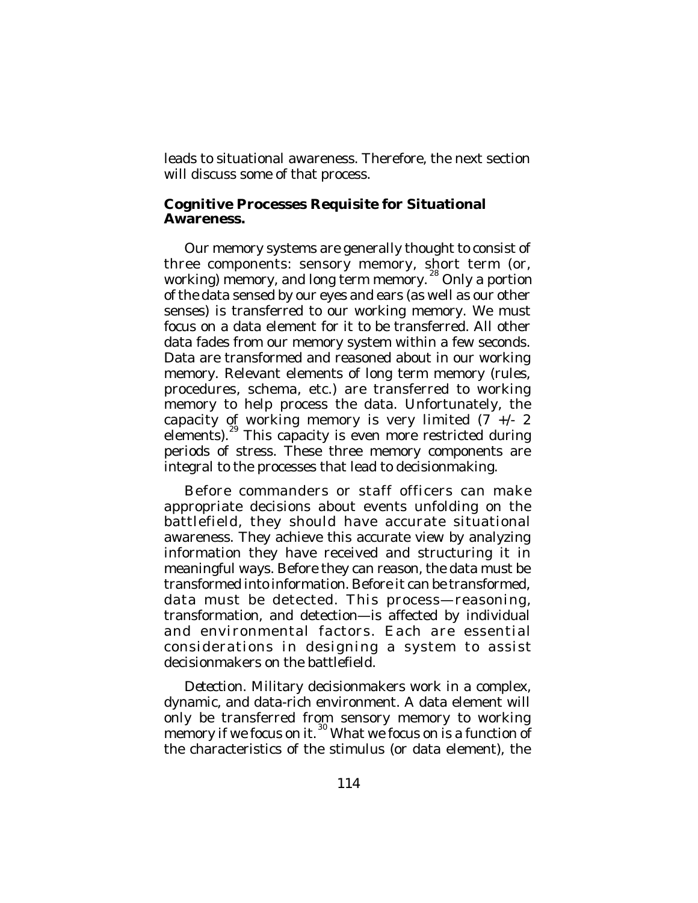leads to situational awareness. Therefore, the next section will discuss some of that process.

**Cognitive Processes Requisite for Situational Awareness.**

Our memory systems are generally thought to consist of three components: sensory memory, short term (or, working) memory, and long term memory.[28] Only a portion of the data sensed by our eyes and ears (as well as our other senses) is transferred to our working memory. We must focus on a data element for it to be transferred. All other data fades from our memory system within a few seconds. Data are transformed and reasoned about in our working memory. Relevant elements of long term memory (rules, procedures, schema, etc.) are transferred to working memory to help process the data. Unfortunately, the capacity of working memory is very limited (7 +/- 2 elements).[29] This capacity is even more restricted during periods of stress. These three memory components are integral to the processes that lead to decisionmaking.

Before commanders or staff officers can make appropriate decisions about events unfolding on the battlefield, they should have accurate situational awareness. They achieve this accurate view by analyzing information they have received and structuring it in meaningful ways. Before they can reason, the data must be transformed into information. Before it can be transformed, data must be detected. This process—reasoning, transformation, and detection—is affected by individual and environmental factors. Each are essential considerations in designing a system to assist decisionmakers on the battlefield.

*Detection*. Military decisionmakers work in a complex, dynamic, and data-rich environment. A data element will only be transferred from sensory memory to working memory if we focus on it.[30] What we focus on is a function of the characteristics of the stimulus (or data element), the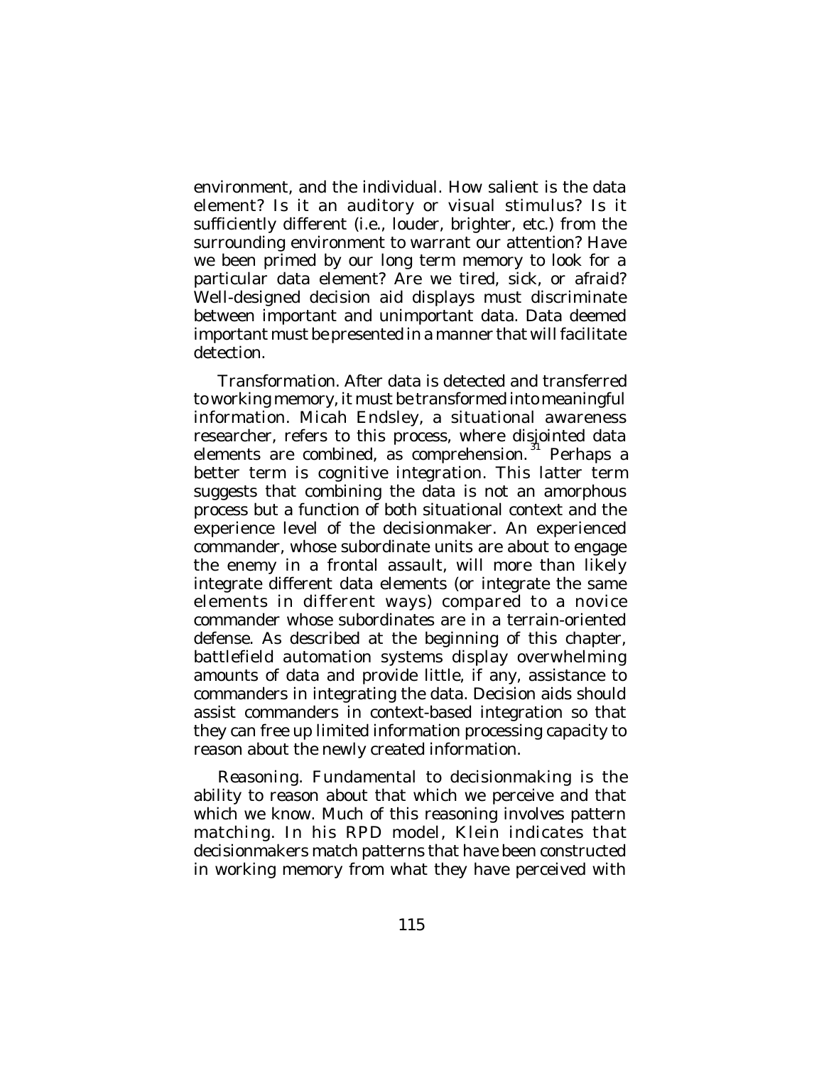environment, and the individual. How salient is the data element? Is it an auditory or visual stimulus? Is it sufficiently different (i.e., louder, brighter, etc.) from the surrounding environment to warrant our attention? Have we been primed by our long term memory to look for a particular data element? Are we tired, sick, or afraid? Well-designed decision aid displays must discriminate between important and unimportant data. Data deemed important must be presented in a manner that will facilitate detection.

*Transformation.* After data is detected and transferred to working memory, it must be transformed into meaningful information. Micah Endsley, a situational awareness researcher, refers to this process, where disjointed data elements are combined, as comprehension.[31] Perhaps a better term is *cognitive integration*. This latter term suggests that combining the data is not an amorphous process but a function of both situational context and the experience level of the decisionmaker. An experienced commander, whose subordinate units are about to engage the enemy in a frontal assault, will more than likely integrate different data elements (or integrate the same elements in different ways) compared to a novice commander whose subordinates are in a terrain-oriented defense. As described at the beginning of this chapter, battlefield automation systems display overwhelming amounts of data and provide little, if any, assistance to commanders in integrating the data. Decision aids should assist commanders in context-based integration so that they can free up limited information processing capacity to reason about the newly created information.

*Reasoning.* Fundamental to decisionmaking is the ability to reason about that which we perceive and that which we know. Much of this reasoning involves pattern matching. In his RPD model, Klein indicates that decisionmakers match patterns that have been constructed in working memory from what they have perceived with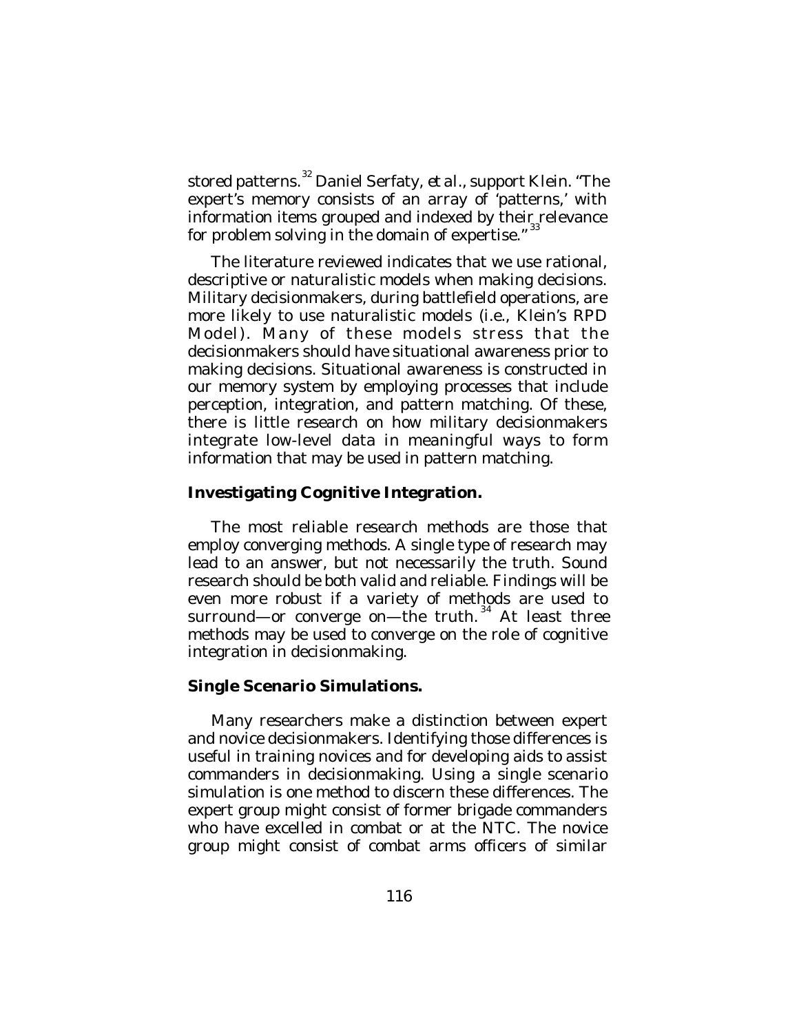stored patterns.[32] Daniel Serfaty, *et al.*, support Klein. "The expert's memory consists of an array of 'patterns,' with information items grouped and indexed by their relevance for problem solving in the domain of expertise."[33]

The literature reviewed indicates that we use rational, descriptive or naturalistic models when making decisions. Military decisionmakers, during battlefield operations, are more likely to use naturalistic models (i.e., Klein's RPD Model). Many of these models stress that the decisionmakers should have situational awareness prior to making decisions. Situational awareness is constructed in our memory system by employing processes that include perception, integration, and pattern matching. Of these, there is little research on how military decisionmakers integrate low-level data in meaningful ways to form information that may be used in pattern matching.

**Investigating Cognitive Integration.**

The most reliable research methods are those that employ converging methods. A single type of research may lead to an answer, but not necessarily the truth. Sound research should be both valid and reliable. Findings will be even more robust if a variety of methods are used to surround—or converge on—the truth.[34] At least three methods may be used to converge on the role of cognitive integration in decisionmaking.

**Single Scenario Simulations.**

Many researchers make a distinction between expert and novice decisionmakers. Identifying those differences is useful in training novices and for developing aids to assist commanders in decisionmaking. Using a single scenario simulation is one method to discern these differences. The expert group might consist of former brigade commanders who have excelled in combat or at the NTC. The novice group might consist of combat arms officers of similar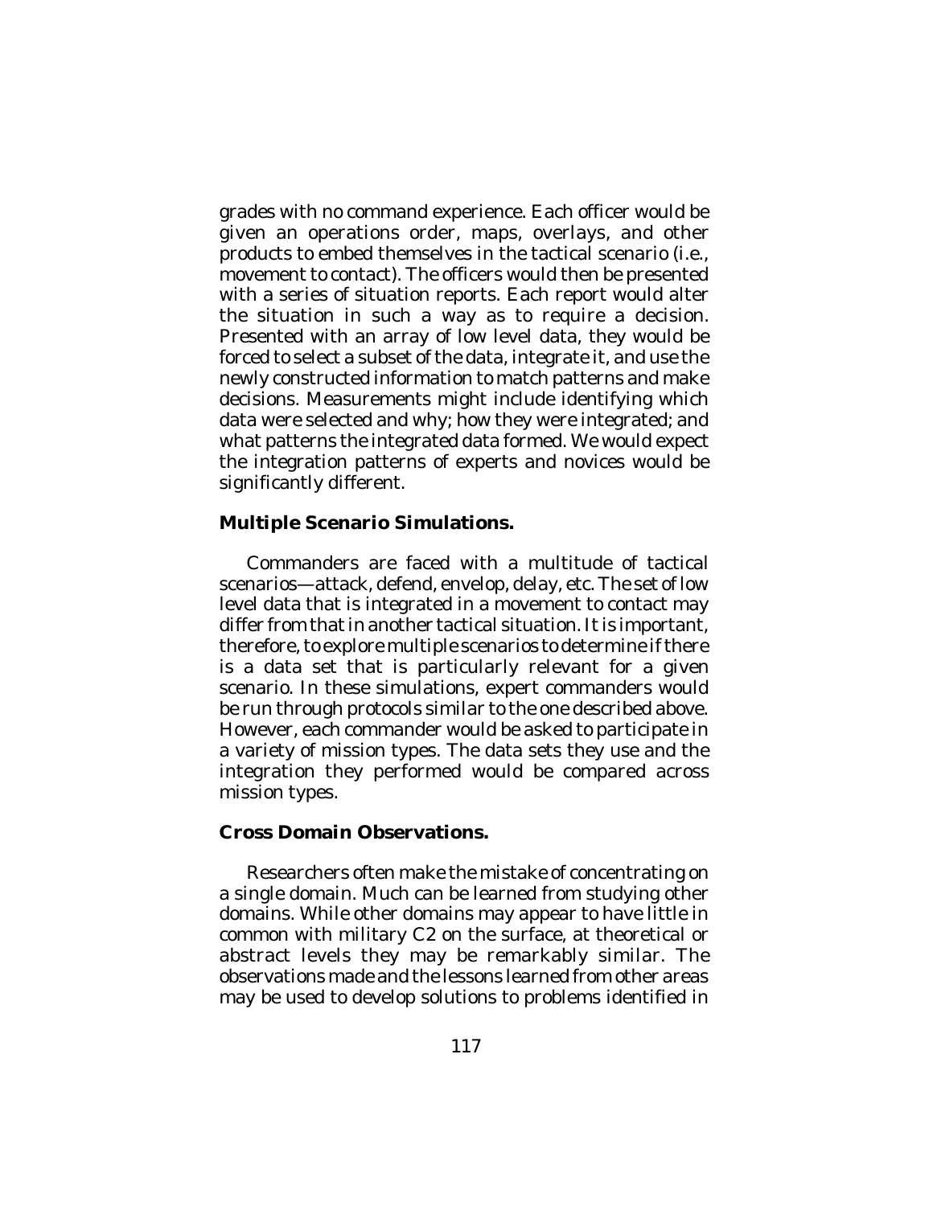grades with no command experience. Each officer would be given an operations order, maps, overlays, and other products to embed themselves in the tactical scenario (i.e., movement to contact). The officers would then be presented with a series of situation reports. Each report would alter the situation in such a way as to require a decision. Presented with an array of low level data, they would be forced to select a subset of the data, integrate it, and use the newly constructed information to match patterns and make decisions. Measurements might include identifying which data were selected and why; how they were integrated; and what patterns the integrated data formed. We would expect the integration patterns of experts and novices would be significantly different.

**Multiple Scenario Simulations.**

Commanders are faced with a multitude of tactical scenarios—attack, defend, envelop, delay, etc. The set of low level data that is integrated in a movement to contact may differ from that in another tactical situation. It is important, therefore, to explore multiple scenarios to determine if there is a data set that is particularly relevant for a given scenario. In these simulations, expert commanders would be run through protocols similar to the one described above. However, each commander would be asked to participate in a variety of mission types. The data sets they use and the integration they performed would be compared across mission types.

**Cross Domain Observations.**

Researchers often make the mistake of concentrating on a single domain. Much can be learned from studying other domains. While other domains may appear to have little in common with military C2 on the surface, at theoretical or abstract levels they may be remarkably similar. The observations made and the lessons learned from other areas may be used to develop solutions to problems identified in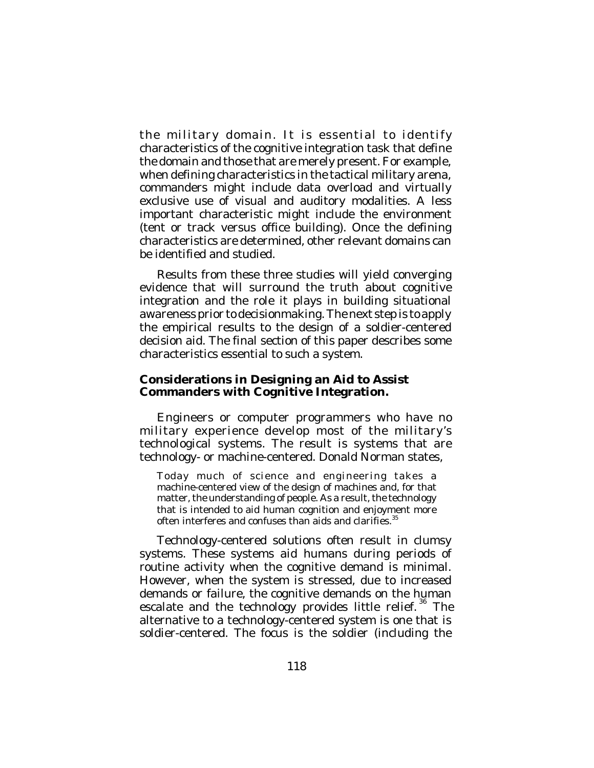the military domain. It is essential to identify characteristics of the cognitive integration task that define the domain and those that are merely present. For example, when defining characteristics in the tactical military arena, commanders might include data overload and virtually exclusive use of visual and auditory modalities. A less important characteristic might include the environment (tent or track versus office building). Once the defining characteristics are determined, other relevant domains can be identified and studied.

Results from these three studies will yield converging evidence that will surround the truth about cognitive integration and the role it plays in building situational awareness prior to decisionmaking. The next step is to apply the empirical results to the design of a soldier-centered decision aid. The final section of this paper describes some characteristics essential to such a system.

**Considerations in Designing an Aid to Assist Commanders with Cognitive Integration.**

Engineers or computer programmers who have no military experience develop most of the military's technological systems. The result is systems that are technology- or machine-centered. Donald Norman states,

> Today much of science and engineering takes a machine-centered view of the design of machines and, for that matter, the understanding of people. As a result, the technology that is intended to aid human cognition and enjoyment more often interferes and confuses than aids and clarifies.[35]

Technology-centered solutions often result in clumsy systems. These systems aid humans during periods of routine activity when the cognitive demand is minimal. However, when the system is stressed, due to increased demands or failure, the cognitive demands on the human escalate and the technology provides little relief.[36] The alternative to a technology-centered system is one that is soldier-centered. The focus is the soldier (including the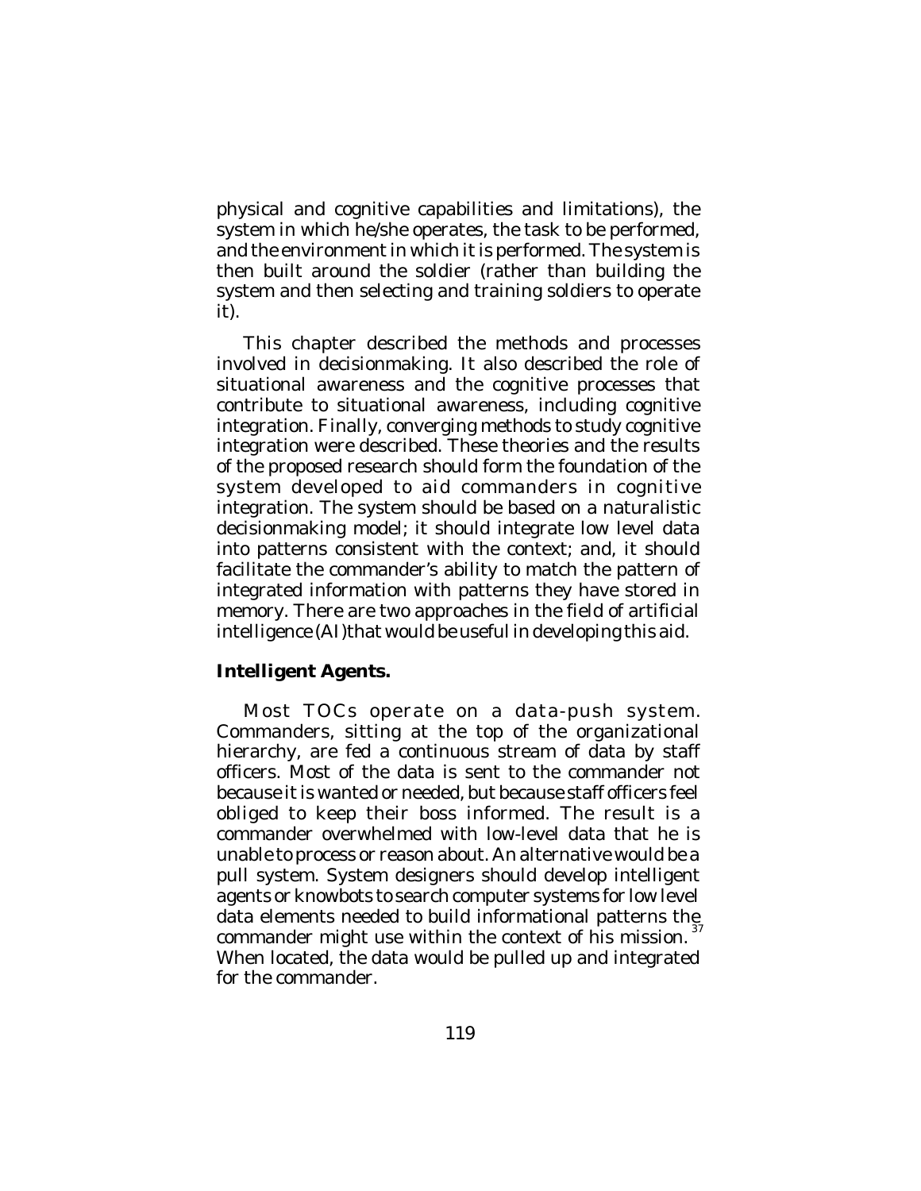physical and cognitive capabilities and limitations), the system in which he/she operates, the task to be performed, and the environment in which it is performed. The system is then built around the soldier (rather than building the system and then selecting and training soldiers to operate it).

This chapter described the methods and processes involved in decisionmaking. It also described the role of situational awareness and the cognitive processes that contribute to situational awareness, including cognitive integration. Finally, converging methods to study cognitive integration were described. These theories and the results of the proposed research should form the foundation of the system developed to aid commanders in cognitive integration. The system should be based on a naturalistic decisionmaking model; it should integrate low level data into patterns consistent with the context; and, it should facilitate the commander's ability to match the pattern of integrated information with patterns they have stored in memory. There are two approaches in the field of artificial intelligence (AI) that would be useful in developing this aid.

**Intelligent Agents.**

Most TOCs operate on a data-push system. Commanders, sitting at the top of the organizational hierarchy, are fed a continuous stream of data by staff officers. Most of the data is sent to the commander not because it is wanted or needed, but because staff officers feel obliged to keep their boss informed. The result is a commander overwhelmed with low-level data that he is unable to process or reason about. An alternative would be a pull system. System designers should develop intelligent agents or knowbots to search computer systems for low level data elements needed to build informational patterns the commander might use within the context of his mission.[37] When located, the data would be pulled up and integrated for the commander.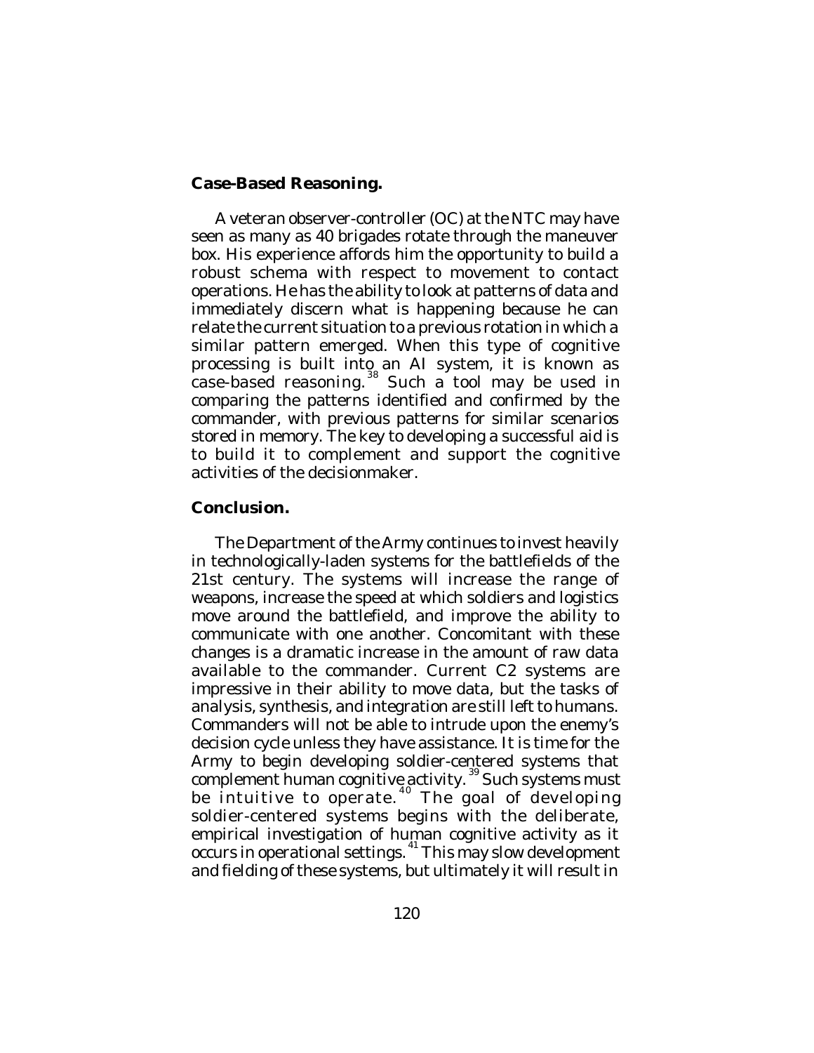**Case-Based Reasoning.**

A veteran observer-controller (OC) at the NTC may have seen as many as 40 brigades rotate through the maneuver box. His experience affords him the opportunity to build a robust schema with respect to movement to contact operations. He has the ability to look at patterns of data and immediately discern what is happening because he can relate the current situation to a previous rotation in which a similar pattern emerged. When this type of cognitive processing is built into an AI system, it is known as case-based reasoning.[38] Such a tool may be used in comparing the patterns identified and confirmed by the commander, with previous patterns for similar scenarios stored in memory. The key to developing a successful aid is to build it to complement and support the cognitive activities of the decisionmaker.

**Conclusion.**

The Department of the Army continues to invest heavily in technologically-laden systems for the battlefields of the 21st century. The systems will increase the range of weapons, increase the speed at which soldiers and logistics move around the battlefield, and improve the ability to communicate with one another. Concomitant with these changes is a dramatic increase in the amount of raw data available to the commander. Current C2 systems are impressive in their ability to move data, but the tasks of analysis, synthesis, and integration are still left to humans. Commanders will not be able to intrude upon the enemy's decision cycle unless they have assistance. It is time for the Army to begin developing soldier-centered systems that complement human cognitive activity.[39] Such systems must be intuitive to operate.[40] The goal of developing soldier-centered systems begins with the deliberate, empirical investigation of human cognitive activity as it occurs in operational settings.[41] This may slow development and fielding of these systems, but ultimately it will result in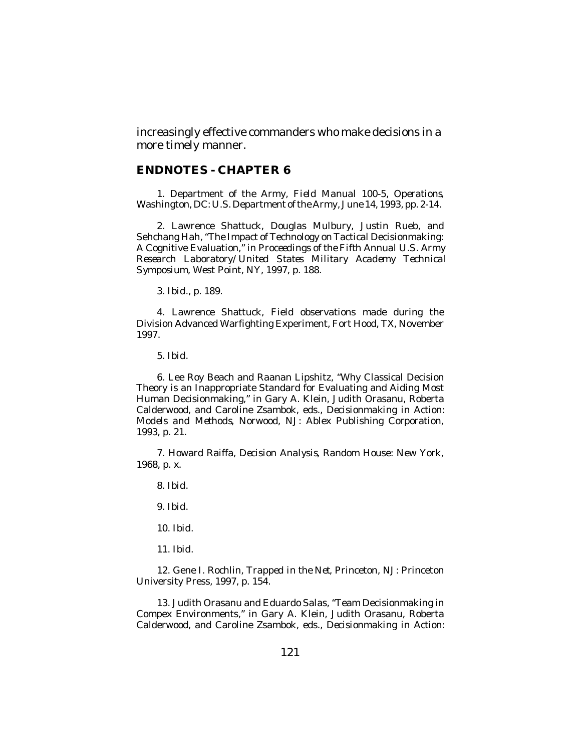increasingly effective commanders who make decisions in a more timely manner.

## ENDNOTES - CHAPTER 6

1. Department of the Army, *Field Manual 100-5, Operations*, Washington, DC: U.S. Department of the Army, June 14, 1993, pp. 2-14.

2. Lawrence Shattuck, Douglas Mulbury, Justin Rueb, and Sehchang Hah, "The Impact of Technology on Tactical Decisionmaking: A Cognitive Evaluation," in *Proceedings of the Fifth Annual U.S. Army Research Laboratory/United States Military Academy Technical Symposium*, West Point, NY, 1997, p. 188.

3. *Ibid*., p. 189.

4. Lawrence Shattuck, Field observations made during the Division Advanced Warfighting Experiment, Fort Hood, TX, November 1997.

5. *Ibid*.

6. Lee Roy Beach and Raanan Lipshitz, "Why Classical Decision Theory is an Inappropriate Standard for Evaluating and Aiding Most Human Decisionmaking," in Gary A. Klein, Judith Orasanu, Roberta Calderwood, and Caroline Zsambok, eds., *Decisionmaking in Action: Models and Methods*, Norwood, NJ: Ablex Publishing Corporation, 1993, p. 21.

7. Howard Raiffa, *Decision Analysis*, Random House: New York, 1968, p. x.

8. *Ibid*.

9. *Ibid*.

10. *Ibid*.

11. *Ibid*.

12. Gene I. Rochlin, *Trapped in the Net*, Princeton, NJ: Princeton University Press, 1997, p. 154.

13. Judith Orasanu and Eduardo Salas, "Team Decisionmaking in Compex Environments," in Gary A. Klein, Judith Orasanu, Roberta Calderwood, and Caroline Zsambok, eds., *Decisionmaking in Action: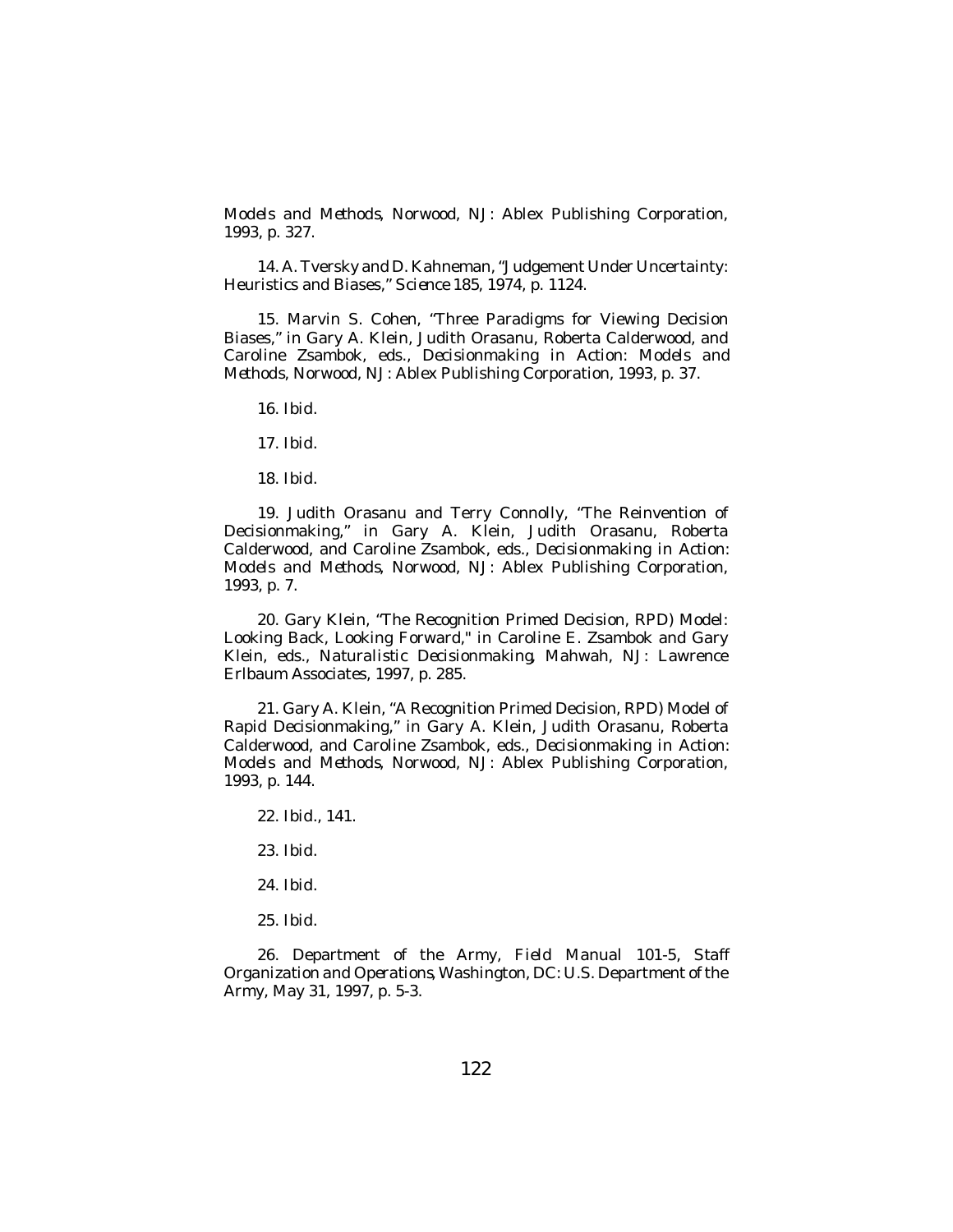*Models and Methods*, Norwood, NJ: Ablex Publishing Corporation, 1993, p. 327.

14. A. Tversky and D. Kahneman, "Judgement Under Uncertainty: Heuristics and Biases," *Science* 185, 1974, p. 1124.

15. Marvin S. Cohen, "Three Paradigms for Viewing Decision Biases," in Gary A. Klein, Judith Orasanu, Roberta Calderwood, and Caroline Zsambok, eds., *Decisionmaking in Action: Models and Methods*, Norwood, NJ: Ablex Publishing Corporation, 1993, p. 37.

16. Ibid.

17. Ibid.

18. Ibid.

19. Judith Orasanu and Terry Connolly, "The Reinvention of Decisionmaking," in Gary A. Klein, Judith Orasanu, Roberta Calderwood, and Caroline Zsambok, eds., *Decisionmaking in Action: Models and Methods*, Norwood, NJ: Ablex Publishing Corporation, 1993, p. 7.

20. Gary Klein, "The Recognition Primed Decision, RPD) Model: Looking Back, Looking Forward," in Caroline E. Zsambok and Gary Klein, eds., *Naturalistic Decisionmaking*, Mahwah, NJ: Lawrence Erlbaum Associates, 1997, p. 285.

21. Gary A. Klein, "A Recognition Primed Decision, RPD) Model of Rapid Decisionmaking," in Gary A. Klein, Judith Orasanu, Roberta Calderwood, and Caroline Zsambok, eds., *Decisionmaking in Action: Models and Methods*, Norwood, NJ: Ablex Publishing Corporation, 1993, p. 144.

22. Ibid., 141.

23. Ibid.

24. Ibid.

25. Ibid.

26. Department of the Army, *Field Manual 101-5, Staff Organization and Operations*, Washington, DC: U.S. Department of the Army, May 31, 1997, p. 5-3.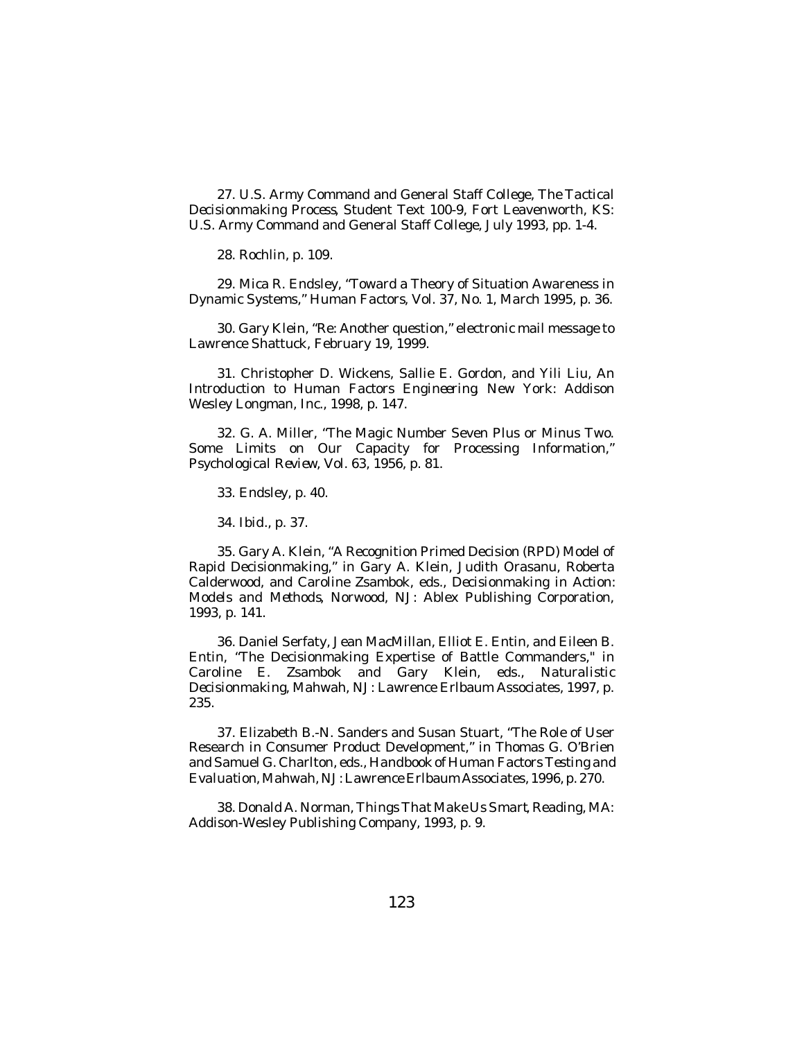27. U.S. Army Command and General Staff College, *The Tactical Decisionmaking Process*, Student Text 100-9, Fort Leavenworth, KS: U.S. Army Command and General Staff College, July 1993, pp. 1-4.

28. Rochlin, p. 109.

29. Mica R. Endsley, "Toward a Theory of Situation Awareness in Dynamic Systems," *Human Factors*, Vol. 37, No. 1, March 1995, p. 36.

30. Gary Klein, "Re: Another question," electronic mail message to Lawrence Shattuck, February 19, 1999.

31. Christopher D. Wickens, Sallie E. Gordon, and Yili Liu, *An Introduction to Human Factors Engineering*, New York: Addison Wesley Longman, Inc., 1998, p. 147.

32. G. A. Miller, "The Magic Number Seven Plus or Minus Two. Some Limits on Our Capacity for Processing Information," *Psychological Review*, Vol. 63, 1956, p. 81.

33. Endsley, p. 40.

34. *Ibid.*, p. 37.

35. Gary A. Klein, "A Recognition Primed Decision (RPD) Model of Rapid Decisionmaking," in Gary A. Klein, Judith Orasanu, Roberta Calderwood, and Caroline Zsambok, eds., *Decisionmaking in Action: Models and Methods*, Norwood, NJ: Ablex Publishing Corporation, 1993, p. 141.

36. Daniel Serfaty, Jean MacMillan, Elliot E. Entin, and Eileen B. Entin, "The Decisionmaking Expertise of Battle Commanders," in Caroline E. Zsambok and Gary Klein, eds., *Naturalistic Decisionmaking*, Mahwah, NJ: Lawrence Erlbaum Associates, 1997, p. 235.

37. Elizabeth B.-N. Sanders and Susan Stuart, "The Role of User Research in Consumer Product Development," in Thomas G. O'Brien and Samuel G. Charlton, eds., *Handbook of Human Factors Testing and Evaluation*, Mahwah, NJ: Lawrence Erlbaum Associates, 1996, p. 270.

38. Donald A. Norman, *Things That Make Us Smart*, Reading, MA: Addison-Wesley Publishing Company, 1993, p. 9.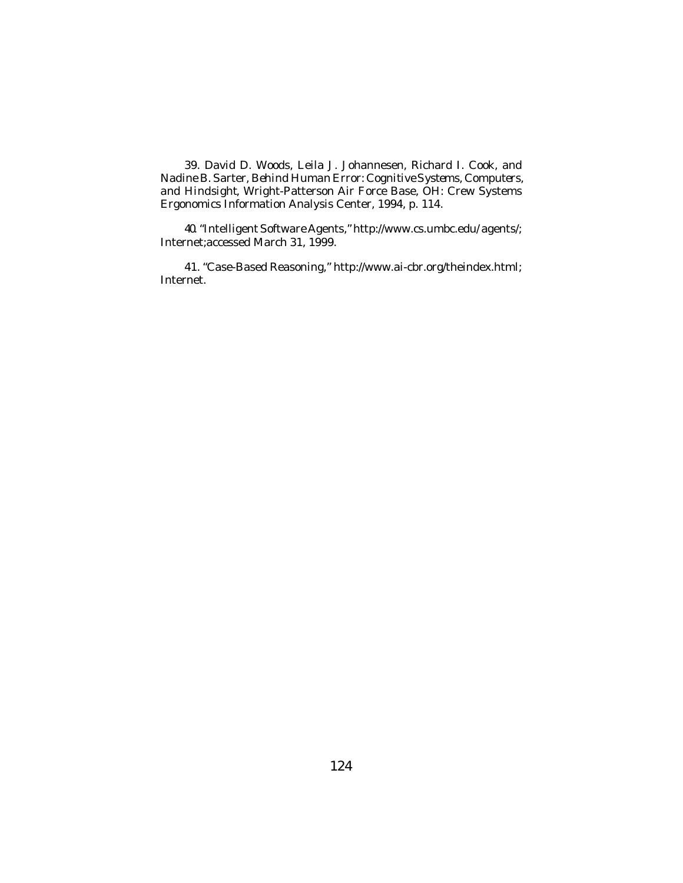39. David D. Woods, Leila J. Johannesen, Richard I. Cook, and Nadine B. Sarter, *Behind Human Error: Cognitive Systems, Computers, and Hindsight*, Wright-Patterson Air Force Base, OH: Crew Systems Ergonomics Information Analysis Center, 1994, p. 114.

40. "Intelligent Software Agents," http://www.cs.umbc.edu/agents/; Internet;accessed March 31, 1999.

41. "Case-Based Reasoning," http://www.ai-cbr.org/theindex.html; Internet.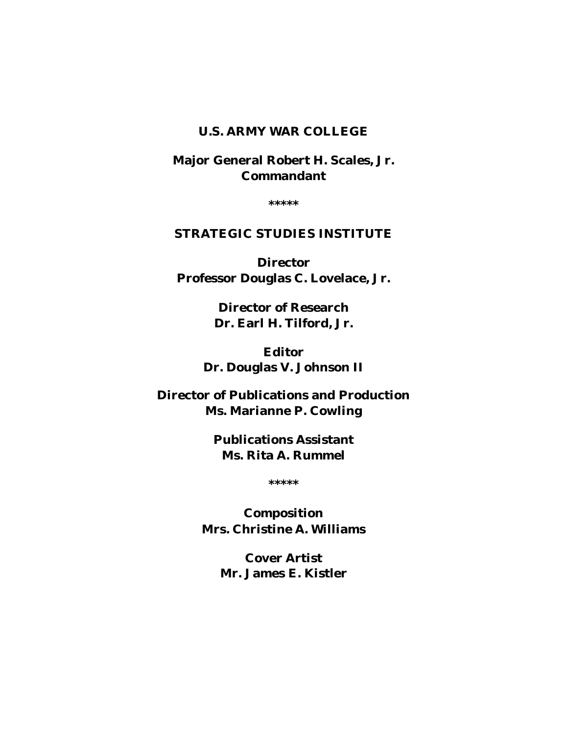**U.S. ARMY WAR COLLEGE**

**Major General Robert H. Scales, Jr.**
**Commandant**

*****

**STRATEGIC STUDIES INSTITUTE**

**Director**
**Professor Douglas C. Lovelace, Jr.**

**Director of Research**
**Dr. Earl H. Tilford, Jr.**

**Editor**
**Dr. Douglas V. Johnson II**

**Director of Publications and Production**
**Ms. Marianne P. Cowling**

**Publications Assistant**
**Ms. Rita A. Rummel**

*****

**Composition**
**Mrs. Christine A. Williams**

**Cover Artist**
**Mr. James E. Kistler**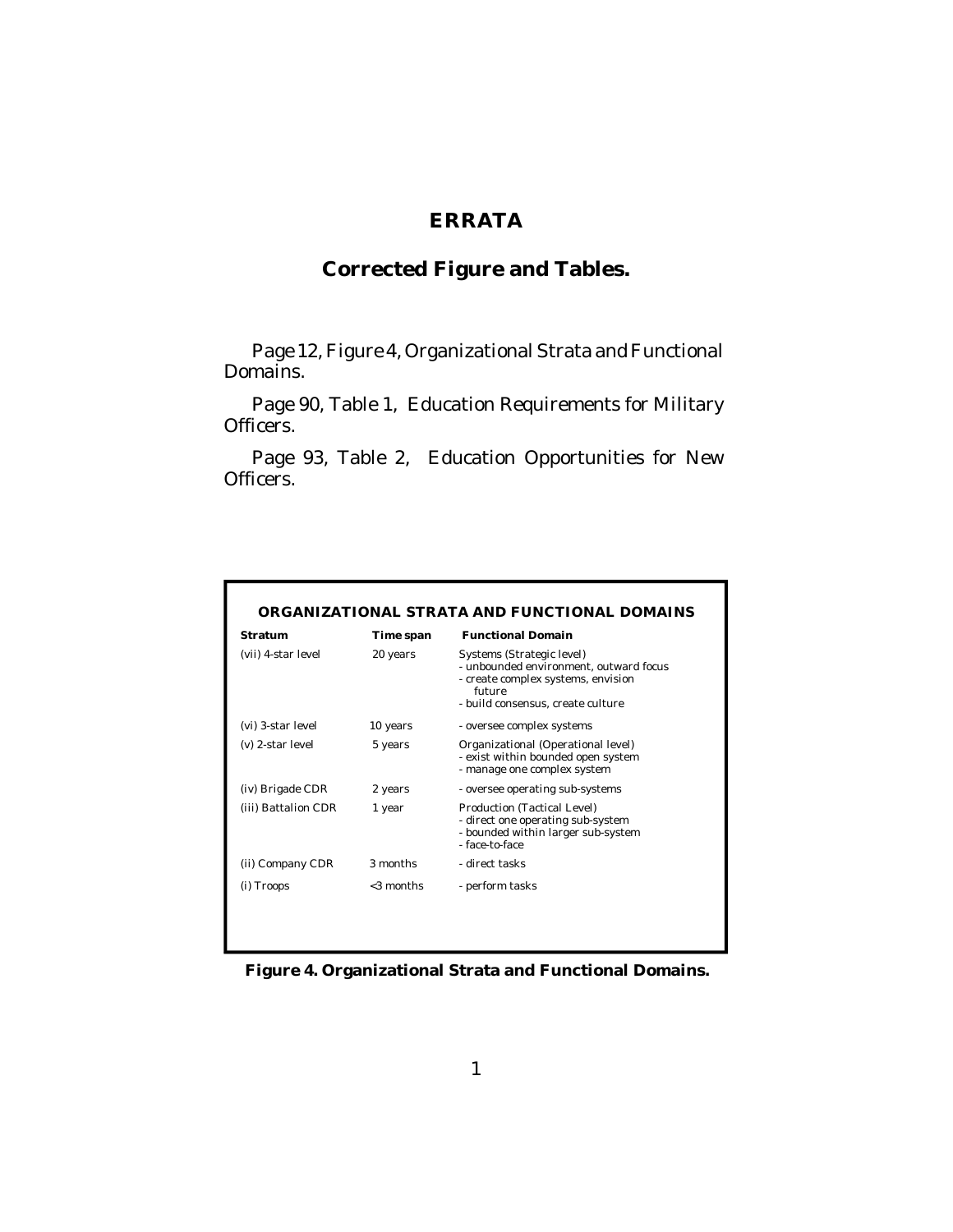# ERRATA

## Corrected Figure and Tables.

Page 12, Figure 4, Organizational Strata and Functional Domains.

Page 90, Table 1, Education Requirements for Military Officers.

Page 93, Table 2, Education Opportunities for New Officers.

**ORGANIZATIONAL STRATA AND FUNCTIONAL DOMAINS**

| Stratum | Time span | Functional Domain |
|---|---|---|
| (vii) 4-star level | 20 years | Systems (Strategic level)<br>- unbounded environment, outward focus<br>- create complex systems, envision future<br>- build consensus, create culture |
| (vi) 3-star level | 10 years | - oversee complex systems |
| (v) 2-star level | 5 years | Organizational (Operational level)<br>- exist within bounded open system<br>- manage one complex system |
| (iv) Brigade CDR | 2 years | - oversee operating sub-systems |
| (iii) Battalion CDR | 1 year | Production (Tactical Level)<br>- direct one operating sub-system<br>- bounded within larger sub-system<br>- face-to-face |
| (ii) Company CDR | 3 months | - direct tasks |
| (i) Troops | <3 months | - perform tasks |

**Figure 4. Organizational Strata and Functional Domains.**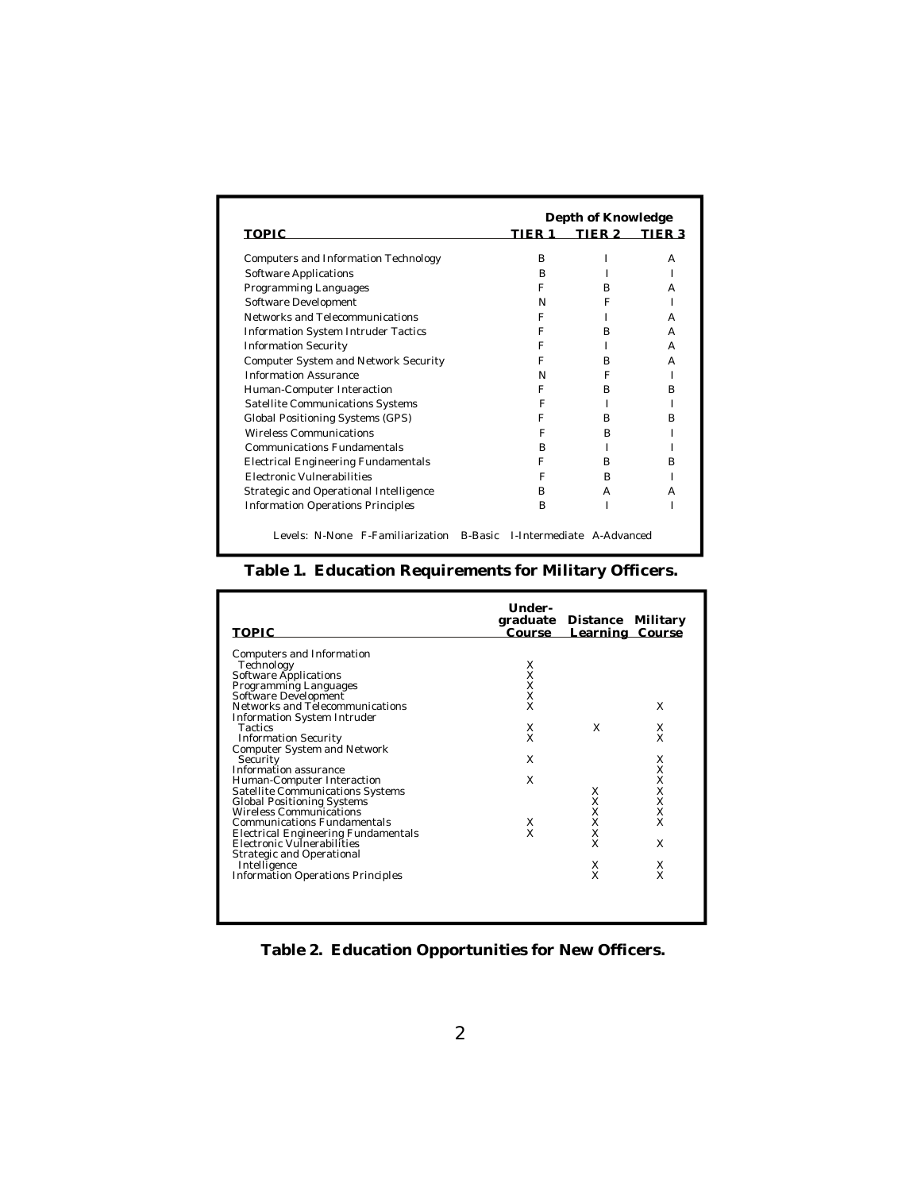| TOPIC | Depth of Knowledge TIER 1 | TIER 2 | TIER 3 |
|---|---|---|---|
| Computers and Information Technology | B | I | A |
| Software Applications | B | I | I |
| Programming Languages | F | B | A |
| Software Development | N | F | I |
| Networks and Telecommunications | F | I | A |
| Information System Intruder Tactics | F | B | A |
| Information Security | F | I | A |
| Computer System and Network Security | F | B | A |
| Information Assurance | N | F | I |
| Human-Computer Interaction | F | B | B |
| Satellite Communications Systems | F | I | I |
| Global Positioning Systems (GPS) | F | B | B |
| Wireless Communications | F | B | I |
| Communications Fundamentals | B | I | I |
| Electrical Engineering Fundamentals | F | B | B |
| Electronic Vulnerabilities | F | B | I |
| Strategic and Operational Intelligence | B | A | A |
| Information Operations Principles | B | I | I |

Levels: N-None F-Familiarization B-Basic I-Intermediate A-Advanced

**Table 1. Education Requirements for Military Officers.**

| TOPIC | Undergraduate Course | Distance Learning | Military Course |
|---|---|---|---|
| Computers and Information Technology | X | | |
| Software Applications | X | | |
| Programming Languages | X | | |
| Software Development | X | | |
| Networks and Telecommunications | X | | X |
| Information System Intruder Tactics | X | X | X |
| Information Security | X | | X |
| Computer System and Network Security | X | | X |
| Information assurance | | | X |
| Human-Computer Interaction | X | | X |
| Satellite Communications Systems | | X | X |
| Global Positioning Systems | | X | X |
| Wireless Communications | | X | X |
| Communications Fundamentals | X | X | X |
| Electrical Engineering Fundamentals | X | X | |
| Electronic Vulnerabilities | | X | X |
| Strategic and Operational Intelligence | | X | X |
| Information Operations Principles | | X | X |

**Table 2. Education Opportunities for New Officers.**